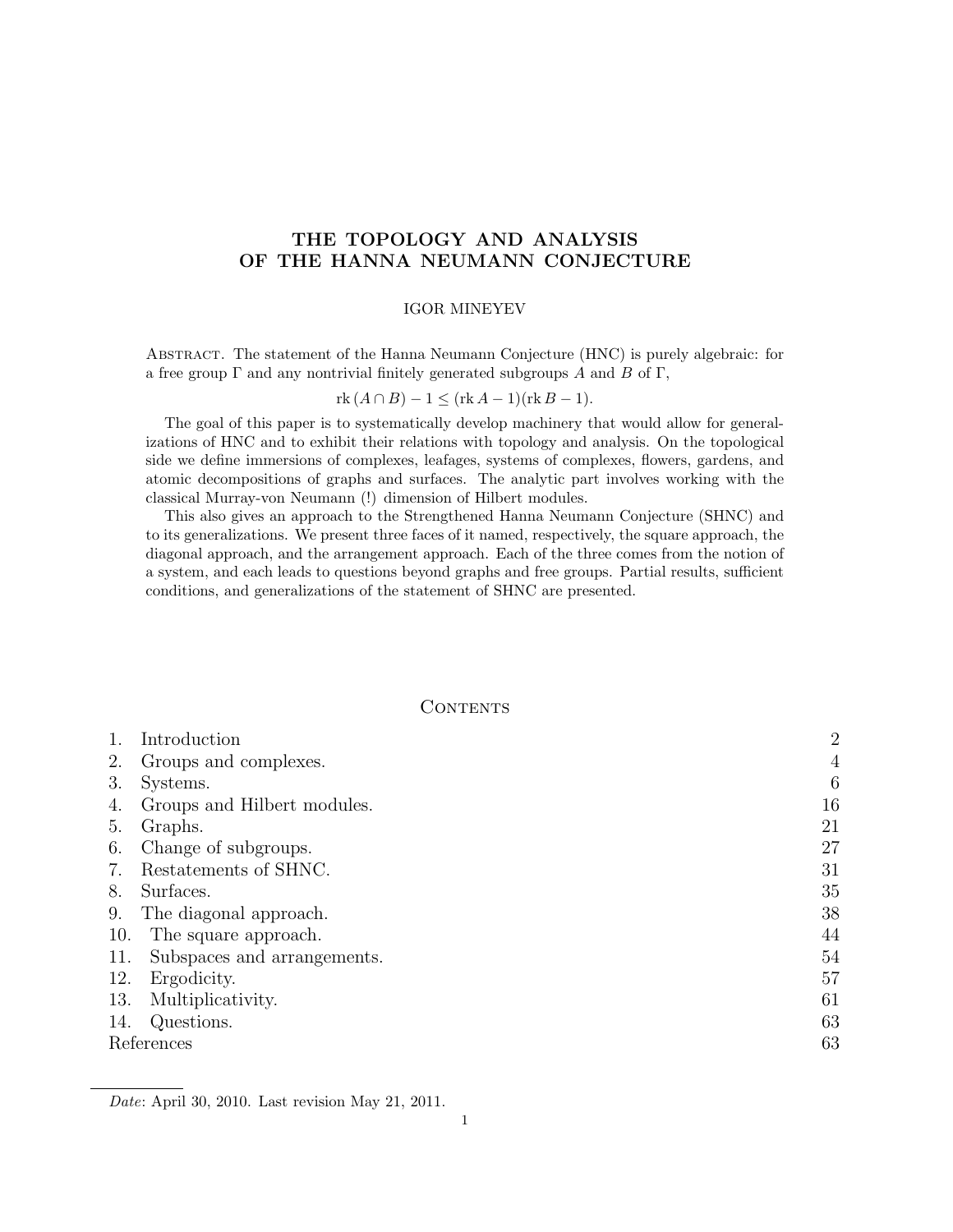# THE TOPOLOGY AND ANALYSIS OF THE HANNA NEUMANN CONJECTURE

IGOR MINEYEV

Abstract. The statement of the Hanna Neumann Conjecture (HNC) is purely algebraic: for a free group $\Gamma$ and any nontrivial finitely generated subgroups $A$ and $B$ of $\Gamma$,

$$\mathrm{rk}\,(A \cap B) - 1 \leq (\mathrm{rk}\,A - 1)(\mathrm{rk}\,B - 1).$$

The goal of this paper is to systematically develop machinery that would allow for generalizations of HNC and to exhibit their relations with topology and analysis. On the topological side we define immersions of complexes, leafages, systems of complexes, flowers, gardens, and atomic decompositions of graphs and surfaces. The analytic part involves working with the classical Murray-von Neumann (!) dimension of Hilbert modules.

This also gives an approach to the Strengthened Hanna Neumann Conjecture (SHNC) and to its generalizations. We present three faces of it named, respectively, the square approach, the diagonal approach, and the arrangement approach. Each of the three comes from the notion of a system, and each leads to questions beyond graphs and free groups. Partial results, sufficient conditions, and generalizations of the statement of SHNC are presented.

## Contents

| | | |
|---|---|---|
| 1. | Introduction | 2 |
| 2. | Groups and complexes. | 4 |
| 3. | Systems. | 6 |
| 4. | Groups and Hilbert modules. | 16 |
| 5. | Graphs. | 21 |
| 6. | Change of subgroups. | 27 |
| 7. | Restatements of SHNC. | 31 |
| 8. | Surfaces. | 35 |
| 9. | The diagonal approach. | 38 |
| 10. | The square approach. | 44 |
| 11. | Subspaces and arrangements. | 54 |
| 12. | Ergodicity. | 57 |
| 13. | Multiplicativity. | 61 |
| 14. | Questions. | 63 |
| | References | 63 |

*Date*: April 30, 2010. Last revision May 21, 2011.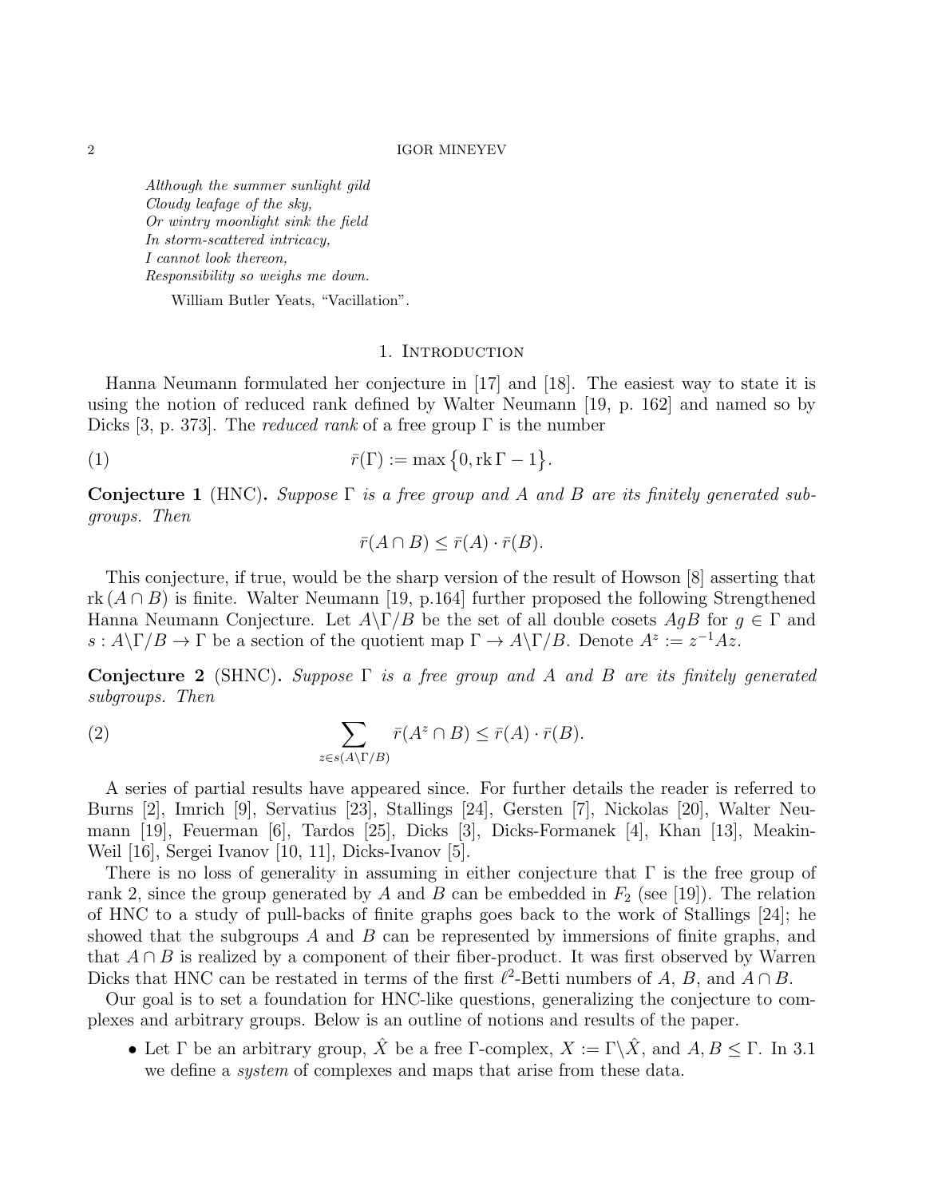*Although the summer sunlight gild*
*Cloudy leafage of the sky,*
*Or wintry moonlight sink the field*
*In storm-scattered intricacy,*
*I cannot look thereon,*
*Responsibility so weighs me down.*

William Butler Yeats, "Vacillation".

## 1. Introduction

Hanna Neumann formulated her conjecture in [17] and [18]. The easiest way to state it is using the notion of reduced rank defined by Walter Neumann [19, p. 162] and named so by Dicks [3, p. 373]. The *reduced rank* of a free group $\Gamma$ is the number

$$\bar{r}(\Gamma) := \max\{0, \operatorname{rk}\Gamma - 1\}. \tag{1}$$

**Conjecture 1** (HNC)**.** *Suppose $\Gamma$ is a free group and $A$ and $B$ are its finitely generated subgroups. Then*

$$\bar{r}(A \cap B) \leq \bar{r}(A) \cdot \bar{r}(B).$$

This conjecture, if true, would be the sharp version of the result of Howson [8] asserting that $\operatorname{rk}(A \cap B)$ is finite. Walter Neumann [19, p.164] further proposed the following Strengthened Hanna Neumann Conjecture. Let $A\backslash\Gamma/B$ be the set of all double cosets $AgB$ for $g \in \Gamma$ and $s : A\backslash\Gamma/B \to \Gamma$ be a section of the quotient map $\Gamma \to A\backslash\Gamma/B$. Denote $A^z := z^{-1}Az$.

**Conjecture 2** (SHNC)**.** *Suppose $\Gamma$ is a free group and $A$ and $B$ are its finitely generated subgroups. Then*

$$\sum_{z \in s(A\backslash\Gamma/B)} \bar{r}(A^z \cap B) \leq \bar{r}(A) \cdot \bar{r}(B). \tag{2}$$

A series of partial results have appeared since. For further details the reader is referred to Burns [2], Imrich [9], Servatius [23], Stallings [24], Gersten [7], Nickolas [20], Walter Neumann [19], Feuerman [6], Tardos [25], Dicks [3], Dicks-Formanek [4], Khan [13], Meakin-Weil [16], Sergei Ivanov [10, 11], Dicks-Ivanov [5].

There is no loss of generality in assuming in either conjecture that $\Gamma$ is the free group of rank 2, since the group generated by $A$ and $B$ can be embedded in $F_2$ (see [19]). The relation of HNC to a study of pull-backs of finite graphs goes back to the work of Stallings [24]; he showed that the subgroups $A$ and $B$ can be represented by immersions of finite graphs, and that $A \cap B$ is realized by a component of their fiber-product. It was first observed by Warren Dicks that HNC can be restated in terms of the first $\ell^2$-Betti numbers of $A$, $B$, and $A \cap B$.

Our goal is to set a foundation for HNC-like questions, generalizing the conjecture to complexes and arbitrary groups. Below is an outline of notions and results of the paper.

- Let $\Gamma$ be an arbitrary group, $\hat{X}$ be a free $\Gamma$-complex, $X := \Gamma\backslash\hat{X}$, and $A, B \leq \Gamma$. In 3.1 we define a *system* of complexes and maps that arise from these data.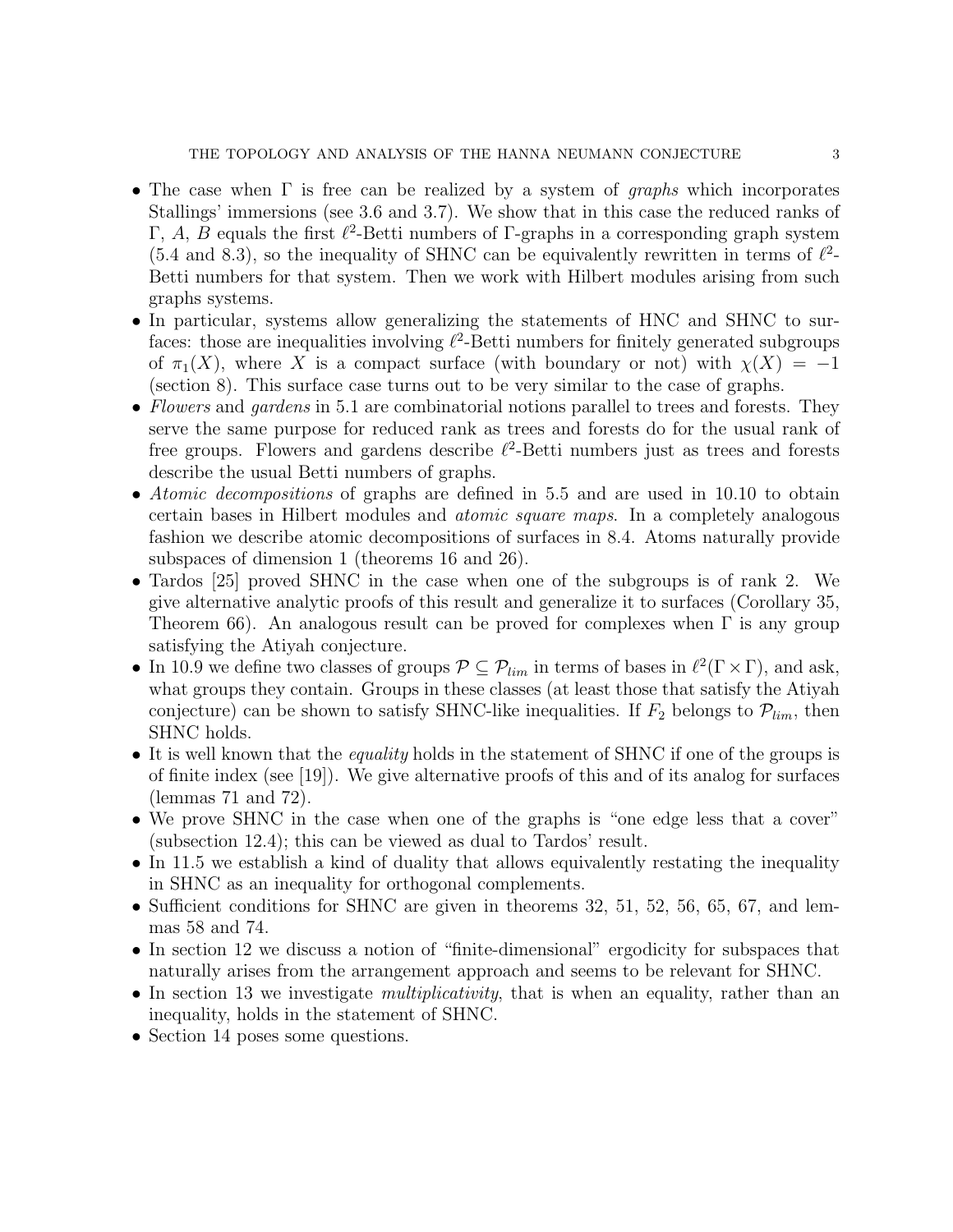- The case when $\Gamma$ is free can be realized by a system of *graphs* which incorporates Stallings' immersions (see 3.6 and 3.7). We show that in this case the reduced ranks of $\Gamma$, $A$, $B$ equals the first $\ell^2$-Betti numbers of $\Gamma$-graphs in a corresponding graph system (5.4 and 8.3), so the inequality of SHNC can be equivalently rewritten in terms of $\ell^2$-Betti numbers for that system. Then we work with Hilbert modules arising from such graphs systems.
- In particular, systems allow generalizing the statements of HNC and SHNC to surfaces: those are inequalities involving $\ell^2$-Betti numbers for finitely generated subgroups of $\pi_1(X)$, where $X$ is a compact surface (with boundary or not) with $\chi(X) = -1$ (section 8). This surface case turns out to be very similar to the case of graphs.
- *Flowers* and *gardens* in 5.1 are combinatorial notions parallel to trees and forests. They serve the same purpose for reduced rank as trees and forests do for the usual rank of free groups. Flowers and gardens describe $\ell^2$-Betti numbers just as trees and forests describe the usual Betti numbers of graphs.
- *Atomic decompositions* of graphs are defined in 5.5 and are used in 10.10 to obtain certain bases in Hilbert modules and *atomic square maps*. In a completely analogous fashion we describe atomic decompositions of surfaces in 8.4. Atoms naturally provide subspaces of dimension 1 (theorems 16 and 26).
- Tardos [25] proved SHNC in the case when one of the subgroups is of rank 2. We give alternative analytic proofs of this result and generalize it to surfaces (Corollary 35, Theorem 66). An analogous result can be proved for complexes when $\Gamma$ is any group satisfying the Atiyah conjecture.
- In 10.9 we define two classes of groups $\mathcal{P} \subseteq \mathcal{P}_{lim}$ in terms of bases in $\ell^2(\Gamma \times \Gamma)$, and ask, what groups they contain. Groups in these classes (at least those that satisfy the Atiyah conjecture) can be shown to satisfy SHNC-like inequalities. If $F_2$ belongs to $\mathcal{P}_{lim}$, then SHNC holds.
- It is well known that the *equality* holds in the statement of SHNC if one of the groups is of finite index (see [19]). We give alternative proofs of this and of its analog for surfaces (lemmas 71 and 72).
- We prove SHNC in the case when one of the graphs is "one edge less that a cover" (subsection 12.4); this can be viewed as dual to Tardos' result.
- In 11.5 we establish a kind of duality that allows equivalently restating the inequality in SHNC as an inequality for orthogonal complements.
- Sufficient conditions for SHNC are given in theorems 32, 51, 52, 56, 65, 67, and lemmas 58 and 74.
- In section 12 we discuss a notion of "finite-dimensional" ergodicity for subspaces that naturally arises from the arrangement approach and seems to be relevant for SHNC.
- In section 13 we investigate *multiplicativity*, that is when an equality, rather than an inequality, holds in the statement of SHNC.
- Section 14 poses some questions.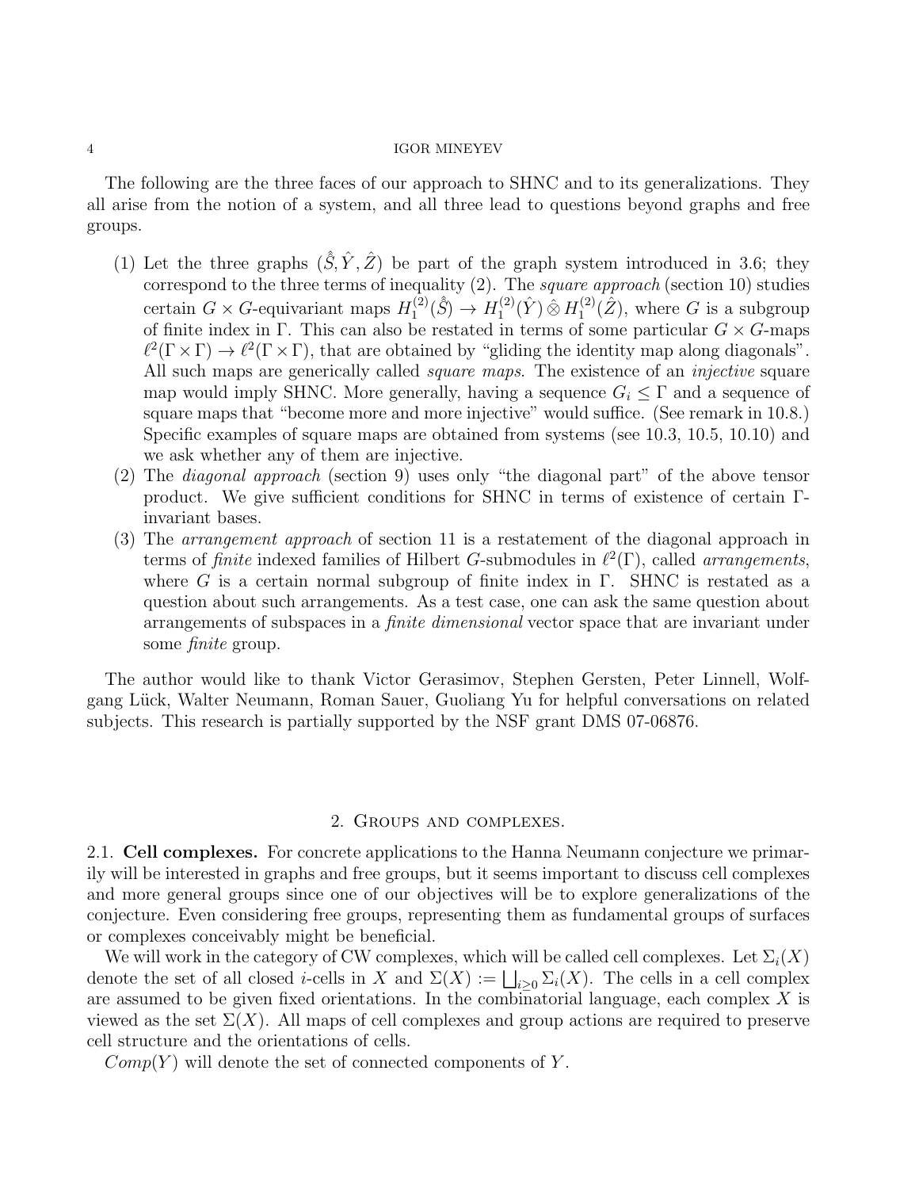The following are the three faces of our approach to SHNC and to its generalizations. They all arise from the notion of a system, and all three lead to questions beyond graphs and free groups.

1. Let the three graphs $(\hat{\hat{S}}, \hat{Y}, \hat{Z})$ be part of the graph system introduced in 3.6; they correspond to the three terms of inequality (2). The *square approach* (section 10) studies certain $G \times G$-equivariant maps $H_1^{(2)}(\hat{\hat{S}}) \to H_1^{(2)}(\hat{Y}) \hat{\otimes} H_1^{(2)}(\hat{Z})$, where $G$ is a subgroup of finite index in $\Gamma$. This can also be restated in terms of some particular $G \times G$-maps $\ell^2(\Gamma \times \Gamma) \to \ell^2(\Gamma \times \Gamma)$, that are obtained by "gliding the identity map along diagonals". All such maps are generically called *square maps*. The existence of an *injective* square map would imply SHNC. More generally, having a sequence $G_i \leq \Gamma$ and a sequence of square maps that "become more and more injective" would suffice. (See remark in 10.8.) Specific examples of square maps are obtained from systems (see 10.3, 10.5, 10.10) and we ask whether any of them are injective.
2. The *diagonal approach* (section 9) uses only "the diagonal part" of the above tensor product. We give sufficient conditions for SHNC in terms of existence of certain $\Gamma$-invariant bases.
3. The *arrangement approach* of section 11 is a restatement of the diagonal approach in terms of *finite* indexed families of Hilbert $G$-submodules in $\ell^2(\Gamma)$, called *arrangements*, where $G$ is a certain normal subgroup of finite index in $\Gamma$. SHNC is restated as a question about such arrangements. As a test case, one can ask the same question about arrangements of subspaces in a *finite dimensional* vector space that are invariant under some *finite* group.

The author would like to thank Victor Gerasimov, Stephen Gersten, Peter Linnell, Wolfgang Lück, Walter Neumann, Roman Sauer, Guoliang Yu for helpful conversations on related subjects. This research is partially supported by the NSF grant DMS 07-06876.

## 2. Groups and complexes.

2.1. **Cell complexes.** For concrete applications to the Hanna Neumann conjecture we primarily will be interested in graphs and free groups, but it seems important to discuss cell complexes and more general groups since one of our objectives will be to explore generalizations of the conjecture. Even considering free groups, representing them as fundamental groups of surfaces or complexes conceivably might be beneficial.

We will work in the category of CW complexes, which will be called cell complexes. Let $\Sigma_i(X)$ denote the set of all closed $i$-cells in $X$ and $\Sigma(X) := \bigsqcup_{i \geq 0} \Sigma_i(X)$. The cells in a cell complex are assumed to be given fixed orientations. In the combinatorial language, each complex $X$ is viewed as the set $\Sigma(X)$. All maps of cell complexes and group actions are required to preserve cell structure and the orientations of cells.

$Comp(Y)$ will denote the set of connected components of $Y$.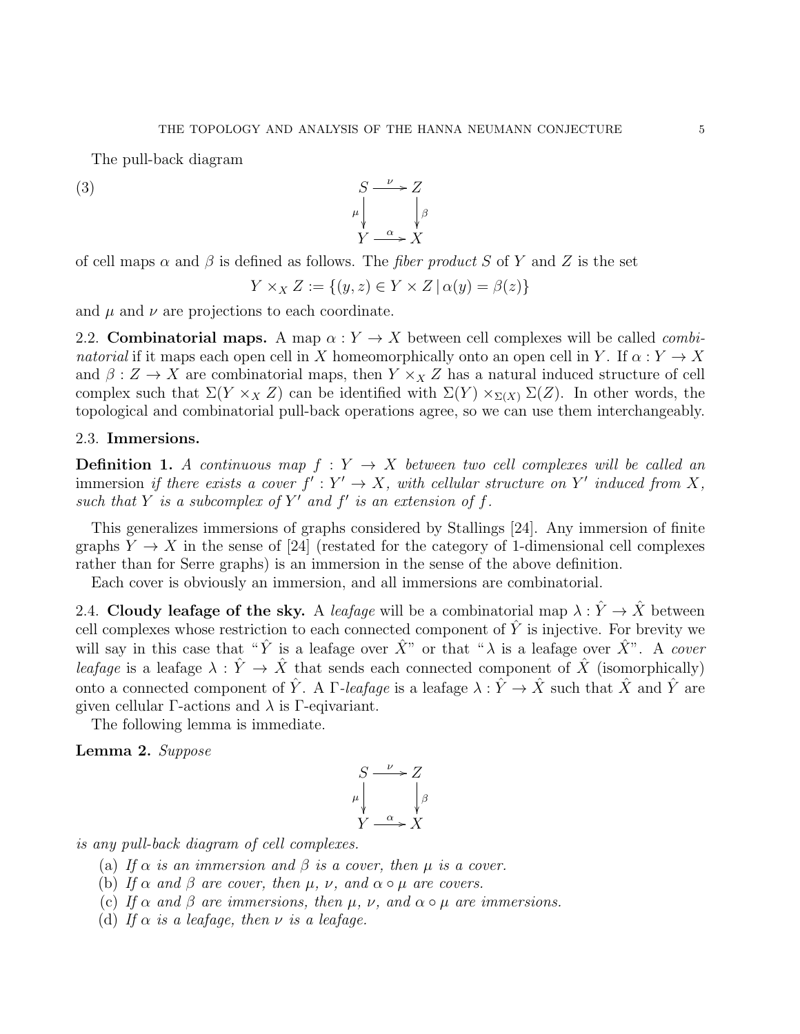The pull-back diagram

$$
\begin{array}{ccc}
S & \xrightarrow{\nu} & Z \\
{\scriptstyle\mu}\downarrow & & \downarrow{\scriptstyle\beta} \\
Y & \xrightarrow{\alpha} & X
\end{array}
\tag{3}
$$

of cell maps $\alpha$ and $\beta$ is defined as follows. The *fiber product* $S$ of $Y$ and $Z$ is the set

$$Y \times_X Z := \{(y,z) \in Y \times Z \,|\, \alpha(y) = \beta(z)\}$$

and $\mu$ and $\nu$ are projections to each coordinate.

### 2.2. Combinatorial maps.

A map $\alpha : Y \to X$ between cell complexes will be called *combinatorial* if it maps each open cell in $X$ homeomorphically onto an open cell in $Y$. If $\alpha : Y \to X$ and $\beta : Z \to X$ are combinatorial maps, then $Y \times_X Z$ has a natural induced structure of cell complex such that $\Sigma(Y \times_X Z)$ can be identified with $\Sigma(Y) \times_{\Sigma(X)} \Sigma(Z)$. In other words, the topological and combinatorial pull-back operations agree, so we can use them interchangeably.

### 2.3. Immersions.

**Definition 1.** *A continuous map $f : Y \to X$ between two cell complexes will be called an* immersion *if there exists a cover $f' : Y' \to X$, with cellular structure on $Y'$ induced from $X$, such that $Y$ is a subcomplex of $Y'$ and $f'$ is an extension of $f$.*

This generalizes immersions of graphs considered by Stallings [24]. Any immersion of finite graphs $Y \to X$ in the sense of [24] (restated for the category of 1-dimensional cell complexes rather than for Serre graphs) is an immersion in the sense of the above definition.

Each cover is obviously an immersion, and all immersions are combinatorial.

### 2.4. Cloudy leafage of the sky.

A *leafage* will be a combinatorial map $\lambda : \hat{Y} \to \hat{X}$ between cell complexes whose restriction to each connected component of $\hat{Y}$ is injective. For brevity we will say in this case that "$\hat{Y}$ is a leafage over $\hat{X}$" or that "$\lambda$ is a leafage over $\hat{X}$". A *cover leafage* is a leafage $\lambda : \hat{Y} \to \hat{X}$ that sends each connected component of $\hat{X}$ (isomorphically) onto a connected component of $\hat{Y}$. A $\Gamma$*-leafage* is a leafage $\lambda : \hat{Y} \to \hat{X}$ such that $\hat{X}$ and $\hat{Y}$ are given cellular $\Gamma$-actions and $\lambda$ is $\Gamma$-eqivariant.

The following lemma is immediate.

**Lemma 2.** *Suppose*

$$
\begin{array}{ccc}
S & \xrightarrow{\nu} & Z \\
{\scriptstyle\mu}\downarrow & & \downarrow{\scriptstyle\beta} \\
Y & \xrightarrow{\alpha} & X
\end{array}
$$

*is any pull-back diagram of cell complexes.*

(a) *If $\alpha$ is an immersion and $\beta$ is a cover, then $\mu$ is a cover.*
(b) *If $\alpha$ and $\beta$ are cover, then $\mu$, $\nu$, and $\alpha \circ \mu$ are covers.*
(c) *If $\alpha$ and $\beta$ are immersions, then $\mu$, $\nu$, and $\alpha \circ \mu$ are immersions.*
(d) *If $\alpha$ is a leafage, then $\nu$ is a leafage.*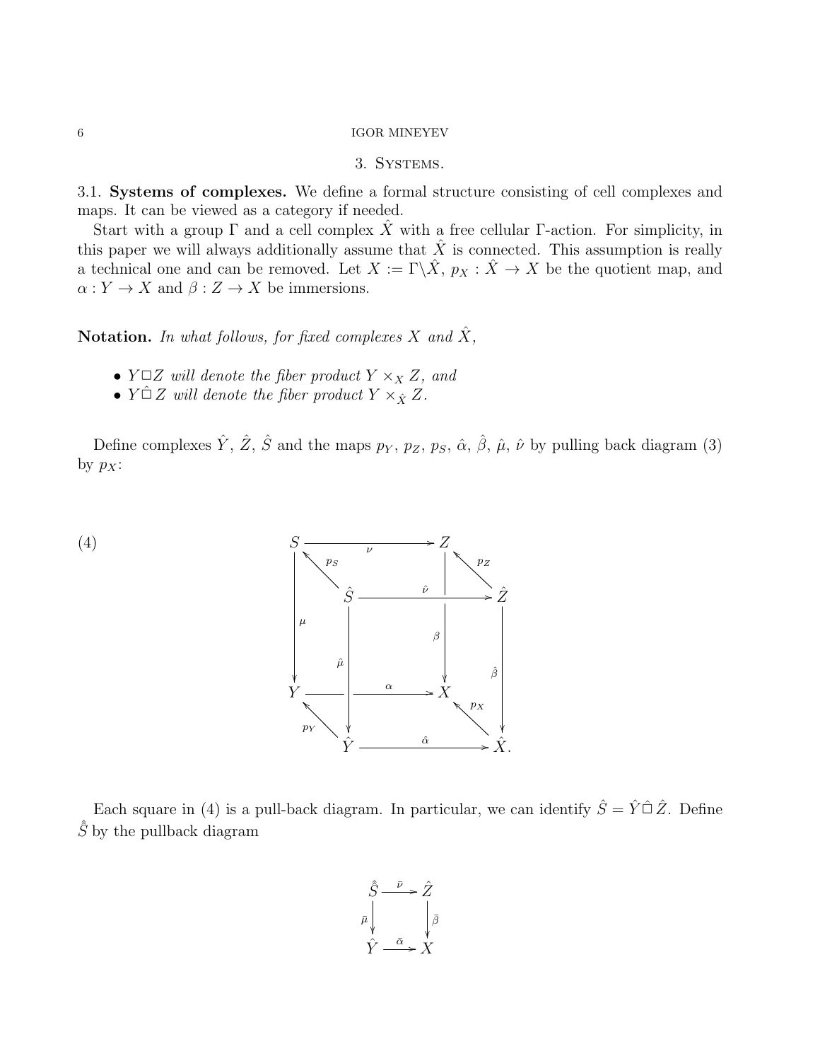## 3. Systems.

3.1. **Systems of complexes.** We define a formal structure consisting of cell complexes and maps. It can be viewed as a category if needed.

Start with a group $\Gamma$ and a cell complex $\hat{X}$ with a free cellular $\Gamma$-action. For simplicity, in this paper we will always additionally assume that $\hat{X}$ is connected. This assumption is really a technical one and can be removed. Let $X := \Gamma \backslash \hat{X}$, $p_X : \hat{X} \to X$ be the quotient map, and $\alpha : Y \to X$ and $\beta : Z \to X$ be immersions.

**Notation.** *In what follows, for fixed complexes $X$ and $\hat{X}$,*

- *$Y \square Z$ will denote the fiber product $Y \times_X Z$, and*
- *$Y \hat{\square} Z$ will denote the fiber product $Y \times_{\hat{X}} Z$.*

Define complexes $\hat{Y}$, $\hat{Z}$, $\hat{S}$ and the maps $p_Y$, $p_Z$, $p_S$, $\hat{\alpha}$, $\hat{\beta}$, $\hat{\mu}$, $\hat{\nu}$ by pulling back diagram (3) by $p_X$:

$$
\begin{array}{ccccccc}
S & & \xrightarrow{\quad \nu \quad} & & Z & & \\
& \nwarrow^{p_S} & & & & \nwarrow^{p_Z} & \\
& & \hat{S} & \xrightarrow{\quad \hat{\nu} \quad} & & & \hat{Z} \\
\downarrow \mu & & \downarrow \hat{\mu} & & \downarrow \beta & & \downarrow \hat{\beta} \\
Y & & \xrightarrow{\quad \alpha \quad} & & X & & \\
& \nwarrow^{p_Y} & & & & \nwarrow^{p_X} & \\
& & \hat{Y} & \xrightarrow{\quad \hat{\alpha} \quad} & & & \hat{X}.
\end{array}
\tag{4}
$$

Each square in (4) is a pull-back diagram. In particular, we can identify $\hat{S} = \hat{Y} \hat{\square} \hat{Z}$. Define $\hat{\hat{S}}$ by the pullback diagram

$$
\begin{array}{ccc}
\hat{\hat{S}} & \xrightarrow{\bar{\nu}} & \hat{Z} \\
\bar{\mu} \downarrow & & \downarrow \bar{\beta} \\
\hat{Y} & \xrightarrow{\bar{\alpha}} & X
\end{array}
$$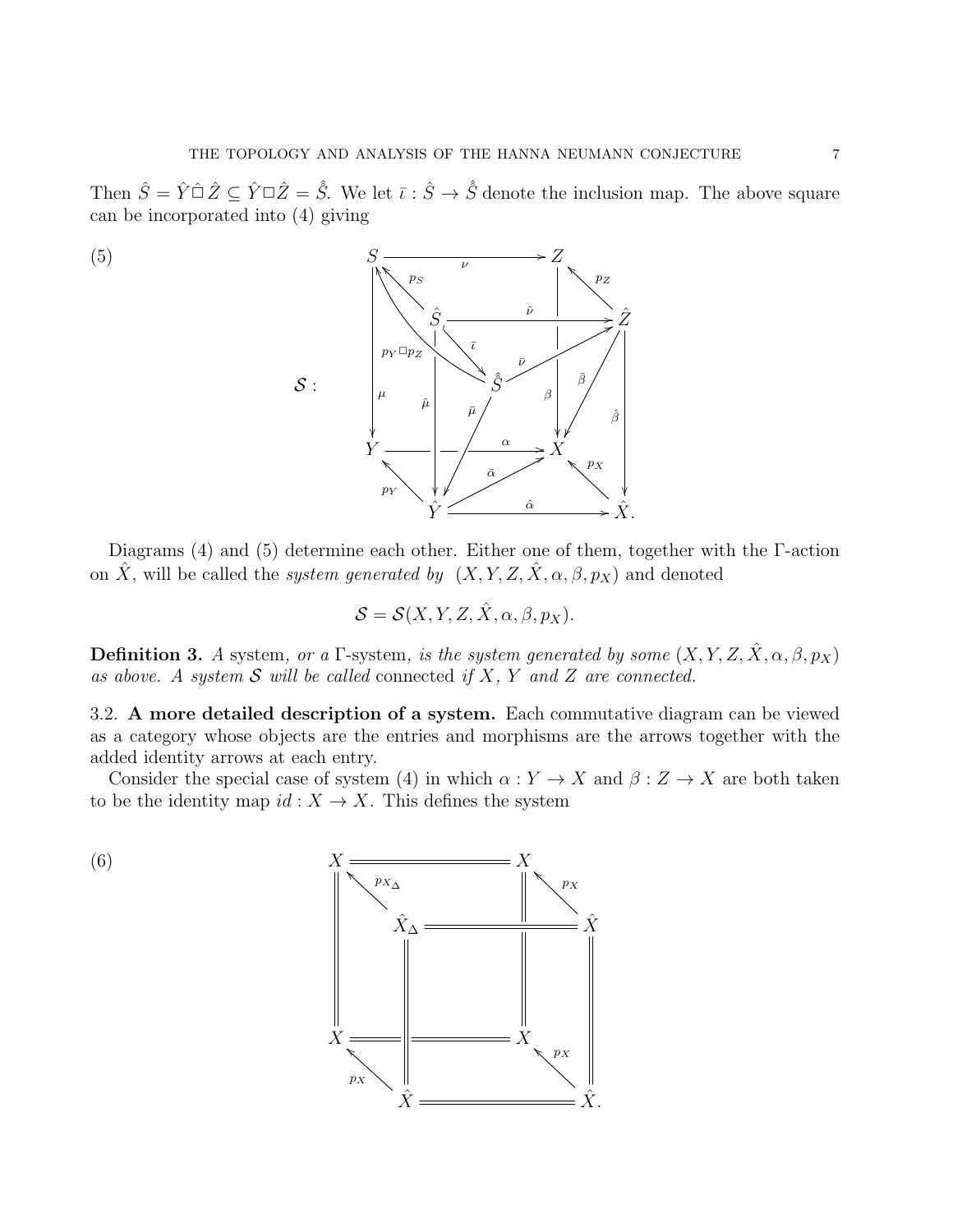Then $\hat{S} = \hat{Y} \hat{\square} \hat{Z} \subseteq \hat{Y} \square \hat{Z} = \hat{\hat{S}}$. We let $\bar{\iota} : \hat{S} \to \hat{\hat{S}}$ denote the inclusion map. The above square can be incorporated into (4) giving

(5)

$$
\mathcal{S} : \quad
\begin{array}{ccc}
S & \xrightarrow{\nu} & Z \\
 & \hat{S} \xrightarrow{\hat{\nu}} \hat{Z} & \\
 & \hat{\hat{S}} & \\
Y & \xrightarrow{\alpha} & X \\
 & \hat{Y} \xrightarrow{\hat{\alpha}} \hat{X}. &
\end{array}
$$

with maps $p_S : \hat{S} \to S$, $p_Z : \hat{Z} \to Z$, $p_Y : \hat{Y} \to Y$, $p_X : \hat{X} \to X$, $\bar{\iota} : \hat{S} \to \hat{\hat{S}}$, $p_Y \square p_Z : \hat{\hat{S}} \to S$, $\bar{\nu} : \hat{\hat{S}} \to \hat{Z}$, $\bar{\mu} : \hat{\hat{S}} \to \hat{Y}$, $\mu : S \to Y$, $\hat{\mu} : \hat{S} \to \hat{Y}$, $\beta : Z \to X$, $\hat{\beta} : \hat{Z} \to \hat{X}$, $\bar{\beta} : \hat{Z} \to X$, $\bar{\alpha} : \hat{Y} \to X$.

Diagrams (4) and (5) determine each other. Either one of them, together with the $\Gamma$-action on $\hat{X}$, will be called the *system generated by* $(X, Y, Z, \hat{X}, \alpha, \beta, p_X)$ and denoted

$$\mathcal{S} = \mathcal{S}(X, Y, Z, \hat{X}, \alpha, \beta, p_X).$$

**Definition 3.** *A* system*, or a* $\Gamma$-system*, is the system generated by some* $(X, Y, Z, \hat{X}, \alpha, \beta, p_X)$ *as above. A system* $\mathcal{S}$ *will be called* connected *if* $X$*,* $Y$ *and* $Z$ *are connected.*

3.2. **A more detailed description of a system.** Each commutative diagram can be viewed as a category whose objects are the entries and morphisms are the arrows together with the added identity arrows at each entry.

Consider the special case of system (4) in which $\alpha : Y \to X$ and $\beta : Z \to X$ are both taken to be the identity map $id : X \to X$. This defines the system

(6)

$$
\begin{array}{ccc}
X & = & X \\
 & \hat{X}_\Delta = \hat{X} & \\
X & = & X \\
 & \hat{X} = \hat{X}. &
\end{array}
$$

with maps $p_{X_\Delta} : \hat{X}_\Delta \to X$ and $p_X : \hat{X} \to X$, all other edges being identities.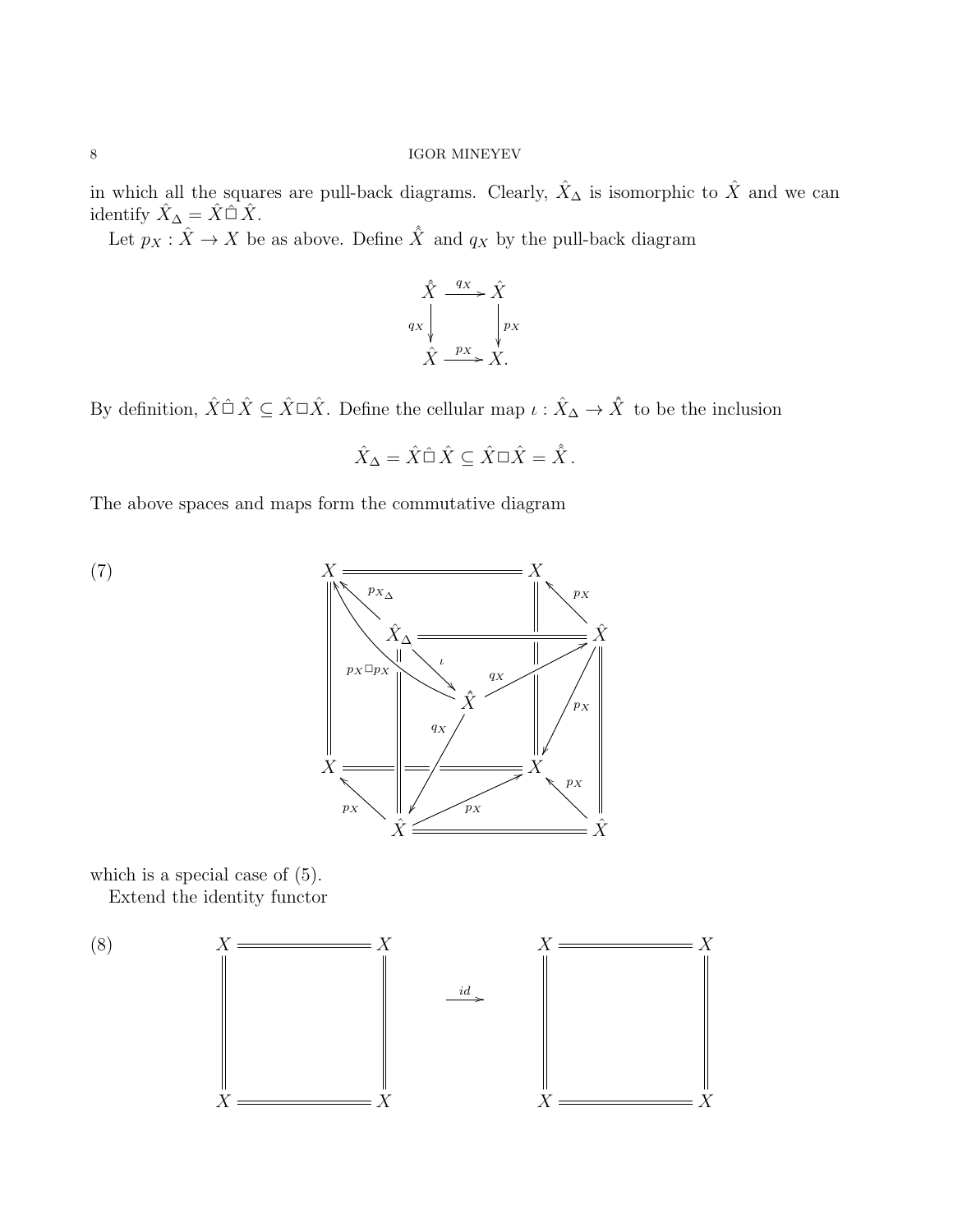in which all the squares are pull-back diagrams. Clearly, $\hat{X}_\Delta$ is isomorphic to $\hat{X}$ and we can identify $\hat{X}_\Delta = \hat{X} \hat{\square} \hat{X}$.

Let $p_X : \hat{X} \to X$ be as above. Define $\hat{\hat{X}}$ and $q_X$ by the pull-back diagram

$$\begin{array}{ccc} \hat{\hat{X}} & \xrightarrow{q_X} & \hat{X} \\ {\scriptstyle q_X}\downarrow & & \downarrow{\scriptstyle p_X} \\ \hat{X} & \xrightarrow{p_X} & X. \end{array}$$

By definition, $\hat{X} \hat{\square} \hat{X} \subseteq \hat{X} \square \hat{X}$. Define the cellular map $\iota : \hat{X}_\Delta \to \hat{\hat{X}}$ to be the inclusion

$$\hat{X}_\Delta = \hat{X} \hat{\square} \hat{X} \subseteq \hat{X} \square \hat{X} = \hat{\hat{X}}.$$

The above spaces and maps form the commutative diagram

(7)

$$\begin{array}{ccccccc}
X & & = & & X \\
& \nwarrow^{p_{X_\Delta}} & & & & \nwarrow^{p_X} \\
\| & & \hat{X}_\Delta & = & & & \hat{X} \\
& \overset{p_X \square p_X}{} & \| & \searrow^{\iota} & \nearrow^{q_X} & & \| \\
\| & & \| & \hat{\hat{X}} & & \swarrow^{p_X} & \| \\
& & \| & \swarrow^{q_X} & \| & & \| \\
X & & = & & X & & \| \\
& \nwarrow^{p_X} & & \nearrow^{p_X} & & \nwarrow^{p_X} & \\
& & \hat{X} & = & & & \hat{X}
\end{array}$$

which is a special case of (5).

Extend the identity functor

(8)

$$\begin{array}{ccc} X & = & X \\ \| & & \| \\ X & = & X \end{array} \quad \xrightarrow{id} \quad \begin{array}{ccc} X & = & X \\ \| & & \| \\ X & = & X \end{array}$$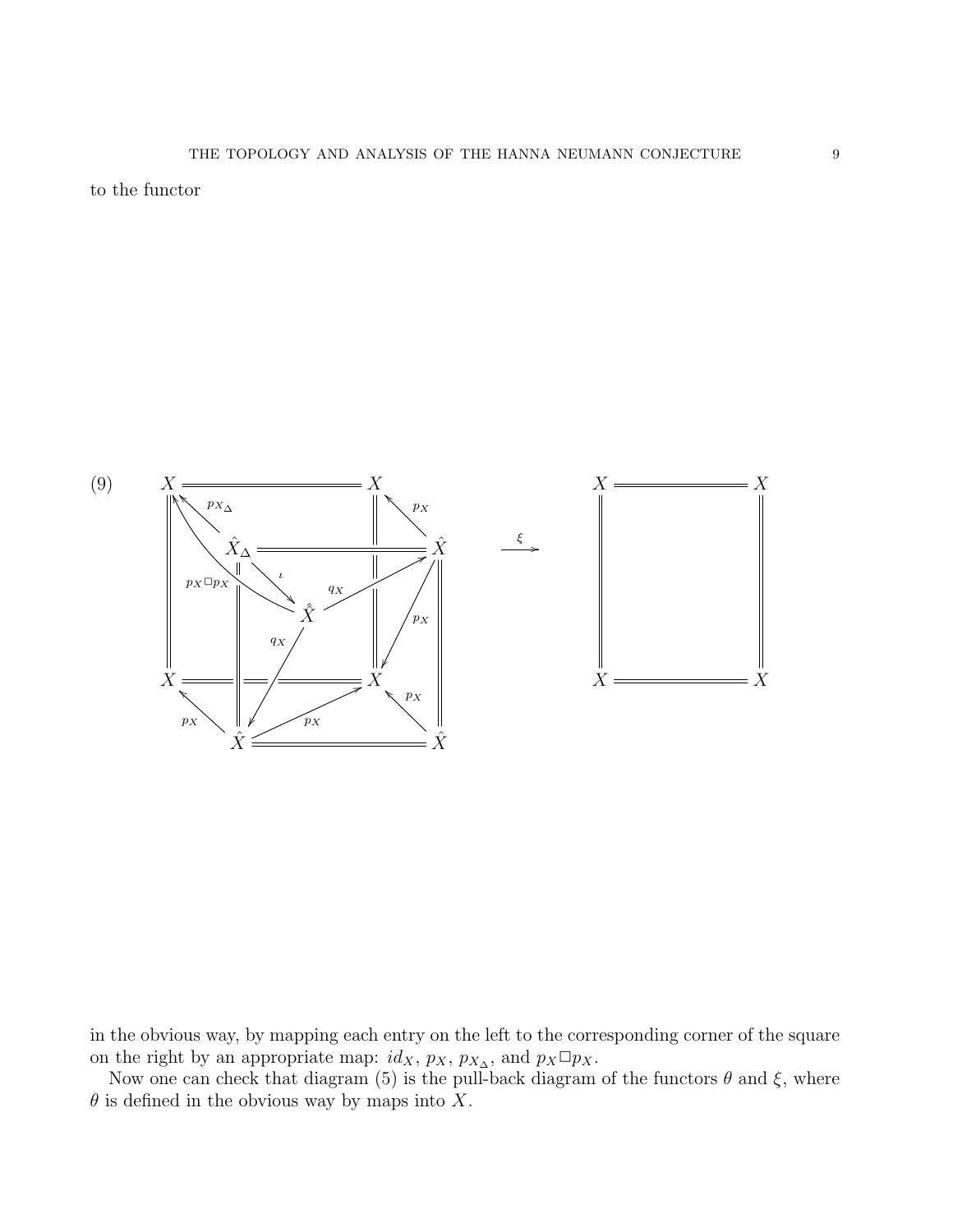to the functor

(9)

$$
\begin{array}{c}
\text{[Commutative cube diagram with vertices } X, \hat{X}_\Delta, \hat{X}, \hat{\hat{X}} \text{ and maps } p_{X_\Delta}, p_X, \iota, q_X, p_X \Box p_X \text{]}
\end{array}
\xrightarrow{\ \xi\ }
\begin{array}{ccc}
X & = & X \\
\| & & \| \\
X & = & X
\end{array}
$$

in the obvious way, by mapping each entry on the left to the corresponding corner of the square on the right by an appropriate map: $id_X$, $p_X$, $p_{X_\Delta}$, and $p_X \Box p_X$.

Now one can check that diagram (5) is the pull-back diagram of the functors $\theta$ and $\xi$, where $\theta$ is defined in the obvious way by maps into $X$.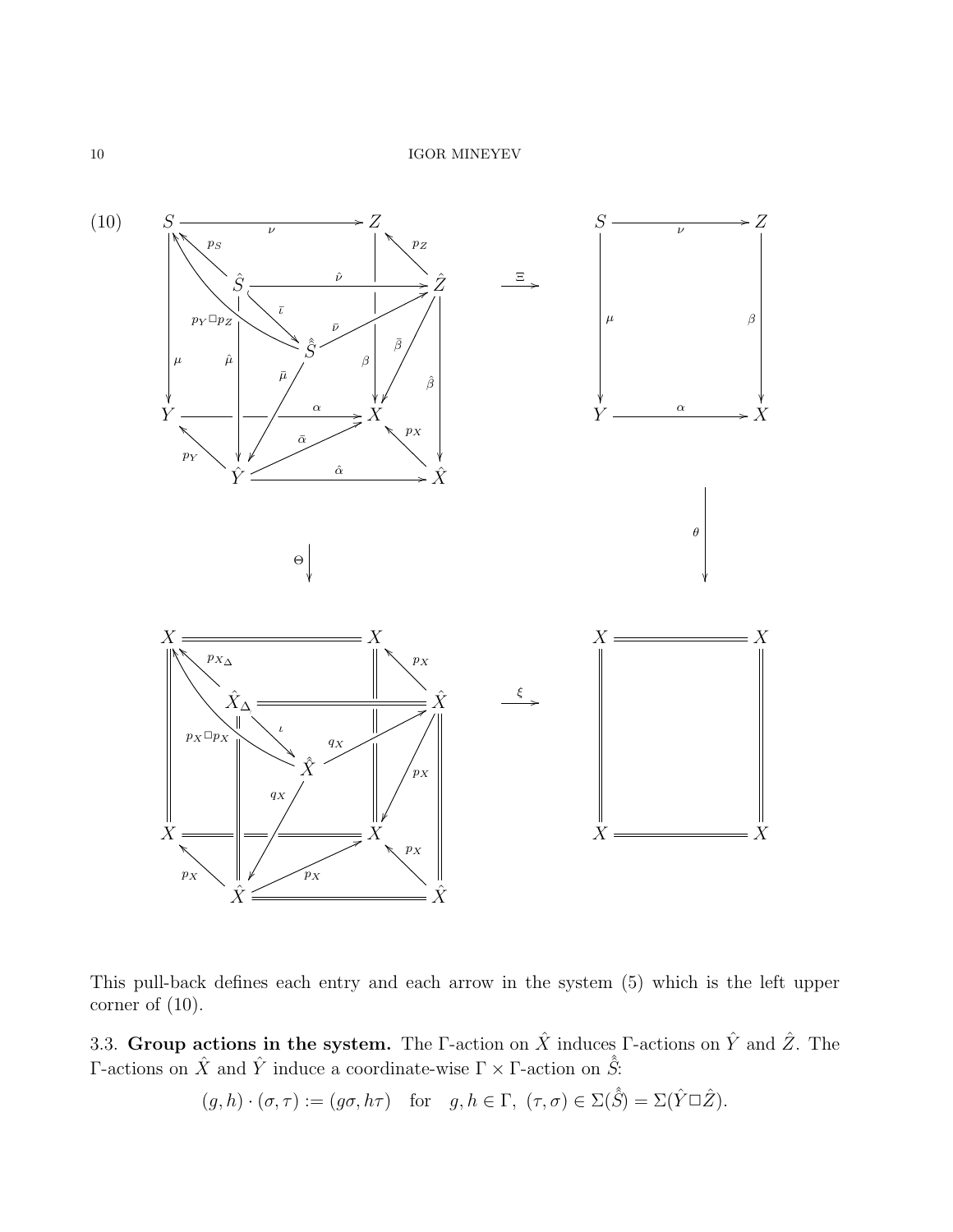(10)

This pull-back defines each entry and each arrow in the system (5) which is the left upper corner of (10).

3.3. **Group actions in the system.** The $\Gamma$-action on $\hat{X}$ induces $\Gamma$-actions on $\hat{Y}$ and $\hat{Z}$. The $\Gamma$-actions on $\hat{X}$ and $\hat{Y}$ induce a coordinate-wise $\Gamma \times \Gamma$-action on $\hat{\hat{S}}$:

$$(g, h) \cdot (\sigma, \tau) := (g\sigma, h\tau) \quad \text{for} \quad g, h \in \Gamma,\ (\tau, \sigma) \in \Sigma(\hat{\hat{S}}) = \Sigma(\hat{Y} \,\square\, \hat{Z}).$$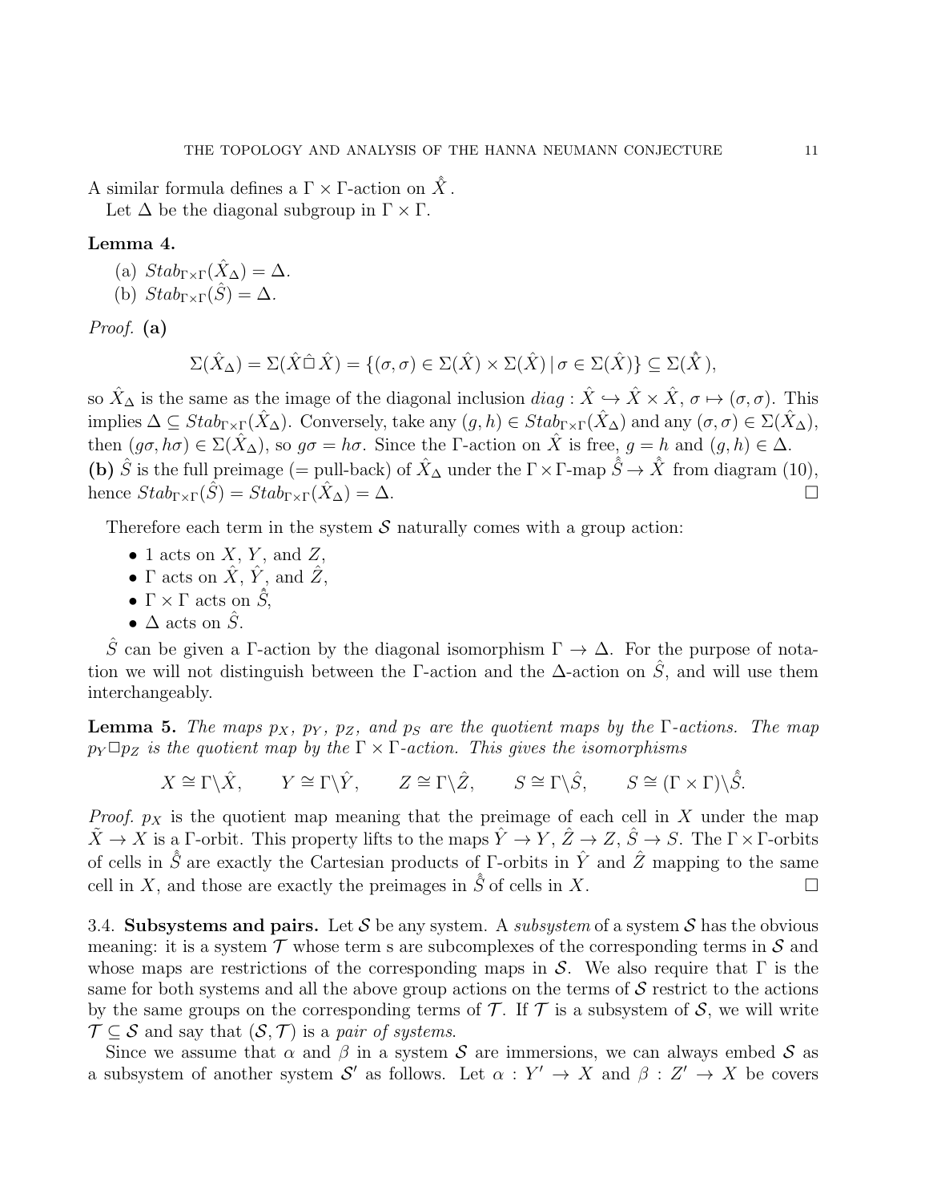A similar formula defines a $\Gamma \times \Gamma$-action on $\hat{\hat{X}}$.

Let $\Delta$ be the diagonal subgroup in $\Gamma \times \Gamma$.

**Lemma 4.**

(a) $Stab_{\Gamma\times\Gamma}(\hat{X}_\Delta) = \Delta$.

(b) $Stab_{\Gamma\times\Gamma}(\hat{S}) = \Delta$.

*Proof.* **(a)**

$$\Sigma(\hat{X}_\Delta) = \Sigma(\hat{X} \,\hat{\square}\, \hat{X}) = \{(\sigma,\sigma) \in \Sigma(\hat{X}) \times \Sigma(\hat{X}) \,|\, \sigma \in \Sigma(\hat{X})\} \subseteq \Sigma(\hat{\hat{X}}),$$

so $\hat{X}_\Delta$ is the same as the image of the diagonal inclusion $diag : \hat{X} \hookrightarrow \hat{X} \times \hat{X}$, $\sigma \mapsto (\sigma, \sigma)$. This implies $\Delta \subseteq Stab_{\Gamma\times\Gamma}(\hat{X}_\Delta)$. Conversely, take any $(g,h) \in Stab_{\Gamma\times\Gamma}(\hat{X}_\Delta)$ and any $(\sigma,\sigma) \in \Sigma(\hat{X}_\Delta)$, then $(g\sigma, h\sigma) \in \Sigma(\hat{X}_\Delta)$, so $g\sigma = h\sigma$. Since the $\Gamma$-action on $\hat{X}$ is free, $g = h$ and $(g,h) \in \Delta$.

**(b)** $\hat{S}$ is the full preimage (= pull-back) of $\hat{X}_\Delta$ under the $\Gamma\times\Gamma$-map $\hat{\hat{S}} \to \hat{\hat{X}}$ from diagram (10), hence $Stab_{\Gamma\times\Gamma}(\hat{S}) = Stab_{\Gamma\times\Gamma}(\hat{X}_\Delta) = \Delta$. $\square$

Therefore each term in the system $\mathcal{S}$ naturally comes with a group action:

- 1 acts on $X$, $Y$, and $Z$,
- $\Gamma$ acts on $\hat{X}$, $\hat{Y}$, and $\hat{Z}$,
- $\Gamma \times \Gamma$ acts on $\hat{\hat{S}}$,
- $\Delta$ acts on $\hat{S}$.

$\hat{S}$ can be given a $\Gamma$-action by the diagonal isomorphism $\Gamma \to \Delta$. For the purpose of notation we will not distinguish between the $\Gamma$-action and the $\Delta$-action on $\hat{S}$, and will use them interchangeably.

**Lemma 5.** *The maps $p_X$, $p_Y$, $p_Z$, and $p_S$ are the quotient maps by the $\Gamma$-actions. The map $p_Y \square p_Z$ is the quotient map by the $\Gamma \times \Gamma$-action. This gives the isomorphisms*

$$X \cong \Gamma\backslash\hat{X}, \qquad Y \cong \Gamma\backslash\hat{Y}, \qquad Z \cong \Gamma\backslash\hat{Z}, \qquad S \cong \Gamma\backslash\hat{S}, \qquad S \cong (\Gamma\times\Gamma)\backslash\hat{\hat{S}}.$$

*Proof.* $p_X$ is the quotient map meaning that the preimage of each cell in $X$ under the map $\hat{X} \to X$ is a $\Gamma$-orbit. This property lifts to the maps $\hat{Y} \to Y$, $\hat{Z} \to Z$, $\hat{S} \to S$. The $\Gamma\times\Gamma$-orbits of cells in $\hat{\hat{S}}$ are exactly the Cartesian products of $\Gamma$-orbits in $\hat{Y}$ and $\hat{Z}$ mapping to the same cell in $X$, and those are exactly the preimages in $\hat{\hat{S}}$ of cells in $X$. $\square$

3.4. **Subsystems and pairs.** Let $\mathcal{S}$ be any system. A *subsystem* of a system $\mathcal{S}$ has the obvious meaning: it is a system $\mathcal{T}$ whose term s are subcomplexes of the corresponding terms in $\mathcal{S}$ and whose maps are restrictions of the corresponding maps in $\mathcal{S}$. We also require that $\Gamma$ is the same for both systems and all the above group actions on the terms of $\mathcal{S}$ restrict to the actions by the same groups on the corresponding terms of $\mathcal{T}$. If $\mathcal{T}$ is a subsystem of $\mathcal{S}$, we will write $\mathcal{T} \subseteq \mathcal{S}$ and say that $(\mathcal{S}, \mathcal{T})$ is a *pair of systems*.

Since we assume that $\alpha$ and $\beta$ in a system $\mathcal{S}$ are immersions, we can always embed $\mathcal{S}$ as a subsystem of another system $\mathcal{S}'$ as follows. Let $\alpha : Y' \to X$ and $\beta : Z' \to X$ be covers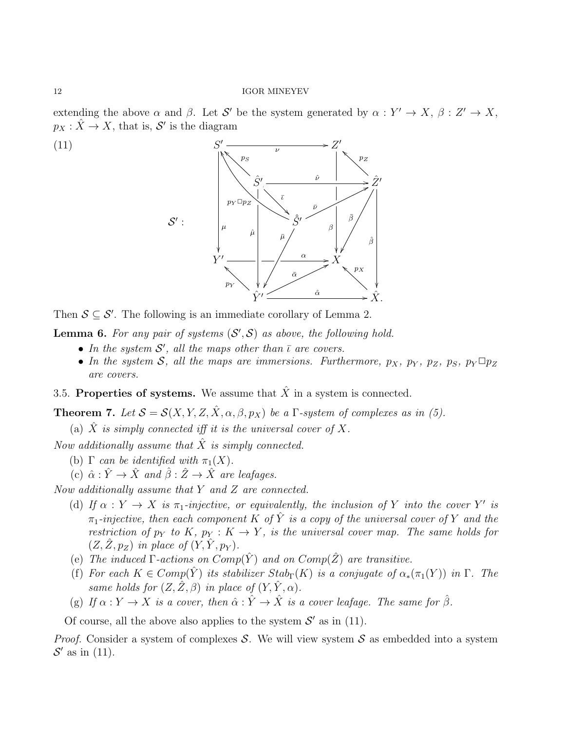extending the above $\alpha$ and $\beta$. Let $\mathcal{S}'$ be the system generated by $\alpha : Y' \to X$, $\beta : Z' \to X$, $p_X : \hat{X} \to X$, that is, $\mathcal{S}'$ is the diagram

$$
\mathcal{S}' : \qquad
\begin{array}{l}
\nu : S' \to Z', \quad p_S : \hat{S}' \to S', \quad p_Z : \hat{Z}' \to Z', \quad \hat{\nu} : \hat{S}' \to \hat{Z}', \\
\bar{\iota} : \hat{S}' \to \hat{\hat{S}}', \quad \bar{\nu} : \hat{\hat{S}}' \to \hat{Z}', \quad p_Y \square p_Z : \hat{\hat{S}}' \to S', \\
\mu : S' \to Y', \quad \hat{\mu} : \hat{S}' \to \hat{Y}', \quad \bar{\mu} : \hat{\hat{S}}' \to \hat{Y}', \\
\beta : Z' \to X, \quad \bar{\beta} : \hat{Z}' \to X, \quad \hat{\beta} : \hat{Z}' \to \hat{X}, \\
\alpha : Y' \to X, \quad \bar{\alpha} : \hat{Y}' \to X, \quad p_Y : \hat{Y}' \to Y', \quad \hat{\alpha} : \hat{Y}' \to \hat{X}, \quad p_X : \hat{X} \to X.
\end{array}
\tag{11}
$$

Then $\mathcal{S} \subseteq \mathcal{S}'$. The following is an immediate corollary of Lemma 2.

**Lemma 6.** *For any pair of systems $(\mathcal{S}', \mathcal{S})$ as above, the following hold.*

- *In the system $\mathcal{S}'$, all the maps other than $\bar{\iota}$ are covers.*
- *In the system $\mathcal{S}$, all the maps are immersions. Furthermore, $p_X$, $p_Y$, $p_Z$, $p_S$, $p_Y \square p_Z$ are covers.*

### 3.5. Properties of systems.

We assume that $\hat{X}$ in a system is connected.

**Theorem 7.** *Let $\mathcal{S} = \mathcal{S}(X, Y, Z, \hat{X}, \alpha, \beta, p_X)$ be a $\Gamma$-system of complexes as in (5).*

(a) *$\hat{X}$ is simply connected iff it is the universal cover of $X$.*

*Now additionally assume that $\hat{X}$ is simply connected.*

(b) *$\Gamma$ can be identified with $\pi_1(X)$.*

(c) *$\hat{\alpha} : \hat{Y} \to \hat{X}$ and $\hat{\beta} : \hat{Z} \to \hat{X}$ are leafages.*

*Now additionally assume that $Y$ and $Z$ are connected.*

(d) *If $\alpha : Y \to X$ is $\pi_1$-injective, or equivalently, the inclusion of $Y$ into the cover $Y'$ is $\pi_1$-injective, then each component $K$ of $\hat{Y}$ is a copy of the universal cover of $Y$ and the restriction of $p_Y$ to $K$, $p_Y : K \to Y$, is the universal cover map. The same holds for $(Z, \hat{Z}, p_Z)$ in place of $(Y, \hat{Y}, p_Y)$.*

(e) *The induced $\Gamma$-actions on $Comp(\hat{Y})$ and on $Comp(\hat{Z})$ are transitive.*

(f) *For each $K \in Comp(\hat{Y})$ its stabilizer $Stab_\Gamma(K)$ is a conjugate of $\alpha_*(\pi_1(Y))$ in $\Gamma$. The same holds for $(Z, \hat{Z}, \beta)$ in place of $(Y, \hat{Y}, \alpha)$.*

(g) *If $\alpha : Y \to X$ is a cover, then $\hat{\alpha} : \hat{Y} \to \hat{X}$ is a cover leafage. The same for $\hat{\beta}$.*

Of course, all the above also applies to the system $\mathcal{S}'$ as in (11).

*Proof.* Consider a system of complexes $\mathcal{S}$. We will view system $\mathcal{S}$ as embedded into a system $\mathcal{S}'$ as in (11).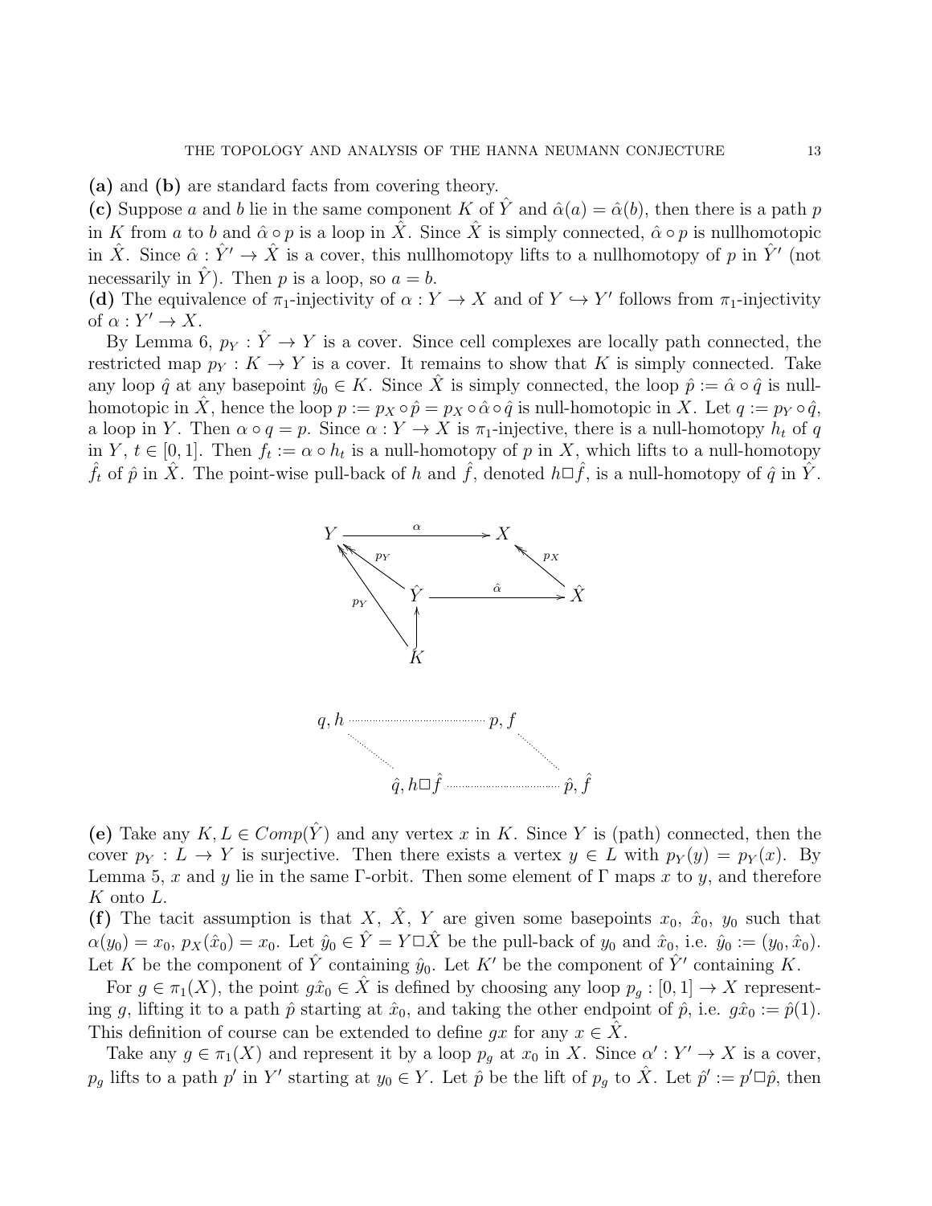**(a)** and **(b)** are standard facts from covering theory.

**(c)** Suppose $a$ and $b$ lie in the same component $K$ of $\hat{Y}$ and $\hat{\alpha}(a) = \hat{\alpha}(b)$, then there is a path $p$ in $K$ from $a$ to $b$ and $\hat{\alpha} \circ p$ is a loop in $\hat{X}$. Since $\hat{X}$ is simply connected, $\hat{\alpha} \circ p$ is nullhomotopic in $\hat{X}$. Since $\hat{\alpha} : \hat{Y}' \to \hat{X}$ is a cover, this nullhomotopy lifts to a nullhomotopy of $p$ in $\hat{Y}'$ (not necessarily in $\hat{Y}$). Then $p$ is a loop, so $a = b$.

**(d)** The equivalence of $\pi_1$-injectivity of $\alpha : Y \to X$ and of $Y \hookrightarrow Y'$ follows from $\pi_1$-injectivity of $\alpha : Y' \to X$.

By Lemma 6, $p_Y : \hat{Y} \to Y$ is a cover. Since cell complexes are locally path connected, the restricted map $p_Y : K \to Y$ is a cover. It remains to show that $K$ is simply connected. Take any loop $\hat{q}$ at any basepoint $\hat{y}_0 \in K$. Since $\hat{X}$ is simply connected, the loop $\hat{p} := \hat{\alpha} \circ \hat{q}$ is null-homotopic in $\hat{X}$, hence the loop $p := p_X \circ \hat{p} = p_X \circ \hat{\alpha} \circ \hat{q}$ is null-homotopic in $X$. Let $q := p_Y \circ \hat{q}$, a loop in $Y$. Then $\alpha \circ q = p$. Since $\alpha : Y \to X$ is $\pi_1$-injective, there is a null-homotopy $h_t$ of $q$ in $Y$, $t \in [0, 1]$. Then $f_t := \alpha \circ h_t$ is a null-homotopy of $p$ in $X$, which lifts to a null-homotopy $\hat{f}_t$ of $\hat{p}$ in $\hat{X}$. The point-wise pull-back of $h$ and $\hat{f}$, denoted $h \square \hat{f}$, is a null-homotopy of $\hat{q}$ in $\hat{Y}$.

$$
\begin{array}{ccc}
Y & \xrightarrow{\alpha} & X \\
{\scriptstyle p_Y}\nwarrow & & \nwarrow{\scriptstyle p_X} \\
& \hat{Y} \xrightarrow{\hat{\alpha}} & \hat{X} \\
{\scriptstyle p_Y}\nwarrow & \uparrow & \\
& K &
\end{array}
$$

$$
\begin{array}{ccc}
q, h & \cdots\cdots & p, f \\
& \ddots & \ddots \\
& \hat{q}, h \square \hat{f} & \cdots\cdots \; \hat{p}, \hat{f}
\end{array}
$$

**(e)** Take any $K, L \in Comp(\hat{Y})$ and any vertex $x$ in $K$. Since $Y$ is (path) connected, then the cover $p_Y : L \to Y$ is surjective. Then there exists a vertex $y \in L$ with $p_Y(y) = p_Y(x)$. By Lemma 5, $x$ and $y$ lie in the same $\Gamma$-orbit. Then some element of $\Gamma$ maps $x$ to $y$, and therefore $K$ onto $L$.

**(f)** The tacit assumption is that $X$, $\hat{X}$, $Y$ are given some basepoints $x_0$, $\hat{x}_0$, $y_0$ such that $\alpha(y_0) = x_0$, $p_X(\hat{x}_0) = x_0$. Let $\hat{y}_0 \in \hat{Y} = Y \square \hat{X}$ be the pull-back of $y_0$ and $\hat{x}_0$, i.e. $\hat{y}_0 := (y_0, \hat{x}_0)$. Let $K$ be the component of $\hat{Y}$ containing $\hat{y}_0$. Let $K'$ be the component of $\hat{Y}'$ containing $K$.

For $g \in \pi_1(X)$, the point $g\hat{x}_0 \in \hat{X}$ is defined by choosing any loop $p_g : [0, 1] \to X$ representing $g$, lifting it to a path $\hat{p}$ starting at $\hat{x}_0$, and taking the other endpoint of $\hat{p}$, i.e. $g\hat{x}_0 := \hat{p}(1)$. This definition of course can be extended to define $gx$ for any $x \in \hat{X}$.

Take any $g \in \pi_1(X)$ and represent it by a loop $p_g$ at $x_0$ in $X$. Since $\alpha' : Y' \to X$ is a cover, $p_g$ lifts to a path $p'$ in $Y'$ starting at $y_0 \in Y$. Let $\hat{p}$ be the lift of $p_g$ to $\hat{X}$. Let $\hat{p}' := p' \square \hat{p}$, then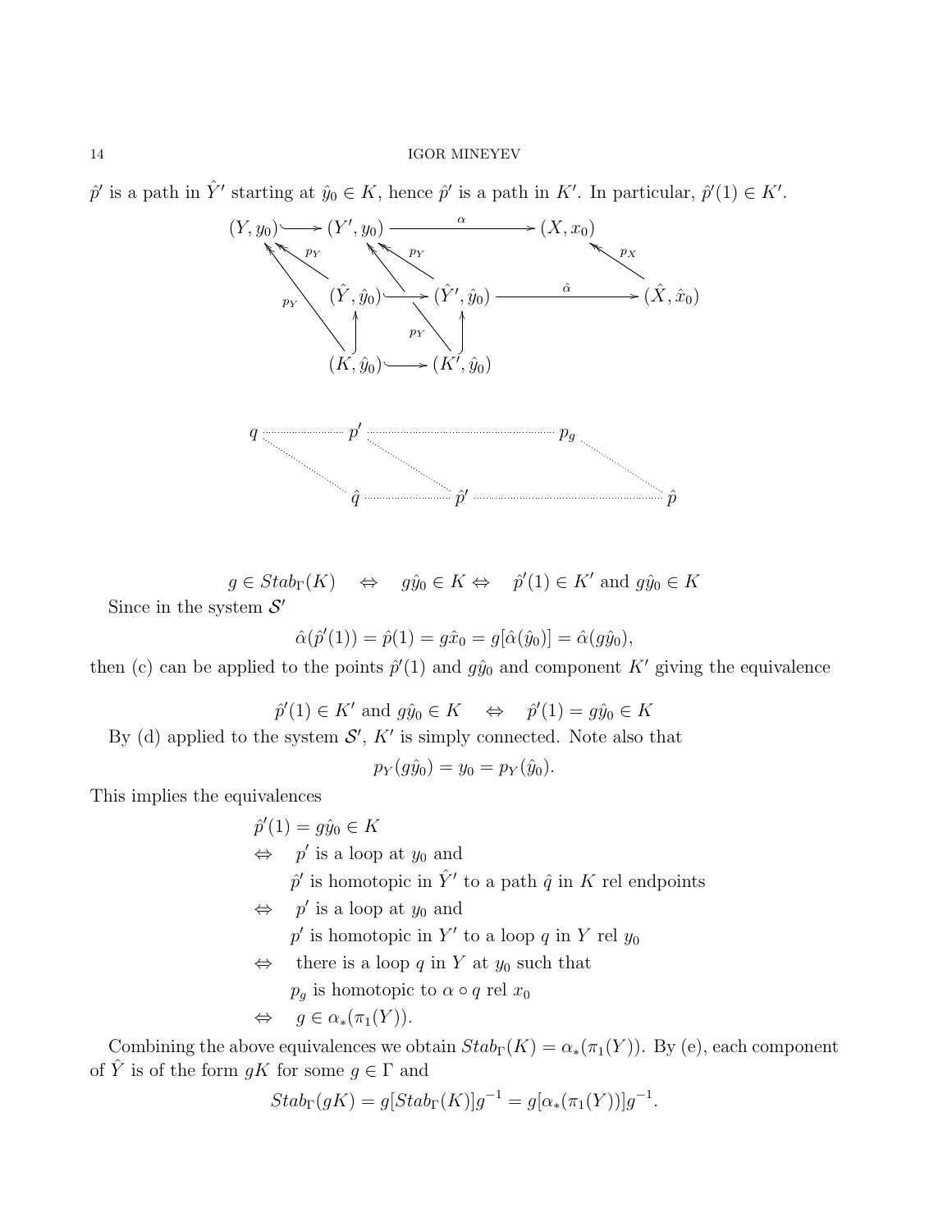$\hat{p}'$ is a path in $\hat{Y}'$ starting at $\hat{y}_0 \in K$, hence $\hat{p}'$ is a path in $K'$. In particular, $\hat{p}'(1) \in K'$.

$$
\begin{array}{ccccc}
(Y, y_0) & \hookrightarrow & (Y', y_0) & \xrightarrow{\alpha} & (X, x_0) \\
 & & & & \\
 & (\hat{Y}, \hat{y}_0) & \hookrightarrow (\hat{Y}', \hat{y}_0) & \xrightarrow{\hat{\alpha}} & (\hat{X}, \hat{x}_0) \\
 & \uparrow & \uparrow & & \\
 & (K, \hat{y}_0) & \hookrightarrow (K', \hat{y}_0) & &
\end{array}
$$

(with maps $p_Y : (\hat{Y}, \hat{y}_0) \to (Y, y_0)$, $p_Y : (K, \hat{y}_0) \to (Y, y_0)$, $p_Y : (\hat{Y}', \hat{y}_0) \to (Y', y_0)$, $p_Y : (K', \hat{y}_0) \to (Y', y_0)$, $p_X : (\hat{X}, \hat{x}_0) \to (X, x_0)$)

$$
\begin{array}{ccccc}
q & \cdots & p' & \cdots & p_g \\
 & \hat{q} & \cdots \hat{p}' & \cdots & \hat{p}
\end{array}
$$

$$g \in Stab_\Gamma(K) \quad \Leftrightarrow \quad g\hat{y}_0 \in K \Leftrightarrow \quad \hat{p}'(1) \in K' \text{ and } g\hat{y}_0 \in K$$

Since in the system $\mathcal{S}'$

$$\hat{\alpha}(\hat{p}'(1)) = \hat{p}(1) = g\hat{x}_0 = g[\hat{\alpha}(\hat{y}_0)] = \hat{\alpha}(g\hat{y}_0),$$

then (c) can be applied to the points $\hat{p}'(1)$ and $g\hat{y}_0$ and component $K'$ giving the equivalence

$$\hat{p}'(1) \in K' \text{ and } g\hat{y}_0 \in K \quad \Leftrightarrow \quad \hat{p}'(1) = g\hat{y}_0 \in K$$

By (d) applied to the system $\mathcal{S}'$, $K'$ is simply connected. Note also that

$$p_Y(g\hat{y}_0) = y_0 = p_Y(\hat{y}_0).$$

This implies the equivalences

$\hat{p}'(1) = g\hat{y}_0 \in K$

$\Leftrightarrow$ $p'$ is a loop at $y_0$ and
$\hat{p}'$ is homotopic in $\hat{Y}'$ to a path $\hat{q}$ in $K$ rel endpoints

$\Leftrightarrow$ $p'$ is a loop at $y_0$ and
$p'$ is homotopic in $Y'$ to a loop $q$ in $Y$ rel $y_0$

$\Leftrightarrow$ there is a loop $q$ in $Y$ at $y_0$ such that
$p_g$ is homotopic to $\alpha \circ q$ rel $x_0$

$\Leftrightarrow$ $g \in \alpha_*(\pi_1(Y))$.

Combining the above equivalences we obtain $Stab_\Gamma(K) = \alpha_*(\pi_1(Y))$. By (e), each component of $\hat{Y}$ is of the form $gK$ for some $g \in \Gamma$ and

$$Stab_\Gamma(gK) = g[Stab_\Gamma(K)]g^{-1} = g[\alpha_*(\pi_1(Y))]g^{-1}.$$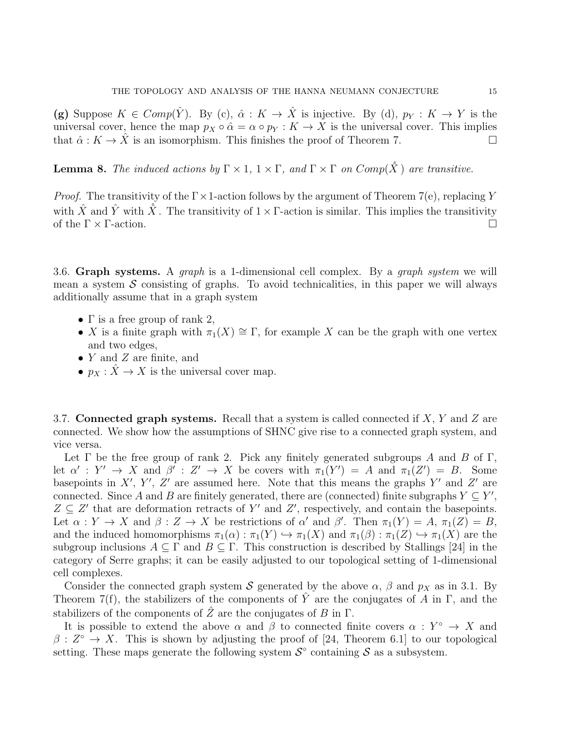**(g)** Suppose $K \in Comp(\hat{Y})$. By (c), $\hat{\alpha} : K \to \hat{X}$ is injective. By (d), $p_Y : K \to Y$ is the universal cover, hence the map $p_X \circ \hat{\alpha} = \alpha \circ p_Y : K \to X$ is the universal cover. This implies that $\hat{\alpha} : K \to \hat{X}$ is an isomorphism. This finishes the proof of Theorem 7. $\square$

**Lemma 8.** *The induced actions by $\Gamma \times 1$, $1 \times \Gamma$, and $\Gamma \times \Gamma$ on $Comp(\hat{\hat{X}})$ are transitive.*

*Proof.* The transitivity of the $\Gamma \times 1$-action follows by the argument of Theorem 7(e), replacing $Y$ with $\hat{X}$ and $\hat{Y}$ with $\hat{\hat{X}}$. The transitivity of $1 \times \Gamma$-action is similar. This implies the transitivity of the $\Gamma \times \Gamma$-action. $\square$

3.6. **Graph systems.** A *graph* is a 1-dimensional cell complex. By a *graph system* we will mean a system $\mathcal{S}$ consisting of graphs. To avoid technicalities, in this paper we will always additionally assume that in a graph system

- $\Gamma$ is a free group of rank 2,
- $X$ is a finite graph with $\pi_1(X) \cong \Gamma$, for example $X$ can be the graph with one vertex and two edges,
- $Y$ and $Z$ are finite, and
- $p_X : \hat{X} \to X$ is the universal cover map.

3.7. **Connected graph systems.** Recall that a system is called connected if $X$, $Y$ and $Z$ are connected. We show how the assumptions of SHNC give rise to a connected graph system, and vice versa.

Let $\Gamma$ be the free group of rank 2. Pick any finitely generated subgroups $A$ and $B$ of $\Gamma$, let $\alpha' : Y' \to X$ and $\beta' : Z' \to X$ be covers with $\pi_1(Y') = A$ and $\pi_1(Z') = B$. Some basepoints in $X'$, $Y'$, $Z'$ are assumed here. Note that this means the graphs $Y'$ and $Z'$ are connected. Since $A$ and $B$ are finitely generated, there are (connected) finite subgraphs $Y \subseteq Y'$, $Z \subseteq Z'$ that are deformation retracts of $Y'$ and $Z'$, respectively, and contain the basepoints. Let $\alpha : Y \to X$ and $\beta : Z \to X$ be restrictions of $\alpha'$ and $\beta'$. Then $\pi_1(Y) = A$, $\pi_1(Z) = B$, and the induced homomorphisms $\pi_1(\alpha) : \pi_1(Y) \hookrightarrow \pi_1(X)$ and $\pi_1(\beta) : \pi_1(Z) \hookrightarrow \pi_1(X)$ are the subgroup inclusions $A \subseteq \Gamma$ and $B \subseteq \Gamma$. This construction is described by Stallings [24] in the category of Serre graphs; it can be easily adjusted to our topological setting of 1-dimensional cell complexes.

Consider the connected graph system $\mathcal{S}$ generated by the above $\alpha$, $\beta$ and $p_X$ as in 3.1. By Theorem 7(f), the stabilizers of the components of $\hat{Y}$ are the conjugates of $A$ in $\Gamma$, and the stabilizers of the components of $\hat{Z}$ are the conjugates of $B$ in $\Gamma$.

It is possible to extend the above $\alpha$ and $\beta$ to connected finite covers $\alpha : Y^\circ \to X$ and $\beta : Z^\circ \to X$. This is shown by adjusting the proof of [24, Theorem 6.1] to our topological setting. These maps generate the following system $\mathcal{S}^\circ$ containing $\mathcal{S}$ as a subsystem.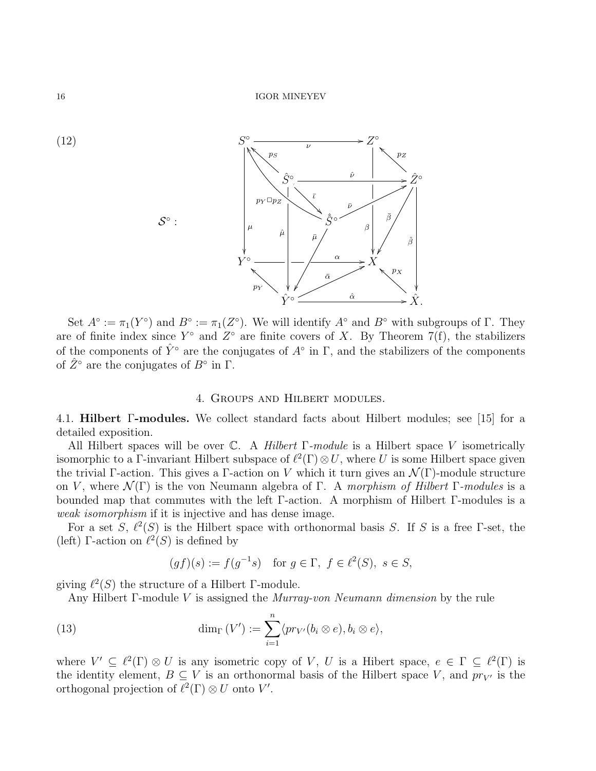(12) $\mathcal{S}^\circ$ : [commutative cube diagram with vertices $S^\circ$, $Z^\circ$, $\hat{S}^\circ$, $\hat{Z}^\circ$, $\hat{\hat{S}}^\circ$, $Y^\circ$, $X$, $\hat{Y}^\circ$, $\hat{X}$ and maps $\nu$, $p_S$, $p_Z$, $\hat{\nu}$, $\bar{\iota}$, $p_Y \square p_Z$, $\bar{\nu}$, $\mu$, $\hat{\mu}$, $\bar{\mu}$, $\beta$, $\bar{\beta}$, $\hat{\beta}$, $\alpha$, $\bar{\alpha}$, $p_X$, $p_Y$, $\hat{\alpha}$.]

Set $A^\circ := \pi_1(Y^\circ)$ and $B^\circ := \pi_1(Z^\circ)$. We will identify $A^\circ$ and $B^\circ$ with subgroups of $\Gamma$. They are of finite index since $Y^\circ$ and $Z^\circ$ are finite covers of $X$. By Theorem 7(f), the stabilizers of the components of $\hat{Y}^\circ$ are the conjugates of $A^\circ$ in $\Gamma$, and the stabilizers of the components of $\hat{Z}^\circ$ are the conjugates of $B^\circ$ in $\Gamma$.

## 4. Groups and Hilbert modules.

**4.1. Hilbert $\Gamma$-modules.** We collect standard facts about Hilbert modules; see [15] for a detailed exposition.

All Hilbert spaces will be over $\mathbb{C}$. A *Hilbert $\Gamma$-module* is a Hilbert space $V$ isometrically isomorphic to a $\Gamma$-invariant Hilbert subspace of $\ell^2(\Gamma) \otimes U$, where $U$ is some Hilbert space given the trivial $\Gamma$-action. This gives a $\Gamma$-action on $V$ which it turn gives an $\mathcal{N}(\Gamma)$-module structure on $V$, where $\mathcal{N}(\Gamma)$ is the von Neumann algebra of $\Gamma$. A *morphism of Hilbert $\Gamma$-modules* is a bounded map that commutes with the left $\Gamma$-action. A morphism of Hilbert $\Gamma$-modules is a *weak isomorphism* if it is injective and has dense image.

For a set $S$, $\ell^2(S)$ is the Hilbert space with orthonormal basis $S$. If $S$ is a free $\Gamma$-set, the (left) $\Gamma$-action on $\ell^2(S)$ is defined by

$$(gf)(s) := f(g^{-1}s) \quad \text{for } g \in \Gamma,\ f \in \ell^2(S),\ s \in S,$$

giving $\ell^2(S)$ the structure of a Hilbert $\Gamma$-module.

Any Hilbert $\Gamma$-module $V$ is assigned the *Murray-von Neumann dimension* by the rule

$$\dim_\Gamma (V') := \sum_{i=1}^{n} \langle pr_{V'}(b_i \otimes e), b_i \otimes e \rangle, \tag{13}$$

where $V' \subseteq \ell^2(\Gamma) \otimes U$ is any isometric copy of $V$, $U$ is a Hibert space, $e \in \Gamma \subseteq \ell^2(\Gamma)$ is the identity element, $B \subseteq V$ is an orthonormal basis of the Hilbert space $V$, and $pr_{V'}$ is the orthogonal projection of $\ell^2(\Gamma) \otimes U$ onto $V'$.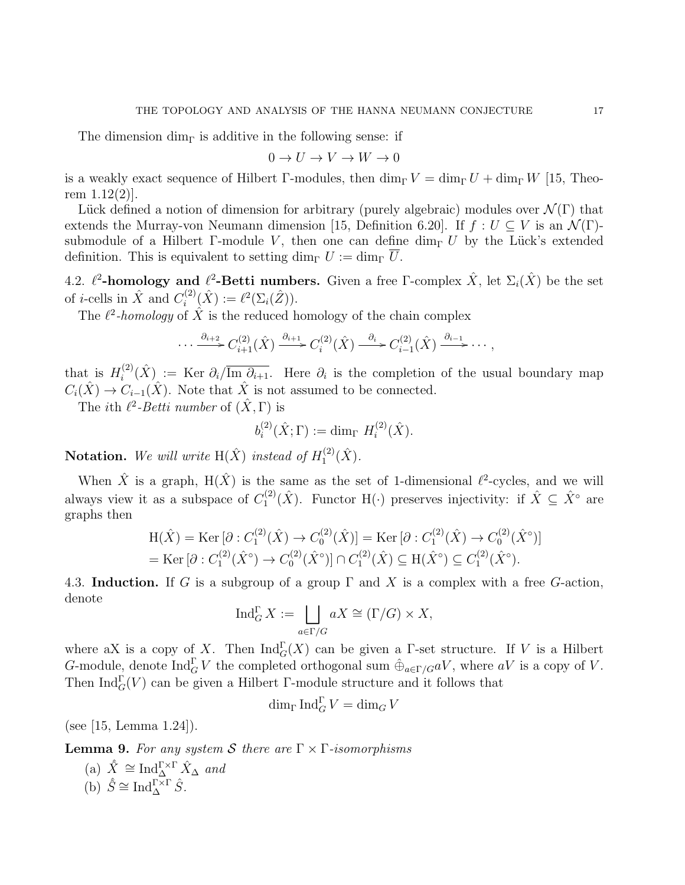The dimension $\dim_\Gamma$ is additive in the following sense: if

$$0 \to U \to V \to W \to 0$$

is a weakly exact sequence of Hilbert $\Gamma$-modules, then $\dim_\Gamma V = \dim_\Gamma U + \dim_\Gamma W$ [15, Theorem 1.12(2)].

Lück defined a notion of dimension for arbitrary (purely algebraic) modules over $\mathcal{N}(\Gamma)$ that extends the Murray-von Neumann dimension [15, Definition 6.20]. If $f : U \subseteq V$ is an $\mathcal{N}(\Gamma)$-submodule of a Hilbert $\Gamma$-module $V$, then one can define $\dim_\Gamma U$ by the Lück's extended definition. This is equivalent to setting $\dim_\Gamma U := \dim_\Gamma \overline{U}$.

4.2. **$\ell^2$-homology and $\ell^2$-Betti numbers.** Given a free $\Gamma$-complex $\hat{X}$, let $\Sigma_i(\hat{X})$ be the set of $i$-cells in $\hat{X}$ and $C_i^{(2)}(\hat{X}) := \ell^2(\Sigma_i(\hat{Z}))$.

The *$\ell^2$-homology* of $\hat{X}$ is the reduced homology of the chain complex

$$\cdots \xrightarrow{\partial_{i+2}} C_{i+1}^{(2)}(\hat{X}) \xrightarrow{\partial_{i+1}} C_i^{(2)}(\hat{X}) \xrightarrow{\partial_i} C_{i-1}^{(2)}(\hat{X}) \xrightarrow{\partial_{i-1}} \cdots,$$

that is $H_i^{(2)}(\hat{X}) := \text{Ker } \partial_i / \overline{\text{Im } \partial_{i+1}}$. Here $\partial_i$ is the completion of the usual boundary map $C_i(\hat{X}) \to C_{i-1}(\hat{X})$. Note that $\hat{X}$ is not assumed to be connected.

The $i$th *$\ell^2$-Betti number* of $(\hat{X}, \Gamma)$ is

$$b_i^{(2)}(\hat{X}; \Gamma) := \dim_\Gamma H_i^{(2)}(\hat{X}).$$

**Notation.** *We will write* $\mathrm{H}(\hat{X})$ *instead of* $H_1^{(2)}(\hat{X})$.

When $\hat{X}$ is a graph, $\mathrm{H}(\hat{X})$ is the same as the set of 1-dimensional $\ell^2$-cycles, and we will always view it as a subspace of $C_1^{(2)}(\hat{X})$. Functor $\mathrm{H}(\cdot)$ preserves injectivity: if $\hat{X} \subseteq \hat{X}^\circ$ are graphs then

$$\begin{aligned}
\mathrm{H}(\hat{X}) &= \text{Ker}\,[\partial : C_1^{(2)}(\hat{X}) \to C_0^{(2)}(\hat{X})] = \text{Ker}\,[\partial : C_1^{(2)}(\hat{X}) \to C_0^{(2)}(\hat{X}^\circ)] \\
&= \text{Ker}\,[\partial : C_1^{(2)}(\hat{X}^\circ) \to C_0^{(2)}(\hat{X}^\circ)] \cap C_1^{(2)}(\hat{X}) \subseteq \mathrm{H}(\hat{X}^\circ) \subseteq C_1^{(2)}(\hat{X}^\circ).
\end{aligned}$$

4.3. **Induction.** If $G$ is a subgroup of a group $\Gamma$ and $X$ is a complex with a free $G$-action, denote

$$\text{Ind}_G^\Gamma X := \bigsqcup_{a \in \Gamma/G} aX \cong (\Gamma/G) \times X,$$

where aX is a copy of $X$. Then $\text{Ind}_G^\Gamma(X)$ can be given a $\Gamma$-set structure. If $V$ is a Hilbert $G$-module, denote $\text{Ind}_G^\Gamma V$ the completed orthogonal sum $\hat{\oplus}_{a \in \Gamma/G} aV$, where $aV$ is a copy of $V$. Then $\text{Ind}_G^\Gamma(V)$ can be given a Hilbert $\Gamma$-module structure and it follows that

$$\dim_\Gamma \text{Ind}_G^\Gamma V = \dim_G V$$

(see [15, Lemma 1.24]).

**Lemma 9.** *For any system $\mathcal{S}$ there are $\Gamma \times \Gamma$-isomorphisms*

(a) $\hat{X} \cong \text{Ind}_\Delta^{\Gamma \times \Gamma} \hat{X}_\Delta$ *and*

(b) $\hat{\hat{S}} \cong \text{Ind}_\Delta^{\Gamma \times \Gamma} \hat{S}$.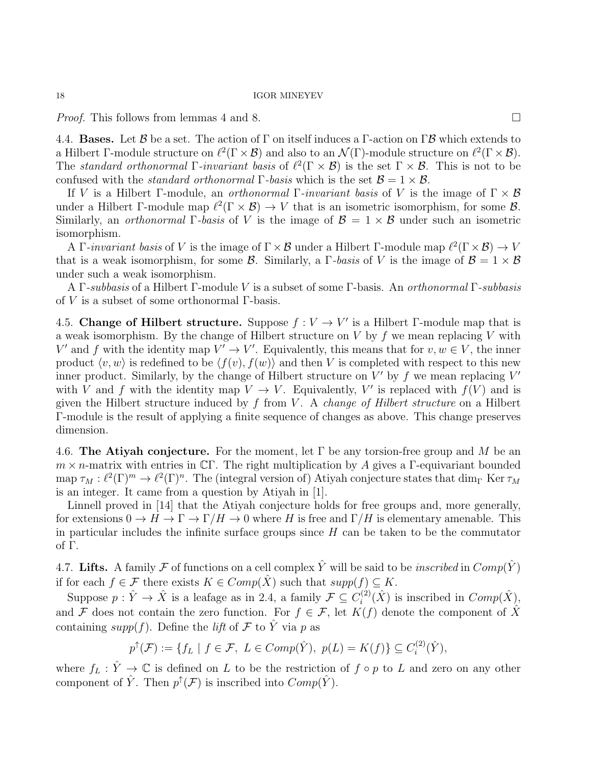*Proof.* This follows from lemmas 4 and 8. □

**4.4. Bases.** Let $\mathcal{B}$ be a set. The action of $\Gamma$ on itself induces a $\Gamma$-action on $\Gamma\mathcal{B}$ which extends to a Hilbert $\Gamma$-module structure on $\ell^2(\Gamma \times \mathcal{B})$ and also to an $\mathcal{N}(\Gamma)$-module structure on $\ell^2(\Gamma \times \mathcal{B})$. The *standard orthonormal $\Gamma$-invariant basis* of $\ell^2(\Gamma \times \mathcal{B})$ is the set $\Gamma \times \mathcal{B}$. This is not to be confused with the *standard orthonormal $\Gamma$-basis* which is the set $\mathcal{B} = 1 \times \mathcal{B}$.

If $V$ is a Hilbert $\Gamma$-module, an *orthonormal $\Gamma$-invariant basis* of $V$ is the image of $\Gamma \times \mathcal{B}$ under a Hilbert $\Gamma$-module map $\ell^2(\Gamma \times \mathcal{B}) \to V$ that is an isometric isomorphism, for some $\mathcal{B}$. Similarly, an *orthonormal $\Gamma$-basis* of $V$ is the image of $\mathcal{B} = 1 \times \mathcal{B}$ under such an isometric isomorphism.

A *$\Gamma$-invariant basis* of $V$ is the image of $\Gamma \times \mathcal{B}$ under a Hilbert $\Gamma$-module map $\ell^2(\Gamma \times \mathcal{B}) \to V$ that is a weak isomorphism, for some $\mathcal{B}$. Similarly, a *$\Gamma$-basis* of $V$ is the image of $\mathcal{B} = 1 \times \mathcal{B}$ under such a weak isomorphism.

A *$\Gamma$-subbasis* of a Hilbert $\Gamma$-module $V$ is a subset of some $\Gamma$-basis. An *orthonormal $\Gamma$-subbasis* of $V$ is a subset of some orthonormal $\Gamma$-basis.

**4.5. Change of Hilbert structure.** Suppose $f : V \to V'$ is a Hilbert $\Gamma$-module map that is a weak isomorphism. By the change of Hilbert structure on $V$ by $f$ we mean replacing $V$ with $V'$ and $f$ with the identity map $V' \to V'$. Equivalently, this means that for $v, w \in V$, the inner product $\langle v, w\rangle$ is redefined to be $\langle f(v), f(w)\rangle$ and then $V$ is completed with respect to this new inner product. Similarly, by the change of Hilbert structure on $V'$ by $f$ we mean replacing $V'$ with $V$ and $f$ with the identity map $V \to V$. Equivalently, $V'$ is replaced with $f(V)$ and is given the Hilbert structure induced by $f$ from $V$. A *change of Hilbert structure* on a Hilbert $\Gamma$-module is the result of applying a finite sequence of changes as above. This change preserves dimension.

**4.6. The Atiyah conjecture.** For the moment, let $\Gamma$ be any torsion-free group and $M$ be an $m \times n$-matrix with entries in $\mathbb{C}\Gamma$. The right multiplication by $A$ gives a $\Gamma$-equivariant bounded map $\tau_M : \ell^2(\Gamma)^m \to \ell^2(\Gamma)^n$. The (integral version of) Atiyah conjecture states that $\dim_\Gamma \operatorname{Ker} \tau_M$ is an integer. It came from a question by Atiyah in [1].

Linnell proved in [14] that the Atiyah conjecture holds for free groups and, more generally, for extensions $0 \to H \to \Gamma \to \Gamma/H \to 0$ where $H$ is free and $\Gamma/H$ is elementary amenable. This in particular includes the infinite surface groups since $H$ can be taken to be the commutator of $\Gamma$.

**4.7. Lifts.** A family $\mathcal{F}$ of functions on a cell complex $\hat{Y}$ will be said to be *inscribed* in $Comp(\hat{Y})$ if for each $f \in \mathcal{F}$ there exists $K \in Comp(\hat{X})$ such that $supp(f) \subseteq K$.

Suppose $p : \hat{Y} \to \hat{X}$ is a leafage as in 2.4, a family $\mathcal{F} \subseteq C_i^{(2)}(\hat{X})$ is inscribed in $Comp(\hat{X})$, and $\mathcal{F}$ does not contain the zero function. For $f \in \mathcal{F}$, let $K(f)$ denote the component of $\hat{X}$ containing $supp(f)$. Define the *lift* of $\mathcal{F}$ to $\hat{Y}$ via $p$ as

$$p^{\uparrow}(\mathcal{F}) := \{f_L \mid f \in \mathcal{F},\ L \in Comp(\hat{Y}),\ p(L) = K(f)\} \subseteq C_i^{(2)}(\hat{Y}),$$

where $f_L : \hat{Y} \to \mathbb{C}$ is defined on $L$ to be the restriction of $f \circ p$ to $L$ and zero on any other component of $\hat{Y}$. Then $p^{\uparrow}(\mathcal{F})$ is inscribed into $Comp(\hat{Y})$.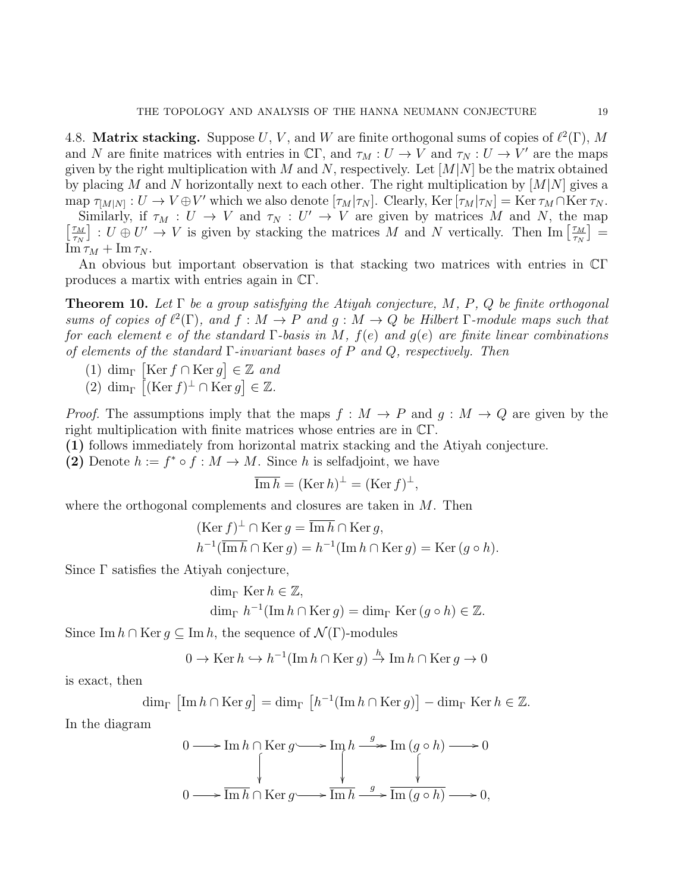4.8. **Matrix stacking.** Suppose $U$, $V$, and $W$ are finite orthogonal sums of copies of $\ell^2(\Gamma)$, $M$ and $N$ are finite matrices with entries in $\mathbb{C}\Gamma$, and $\tau_M : U \to V$ and $\tau_N : U \to V'$ are the maps given by the right multiplication with $M$ and $N$, respectively. Let $[M|N]$ be the matrix obtained by placing $M$ and $N$ horizontally next to each other. The right multiplication by $[M|N]$ gives a map $\tau_{[M|N]} : U \to V \oplus V'$ which we also denote $[\tau_M|\tau_N]$. Clearly, $\operatorname{Ker}[\tau_M|\tau_N] = \operatorname{Ker}\tau_M \cap \operatorname{Ker}\tau_N$.

Similarly, if $\tau_M : U \to V$ and $\tau_N : U' \to V$ are given by matrices $M$ and $N$, the map $\left[\begin{smallmatrix}\tau_M\\ \tau_N\end{smallmatrix}\right] : U \oplus U' \to V$ is given by stacking the matrices $M$ and $N$ vertically. Then $\operatorname{Im}\left[\begin{smallmatrix}\tau_M\\ \tau_N\end{smallmatrix}\right] = \operatorname{Im}\tau_M + \operatorname{Im}\tau_N$.

An obvious but important observation is that stacking two matrices with entries in $\mathbb{C}\Gamma$ produces a martix with entries again in $\mathbb{C}\Gamma$.

**Theorem 10.** *Let $\Gamma$ be a group satisfying the Atiyah conjecture, $M$, $P$, $Q$ be finite orthogonal sums of copies of $\ell^2(\Gamma)$, and $f : M \to P$ and $g : M \to Q$ be Hilbert $\Gamma$-module maps such that for each element $e$ of the standard $\Gamma$-basis in $M$, $f(e)$ and $g(e)$ are finite linear combinations of elements of the standard $\Gamma$-invariant bases of $P$ and $Q$, respectively. Then*

1. $\dim_\Gamma \left[\operatorname{Ker} f \cap \operatorname{Ker} g\right] \in \mathbb{Z}$ *and*
2. $\dim_\Gamma \left[(\operatorname{Ker} f)^\perp \cap \operatorname{Ker} g\right] \in \mathbb{Z}$.

*Proof.* The assumptions imply that the maps $f : M \to P$ and $g : M \to Q$ are given by the right multiplication with finite matrices whose entries are in $\mathbb{C}\Gamma$.

**(1)** follows immediately from horizontal matrix stacking and the Atiyah conjecture.

**(2)** Denote $h := f^* \circ f : M \to M$. Since $h$ is selfadjoint, we have

$$\overline{\operatorname{Im} h} = (\operatorname{Ker} h)^\perp = (\operatorname{Ker} f)^\perp,$$

where the orthogonal complements and closures are taken in $M$. Then

$$\begin{aligned}
&(\operatorname{Ker} f)^\perp \cap \operatorname{Ker} g = \overline{\operatorname{Im} h} \cap \operatorname{Ker} g,\\
&h^{-1}(\overline{\operatorname{Im} h} \cap \operatorname{Ker} g) = h^{-1}(\operatorname{Im} h \cap \operatorname{Ker} g) = \operatorname{Ker}(g \circ h).
\end{aligned}$$

Since $\Gamma$ satisfies the Atiyah conjecture,

$$\begin{aligned}
&\dim_\Gamma \operatorname{Ker} h \in \mathbb{Z},\\
&\dim_\Gamma h^{-1}(\operatorname{Im} h \cap \operatorname{Ker} g) = \dim_\Gamma \operatorname{Ker}(g \circ h) \in \mathbb{Z}.
\end{aligned}$$

Since $\operatorname{Im} h \cap \operatorname{Ker} g \subseteq \operatorname{Im} h$, the sequence of $\mathcal{N}(\Gamma)$-modules

$$0 \to \operatorname{Ker} h \hookrightarrow h^{-1}(\operatorname{Im} h \cap \operatorname{Ker} g) \xrightarrow{h} \operatorname{Im} h \cap \operatorname{Ker} g \to 0$$

is exact, then

$$\dim_\Gamma \left[\operatorname{Im} h \cap \operatorname{Ker} g\right] = \dim_\Gamma \left[h^{-1}(\operatorname{Im} h \cap \operatorname{Ker} g)\right] - \dim_\Gamma \operatorname{Ker} h \in \mathbb{Z}.$$

In the diagram

$$\begin{array}{ccccccccc}
0 & \longrightarrow & \operatorname{Im} h \cap \operatorname{Ker} g & \hookrightarrow & \operatorname{Im} h & \xrightarrow{g} & \operatorname{Im}(g \circ h) & \longrightarrow & 0\\
 & & \big\downarrow & & \big\downarrow & & \big\downarrow & & \\
0 & \longrightarrow & \overline{\operatorname{Im} h} \cap \operatorname{Ker} g & \hookrightarrow & \overline{\operatorname{Im} h} & \xrightarrow{g} & \overline{\operatorname{Im}(g \circ h)} & \longrightarrow & 0,
\end{array}$$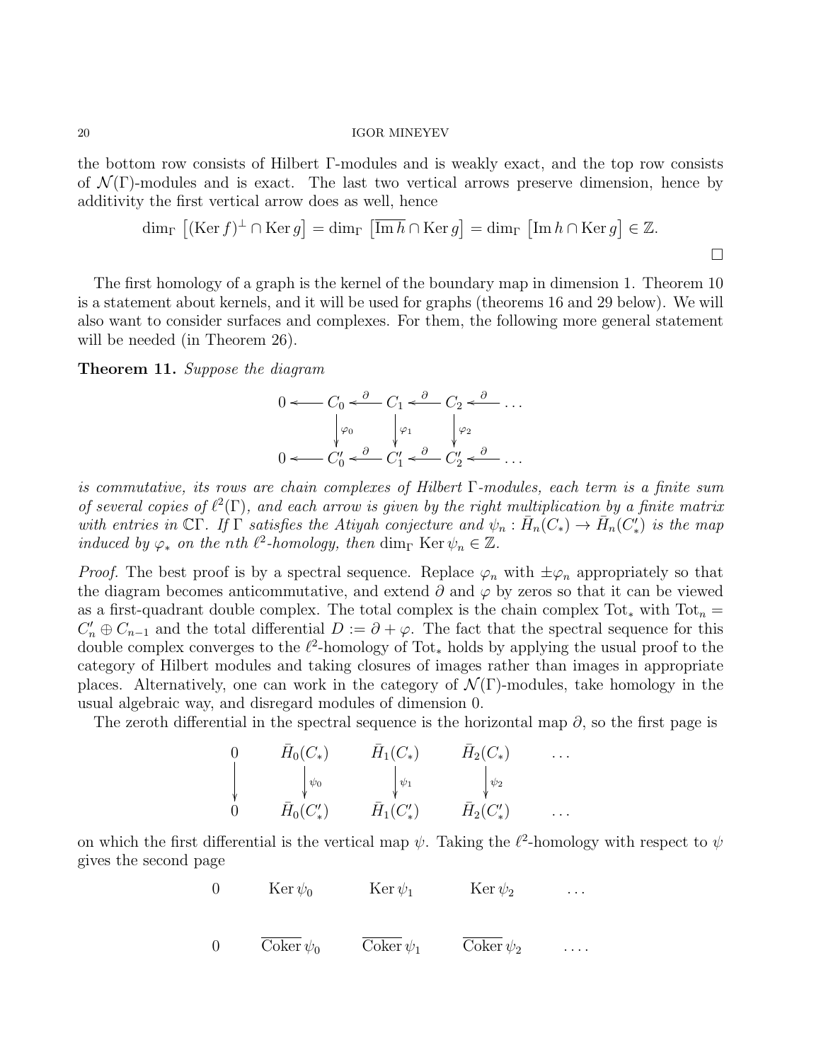the bottom row consists of Hilbert $\Gamma$-modules and is weakly exact, and the top row consists of $\mathcal{N}(\Gamma)$-modules and is exact. The last two vertical arrows preserve dimension, hence by additivity the first vertical arrow does as well, hence

$$\dim_\Gamma \left[(\operatorname{Ker} f)^\perp \cap \operatorname{Ker} g\right] = \dim_\Gamma \left[\overline{\operatorname{Im} h} \cap \operatorname{Ker} g\right] = \dim_\Gamma \left[\operatorname{Im} h \cap \operatorname{Ker} g\right] \in \mathbb{Z}.$$

$\square$

The first homology of a graph is the kernel of the boundary map in dimension 1. Theorem 10 is a statement about kernels, and it will be used for graphs (theorems 16 and 29 below). We will also want to consider surfaces and complexes. For them, the following more general statement will be needed (in Theorem 26).

**Theorem 11.** *Suppose the diagram*

$$\begin{array}{ccccccccc}
0 & \longleftarrow & C_0 & \xleftarrow{\partial} & C_1 & \xleftarrow{\partial} & C_2 & \xleftarrow{\partial} & \dots \\
 & & \downarrow{\scriptstyle\varphi_0} & & \downarrow{\scriptstyle\varphi_1} & & \downarrow{\scriptstyle\varphi_2} & & \\
0 & \longleftarrow & C'_0 & \xleftarrow{\partial} & C'_1 & \xleftarrow{\partial} & C'_2 & \xleftarrow{\partial} & \dots
\end{array}$$

*is commutative, its rows are chain complexes of Hilbert $\Gamma$-modules, each term is a finite sum of several copies of $\ell^2(\Gamma)$, and each arrow is given by the right multiplication by a finite matrix with entries in $\mathbb{C}\Gamma$. If $\Gamma$ satisfies the Atiyah conjecture and $\psi_n : \bar{H}_n(C_*) \to \bar{H}_n(C'_*)$ is the map induced by $\varphi_*$ on the nth $\ell^2$-homology, then $\dim_\Gamma \operatorname{Ker} \psi_n \in \mathbb{Z}$.*

*Proof.* The best proof is by a spectral sequence. Replace $\varphi_n$ with $\pm\varphi_n$ appropriately so that the diagram becomes anticommutative, and extend $\partial$ and $\varphi$ by zeros so that it can be viewed as a first-quadrant double complex. The total complex is the chain complex $\operatorname{Tot}_*$ with $\operatorname{Tot}_n = C'_n \oplus C_{n-1}$ and the total differential $D := \partial + \varphi$. The fact that the spectral sequence for this double complex converges to the $\ell^2$-homology of $\operatorname{Tot}_*$ holds by applying the usual proof to the category of Hilbert modules and taking closures of images rather than images in appropriate places. Alternatively, one can work in the category of $\mathcal{N}(\Gamma)$-modules, take homology in the usual algebraic way, and disregard modules of dimension 0.

The zeroth differential in the spectral sequence is the horizontal map $\partial$, so the first page is

$$\begin{array}{ccccc}
0 & \bar{H}_0(C_*) & \bar{H}_1(C_*) & \bar{H}_2(C_*) & \dots \\
\downarrow & \downarrow{\scriptstyle\psi_0} & \downarrow{\scriptstyle\psi_1} & \downarrow{\scriptstyle\psi_2} & \\
0 & \bar{H}_0(C'_*) & \bar{H}_1(C'_*) & \bar{H}_2(C'_*) & \dots
\end{array}$$

on which the first differential is the vertical map $\psi$. Taking the $\ell^2$-homology with respect to $\psi$ gives the second page

$$\begin{array}{ccccc}
0 & \operatorname{Ker} \psi_0 & \operatorname{Ker} \psi_1 & \operatorname{Ker} \psi_2 & \dots \\
 & & & & \\
0 & \overline{\operatorname{Coker}}\, \psi_0 & \overline{\operatorname{Coker}}\, \psi_1 & \overline{\operatorname{Coker}}\, \psi_2 & \dots.
\end{array}$$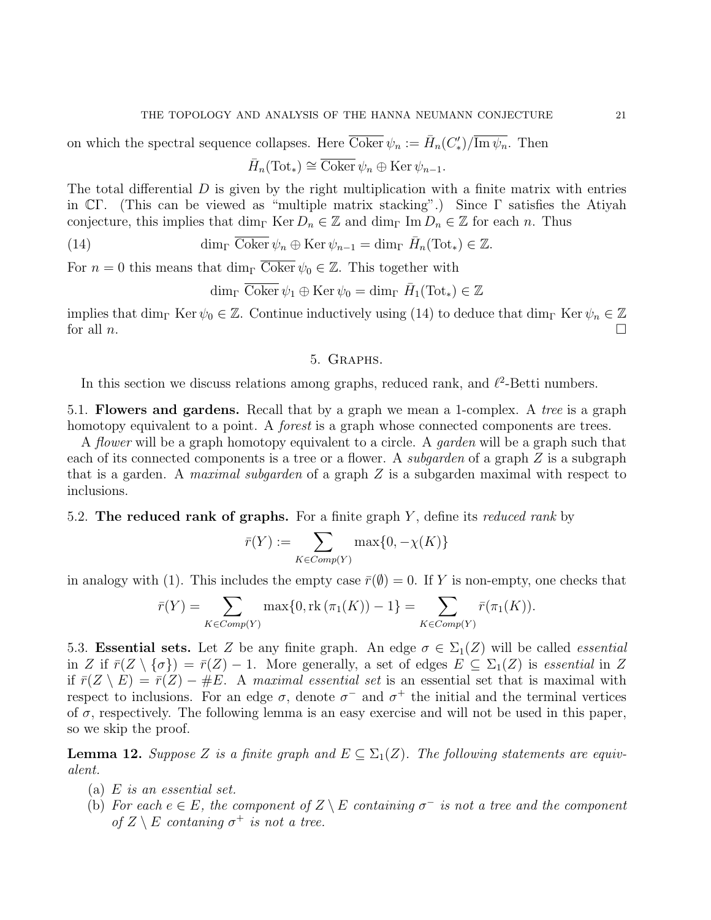on which the spectral sequence collapses. Here $\overline{\mathrm{Coker}}\,\psi_n := \bar{H}_n(C'_*)/\overline{\mathrm{Im}\,\psi_n}$. Then

$$\bar{H}_n(\mathrm{Tot}_*) \cong \overline{\mathrm{Coker}}\,\psi_n \oplus \mathrm{Ker}\,\psi_{n-1}.$$

The total differential $D$ is given by the right multiplication with a finite matrix with entries in $\mathbb{C}\Gamma$. (This can be viewed as "multiple matrix stacking".) Since $\Gamma$ satisfies the Atiyah conjecture, this implies that $\dim_\Gamma \mathrm{Ker}\,D_n \in \mathbb{Z}$ and $\dim_\Gamma \mathrm{Im}\,D_n \in \mathbb{Z}$ for each $n$. Thus

$$\dim_\Gamma \overline{\mathrm{Coker}}\,\psi_n \oplus \mathrm{Ker}\,\psi_{n-1} = \dim_\Gamma \bar{H}_n(\mathrm{Tot}_*) \in \mathbb{Z}. \tag{14}$$

For $n = 0$ this means that $\dim_\Gamma \overline{\mathrm{Coker}}\,\psi_0 \in \mathbb{Z}$. This together with

$$\dim_\Gamma \overline{\mathrm{Coker}}\,\psi_1 \oplus \mathrm{Ker}\,\psi_0 = \dim_\Gamma \bar{H}_1(\mathrm{Tot}_*) \in \mathbb{Z}$$

implies that $\dim_\Gamma \mathrm{Ker}\,\psi_0 \in \mathbb{Z}$. Continue inductively using (14) to deduce that $\dim_\Gamma \mathrm{Ker}\,\psi_n \in \mathbb{Z}$ for all $n$. □

## 5. Graphs.

In this section we discuss relations among graphs, reduced rank, and $\ell^2$-Betti numbers.

5.1. **Flowers and gardens.** Recall that by a graph we mean a 1-complex. A *tree* is a graph homotopy equivalent to a point. A *forest* is a graph whose connected components are trees.

A *flower* will be a graph homotopy equivalent to a circle. A *garden* will be a graph such that each of its connected components is a tree or a flower. A *subgarden* of a graph $Z$ is a subgraph that is a garden. A *maximal subgarden* of a graph $Z$ is a subgarden maximal with respect to inclusions.

5.2. **The reduced rank of graphs.** For a finite graph $Y$, define its *reduced rank* by

$$\bar{r}(Y) := \sum_{K \in Comp(Y)} \max\{0, -\chi(K)\}$$

in analogy with (1). This includes the empty case $\bar{r}(\emptyset) = 0$. If $Y$ is non-empty, one checks that

$$\bar{r}(Y) = \sum_{K \in Comp(Y)} \max\{0, \mathrm{rk}\,(\pi_1(K)) - 1\} = \sum_{K \in Comp(Y)} \bar{r}(\pi_1(K)).$$

5.3. **Essential sets.** Let $Z$ be any finite graph. An edge $\sigma \in \Sigma_1(Z)$ will be called *essential* in $Z$ if $\bar{r}(Z \setminus \{\sigma\}) = \bar{r}(Z) - 1$. More generally, a set of edges $E \subseteq \Sigma_1(Z)$ is *essential* in $Z$ if $\bar{r}(Z \setminus E) = \bar{r}(Z) - \#E$. A *maximal essential set* is an essential set that is maximal with respect to inclusions. For an edge $\sigma$, denote $\sigma^-$ and $\sigma^+$ the initial and the terminal vertices of $\sigma$, respectively. The following lemma is an easy exercise and will not be used in this paper, so we skip the proof.

**Lemma 12.** *Suppose $Z$ is a finite graph and $E \subseteq \Sigma_1(Z)$. The following statements are equivalent.*

(a) *$E$ is an essential set.*

(b) *For each $e \in E$, the component of $Z \setminus E$ containing $\sigma^-$ is not a tree and the component of $Z \setminus E$ contaning $\sigma^+$ is not a tree.*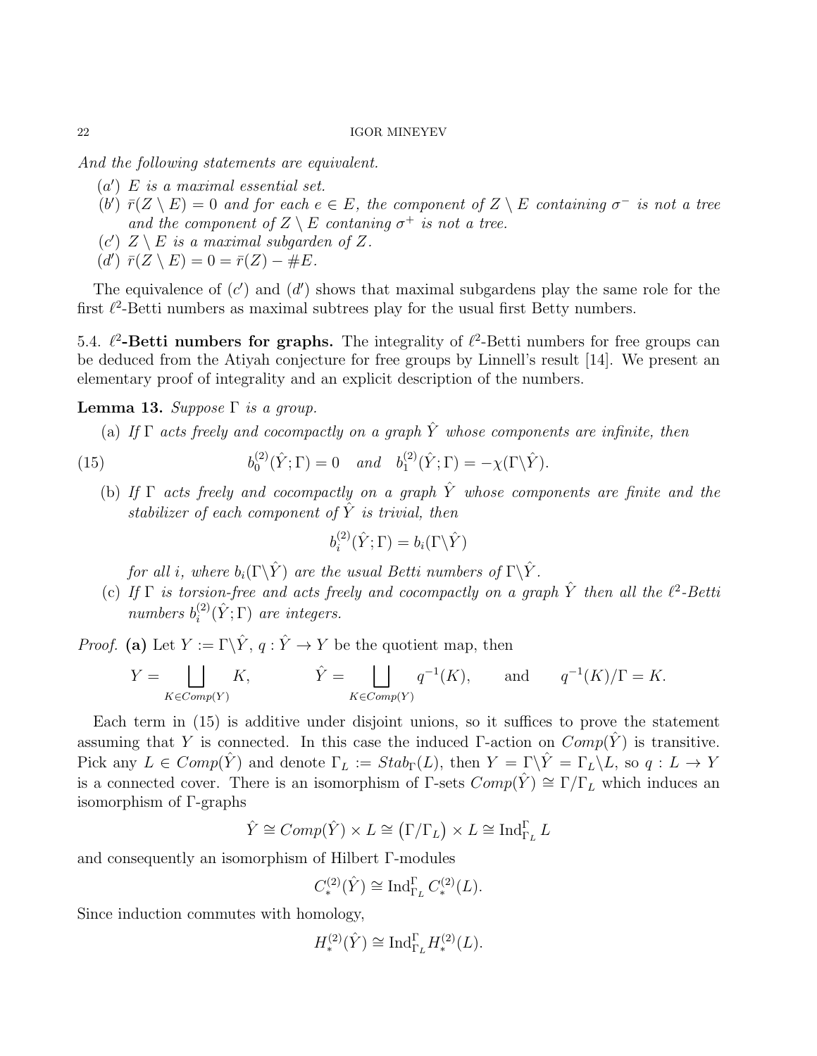*And the following statements are equivalent.*

- $(a')$ *$E$ is a maximal essential set.*
- $(b')$ *$\bar{r}(Z \setminus E) = 0$ and for each $e \in E$, the component of $Z \setminus E$ containing $\sigma^-$ is not a tree and the component of $Z \setminus E$ contaning $\sigma^+$ is not a tree.*
- $(c')$ *$Z \setminus E$ is a maximal subgarden of $Z$.*
- $(d')$ *$\bar{r}(Z \setminus E) = 0 = \bar{r}(Z) - \#E$.*

The equivalence of $(c')$ and $(d')$ shows that maximal subgardens play the same role for the first $\ell^2$-Betti numbers as maximal subtrees play for the usual first Betty numbers.

**5.4. $\ell^2$-Betti numbers for graphs.** The integrality of $\ell^2$-Betti numbers for free groups can be deduced from the Atiyah conjecture for free groups by Linnell's result [14]. We present an elementary proof of integrality and an explicit description of the numbers.

**Lemma 13.** *Suppose $\Gamma$ is a group.*

(a) *If $\Gamma$ acts freely and cocompactly on a graph $\hat{Y}$ whose components are infinite, then*

$$b_0^{(2)}(\hat{Y};\Gamma) = 0 \quad \textit{and} \quad b_1^{(2)}(\hat{Y};\Gamma) = -\chi(\Gamma\backslash\hat{Y}). \tag{15}$$

(b) *If $\Gamma$ acts freely and cocompactly on a graph $\hat{Y}$ whose components are finite and the stabilizer of each component of $\hat{Y}$ is trivial, then*

$$b_i^{(2)}(\hat{Y};\Gamma) = b_i(\Gamma\backslash\hat{Y})$$

*for all $i$, where $b_i(\Gamma\backslash\hat{Y})$ are the usual Betti numbers of $\Gamma\backslash\hat{Y}$.*

(c) *If $\Gamma$ is torsion-free and acts freely and cocompactly on a graph $\hat{Y}$ then all the $\ell^2$-Betti numbers $b_i^{(2)}(\hat{Y};\Gamma)$ are integers.*

*Proof.* **(a)** Let $Y := \Gamma\backslash\hat{Y}$, $q : \hat{Y} \to Y$ be the quotient map, then

$$Y = \bigsqcup_{K \in Comp(Y)} K, \qquad \hat{Y} = \bigsqcup_{K \in Comp(Y)} q^{-1}(K), \qquad \text{and} \qquad q^{-1}(K)/\Gamma = K.$$

Each term in (15) is additive under disjoint unions, so it suffices to prove the statement assuming that $Y$ is connected. In this case the induced $\Gamma$-action on $Comp(\hat{Y})$ is transitive. Pick any $L \in Comp(\hat{Y})$ and denote $\Gamma_L := Stab_\Gamma(L)$, then $Y = \Gamma\backslash\hat{Y} = \Gamma_L\backslash L$, so $q : L \to Y$ is a connected cover. There is an isomorphism of $\Gamma$-sets $Comp(\hat{Y}) \cong \Gamma/\Gamma_L$ which induces an isomorphism of $\Gamma$-graphs

$$\hat{Y} \cong Comp(\hat{Y}) \times L \cong \left(\Gamma/\Gamma_L\right) \times L \cong \operatorname{Ind}_{\Gamma_L}^{\Gamma} L$$

and consequently an isomorphism of Hilbert $\Gamma$-modules

$$C_*^{(2)}(\hat{Y}) \cong \operatorname{Ind}_{\Gamma_L}^{\Gamma} C_*^{(2)}(L).$$

Since induction commutes with homology,

$$H_*^{(2)}(\hat{Y}) \cong \operatorname{Ind}_{\Gamma_L}^{\Gamma} H_*^{(2)}(L).$$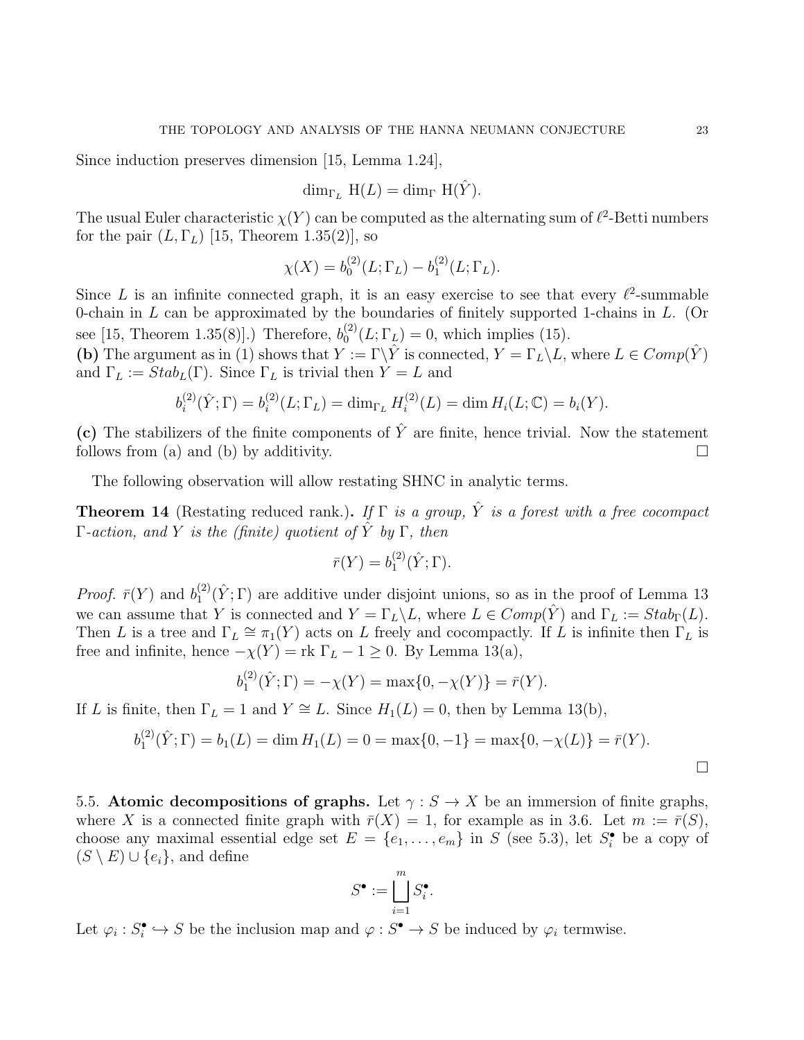Since induction preserves dimension [15, Lemma 1.24],

$$\dim_{\Gamma_L} \mathrm{H}(L) = \dim_{\Gamma} \mathrm{H}(\hat{Y}).$$

The usual Euler characteristic $\chi(Y)$ can be computed as the alternating sum of $\ell^2$-Betti numbers for the pair $(L, \Gamma_L)$ [15, Theorem 1.35(2)], so

$$\chi(X) = b_0^{(2)}(L; \Gamma_L) - b_1^{(2)}(L; \Gamma_L).$$

Since $L$ is an infinite connected graph, it is an easy exercise to see that every $\ell^2$-summable 0-chain in $L$ can be approximated by the boundaries of finitely supported 1-chains in $L$. (Or see [15, Theorem 1.35(8)].) Therefore, $b_0^{(2)}(L; \Gamma_L) = 0$, which implies (15).

**(b)** The argument as in (1) shows that $Y := \Gamma \backslash \hat{Y}$ is connected, $Y = \Gamma_L \backslash L$, where $L \in Comp(\hat{Y})$ and $\Gamma_L := Stab_L(\Gamma)$. Since $\Gamma_L$ is trivial then $Y = L$ and

$$b_i^{(2)}(\hat{Y}; \Gamma) = b_i^{(2)}(L; \Gamma_L) = \dim_{\Gamma_L} H_i^{(2)}(L) = \dim H_i(L; \mathbb{C}) = b_i(Y).$$

**(c)** The stabilizers of the finite components of $\hat{Y}$ are finite, hence trivial. Now the statement follows from (a) and (b) by additivity. $\square$

The following observation will allow restating SHNC in analytic terms.

**Theorem 14** (Restating reduced rank.). *If $\Gamma$ is a group, $\hat{Y}$ is a forest with a free cocompact $\Gamma$-action, and $Y$ is the (finite) quotient of $\hat{Y}$ by $\Gamma$, then*

$$\bar{r}(Y) = b_1^{(2)}(\hat{Y}; \Gamma).$$

*Proof.* $\bar{r}(Y)$ and $b_1^{(2)}(\hat{Y}; \Gamma)$ are additive under disjoint unions, so as in the proof of Lemma 13 we can assume that $Y$ is connected and $Y = \Gamma_L \backslash L$, where $L \in Comp(\hat{Y})$ and $\Gamma_L := Stab_\Gamma(L)$. Then $L$ is a tree and $\Gamma_L \cong \pi_1(Y)$ acts on $L$ freely and cocompactly. If $L$ is infinite then $\Gamma_L$ is free and infinite, hence $-\chi(Y) = \operatorname{rk} \Gamma_L - 1 \geq 0$. By Lemma 13(a),

$$b_1^{(2)}(\hat{Y}; \Gamma) = -\chi(Y) = \max\{0, -\chi(Y)\} = \bar{r}(Y).$$

If $L$ is finite, then $\Gamma_L = 1$ and $Y \cong L$. Since $H_1(L) = 0$, then by Lemma 13(b),

$$b_1^{(2)}(\hat{Y}; \Gamma) = b_1(L) = \dim H_1(L) = 0 = \max\{0, -1\} = \max\{0, -\chi(L)\} = \bar{r}(Y).$$

$\square$

5.5. **Atomic decompositions of graphs.** Let $\gamma : S \to X$ be an immersion of finite graphs, where $X$ is a connected finite graph with $\bar{r}(X) = 1$, for example as in 3.6. Let $m := \bar{r}(S)$, choose any maximal essential edge set $E = \{e_1, \ldots, e_m\}$ in $S$ (see 5.3), let $S_i^\bullet$ be a copy of $(S \setminus E) \cup \{e_i\}$, and define

$$S^\bullet := \bigsqcup_{i=1}^{m} S_i^\bullet.$$

Let $\varphi_i : S_i^\bullet \hookrightarrow S$ be the inclusion map and $\varphi : S^\bullet \to S$ be induced by $\varphi_i$ termwise.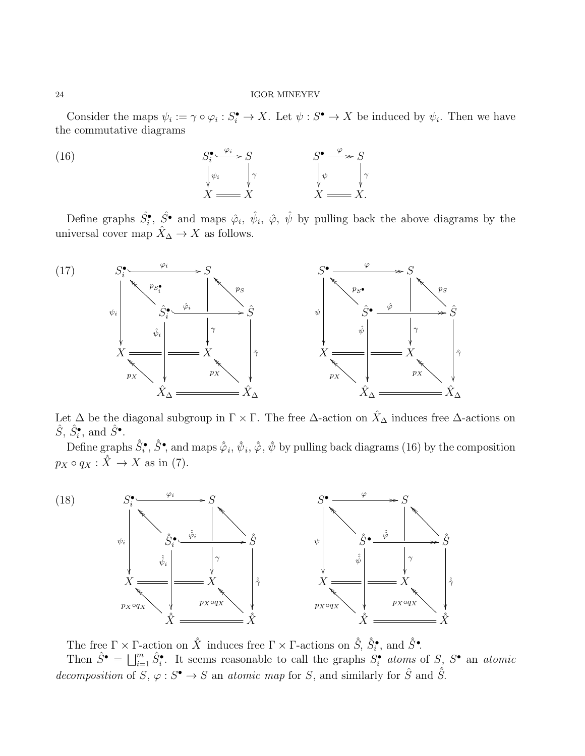Consider the maps $\psi_i := \gamma \circ \varphi_i : S_i^\bullet \to X$. Let $\psi : S^\bullet \to X$ be induced by $\psi_i$. Then we have the commutative diagrams

$$
\begin{array}{ccc}
S_i^\bullet & \xhookrightarrow{\varphi_i} & S \\
\downarrow{\scriptstyle \psi_i} & & \downarrow{\scriptstyle \gamma} \\
X & = & X
\end{array}
\qquad\qquad
\begin{array}{ccc}
S^\bullet & \xrightarrow{\varphi} & S \\
\downarrow{\scriptstyle \psi} & & \downarrow{\scriptstyle \gamma} \\
X & = & X.
\end{array}
\tag{16}
$$

Define graphs $\hat{S}_i^\bullet$, $\hat{S}^\bullet$ and maps $\hat{\varphi}_i$, $\hat{\psi}_i$, $\hat{\varphi}$, $\hat{\psi}$ by pulling back the above diagrams by the universal cover map $\hat{X}_\Delta \to X$ as follows.

(17) [Commutative cube diagrams: the top faces are $S_i^\bullet \xhookrightarrow{\varphi_i} S$ with $p_{S_i^\bullet} : \hat{S}_i^\bullet \to S_i^\bullet$, $p_S : \hat{S} \to S$, and $\hat{S}_i^\bullet \xhookrightarrow{\hat{\varphi}_i} \hat{S}$; vertical maps $\psi_i : S_i^\bullet \to X$, $\gamma : S \to X$, $\hat{\psi}_i : \hat{S}_i^\bullet \to \hat{X}_\Delta$, $\hat{\gamma} : \hat{S} \to \hat{X}_\Delta$; bottom face $X = X$, $\hat{X}_\Delta = \hat{X}_\Delta$ with $p_X : \hat{X}_\Delta \to X$. Similarly for $S^\bullet \xrightarrow{\varphi} S$, $p_{S^\bullet} : \hat{S}^\bullet \to S^\bullet$, $p_S$, $\hat{\varphi} : \hat{S}^\bullet \to \hat{S}$, $\psi$, $\gamma$, $\hat{\psi}$, $\hat{\gamma}$, $p_X$.]

Let $\Delta$ be the diagonal subgroup in $\Gamma \times \Gamma$. The free $\Delta$-action on $\hat{X}_\Delta$ induces free $\Delta$-actions on $\hat{S}$, $\hat{S}_i^\bullet$, and $\hat{S}^\bullet$.

Define graphs $\hat{\hat{S}}_i^\bullet$, $\hat{\hat{S}}^\bullet$, and maps $\hat{\hat{\varphi}}_i$, $\hat{\hat{\psi}}_i$, $\hat{\hat{\varphi}}$, $\hat{\hat{\psi}}$ by pulling back diagrams (16) by the composition $p_X \circ q_X : \hat{\hat{X}} \to X$ as in (7).

(18) [Commutative cube diagrams: the top faces are $S_i^\bullet \xhookrightarrow{\varphi_i} S$ with maps $\hat{\hat{S}}_i^\bullet \to S_i^\bullet$, $\hat{\hat{S}} \to S$, and $\hat{\hat{S}}_i^\bullet \xhookrightarrow{\hat{\hat{\varphi}}_i} \hat{\hat{S}}$; vertical maps $\psi_i$, $\gamma$, $\hat{\hat{\psi}}_i : \hat{\hat{S}}_i^\bullet \to \hat{\hat{X}}$, $\hat{\hat{\gamma}} : \hat{\hat{S}} \to \hat{\hat{X}}$; bottom face $X = X$, $\hat{\hat{X}} = \hat{\hat{X}}$ with $p_X \circ q_X : \hat{\hat{X}} \to X$. Similarly for $S^\bullet \xrightarrow{\varphi} S$, $\hat{\hat{\varphi}} : \hat{\hat{S}}^\bullet \to \hat{\hat{S}}$, $\psi$, $\gamma$, $\hat{\hat{\psi}}$, $\hat{\hat{\gamma}}$, $p_X \circ q_X$.]

The free $\Gamma \times \Gamma$-action on $\hat{\hat{X}}$ induces free $\Gamma \times \Gamma$-actions on $\hat{\hat{S}}$, $\hat{\hat{S}}_i^\bullet$, and $\hat{\hat{S}}^\bullet$.

Then $\hat{S}^\bullet = \bigsqcup_{i=1}^m \hat{S}_i^\bullet$. It seems reasonable to call the graphs $S_i^\bullet$ *atoms* of $S$, $S^\bullet$ an *atomic decomposition* of $S$, $\varphi : S^\bullet \to S$ an *atomic map* for $S$, and similarly for $\hat{S}$ and $\hat{\hat{S}}$.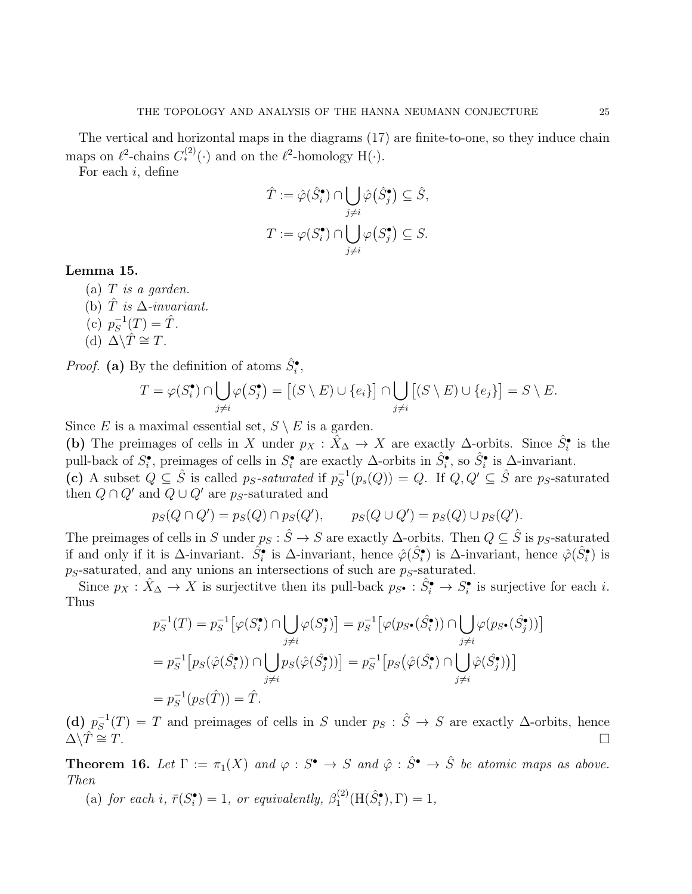The vertical and horizontal maps in the diagrams (17) are finite-to-one, so they induce chain maps on $\ell^2$-chains $C_*^{(2)}(\cdot)$ and on the $\ell^2$-homology $\mathrm{H}(\cdot)$.

For each $i$, define

$$\hat{T} := \hat{\varphi}(\hat{S}_i^\bullet) \cap \bigcup_{j \neq i} \hat{\varphi}(\hat{S}_j^\bullet) \subseteq \hat{S},$$
$$T := \varphi(S_i^\bullet) \cap \bigcup_{j \neq i} \varphi(S_j^\bullet) \subseteq S.$$

**Lemma 15.**

(a) $T$ *is a garden.*
(b) $\hat{T}$ *is* $\Delta$*-invariant.*
(c) $p_S^{-1}(T) = \hat{T}$.
(d) $\Delta \backslash \hat{T} \cong T$.

*Proof.* **(a)** By the definition of atoms $\hat{S}_i^\bullet$,

$$T = \varphi(S_i^\bullet) \cap \bigcup_{j \neq i} \varphi(S_j^\bullet) = \big[(S \setminus E) \cup \{e_i\}\big] \cap \bigcup_{j \neq i} \big[(S \setminus E) \cup \{e_j\}\big] = S \setminus E.$$

Since $E$ is a maximal essential set, $S \setminus E$ is a garden.

**(b)** The preimages of cells in $X$ under $p_X : \hat{X}_\Delta \to X$ are exactly $\Delta$-orbits. Since $\hat{S}_i^\bullet$ is the pull-back of $S_i^\bullet$, preimages of cells in $S_i^\bullet$ are exactly $\Delta$-orbits in $\hat{S}_i^\bullet$, so $\hat{S}_i^\bullet$ is $\Delta$-invariant.

**(c)** A subset $Q \subseteq \hat{S}$ is called $p_S$*-saturated* if $p_S^{-1}(p_s(Q)) = Q$. If $Q, Q' \subseteq \hat{S}$ are $p_S$-saturated then $Q \cap Q'$ and $Q \cup Q'$ are $p_S$-saturated and

$$p_S(Q \cap Q') = p_S(Q) \cap p_S(Q'), \qquad p_S(Q \cup Q') = p_S(Q) \cup p_S(Q').$$

The preimages of cells in $S$ under $p_S : \hat{S} \to S$ are exactly $\Delta$-orbits. Then $Q \subseteq \hat{S}$ is $p_S$-saturated if and only if it is $\Delta$-invariant. $\hat{S}_i^\bullet$ is $\Delta$-invariant, hence $\hat{\varphi}(\hat{S}_i^\bullet)$ is $\Delta$-invariant, hence $\hat{\varphi}(\hat{S}_i^\bullet)$ is $p_S$-saturated, and any unions an intersections of such are $p_S$-saturated.

Since $p_X : \hat{X}_\Delta \to X$ is surjectitve then its pull-back $p_{S^\bullet} : \hat{S}_i^\bullet \to S_i^\bullet$ is surjective for each $i$. Thus

$$\begin{aligned}
p_S^{-1}(T) &= p_S^{-1}\big[\varphi(S_i^\bullet) \cap \bigcup_{j \neq i} \varphi(S_j^\bullet)\big] = p_S^{-1}\big[\varphi(p_{S^\bullet}(\hat{S}_i^\bullet)) \cap \bigcup_{j \neq i} \varphi(p_{S^\bullet}(\hat{S}_j^\bullet))\big] \\
&= p_S^{-1}\big[p_S(\hat{\varphi}(\hat{S}_i^\bullet)) \cap \bigcup_{j \neq i} p_S(\hat{\varphi}(\hat{S}_j^\bullet))\big] = p_S^{-1}\big[p_S\big(\hat{\varphi}(\hat{S}_i^\bullet) \cap \bigcup_{j \neq i} \hat{\varphi}(\hat{S}_j^\bullet)\big)\big] \\
&= p_S^{-1}(p_S(\hat{T})) = \hat{T}.
\end{aligned}$$

**(d)** $p_S^{-1}(T) = T$ and preimages of cells in $S$ under $p_S : \hat{S} \to S$ are exactly $\Delta$-orbits, hence $\Delta \backslash \hat{T} \cong T$. $\square$

**Theorem 16.** *Let* $\Gamma := \pi_1(X)$ *and* $\varphi : S^\bullet \to S$ *and* $\hat{\varphi} : \hat{S}^\bullet \to \hat{S}$ *be atomic maps as above. Then*

(a) *for each* $i$, $\bar{r}(S_i^\bullet) = 1$, *or equivalently,* $\beta_1^{(2)}(\mathrm{H}(\hat{S}_i^\bullet), \Gamma) = 1$,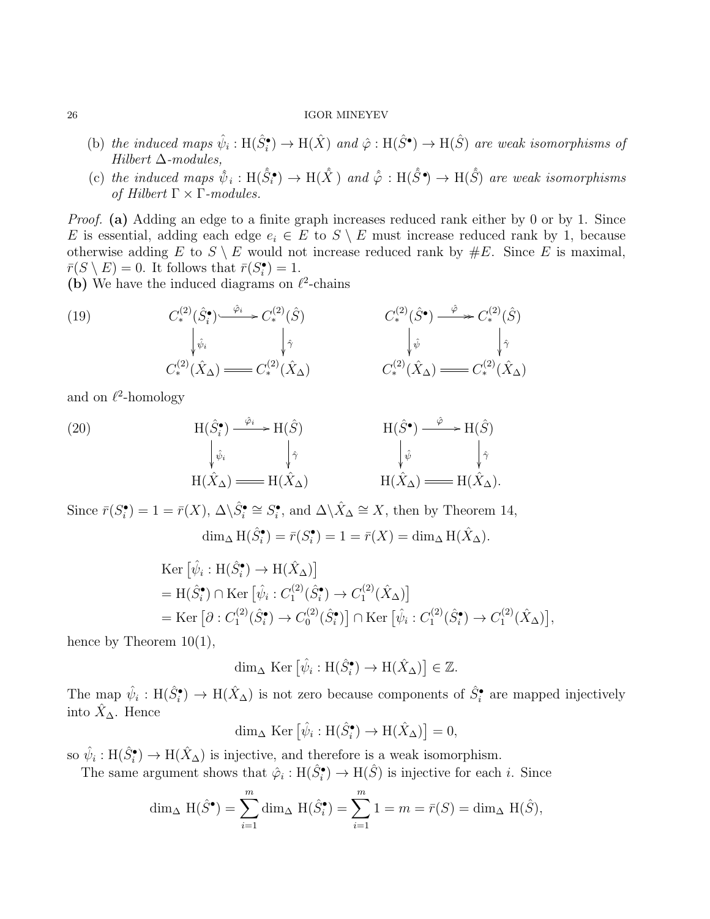(b) *the induced maps* $\hat{\psi}_i : \mathrm{H}(\hat{S}_i^\bullet) \to \mathrm{H}(\hat{X})$ *and* $\hat{\varphi} : \mathrm{H}(\hat{S}^\bullet) \to \mathrm{H}(\hat{S})$ *are weak isomorphisms of Hilbert* $\Delta$*-modules,*

(c) *the induced maps* $\hat{\hat{\psi}}_i : \mathrm{H}(\hat{\hat{S}}_i^\bullet) \to \mathrm{H}(\hat{\hat{X}})$ *and* $\hat{\hat{\varphi}} : \mathrm{H}(\hat{\hat{S}}^\bullet) \to \mathrm{H}(\hat{\hat{S}})$ *are weak isomorphisms of Hilbert* $\Gamma \times \Gamma$*-modules.*

*Proof.* **(a)** Adding an edge to a finite graph increases reduced rank either by 0 or by 1. Since $E$ is essential, adding each edge $e_i \in E$ to $S \setminus E$ must increase reduced rank by 1, because otherwise adding $E$ to $S \setminus E$ would not increase reduced rank by $\#E$. Since $E$ is maximal, $\bar{r}(S \setminus E) = 0$. It follows that $\bar{r}(S_i^\bullet) = 1$.

**(b)** We have the induced diagrams on $\ell^2$-chains

$$
\begin{array}{ccc}
C_*^{(2)}(\hat{S}_i^\bullet) & \xrightarrow{\hat{\varphi}_i} & C_*^{(2)}(\hat{S}) \\
\downarrow{\scriptstyle \hat{\psi}_i} & & \downarrow{\scriptstyle \hat{\gamma}} \\
C_*^{(2)}(\hat{X}_\Delta) & = & C_*^{(2)}(\hat{X}_\Delta)
\end{array}
\qquad\qquad
\begin{array}{ccc}
C_*^{(2)}(\hat{S}^\bullet) & \xrightarrow{\hat{\varphi}} & C_*^{(2)}(\hat{S}) \\
\downarrow{\scriptstyle \hat{\psi}} & & \downarrow{\scriptstyle \hat{\gamma}} \\
C_*^{(2)}(\hat{X}_\Delta) & = & C_*^{(2)}(\hat{X}_\Delta)
\end{array}
\tag{19}
$$

and on $\ell^2$-homology

$$
\begin{array}{ccc}
\mathrm{H}(\hat{S}_i^\bullet) & \xrightarrow{\hat{\varphi}_i} & \mathrm{H}(\hat{S}) \\
\downarrow{\scriptstyle \hat{\psi}_i} & & \downarrow{\scriptstyle \hat{\gamma}} \\
\mathrm{H}(\hat{X}_\Delta) & = & \mathrm{H}(\hat{X}_\Delta)
\end{array}
\qquad\qquad
\begin{array}{ccc}
\mathrm{H}(\hat{S}^\bullet) & \xrightarrow{\hat{\varphi}} & \mathrm{H}(\hat{S}) \\
\downarrow{\scriptstyle \hat{\psi}} & & \downarrow{\scriptstyle \hat{\gamma}} \\
\mathrm{H}(\hat{X}_\Delta) & = & \mathrm{H}(\hat{X}_\Delta).
\end{array}
\tag{20}
$$

Since $\bar{r}(S_i^\bullet) = 1 = \bar{r}(X)$, $\Delta \backslash \hat{S}_i^\bullet \cong S_i^\bullet$, and $\Delta \backslash \hat{X}_\Delta \cong X$, then by Theorem 14,

$$
\dim_\Delta \mathrm{H}(\hat{S}_i^\bullet) = \bar{r}(S_i^\bullet) = 1 = \bar{r}(X) = \dim_\Delta \mathrm{H}(\hat{X}_\Delta).
$$

$$
\begin{aligned}
&\mathrm{Ker}\left[\hat{\psi}_i : \mathrm{H}(\hat{S}_i^\bullet) \to \mathrm{H}(\hat{X}_\Delta)\right] \\
&= \mathrm{H}(\hat{S}_i^\bullet) \cap \mathrm{Ker}\left[\hat{\psi}_i : C_1^{(2)}(\hat{S}_i^\bullet) \to C_1^{(2)}(\hat{X}_\Delta)\right] \\
&= \mathrm{Ker}\left[\partial : C_1^{(2)}(\hat{S}_i^\bullet) \to C_0^{(2)}(\hat{S}_i^\bullet)\right] \cap \mathrm{Ker}\left[\hat{\psi}_i : C_1^{(2)}(\hat{S}_i^\bullet) \to C_1^{(2)}(\hat{X}_\Delta)\right],
\end{aligned}
$$

hence by Theorem 10(1),

$$
\dim_\Delta \mathrm{Ker}\left[\hat{\psi}_i : \mathrm{H}(\hat{S}_i^\bullet) \to \mathrm{H}(\hat{X}_\Delta)\right] \in \mathbb{Z}.
$$

The map $\hat{\psi}_i : \mathrm{H}(\hat{S}_i^\bullet) \to \mathrm{H}(\hat{X}_\Delta)$ is not zero because components of $\hat{S}_i^\bullet$ are mapped injectively into $\hat{X}_\Delta$. Hence

$$
\dim_\Delta \mathrm{Ker}\left[\hat{\psi}_i : \mathrm{H}(\hat{S}_i^\bullet) \to \mathrm{H}(\hat{X}_\Delta)\right] = 0,
$$

so $\hat{\psi}_i : \mathrm{H}(\hat{S}_i^\bullet) \to \mathrm{H}(\hat{X}_\Delta)$ is injective, and therefore is a weak isomorphism.

The same argument shows that $\hat{\varphi}_i : \mathrm{H}(\hat{S}_i^\bullet) \to \mathrm{H}(\hat{S})$ is injective for each $i$. Since

$$
\dim_\Delta \mathrm{H}(\hat{S}^\bullet) = \sum_{i=1}^{m} \dim_\Delta \mathrm{H}(\hat{S}_i^\bullet) = \sum_{i=1}^{m} 1 = m = \bar{r}(S) = \dim_\Delta \mathrm{H}(\hat{S}),
$$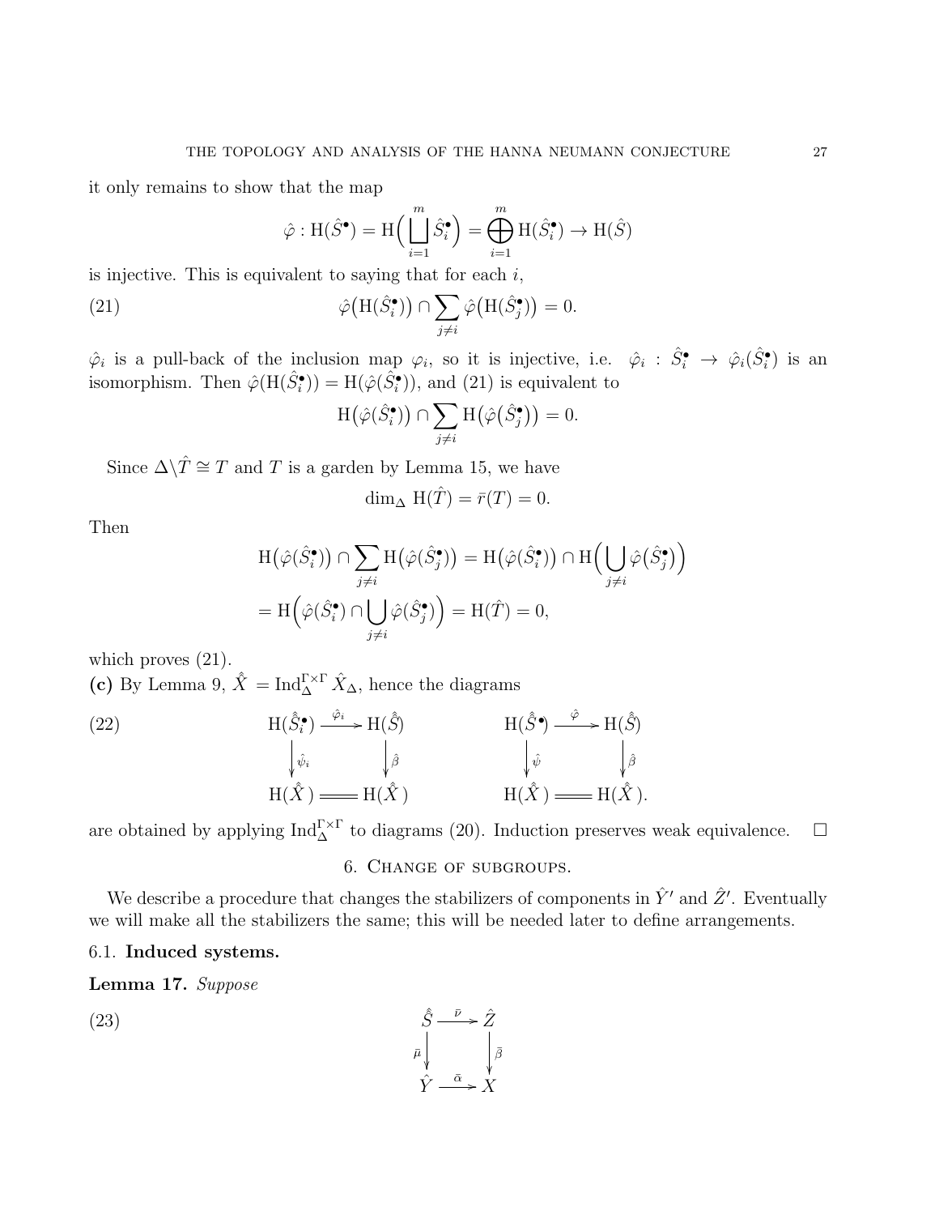it only remains to show that the map

$$\hat{\varphi} : \mathrm{H}(\hat{S}^{\bullet}) = \mathrm{H}\Big(\bigsqcup_{i=1}^{m} \hat{S}_i^{\bullet}\Big) = \bigoplus_{i=1}^{m} \mathrm{H}(\hat{S}_i^{\bullet}) \to \mathrm{H}(\hat{S})$$

is injective. This is equivalent to saying that for each $i$,

$$\hat{\varphi}\big(\mathrm{H}(\hat{S}_i^{\bullet})\big) \cap \sum_{j\neq i} \hat{\varphi}\big(\mathrm{H}(\hat{S}_j^{\bullet})\big) = 0. \tag{21}$$

$\hat{\varphi}_i$ is a pull-back of the inclusion map $\varphi_i$, so it is injective, i.e. $\hat{\varphi}_i : \hat{S}_i^{\bullet} \to \hat{\varphi}_i(\hat{S}_i^{\bullet})$ is an isomorphism. Then $\hat{\varphi}(\mathrm{H}(\hat{S}_i^{\bullet})) = \mathrm{H}(\hat{\varphi}(\hat{S}_i^{\bullet}))$, and (21) is equivalent to

$$\mathrm{H}\big(\hat{\varphi}(\hat{S}_i^{\bullet})\big) \cap \sum_{j\neq i} \mathrm{H}\big(\hat{\varphi}\big(\hat{S}_j^{\bullet}\big)\big) = 0.$$

Since $\Delta\backslash\hat{T} \cong T$ and $T$ is a garden by Lemma 15, we have

$$\dim_{\Delta} \mathrm{H}(\hat{T}) = \bar{r}(T) = 0.$$

Then

$$\mathrm{H}\big(\hat{\varphi}(\hat{S}_i^{\bullet})\big) \cap \sum_{j\neq i} \mathrm{H}\big(\hat{\varphi}(\hat{S}_j^{\bullet})\big) = \mathrm{H}\big(\hat{\varphi}(\hat{S}_i^{\bullet})\big) \cap \mathrm{H}\Big(\bigcup_{j\neq i} \hat{\varphi}\big(\hat{S}_j^{\bullet}\big)\Big)$$
$$= \mathrm{H}\Big(\hat{\varphi}(\hat{S}_i^{\bullet}) \cap \bigcup_{j\neq i} \hat{\varphi}(\hat{S}_j^{\bullet})\Big) = \mathrm{H}(\hat{T}) = 0,$$

which proves (21).

**(c)** By Lemma 9, $\hat{\hat{X}} = \mathrm{Ind}_{\Delta}^{\Gamma\times\Gamma} \hat{X}_{\Delta}$, hence the diagrams

$$\begin{array}{ccc} \mathrm{H}(\hat{\hat{S}}_i^{\bullet}) & \xrightarrow{\hat{\varphi}_i} & \mathrm{H}(\hat{\hat{S}}) \\ \big\downarrow{\scriptstyle \hat{\psi}_i} & & \big\downarrow{\scriptstyle \hat{\beta}} \\ \mathrm{H}(\hat{\hat{X}}) & = & \mathrm{H}(\hat{\hat{X}}) \end{array} \qquad \begin{array}{ccc} \mathrm{H}(\hat{\hat{S}}^{\bullet}) & \xrightarrow{\hat{\varphi}} & \mathrm{H}(\hat{\hat{S}}) \\ \big\downarrow{\scriptstyle \hat{\psi}} & & \big\downarrow{\scriptstyle \hat{\beta}} \\ \mathrm{H}(\hat{\hat{X}}) & = & \mathrm{H}(\hat{\hat{X}}). \end{array} \tag{22}$$

are obtained by applying $\mathrm{Ind}_{\Delta}^{\Gamma\times\Gamma}$ to diagrams (20). Induction preserves weak equivalence. $\square$

## 6. Change of subgroups.

We describe a procedure that changes the stabilizers of components in $\hat{Y}'$ and $\hat{Z}'$. Eventually we will make all the stabilizers the same; this will be needed later to define arrangements.

### 6.1. Induced systems.

**Lemma 17.** *Suppose*

$$\begin{array}{ccc} \hat{\hat{S}} & \xrightarrow{\bar{\nu}} & \hat{Z} \\ {\scriptstyle \bar{\mu}}\big\downarrow & & \big\downarrow{\scriptstyle \bar{\beta}} \\ \hat{Y} & \xrightarrow{\bar{\alpha}} & X \end{array} \tag{23}$$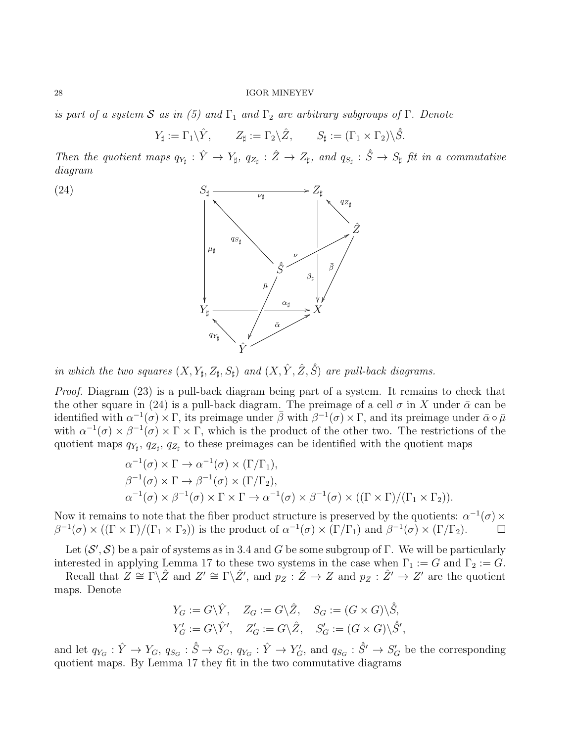*is part of a system $\mathcal{S}$ as in (5) and $\Gamma_1$ and $\Gamma_2$ are arbitrary subgroups of $\Gamma$. Denote*

$$Y_\sharp := \Gamma_1 \backslash \hat{Y}, \qquad Z_\sharp := \Gamma_2 \backslash \hat{Z}, \qquad S_\sharp := (\Gamma_1 \times \Gamma_2) \backslash \hat{\hat{S}}.$$

*Then the quotient maps $q_{Y_\sharp} : \hat{Y} \to Y_\sharp$, $q_{Z_\sharp} : \hat{Z} \to Z_\sharp$, and $q_{S_\sharp} : \hat{\hat{S}} \to S_\sharp$ fit in a commutative diagram*

(24)

$$\begin{array}{ccc} S_\sharp & \xrightarrow{\nu_\sharp} & Z_\sharp \\ \downarrow{\scriptstyle \mu_\sharp} & & \downarrow{\scriptstyle \beta_\sharp} \\ Y_\sharp & \xrightarrow{\alpha_\sharp} & X \end{array} \qquad q_{S_\sharp} : \hat{\hat{S}} \to S_\sharp,\ \bar{\nu} : \hat{\hat{S}} \to \hat{Z},\ \bar{\mu} : \hat{\hat{S}} \to \hat{Y},\ q_{Z_\sharp} : \hat{Z} \to Z_\sharp,\ \bar{\beta} : \hat{Z} \to X,\ q_{Y_\sharp} : \hat{Y} \to Y_\sharp,\ \bar{\alpha} : \hat{Y} \to X$$

*in which the two squares $(X, Y_\sharp, Z_\sharp, S_\sharp)$ and $(X, \hat{Y}, \hat{Z}, \hat{\hat{S}})$ are pull-back diagrams.*

*Proof.* Diagram (23) is a pull-back diagram being part of a system. It remains to check that the other square in (24) is a pull-back diagram. The preimage of a cell $\sigma$ in $X$ under $\bar{\alpha}$ can be identified with $\alpha^{-1}(\sigma) \times \Gamma$, its preimage under $\bar{\beta}$ with $\beta^{-1}(\sigma) \times \Gamma$, and its preimage under $\bar{\alpha} \circ \bar{\mu}$ with $\alpha^{-1}(\sigma) \times \beta^{-1}(\sigma) \times \Gamma \times \Gamma$, which is the product of the other two. The restrictions of the quotient maps $q_{Y_\sharp}$, $q_{Z_\sharp}$, $q_{Z_\sharp}$ to these preimages can be identified with the quotient maps

$$\begin{aligned}
&\alpha^{-1}(\sigma) \times \Gamma \to \alpha^{-1}(\sigma) \times (\Gamma/\Gamma_1), \\
&\beta^{-1}(\sigma) \times \Gamma \to \beta^{-1}(\sigma) \times (\Gamma/\Gamma_2), \\
&\alpha^{-1}(\sigma) \times \beta^{-1}(\sigma) \times \Gamma \times \Gamma \to \alpha^{-1}(\sigma) \times \beta^{-1}(\sigma) \times ((\Gamma \times \Gamma)/(\Gamma_1 \times \Gamma_2)).
\end{aligned}$$

Now it remains to note that the fiber product structure is preserved by the quotients: $\alpha^{-1}(\sigma) \times \beta^{-1}(\sigma) \times ((\Gamma \times \Gamma)/(\Gamma_1 \times \Gamma_2))$ is the product of $\alpha^{-1}(\sigma) \times (\Gamma/\Gamma_1)$ and $\beta^{-1}(\sigma) \times (\Gamma/\Gamma_2)$. □

Let $(\mathcal{S}', \mathcal{S})$ be a pair of systems as in 3.4 and $G$ be some subgroup of $\Gamma$. We will be particularly interested in applying Lemma 17 to these two systems in the case when $\Gamma_1 := G$ and $\Gamma_2 := G$.

Recall that $Z \cong \Gamma \backslash \hat{Z}$ and $Z' \cong \Gamma \backslash \hat{Z}'$, and $p_Z : \hat{Z} \to Z$ and $p_Z : \hat{Z}' \to Z'$ are the quotient maps. Denote

$$\begin{aligned}
Y_G &:= G \backslash \hat{Y}, \quad Z_G := G \backslash \hat{Z}, \quad S_G := (G \times G) \backslash \hat{\hat{S}}, \\
Y'_G &:= G \backslash \hat{Y}', \quad Z'_G := G \backslash \hat{Z}, \quad S'_G := (G \times G) \backslash \hat{\hat{S}}',
\end{aligned}$$

and let $q_{Y_G} : \hat{Y} \to Y_G$, $q_{S_G} : \hat{\hat{S}} \to S_G$, $q_{Y_G} : \hat{Y} \to Y'_G$, and $q_{S_G} : \hat{\hat{S}}' \to S'_G$ be the corresponding quotient maps. By Lemma 17 they fit in the two commutative diagrams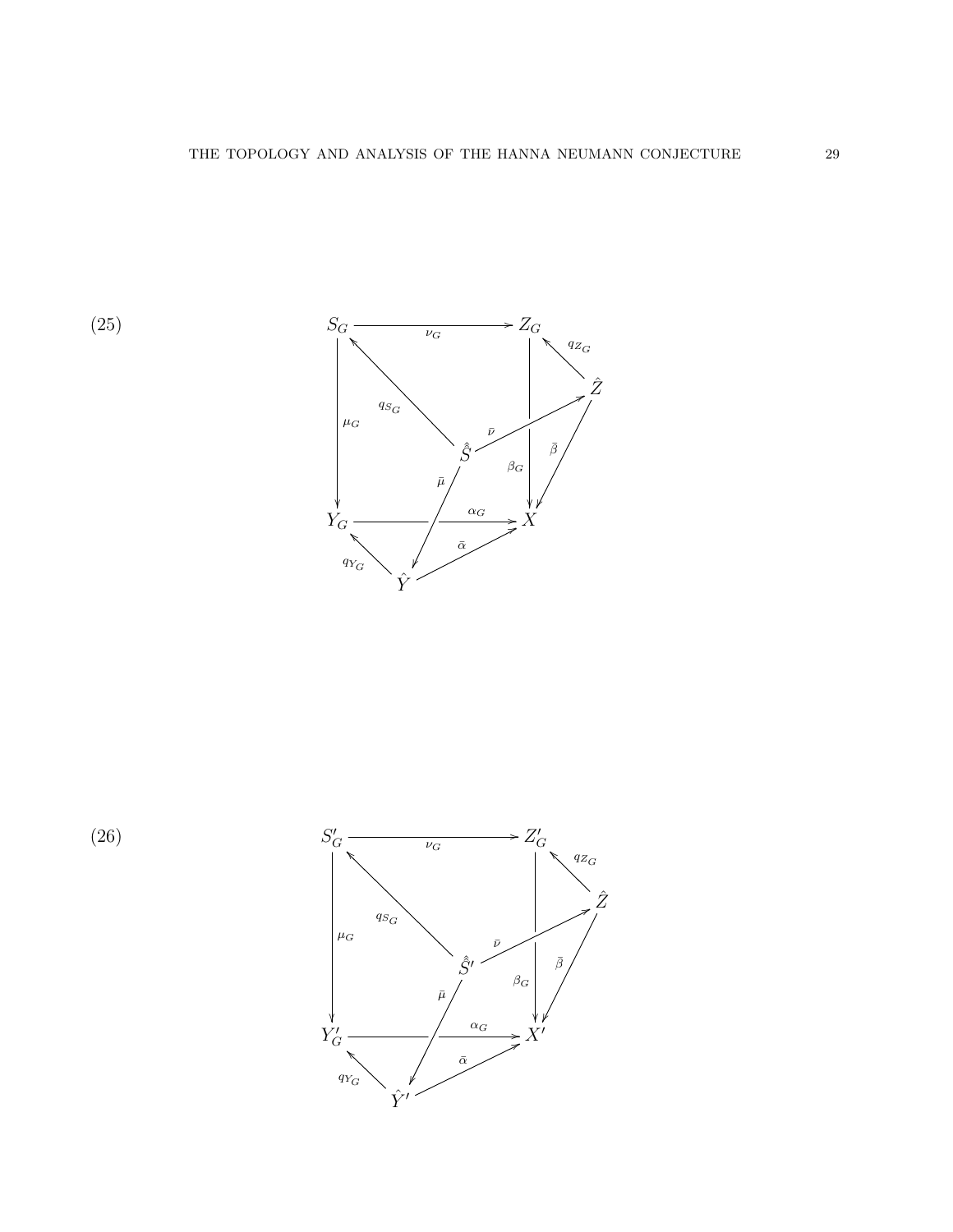$$
\begin{array}{ccccc}
S_G & \xrightarrow{\nu_G} & Z_G & \xleftarrow{q_{Z_G}} & \hat{Z} \\
\downarrow{\scriptstyle \mu_G} & \nwarrow{\scriptstyle q_{S_G}} & \downarrow{\scriptstyle \beta_G} & \overset{\bar{\nu}}{\nearrow} & \downarrow{\scriptstyle \bar{\beta}} \\
 & & \hat{\hat{S}} & & \\
 & \swarrow{\scriptstyle \bar{\mu}} & & & \\
Y_G & \xrightarrow{\alpha_G} & X & & \\
\nwarrow{\scriptstyle q_{Y_G}} & & \nearrow{\scriptstyle \bar{\alpha}} & & \\
 & \hat{Y} & & &
\end{array}
\tag{25}
$$

with maps $\nu_G : S_G \to Z_G$, $\mu_G : S_G \to Y_G$, $\alpha_G : Y_G \to X$, $\beta_G : Z_G \to X$, $q_{S_G} : \hat{\hat{S}} \to S_G$, $\bar{\nu} : \hat{\hat{S}} \to \hat{Z}$, $\bar{\mu} : \hat{\hat{S}} \to \hat{Y}$, $q_{Z_G} : \hat{Z} \to Z_G$, $\bar{\beta} : \hat{Z} \to X$, $q_{Y_G} : \hat{Y} \to Y_G$, $\bar{\alpha} : \hat{Y} \to X$.

$$
\begin{array}{ccccc}
S'_G & \xrightarrow{\nu_G} & Z'_G & \xleftarrow{q_{Z_G}} & \hat{Z} \\
\downarrow{\scriptstyle \mu_G} & \nwarrow{\scriptstyle q_{S_G}} & \downarrow{\scriptstyle \beta_G} & \overset{\bar{\nu}}{\nearrow} & \downarrow{\scriptstyle \bar{\beta}} \\
 & & \hat{\hat{S}}' & & \\
 & \swarrow{\scriptstyle \bar{\mu}} & & & \\
Y'_G & \xrightarrow{\alpha_G} & X' & & \\
\nwarrow{\scriptstyle q_{Y_G}} & & \nearrow{\scriptstyle \bar{\alpha}} & & \\
 & \hat{Y}' & & &
\end{array}
\tag{26}
$$

with maps $\nu_G : S'_G \to Z'_G$, $\mu_G : S'_G \to Y'_G$, $\alpha_G : Y'_G \to X'$, $\beta_G : Z'_G \to X'$, $q_{S_G} : \hat{\hat{S}}' \to S'_G$, $\bar{\nu} : \hat{\hat{S}}' \to \hat{Z}$, $\bar{\mu} : \hat{\hat{S}}' \to \hat{Y}'$, $q_{Z_G} : \hat{Z} \to Z'_G$, $\bar{\beta} : \hat{Z} \to X'$, $q_{Y_G} : \hat{Y}' \to Y'_G$, $\bar{\alpha} : \hat{Y}' \to X'$.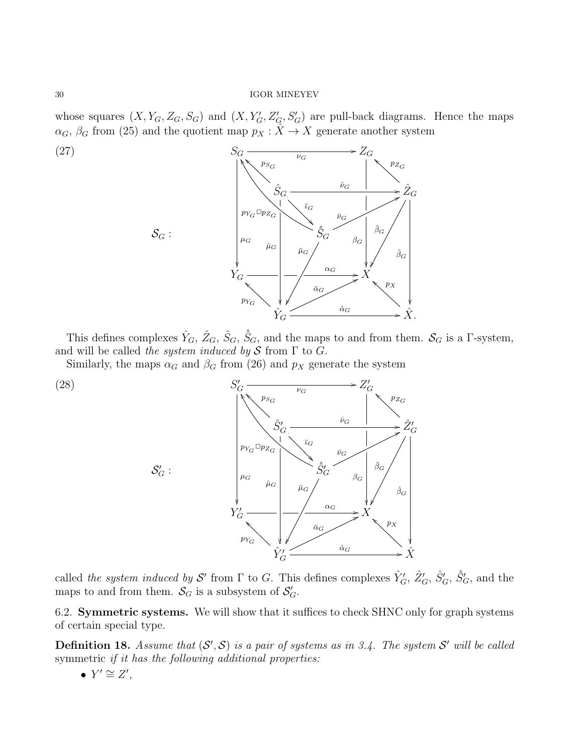whose squares $(X, Y_G, Z_G, S_G)$ and $(X, Y'_G, Z'_G, S'_G)$ are pull-back diagrams. Hence the maps $\alpha_G$, $\beta_G$ from (25) and the quotient map $p_X : \hat{X} \to X$ generate another system

(27)

$$
\mathcal{S}_G : \quad
\begin{array}{ccccccc}
S_G & & & \xrightarrow{\ \nu_G\ } & & & Z_G \\
 & \nwarrow^{p_{S_G}} & & & & \nwarrow^{p_{Z_G}} & \\
 & & \hat{S}_G & \xrightarrow{\ \hat{\nu}_G\ } & & & \hat{Z}_G \\
 & p_{Y_G}\square p_{Z_G} & & \searrow^{\bar{\iota}_G} & & \nearrow_{\bar{\nu}_G} & \\
\downarrow{\scriptstyle \mu_G} & & \downarrow{\scriptstyle \hat{\mu}_G} & & \hat{\hat{S}}_G & & \downarrow{\scriptstyle \beta_G}\ \ \swarrow{\scriptstyle \bar{\beta}_G}\ \ \downarrow{\scriptstyle \hat{\beta}_G} \\
 & & & \swarrow_{\bar{\mu}_G} & & & \\
Y_G & & & \xrightarrow{\ \alpha_G\ } & & & X \\
 & \nwarrow^{p_{Y_G}} & & \nearrow_{\bar{\alpha}_G} & & \nwarrow^{p_X} & \\
 & & \hat{Y}_G & \xrightarrow{\ \hat{\alpha}_G\ } & & & \hat{X}.
\end{array}
$$

This defines complexes $\hat{Y}_G$, $\hat{Z}_G$, $\hat{S}_G$, $\hat{\hat{S}}_G$, and the maps to and from them. $\mathcal{S}_G$ is a $\Gamma$-system, and will be called *the system induced by* $\mathcal{S}$ from $\Gamma$ to $G$.

Similarly, the maps $\alpha_G$ and $\beta_G$ from (26) and $p_X$ generate the system

(28)

$$
\mathcal{S}'_G : \quad
\begin{array}{ccccccc}
S'_G & & & \xrightarrow{\ \nu_G\ } & & & Z'_G \\
 & \nwarrow^{p_{S_G}} & & & & \nwarrow^{p_{Z_G}} & \\
 & & \hat{S}'_G & \xrightarrow{\ \hat{\nu}_G\ } & & & \hat{Z}'_G \\
 & p_{Y_G}\square p_{Z_G} & & \searrow^{\bar{\iota}_G} & & \nearrow_{\bar{\nu}_G} & \\
\downarrow{\scriptstyle \mu_G} & & \downarrow{\scriptstyle \hat{\mu}_G} & & \hat{\hat{S}}'_G & & \downarrow{\scriptstyle \beta_G}\ \ \swarrow{\scriptstyle \bar{\beta}_G}\ \ \downarrow{\scriptstyle \hat{\beta}_G} \\
 & & & \swarrow_{\bar{\mu}_G} & & & \\
Y'_G & & & \xrightarrow{\ \alpha_G\ } & & & X \\
 & \nwarrow^{p_{Y_G}} & & \nearrow_{\bar{\alpha}_G} & & \nwarrow^{p_X} & \\
 & & \hat{Y}'_G & \xrightarrow{\ \hat{\alpha}_G\ } & & & \hat{X}
\end{array}
$$

called *the system induced by* $\mathcal{S}'$ from $\Gamma$ to $G$. This defines complexes $\hat{Y}'_G$, $\hat{Z}'_G$, $\hat{S}'_G$, $\hat{\hat{S}}'_G$, and the maps to and from them. $\mathcal{S}_G$ is a subsystem of $\mathcal{S}'_G$.

## 6.2. Symmetric systems.

We will show that it suffices to check SHNC only for graph systems of certain special type.

**Definition 18.** *Assume that* $(\mathcal{S}', \mathcal{S})$ *is a pair of systems as in 3.4. The system* $\mathcal{S}'$ *will be called* symmetric *if it has the following additional properties:*

- $Y' \cong Z'$,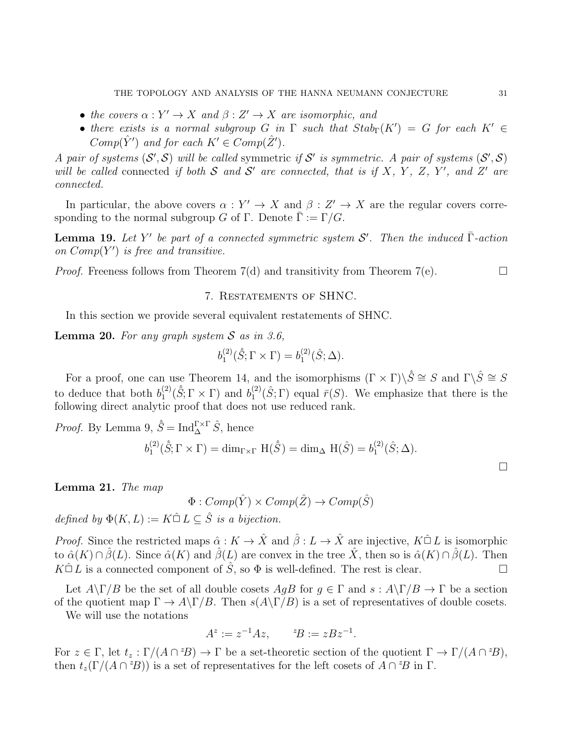- *the covers $\alpha : Y' \to X$ and $\beta : Z' \to X$ are isomorphic, and*
- *there exists is a normal subgroup $G$ in $\Gamma$ such that $Stab_\Gamma(K') = G$ for each $K' \in Comp(\hat{Y}')$ and for each $K' \in Comp(\hat{Z}')$.*

*A pair of systems $(\mathcal{S}', \mathcal{S})$ will be called* symmetric *if $\mathcal{S}'$ is symmetric. A pair of systems $(\mathcal{S}', \mathcal{S})$ will be called* connected *if both $\mathcal{S}$ and $\mathcal{S}'$ are connected, that is if $X$, $Y$, $Z$, $Y'$, and $Z'$ are connected.*

In particular, the above covers $\alpha : Y' \to X$ and $\beta : Z' \to X$ are the regular covers corresponding to the normal subgroup $G$ of $\Gamma$. Denote $\bar{\Gamma} := \Gamma/G$.

**Lemma 19.** *Let $Y'$ be part of a connected symmetric system $\mathcal{S}'$. Then the induced $\bar{\Gamma}$-action on $Comp(Y')$ is free and transitive.*

*Proof.* Freeness follows from Theorem 7(d) and transitivity from Theorem 7(e). □

## 7. Restatements of SHNC.

In this section we provide several equivalent restatements of SHNC.

**Lemma 20.** *For any graph system $\mathcal{S}$ as in 3.6,*

$$b_1^{(2)}(\hat{\hat{S}}; \Gamma \times \Gamma) = b_1^{(2)}(\hat{S}; \Delta).$$

For a proof, one can use Theorem 14, and the isomorphisms $(\Gamma \times \Gamma)\backslash\hat{\hat{S}} \cong S$ and $\Gamma\backslash\hat{S} \cong S$ to deduce that both $b_1^{(2)}(\hat{\hat{S}}; \Gamma \times \Gamma)$ and $b_1^{(2)}(\hat{S}; \Gamma)$ equal $\bar{r}(S)$. We emphasize that there is the following direct analytic proof that does not use reduced rank.

*Proof.* By Lemma 9, $\hat{\hat{S}} = \mathrm{Ind}_\Delta^{\Gamma\times\Gamma} \hat{S}$, hence

$$b_1^{(2)}(\hat{\hat{S}}; \Gamma \times \Gamma) = \dim_{\Gamma\times\Gamma} \mathrm{H}(\hat{\hat{S}}) = \dim_\Delta \mathrm{H}(\hat{S}) = b_1^{(2)}(\hat{S}; \Delta).$$

□

**Lemma 21.** *The map*

$$\Phi : Comp(\hat{Y}) \times Comp(\hat{Z}) \to Comp(\hat{S})$$

*defined by $\Phi(K, L) := K \hat{\sqcap} L \subseteq \hat{S}$ is a bijection.*

*Proof.* Since the restricted maps $\hat{\alpha} : K \to \hat{X}$ and $\hat{\beta} : L \to \hat{X}$ are injective, $K \hat{\sqcap} L$ is isomorphic to $\hat{\alpha}(K) \cap \hat{\beta}(L)$. Since $\hat{\alpha}(K)$ and $\hat{\beta}(L)$ are convex in the tree $\hat{X}$, then so is $\hat{\alpha}(K) \cap \hat{\beta}(L)$. Then $K \hat{\sqcap} L$ is a connected component of $\hat{S}$, so $\Phi$ is well-defined. The rest is clear. □

Let $A\backslash\Gamma/B$ be the set of all double cosets $AgB$ for $g \in \Gamma$ and $s : A\backslash\Gamma/B \to \Gamma$ be a section of the quotient map $\Gamma \to A\backslash\Gamma/B$. Then $s(A\backslash\Gamma/B)$ is a set of representatives of double cosets.

We will use the notations

$$A^z := z^{-1}Az, \qquad {}^zB := zBz^{-1}.$$

For $z \in \Gamma$, let $t_z : \Gamma/(A \cap {}^zB) \to \Gamma$ be a set-theoretic section of the quotient $\Gamma \to \Gamma/(A \cap {}^zB)$, then $t_z(\Gamma/(A \cap {}^zB))$ is a set of representatives for the left cosets of $A \cap {}^zB$ in $\Gamma$.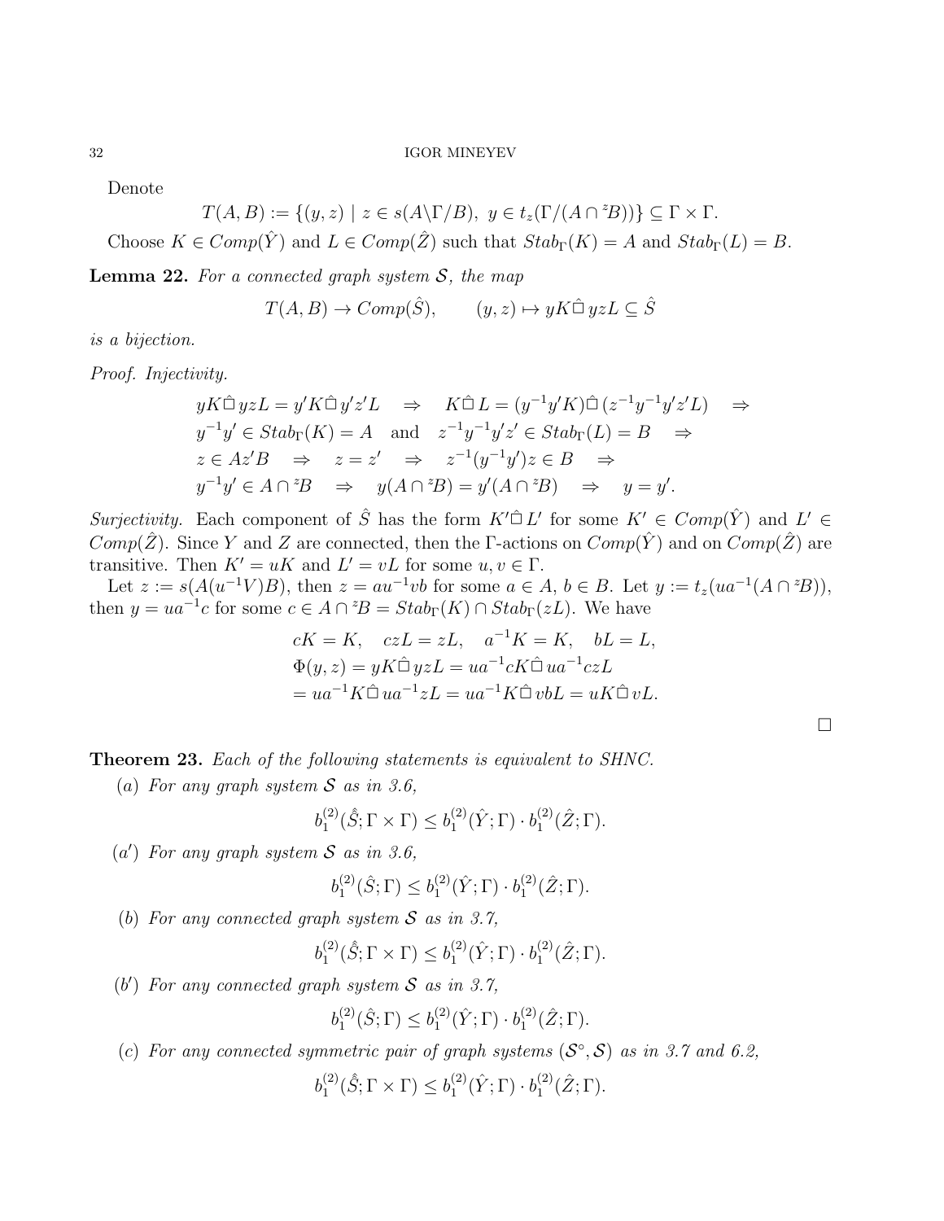Denote

$$T(A, B) := \{(y, z) \mid z \in s(A\backslash\Gamma/B),\ y \in t_z(\Gamma/(A \cap {}^zB))\} \subseteq \Gamma \times \Gamma.$$

Choose $K \in Comp(\hat{Y})$ and $L \in Comp(\hat{Z})$ such that $Stab_\Gamma(K) = A$ and $Stab_\Gamma(L) = B$.

**Lemma 22.** *For a connected graph system $\mathcal{S}$, the map*

$$T(A, B) \to Comp(\hat{S}), \qquad (y, z) \mapsto yK \hat{\square}\, yzL \subseteq \hat{S}$$

*is a bijection.*

*Proof. Injectivity.*

$$\begin{aligned}
& yK \hat{\square}\, yzL = y'K \hat{\square}\, y'z'L \quad \Rightarrow \quad K \hat{\square}\, L = (y^{-1}y'K) \hat{\square}\, (z^{-1}y^{-1}y'z'L) \quad \Rightarrow \\
& y^{-1}y' \in Stab_\Gamma(K) = A \quad \text{and} \quad z^{-1}y^{-1}y'z' \in Stab_\Gamma(L) = B \quad \Rightarrow \\
& z \in Az'B \quad \Rightarrow \quad z = z' \quad \Rightarrow \quad z^{-1}(y^{-1}y')z \in B \quad \Rightarrow \\
& y^{-1}y' \in A \cap {}^zB \quad \Rightarrow \quad y(A \cap {}^zB) = y'(A \cap {}^zB) \quad \Rightarrow \quad y = y'.
\end{aligned}$$

*Surjectivity.* Each component of $\hat{S}$ has the form $K' \hat{\square}\, L'$ for some $K' \in Comp(\hat{Y})$ and $L' \in Comp(\hat{Z})$. Since $Y$ and $Z$ are connected, then the $\Gamma$-actions on $Comp(\hat{Y})$ and on $Comp(\hat{Z})$ are transitive. Then $K' = uK$ and $L' = vL$ for some $u, v \in \Gamma$.

Let $z := s(A(u^{-1}V)B)$, then $z = au^{-1}vb$ for some $a \in A$, $b \in B$. Let $y := t_z(ua^{-1}(A \cap {}^zB))$, then $y = ua^{-1}c$ for some $c \in A \cap {}^zB = Stab_\Gamma(K) \cap Stab_\Gamma(zL)$. We have

$$\begin{aligned}
& cK = K, \quad czL = zL, \quad a^{-1}K = K, \quad bL = L, \\
& \Phi(y, z) = yK \hat{\square}\, yzL = ua^{-1}cK \hat{\square}\, ua^{-1}czL \\
& = ua^{-1}K \hat{\square}\, ua^{-1}zL = ua^{-1}K \hat{\square}\, vbL = uK \hat{\square}\, vL.
\end{aligned}$$

$\square$

**Theorem 23.** *Each of the following statements is equivalent to SHNC.*

$(a)$ *For any graph system $\mathcal{S}$ as in 3.6,*

$$b_1^{(2)}(\hat{\hat{S}}; \Gamma \times \Gamma) \leq b_1^{(2)}(\hat{Y}; \Gamma) \cdot b_1^{(2)}(\hat{Z}; \Gamma).$$

$(a')$ *For any graph system $\mathcal{S}$ as in 3.6,*

$$b_1^{(2)}(\hat{S}; \Gamma) \leq b_1^{(2)}(\hat{Y}; \Gamma) \cdot b_1^{(2)}(\hat{Z}; \Gamma).$$

$(b)$ *For any connected graph system $\mathcal{S}$ as in 3.7,*

$$b_1^{(2)}(\hat{\hat{S}}; \Gamma \times \Gamma) \leq b_1^{(2)}(\hat{Y}; \Gamma) \cdot b_1^{(2)}(\hat{Z}; \Gamma).$$

$(b')$ *For any connected graph system $\mathcal{S}$ as in 3.7,*

$$b_1^{(2)}(\hat{S}; \Gamma) \leq b_1^{(2)}(\hat{Y}; \Gamma) \cdot b_1^{(2)}(\hat{Z}; \Gamma).$$

$(c)$ *For any connected symmetric pair of graph systems $(\mathcal{S}^\circ, \mathcal{S})$ as in 3.7 and 6.2,*

$$b_1^{(2)}(\hat{\hat{S}}; \Gamma \times \Gamma) \leq b_1^{(2)}(\hat{Y}; \Gamma) \cdot b_1^{(2)}(\hat{Z}; \Gamma).$$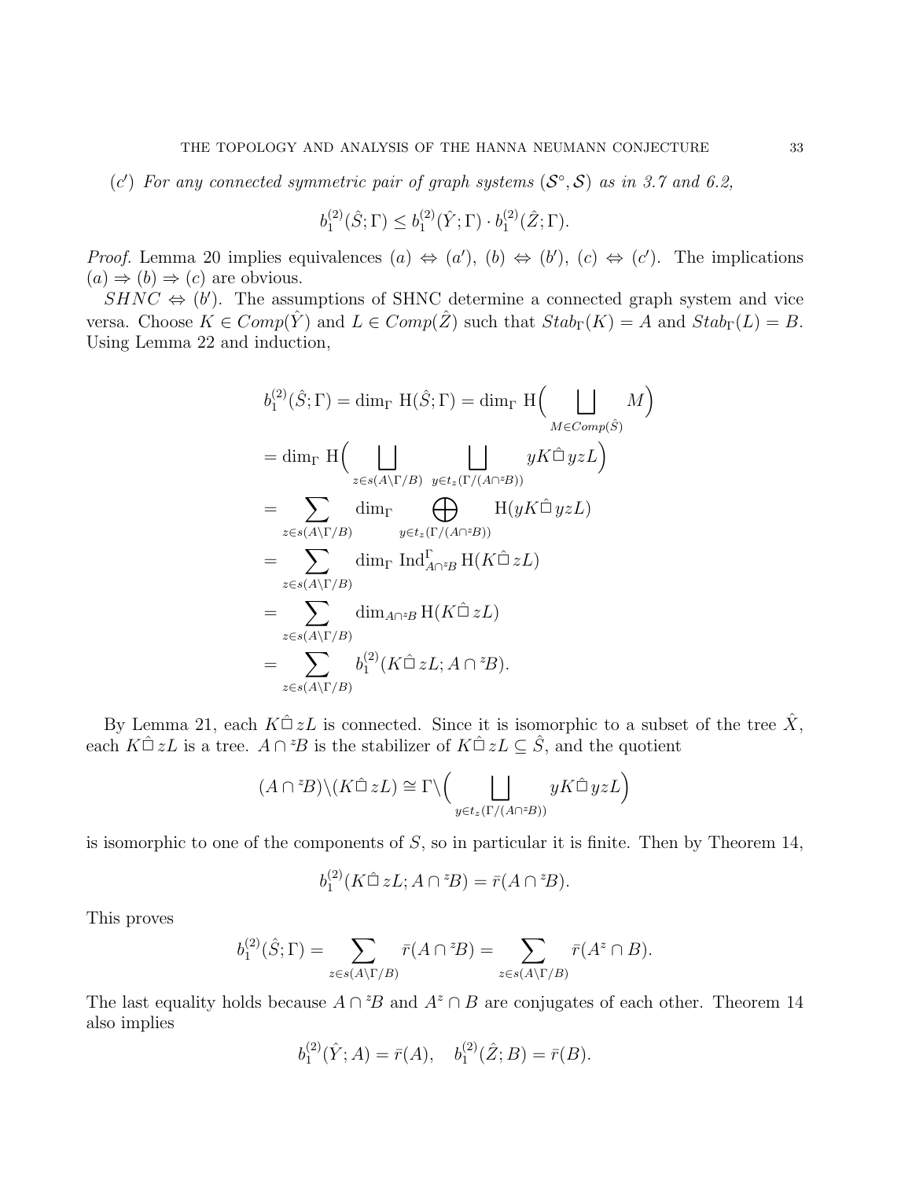($c'$) *For any connected symmetric pair of graph systems* $(\mathcal{S}^\circ, \mathcal{S})$ *as in 3.7 and 6.2,*

$$b_1^{(2)}(\hat{S};\Gamma) \leq b_1^{(2)}(\hat{Y};\Gamma) \cdot b_1^{(2)}(\hat{Z};\Gamma).$$

*Proof.* Lemma 20 implies equivalences $(a) \Leftrightarrow (a')$, $(b) \Leftrightarrow (b')$, $(c) \Leftrightarrow (c')$. The implications $(a) \Rightarrow (b) \Rightarrow (c)$ are obvious.

$SHNC \Leftrightarrow (b')$. The assumptions of SHNC determine a connected graph system and vice versa. Choose $K \in Comp(\hat{Y})$ and $L \in Comp(\hat{Z})$ such that $Stab_\Gamma(K) = A$ and $Stab_\Gamma(L) = B$. Using Lemma 22 and induction,

$$\begin{aligned}
b_1^{(2)}(\hat{S};\Gamma) &= \dim_\Gamma \mathrm{H}(\hat{S};\Gamma) = \dim_\Gamma \mathrm{H}\Big(\bigsqcup_{M \in Comp(\hat{S})} M\Big) \\
&= \dim_\Gamma \mathrm{H}\Big(\bigsqcup_{z \in s(A\backslash\Gamma/B)} \bigsqcup_{y \in t_z(\Gamma/(A\cap {}^zB))} yK \hat{\Box}\, yzL\Big) \\
&= \sum_{z \in s(A\backslash\Gamma/B)} \dim_\Gamma \bigoplus_{y \in t_z(\Gamma/(A\cap {}^zB))} \mathrm{H}(yK \hat{\Box}\, yzL) \\
&= \sum_{z \in s(A\backslash\Gamma/B)} \dim_\Gamma \mathrm{Ind}_{A\cap {}^zB}^{\Gamma} \mathrm{H}(K \hat{\Box}\, zL) \\
&= \sum_{z \in s(A\backslash\Gamma/B)} \dim_{A\cap {}^zB} \mathrm{H}(K \hat{\Box}\, zL) \\
&= \sum_{z \in s(A\backslash\Gamma/B)} b_1^{(2)}(K \hat{\Box}\, zL; A \cap {}^zB).
\end{aligned}$$

By Lemma 21, each $K \hat{\Box}\, zL$ is connected. Since it is isomorphic to a subset of the tree $\hat{X}$, each $K \hat{\Box}\, zL$ is a tree. $A \cap {}^zB$ is the stabilizer of $K \hat{\Box}\, zL \subseteq \hat{S}$, and the quotient

$$(A \cap {}^zB)\backslash(K \hat{\Box}\, zL) \cong \Gamma\backslash\Big(\bigsqcup_{y \in t_z(\Gamma/(A\cap {}^zB))} yK \hat{\Box}\, yzL\Big)$$

is isomorphic to one of the components of $S$, so in particular it is finite. Then by Theorem 14,

$$b_1^{(2)}(K \hat{\Box}\, zL; A \cap {}^zB) = \bar{r}(A \cap {}^zB).$$

This proves

$$b_1^{(2)}(\hat{S};\Gamma) = \sum_{z \in s(A\backslash\Gamma/B)} \bar{r}(A \cap {}^zB) = \sum_{z \in s(A\backslash\Gamma/B)} \bar{r}(A^z \cap B).$$

The last equality holds because $A \cap {}^zB$ and $A^z \cap B$ are conjugates of each other. Theorem 14 also implies

$$b_1^{(2)}(\hat{Y};A) = \bar{r}(A), \quad b_1^{(2)}(\hat{Z};B) = \bar{r}(B).$$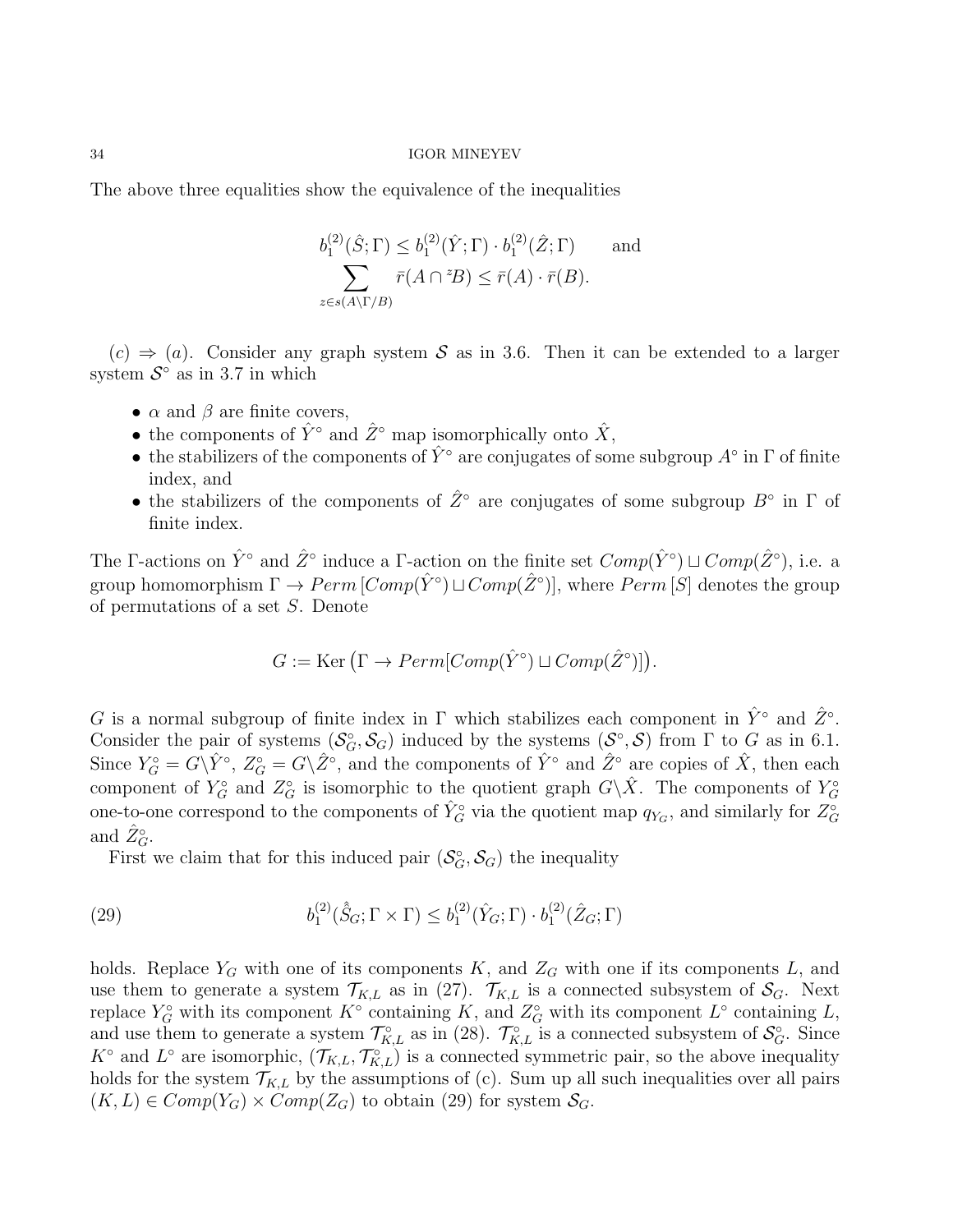The above three equalities show the equivalence of the inequalities

$$b_1^{(2)}(\hat{S};\Gamma) \leq b_1^{(2)}(\hat{Y};\Gamma) \cdot b_1^{(2)}(\hat{Z};\Gamma) \qquad \text{and}$$
$$\sum_{z \in s(A\backslash\Gamma/B)} \bar{r}(A \cap {}^{z}B) \leq \bar{r}(A) \cdot \bar{r}(B).$$

$(c) \Rightarrow (a)$. Consider any graph system $\mathcal{S}$ as in 3.6. Then it can be extended to a larger system $\mathcal{S}^\circ$ as in 3.7 in which

- $\alpha$ and $\beta$ are finite covers,
- the components of $\hat{Y}^\circ$ and $\hat{Z}^\circ$ map isomorphically onto $\hat{X}$,
- the stabilizers of the components of $\hat{Y}^\circ$ are conjugates of some subgroup $A^\circ$ in $\Gamma$ of finite index, and
- the stabilizers of the components of $\hat{Z}^\circ$ are conjugates of some subgroup $B^\circ$ in $\Gamma$ of finite index.

The $\Gamma$-actions on $\hat{Y}^\circ$ and $\hat{Z}^\circ$ induce a $\Gamma$-action on the finite set $Comp(\hat{Y}^\circ) \sqcup Comp(\hat{Z}^\circ)$, i.e. a group homomorphism $\Gamma \to Perm\,[Comp(\hat{Y}^\circ) \sqcup Comp(\hat{Z}^\circ)]$, where $Perm\,[S]$ denotes the group of permutations of a set $S$. Denote

$$G := \operatorname{Ker}\big(\Gamma \to Perm[Comp(\hat{Y}^\circ) \sqcup Comp(\hat{Z}^\circ)]\big).$$

$G$ is a normal subgroup of finite index in $\Gamma$ which stabilizes each component in $\hat{Y}^\circ$ and $\hat{Z}^\circ$. Consider the pair of systems $(\mathcal{S}_G^\circ, \mathcal{S}_G)$ induced by the systems $(\mathcal{S}^\circ, \mathcal{S})$ from $\Gamma$ to $G$ as in 6.1. Since $Y_G^\circ = G\backslash\hat{Y}^\circ$, $Z_G^\circ = G\backslash\hat{Z}^\circ$, and the components of $\hat{Y}^\circ$ and $\hat{Z}^\circ$ are copies of $\hat{X}$, then each component of $Y_G^\circ$ and $Z_G^\circ$ is isomorphic to the quotient graph $G\backslash\hat{X}$. The components of $Y_G^\circ$ one-to-one correspond to the components of $\hat{Y}_G^\circ$ via the quotient map $q_{Y_G}$, and similarly for $Z_G^\circ$ and $\hat{Z}_G^\circ$.

First we claim that for this induced pair $(\mathcal{S}_G^\circ, \mathcal{S}_G)$ the inequality

$$b_1^{(2)}(\hat{\hat{S}}_G;\Gamma\times\Gamma) \leq b_1^{(2)}(\hat{Y}_G;\Gamma) \cdot b_1^{(2)}(\hat{Z}_G;\Gamma) \tag{29}$$

holds. Replace $Y_G$ with one of its components $K$, and $Z_G$ with one if its components $L$, and use them to generate a system $\mathcal{T}_{K,L}$ as in (27). $\mathcal{T}_{K,L}$ is a connected subsystem of $\mathcal{S}_G$. Next replace $Y_G^\circ$ with its component $K^\circ$ containing $K$, and $Z_G^\circ$ with its component $L^\circ$ containing $L$, and use them to generate a system $\mathcal{T}_{K,L}^\circ$ as in (28). $\mathcal{T}_{K,L}^\circ$ is a connected subsystem of $\mathcal{S}_G^\circ$. Since $K^\circ$ and $L^\circ$ are isomorphic, $(\mathcal{T}_{K,L}, \mathcal{T}_{K,L}^\circ)$ is a connected symmetric pair, so the above inequality holds for the system $\mathcal{T}_{K,L}$ by the assumptions of (c). Sum up all such inequalities over all pairs $(K, L) \in Comp(Y_G) \times Comp(Z_G)$ to obtain (29) for system $\mathcal{S}_G$.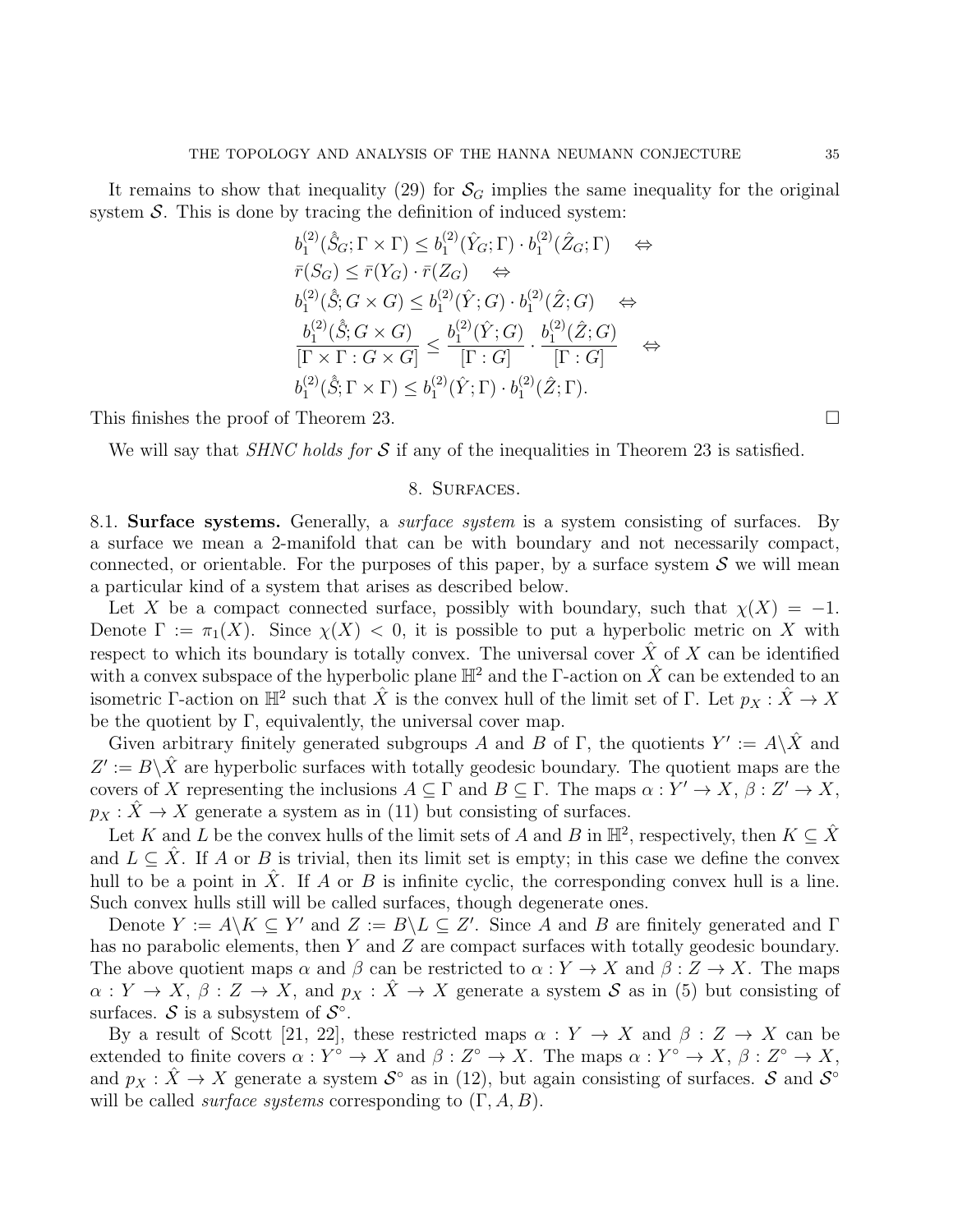It remains to show that inequality (29) for $\mathcal{S}_G$ implies the same inequality for the original system $\mathcal{S}$. This is done by tracing the definition of induced system:

$$
\begin{aligned}
& b_1^{(2)}(\hat{\hat{S}}_G; \Gamma \times \Gamma) \leq b_1^{(2)}(\hat{Y}_G; \Gamma) \cdot b_1^{(2)}(\hat{Z}_G; \Gamma) \quad \Leftrightarrow \\
& \bar{r}(S_G) \leq \bar{r}(Y_G) \cdot \bar{r}(Z_G) \quad \Leftrightarrow \\
& b_1^{(2)}(\hat{\hat{S}}; G \times G) \leq b_1^{(2)}(\hat{Y}; G) \cdot b_1^{(2)}(\hat{Z}; G) \quad \Leftrightarrow \\
& \frac{b_1^{(2)}(\hat{\hat{S}}; G \times G)}{[\Gamma \times \Gamma : G \times G]} \leq \frac{b_1^{(2)}(\hat{Y}; G)}{[\Gamma : G]} \cdot \frac{b_1^{(2)}(\hat{Z}; G)}{[\Gamma : G]} \quad \Leftrightarrow \\
& b_1^{(2)}(\hat{\hat{S}}; \Gamma \times \Gamma) \leq b_1^{(2)}(\hat{Y}; \Gamma) \cdot b_1^{(2)}(\hat{Z}; \Gamma).
\end{aligned}
$$

This finishes the proof of Theorem 23. $\square$

We will say that *SHNC holds for $\mathcal{S}$* if any of the inequalities in Theorem 23 is satisfied.

## 8. Surfaces.

**8.1. Surface systems.** Generally, a *surface system* is a system consisting of surfaces. By a surface we mean a 2-manifold that can be with boundary and not necessarily compact, connected, or orientable. For the purposes of this paper, by a surface system $\mathcal{S}$ we will mean a particular kind of a system that arises as described below.

Let $X$ be a compact connected surface, possibly with boundary, such that $\chi(X) = -1$. Denote $\Gamma := \pi_1(X)$. Since $\chi(X) < 0$, it is possible to put a hyperbolic metric on $X$ with respect to which its boundary is totally convex. The universal cover $\hat{X}$ of $X$ can be identified with a convex subspace of the hyperbolic plane $\mathbb{H}^2$ and the $\Gamma$-action on $\hat{X}$ can be extended to an isometric $\Gamma$-action on $\mathbb{H}^2$ such that $\hat{X}$ is the convex hull of the limit set of $\Gamma$. Let $p_X : \hat{X} \to X$ be the quotient by $\Gamma$, equivalently, the universal cover map.

Given arbitrary finitely generated subgroups $A$ and $B$ of $\Gamma$, the quotients $Y' := A\backslash\hat{X}$ and $Z' := B\backslash\hat{X}$ are hyperbolic surfaces with totally geodesic boundary. The quotient maps are the covers of $X$ representing the inclusions $A \subseteq \Gamma$ and $B \subseteq \Gamma$. The maps $\alpha : Y' \to X$, $\beta : Z' \to X$, $p_X : \hat{X} \to X$ generate a system as in (11) but consisting of surfaces.

Let $K$ and $L$ be the convex hulls of the limit sets of $A$ and $B$ in $\mathbb{H}^2$, respectively, then $K \subseteq \hat{X}$ and $L \subseteq \hat{X}$. If $A$ or $B$ is trivial, then its limit set is empty; in this case we define the convex hull to be a point in $\hat{X}$. If $A$ or $B$ is infinite cyclic, the corresponding convex hull is a line. Such convex hulls still will be called surfaces, though degenerate ones.

Denote $Y := A\backslash K \subseteq Y'$ and $Z := B\backslash L \subseteq Z'$. Since $A$ and $B$ are finitely generated and $\Gamma$ has no parabolic elements, then $Y$ and $Z$ are compact surfaces with totally geodesic boundary. The above quotient maps $\alpha$ and $\beta$ can be restricted to $\alpha : Y \to X$ and $\beta : Z \to X$. The maps $\alpha : Y \to X$, $\beta : Z \to X$, and $p_X : \hat{X} \to X$ generate a system $\mathcal{S}$ as in (5) but consisting of surfaces. $\mathcal{S}$ is a subsystem of $\mathcal{S}^\circ$.

By a result of Scott [21, 22], these restricted maps $\alpha : Y \to X$ and $\beta : Z \to X$ can be extended to finite covers $\alpha : Y^\circ \to X$ and $\beta : Z^\circ \to X$. The maps $\alpha : Y^\circ \to X$, $\beta : Z^\circ \to X$, and $p_X : \hat{X} \to X$ generate a system $\mathcal{S}^\circ$ as in (12), but again consisting of surfaces. $\mathcal{S}$ and $\mathcal{S}^\circ$ will be called *surface systems* corresponding to $(\Gamma, A, B)$.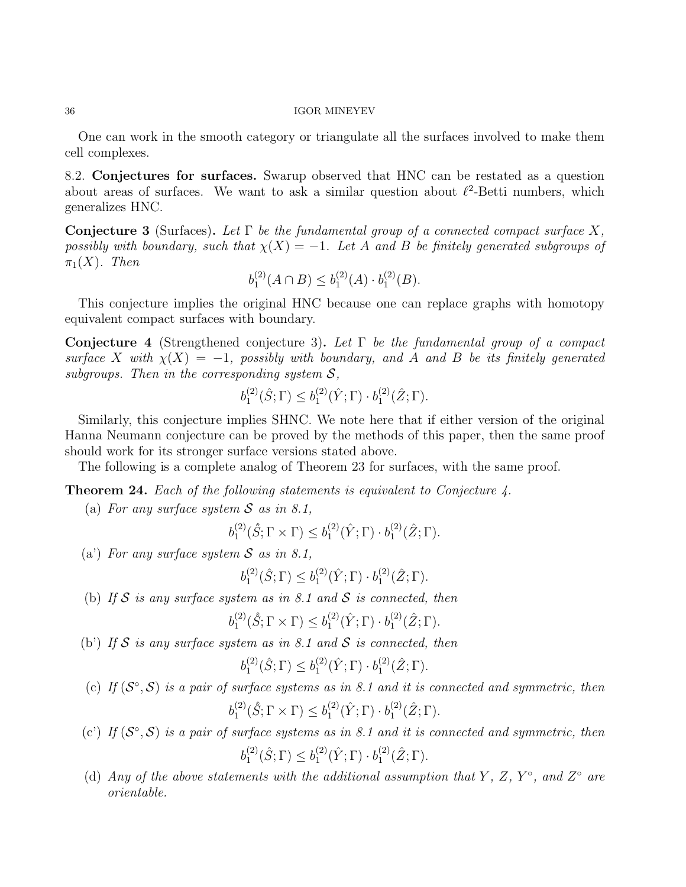One can work in the smooth category or triangulate all the surfaces involved to make them cell complexes.

**8.2. Conjectures for surfaces.** Swarup observed that HNC can be restated as a question about areas of surfaces. We want to ask a similar question about $\ell^2$-Betti numbers, which generalizes HNC.

**Conjecture 3** (Surfaces)**.** *Let $\Gamma$ be the fundamental group of a connected compact surface $X$, possibly with boundary, such that $\chi(X) = -1$. Let $A$ and $B$ be finitely generated subgroups of $\pi_1(X)$. Then*

$$b_1^{(2)}(A \cap B) \leq b_1^{(2)}(A) \cdot b_1^{(2)}(B).$$

This conjecture implies the original HNC because one can replace graphs with homotopy equivalent compact surfaces with boundary.

**Conjecture 4** (Strengthened conjecture 3)**.** *Let $\Gamma$ be the fundamental group of a compact surface $X$ with $\chi(X) = -1$, possibly with boundary, and $A$ and $B$ be its finitely generated subgroups. Then in the corresponding system $\mathcal{S}$,*

$$b_1^{(2)}(\hat{S}; \Gamma) \leq b_1^{(2)}(\hat{Y}; \Gamma) \cdot b_1^{(2)}(\hat{Z}; \Gamma).$$

Similarly, this conjecture implies SHNC. We note here that if either version of the original Hanna Neumann conjecture can be proved by the methods of this paper, then the same proof should work for its stronger surface versions stated above.

The following is a complete analog of Theorem 23 for surfaces, with the same proof.

**Theorem 24.** *Each of the following statements is equivalent to Conjecture 4.*

(a) *For any surface system $\mathcal{S}$ as in 8.1,*

$$b_1^{(2)}(\hat{\hat{S}}; \Gamma \times \Gamma) \leq b_1^{(2)}(\hat{Y}; \Gamma) \cdot b_1^{(2)}(\hat{Z}; \Gamma).$$

(a') *For any surface system $\mathcal{S}$ as in 8.1,*

$$b_1^{(2)}(\hat{S}; \Gamma) \leq b_1^{(2)}(\hat{Y}; \Gamma) \cdot b_1^{(2)}(\hat{Z}; \Gamma).$$

(b) *If $\mathcal{S}$ is any surface system as in 8.1 and $\mathcal{S}$ is connected, then*

$$b_1^{(2)}(\hat{\hat{S}}; \Gamma \times \Gamma) \leq b_1^{(2)}(\hat{Y}; \Gamma) \cdot b_1^{(2)}(\hat{Z}; \Gamma).$$

(b') *If $\mathcal{S}$ is any surface system as in 8.1 and $\mathcal{S}$ is connected, then*

$$b_1^{(2)}(\hat{S}; \Gamma) \leq b_1^{(2)}(\hat{Y}; \Gamma) \cdot b_1^{(2)}(\hat{Z}; \Gamma).$$

(c) *If $(\mathcal{S}^\circ, \mathcal{S})$ is a pair of surface systems as in 8.1 and it is connected and symmetric, then*

$$b_1^{(2)}(\hat{\hat{S}}; \Gamma \times \Gamma) \leq b_1^{(2)}(\hat{Y}; \Gamma) \cdot b_1^{(2)}(\hat{Z}; \Gamma).$$

(c') *If $(\mathcal{S}^\circ, \mathcal{S})$ is a pair of surface systems as in 8.1 and it is connected and symmetric, then*

$$b_1^{(2)}(\hat{S}; \Gamma) \leq b_1^{(2)}(\hat{Y}; \Gamma) \cdot b_1^{(2)}(\hat{Z}; \Gamma).$$

(d) *Any of the above statements with the additional assumption that $Y$, $Z$, $Y^\circ$, and $Z^\circ$ are orientable.*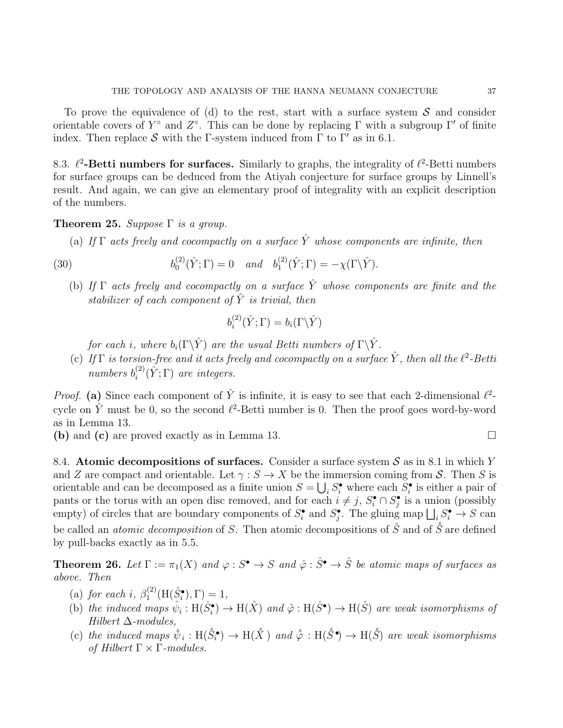To prove the equivalence of (d) to the rest, start with a surface system $\mathcal{S}$ and consider orientable covers of $Y^\circ$ and $Z^\circ$. This can be done by replacing $\Gamma$ with a subgroup $\Gamma'$ of finite index. Then replace $\mathcal{S}$ with the $\Gamma$-system induced from $\Gamma$ to $\Gamma'$ as in 6.1.

8.3. **$\ell^2$-Betti numbers for surfaces.** Similarly to graphs, the integrality of $\ell^2$-Betti numbers for surface groups can be deduced from the Atiyah conjecture for surface groups by Linnell's result. And again, we can give an elementary proof of integrality with an explicit description of the numbers.

**Theorem 25.** *Suppose $\Gamma$ is a group.*

(a) *If $\Gamma$ acts freely and cocompactly on a surface $\hat{Y}$ whose components are infinite, then*

$$b_0^{(2)}(\hat{Y};\Gamma) = 0 \quad \text{and} \quad b_1^{(2)}(\hat{Y};\Gamma) = -\chi(\Gamma\backslash\hat{Y}). \tag{30}$$

(b) *If $\Gamma$ acts freely and cocompactly on a surface $\hat{Y}$ whose components are finite and the stabilizer of each component of $\hat{Y}$ is trivial, then*

$$b_i^{(2)}(\hat{Y};\Gamma) = b_i(\Gamma\backslash\hat{Y})$$

*for each $i$, where $b_i(\Gamma\backslash\hat{Y})$ are the usual Betti numbers of $\Gamma\backslash\hat{Y}$.*

(c) *If $\Gamma$ is torsion-free and it acts freely and cocompactly on a surface $\hat{Y}$, then all the $\ell^2$-Betti numbers $b_i^{(2)}(\hat{Y};\Gamma)$ are integers.*

*Proof.* **(a)** Since each component of $\hat{Y}$ is infinite, it is easy to see that each 2-dimensional $\ell^2$-cycle on $\hat{Y}$ must be 0, so the second $\ell^2$-Betti number is 0. Then the proof goes word-by-word as in Lemma 13.
**(b)** and **(c)** are proved exactly as in Lemma 13. □

8.4. **Atomic decompositions of surfaces.** Consider a surface system $\mathcal{S}$ as in 8.1 in which $Y$ and $Z$ are compact and orientable. Let $\gamma : S \to X$ be the immersion coming from $\mathcal{S}$. Then $S$ is orientable and can be decomposed as a finite union $S = \bigcup_i S_i^\bullet$ where each $S_i^\bullet$ is either a pair of pants or the torus with an open disc removed, and for each $i \neq j$, $S_i^\bullet \cap S_j^\bullet$ is a union (possibly empty) of circles that are boundary components of $S_i^\bullet$ and $S_j^\bullet$. The gluing map $\bigsqcup_i S_i^\bullet \to S$ can be called an *atomic decomposition* of $S$. Then atomic decompositions of $\hat{S}$ and of $\hat{\hat{S}}$ are defined by pull-backs exactly as in 5.5.

**Theorem 26.** *Let $\Gamma := \pi_1(X)$ and $\varphi : S^\bullet \to S$ and $\hat{\varphi} : \hat{S}^\bullet \to \hat{S}$ be atomic maps of surfaces as above. Then*

(a) *for each $i$, $\beta_1^{(2)}(\mathrm{H}(\hat{S}_i^\bullet), \Gamma) = 1$,*
(b) *the induced maps $\hat{\psi}_i : \mathrm{H}(\hat{S}_i^\bullet) \to \mathrm{H}(\hat{X})$ and $\hat{\varphi} : \mathrm{H}(\hat{S}^\bullet) \to \mathrm{H}(\hat{S})$ are weak isomorphisms of Hilbert $\Delta$-modules,*
(c) *the induced maps $\hat{\hat{\psi}}_i : \mathrm{H}(\hat{\hat{S}}_i^\bullet) \to \mathrm{H}(\hat{\hat{X}})$ and $\hat{\hat{\varphi}} : \mathrm{H}(\hat{\hat{S}}^\bullet) \to \mathrm{H}(\hat{\hat{S}})$ are weak isomorphisms of Hilbert $\Gamma \times \Gamma$-modules.*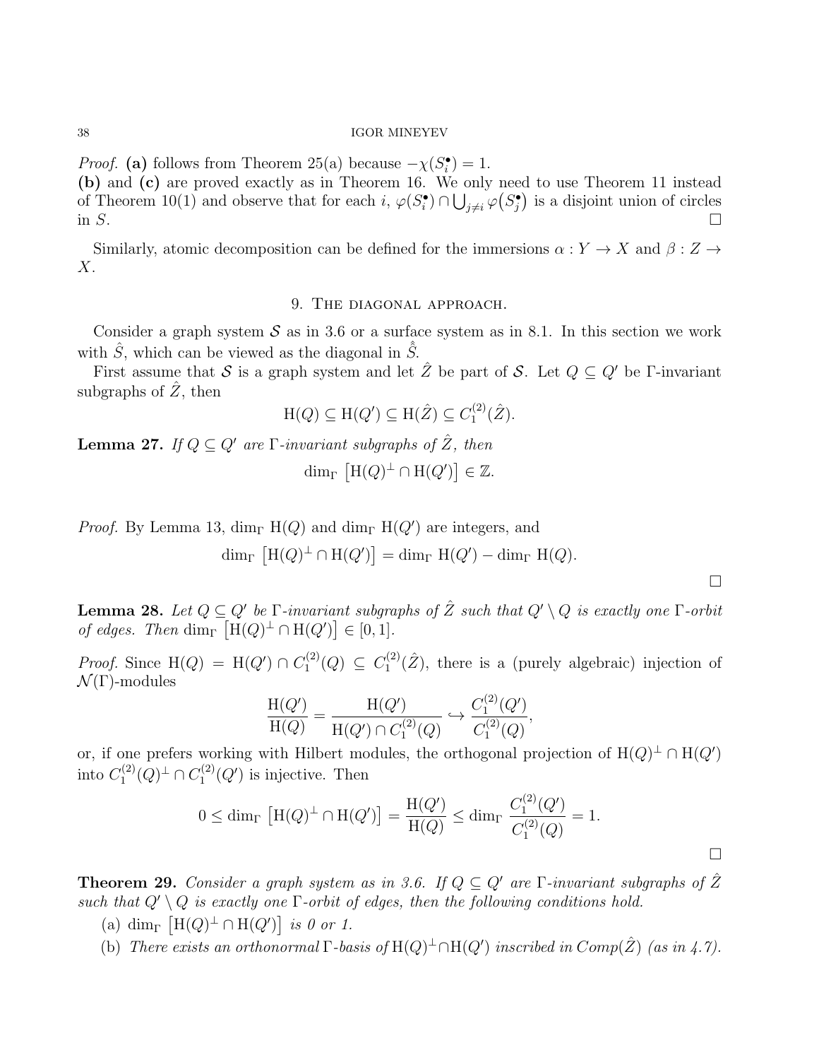*Proof.* **(a)** follows from Theorem 25(a) because $-\chi(S_i^\bullet) = 1$.
**(b)** and **(c)** are proved exactly as in Theorem 16. We only need to use Theorem 11 instead of Theorem 10(1) and observe that for each $i$, $\varphi(S_i^\bullet) \cap \bigcup_{j\neq i} \varphi(S_j^\bullet)$ is a disjoint union of circles in $S$. $\square$

Similarly, atomic decomposition can be defined for the immersions $\alpha : Y \to X$ and $\beta : Z \to X$.

## 9. The diagonal approach.

Consider a graph system $\mathcal{S}$ as in 3.6 or a surface system as in 8.1. In this section we work with $\hat{S}$, which can be viewed as the diagonal in $\hat{\hat{S}}$.

First assume that $\mathcal{S}$ is a graph system and let $\hat{Z}$ be part of $\mathcal{S}$. Let $Q \subseteq Q'$ be $\Gamma$-invariant subgraphs of $\hat{Z}$, then

$$\mathrm{H}(Q) \subseteq \mathrm{H}(Q') \subseteq \mathrm{H}(\hat{Z}) \subseteq C_1^{(2)}(\hat{Z}).$$

**Lemma 27.** *If $Q \subseteq Q'$ are $\Gamma$-invariant subgraphs of $\hat{Z}$, then*

$$\dim_\Gamma \left[\mathrm{H}(Q)^\perp \cap \mathrm{H}(Q')\right] \in \mathbb{Z}.$$

*Proof.* By Lemma 13, $\dim_\Gamma \mathrm{H}(Q)$ and $\dim_\Gamma \mathrm{H}(Q')$ are integers, and

$$\dim_\Gamma \left[\mathrm{H}(Q)^\perp \cap \mathrm{H}(Q')\right] = \dim_\Gamma \mathrm{H}(Q') - \dim_\Gamma \mathrm{H}(Q).$$

$\square$

**Lemma 28.** *Let $Q \subseteq Q'$ be $\Gamma$-invariant subgraphs of $\hat{Z}$ such that $Q' \setminus Q$ is exactly one $\Gamma$-orbit of edges. Then $\dim_\Gamma \left[\mathrm{H}(Q)^\perp \cap \mathrm{H}(Q')\right] \in [0, 1]$.*

*Proof.* Since $\mathrm{H}(Q) = \mathrm{H}(Q') \cap C_1^{(2)}(Q) \subseteq C_1^{(2)}(\hat{Z})$, there is a (purely algebraic) injection of $\mathcal{N}(\Gamma)$-modules

$$\frac{\mathrm{H}(Q')}{\mathrm{H}(Q)} = \frac{\mathrm{H}(Q')}{\mathrm{H}(Q') \cap C_1^{(2)}(Q)} \hookrightarrow \frac{C_1^{(2)}(Q')}{C_1^{(2)}(Q)},$$

or, if one prefers working with Hilbert modules, the orthogonal projection of $\mathrm{H}(Q)^\perp \cap \mathrm{H}(Q')$ into $C_1^{(2)}(Q)^\perp \cap C_1^{(2)}(Q')$ is injective. Then

$$0 \leq \dim_\Gamma \left[\mathrm{H}(Q)^\perp \cap \mathrm{H}(Q')\right] = \frac{\mathrm{H}(Q')}{\mathrm{H}(Q)} \leq \dim_\Gamma \frac{C_1^{(2)}(Q')}{C_1^{(2)}(Q)} = 1.$$

$\square$

**Theorem 29.** *Consider a graph system as in 3.6. If $Q \subseteq Q'$ are $\Gamma$-invariant subgraphs of $\hat{Z}$ such that $Q' \setminus Q$ is exactly one $\Gamma$-orbit of edges, then the following conditions hold.*

(a) $\dim_\Gamma \left[\mathrm{H}(Q)^\perp \cap \mathrm{H}(Q')\right]$ *is 0 or 1.*
(b) *There exists an orthonormal $\Gamma$-basis of $\mathrm{H}(Q)^\perp \cap \mathrm{H}(Q')$ inscribed in $Comp(\hat{Z})$ (as in 4.7).*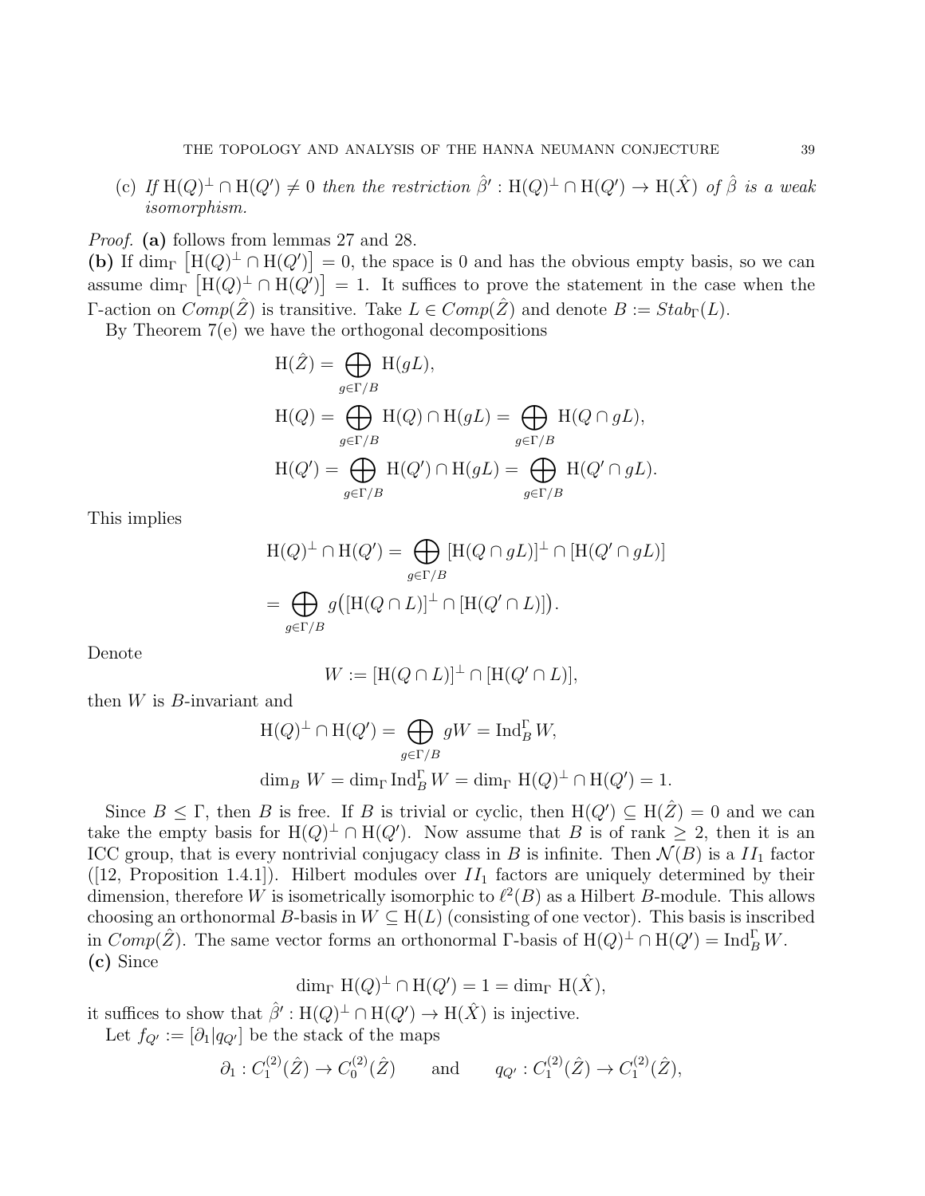(c) *If* $\mathrm{H}(Q)^{\perp} \cap \mathrm{H}(Q') \neq 0$ *then the restriction* $\hat{\beta}' : \mathrm{H}(Q)^{\perp} \cap \mathrm{H}(Q') \to \mathrm{H}(\hat{X})$ *of* $\hat{\beta}$ *is a weak isomorphism.*

*Proof.* **(a)** follows from lemmas 27 and 28.
**(b)** If $\dim_{\Gamma} \left[\mathrm{H}(Q)^{\perp} \cap \mathrm{H}(Q')\right] = 0$, the space is 0 and has the obvious empty basis, so we can assume $\dim_{\Gamma} \left[\mathrm{H}(Q)^{\perp} \cap \mathrm{H}(Q')\right] = 1$. It suffices to prove the statement in the case when the $\Gamma$-action on $Comp(\hat{Z})$ is transitive. Take $L \in Comp(\hat{Z})$ and denote $B := Stab_{\Gamma}(L)$.

By Theorem 7(e) we have the orthogonal decompositions

$$
\begin{aligned}
\mathrm{H}(\hat{Z}) &= \bigoplus_{g \in \Gamma/B} \mathrm{H}(gL), \\
\mathrm{H}(Q) &= \bigoplus_{g \in \Gamma/B} \mathrm{H}(Q) \cap \mathrm{H}(gL) = \bigoplus_{g \in \Gamma/B} \mathrm{H}(Q \cap gL), \\
\mathrm{H}(Q') &= \bigoplus_{g \in \Gamma/B} \mathrm{H}(Q') \cap \mathrm{H}(gL) = \bigoplus_{g \in \Gamma/B} \mathrm{H}(Q' \cap gL).
\end{aligned}
$$

This implies

$$
\begin{aligned}
\mathrm{H}(Q)^{\perp} \cap \mathrm{H}(Q') &= \bigoplus_{g \in \Gamma/B} [\mathrm{H}(Q \cap gL)]^{\perp} \cap [\mathrm{H}(Q' \cap gL)] \\
&= \bigoplus_{g \in \Gamma/B} g\big([\mathrm{H}(Q \cap L)]^{\perp} \cap [\mathrm{H}(Q' \cap L)]\big).
\end{aligned}
$$

Denote

$$
W := [\mathrm{H}(Q \cap L)]^{\perp} \cap [\mathrm{H}(Q' \cap L)],
$$

then $W$ is $B$-invariant and

$$
\begin{aligned}
\mathrm{H}(Q)^{\perp} \cap \mathrm{H}(Q') &= \bigoplus_{g \in \Gamma/B} gW = \mathrm{Ind}_B^{\Gamma} W, \\
\dim_B W &= \dim_{\Gamma} \mathrm{Ind}_B^{\Gamma} W = \dim_{\Gamma} \mathrm{H}(Q)^{\perp} \cap \mathrm{H}(Q') = 1.
\end{aligned}
$$

Since $B \leq \Gamma$, then $B$ is free. If $B$ is trivial or cyclic, then $\mathrm{H}(Q') \subseteq \mathrm{H}(\hat{Z}) = 0$ and we can take the empty basis for $\mathrm{H}(Q)^{\perp} \cap \mathrm{H}(Q')$. Now assume that $B$ is of rank $\geq 2$, then it is an ICC group, that is every nontrivial conjugacy class in $B$ is infinite. Then $\mathcal{N}(B)$ is a $II_1$ factor ([12, Proposition 1.4.1]). Hilbert modules over $II_1$ factors are uniquely determined by their dimension, therefore $W$ is isometrically isomorphic to $\ell^2(B)$ as a Hilbert $B$-module. This allows choosing an orthonormal $B$-basis in $W \subseteq \mathrm{H}(L)$ (consisting of one vector). This basis is inscribed in $Comp(\hat{Z})$. The same vector forms an orthonormal $\Gamma$-basis of $\mathrm{H}(Q)^{\perp} \cap \mathrm{H}(Q') = \mathrm{Ind}_B^{\Gamma} W$.
**(c)** Since

$$
\dim_{\Gamma} \mathrm{H}(Q)^{\perp} \cap \mathrm{H}(Q') = 1 = \dim_{\Gamma} \mathrm{H}(\hat{X}),
$$

it suffices to show that $\hat{\beta}' : \mathrm{H}(Q)^{\perp} \cap \mathrm{H}(Q') \to \mathrm{H}(\hat{X})$ is injective.

Let $f_{Q'} := [\partial_1 | q_{Q'}]$ be the stack of the maps

$$
\partial_1 : C_1^{(2)}(\hat{Z}) \to C_0^{(2)}(\hat{Z}) \qquad \text{and} \qquad q_{Q'} : C_1^{(2)}(\hat{Z}) \to C_1^{(2)}(\hat{Z}),
$$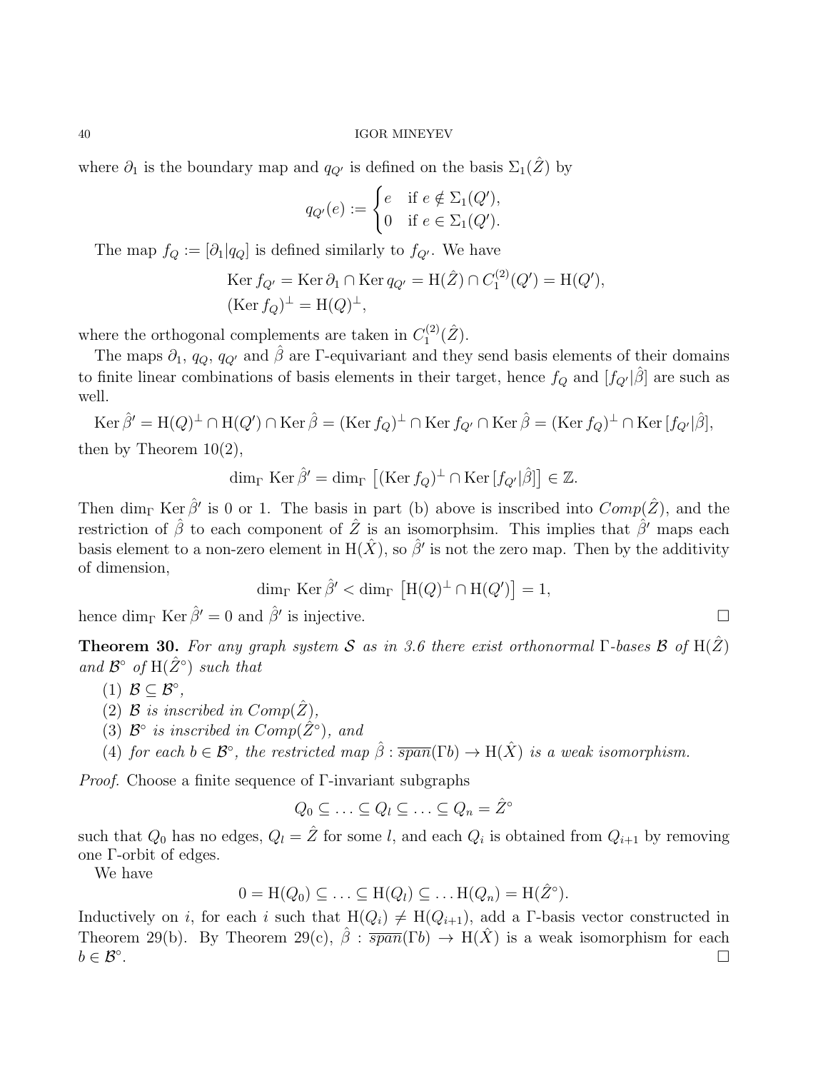where $\partial_1$ is the boundary map and $q_{Q'}$ is defined on the basis $\Sigma_1(\hat{Z})$ by

$$q_{Q'}(e) := \begin{cases} e & \text{if } e \notin \Sigma_1(Q'), \\ 0 & \text{if } e \in \Sigma_1(Q'). \end{cases}$$

The map $f_Q := [\partial_1 | q_Q]$ is defined similarly to $f_{Q'}$. We have

$$\begin{aligned} \operatorname{Ker} f_{Q'} &= \operatorname{Ker} \partial_1 \cap \operatorname{Ker} q_{Q'} = \mathrm{H}(\hat{Z}) \cap C_1^{(2)}(Q') = \mathrm{H}(Q'), \\ (\operatorname{Ker} f_Q)^\perp &= \mathrm{H}(Q)^\perp, \end{aligned}$$

where the orthogonal complements are taken in $C_1^{(2)}(\hat{Z})$.

The maps $\partial_1$, $q_Q$, $q_{Q'}$ and $\hat{\beta}$ are $\Gamma$-equivariant and they send basis elements of their domains to finite linear combinations of basis elements in their target, hence $f_Q$ and $[f_{Q'}|\hat{\beta}]$ are such as well.

$$\operatorname{Ker} \hat{\beta}' = \mathrm{H}(Q)^\perp \cap \mathrm{H}(Q') \cap \operatorname{Ker} \hat{\beta} = (\operatorname{Ker} f_Q)^\perp \cap \operatorname{Ker} f_{Q'} \cap \operatorname{Ker} \hat{\beta} = (\operatorname{Ker} f_Q)^\perp \cap \operatorname{Ker} [f_{Q'}|\hat{\beta}],$$

then by Theorem 10(2),

$$\dim_\Gamma \operatorname{Ker} \hat{\beta}' = \dim_\Gamma \left[ (\operatorname{Ker} f_Q)^\perp \cap \operatorname{Ker} [f_{Q'}|\hat{\beta}] \right] \in \mathbb{Z}.$$

Then $\dim_\Gamma \operatorname{Ker} \hat{\beta}'$ is 0 or 1. The basis in part (b) above is inscribed into $Comp(\hat{Z})$, and the restriction of $\hat{\beta}$ to each component of $\hat{Z}$ is an isomorphsim. This implies that $\hat{\beta}'$ maps each basis element to a non-zero element in $\mathrm{H}(\hat{X})$, so $\hat{\beta}'$ is not the zero map. Then by the additivity of dimension,

$$\dim_\Gamma \operatorname{Ker} \hat{\beta}' < \dim_\Gamma \left[ \mathrm{H}(Q)^\perp \cap \mathrm{H}(Q') \right] = 1,$$

hence $\dim_\Gamma \operatorname{Ker} \hat{\beta}' = 0$ and $\hat{\beta}'$ is injective. $\square$

**Theorem 30.** *For any graph system $\mathcal{S}$ as in 3.6 there exist orthonormal $\Gamma$-bases $\mathcal{B}$ of $\mathrm{H}(\hat{Z})$ and $\mathcal{B}^\circ$ of $\mathrm{H}(\hat{Z}^\circ)$ such that*

1. $\mathcal{B} \subseteq \mathcal{B}^\circ$,
2. $\mathcal{B}$ *is inscribed in* $Comp(\hat{Z})$,
3. $\mathcal{B}^\circ$ *is inscribed in* $Comp(\hat{Z}^\circ)$, *and*
4. *for each* $b \in \mathcal{B}^\circ$, *the restricted map* $\hat{\beta} : \overline{span}(\Gamma b) \to \mathrm{H}(\hat{X})$ *is a weak isomorphism.*

*Proof.* Choose a finite sequence of $\Gamma$-invariant subgraphs

$$Q_0 \subseteq \ldots \subseteq Q_l \subseteq \ldots \subseteq Q_n = \hat{Z}^\circ$$

such that $Q_0$ has no edges, $Q_l = \hat{Z}$ for some $l$, and each $Q_i$ is obtained from $Q_{i+1}$ by removing one $\Gamma$-orbit of edges.

We have

$$0 = \mathrm{H}(Q_0) \subseteq \ldots \subseteq \mathrm{H}(Q_l) \subseteq \ldots \mathrm{H}(Q_n) = \mathrm{H}(\hat{Z}^\circ).$$

Inductively on $i$, for each $i$ such that $\mathrm{H}(Q_i) \neq \mathrm{H}(Q_{i+1})$, add a $\Gamma$-basis vector constructed in Theorem 29(b). By Theorem 29(c), $\hat{\beta} : \overline{span}(\Gamma b) \to \mathrm{H}(\hat{X})$ is a weak isomorphism for each $b \in \mathcal{B}^\circ$. $\square$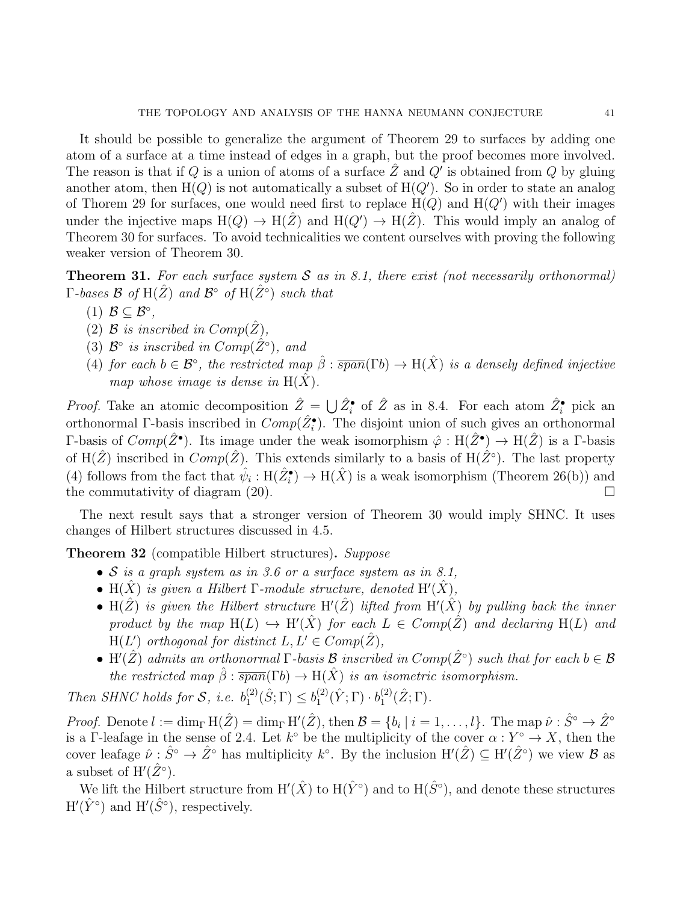It should be possible to generalize the argument of Theorem 29 to surfaces by adding one atom of a surface at a time instead of edges in a graph, but the proof becomes more involved. The reason is that if $Q$ is a union of atoms of a surface $\hat{Z}$ and $Q'$ is obtained from $Q$ by gluing another atom, then $\mathrm{H}(Q)$ is not automatically a subset of $\mathrm{H}(Q')$. So in order to state an analog of Thorem 29 for surfaces, one would need first to replace $\mathrm{H}(Q)$ and $\mathrm{H}(Q')$ with their images under the injective maps $\mathrm{H}(Q) \to \mathrm{H}(\hat{Z})$ and $\mathrm{H}(Q') \to \mathrm{H}(\hat{Z})$. This would imply an analog of Theorem 30 for surfaces. To avoid technicalities we content ourselves with proving the following weaker version of Theorem 30.

**Theorem 31.** *For each surface system $\mathcal{S}$ as in 8.1, there exist (not necessarily orthonormal) $\Gamma$-bases $\mathcal{B}$ of $\mathrm{H}(\hat{Z})$ and $\mathcal{B}^\circ$ of $\mathrm{H}(\hat{Z}^\circ)$ such that*

1. *$\mathcal{B} \subseteq \mathcal{B}^\circ$,*
2. *$\mathcal{B}$ is inscribed in $Comp(\hat{Z})$,*
3. *$\mathcal{B}^\circ$ is inscribed in $Comp(\hat{Z}^\circ)$, and*
4. *for each $b \in \mathcal{B}^\circ$, the restricted map $\hat{\beta} : \overline{span}(\Gamma b) \to \mathrm{H}(\hat{X})$ is a densely defined injective map whose image is dense in $\mathrm{H}(\hat{X})$.*

*Proof.* Take an atomic decomposition $\hat{Z} = \bigcup \hat{Z}_i^\bullet$ of $\hat{Z}$ as in 8.4. For each atom $\hat{Z}_i^\bullet$ pick an orthonormal $\Gamma$-basis inscribed in $Comp(\hat{Z}_i^\bullet)$. The disjoint union of such gives an orthonormal $\Gamma$-basis of $Comp(\hat{Z}^\bullet)$. Its image under the weak isomorphism $\hat{\varphi} : \mathrm{H}(\hat{Z}^\bullet) \to \mathrm{H}(\hat{Z})$ is a $\Gamma$-basis of $\mathrm{H}(\hat{Z})$ inscribed in $Comp(\hat{Z})$. This extends similarly to a basis of $\mathrm{H}(\hat{Z}^\circ)$. The last property (4) follows from the fact that $\hat{\psi}_i : \mathrm{H}(\hat{Z}_i^\bullet) \to \mathrm{H}(\hat{X})$ is a weak isomorphism (Theorem 26(b)) and the commutativity of diagram (20). $\square$

The next result says that a stronger version of Theorem 30 would imply SHNC. It uses changes of Hilbert structures discussed in 4.5.

**Theorem 32** (compatible Hilbert structures)**.** *Suppose*

- *$\mathcal{S}$ is a graph system as in 3.6 or a surface system as in 8.1,*
- *$\mathrm{H}(\hat{X})$ is given a Hilbert $\Gamma$-module structure, denoted $\mathrm{H}'(\hat{X})$,*
- *$\mathrm{H}(\hat{Z})$ is given the Hilbert structure $\mathrm{H}'(\hat{Z})$ lifted from $\mathrm{H}'(\hat{X})$ by pulling back the inner product by the map $\mathrm{H}(L) \hookrightarrow \mathrm{H}'(\hat{X})$ for each $L \in Comp(\hat{Z})$ and declaring $\mathrm{H}(L)$ and $\mathrm{H}(L')$ orthogonal for distinct $L, L' \in Comp(\hat{Z})$,*
- *$\mathrm{H}'(\hat{Z})$ admits an orthonormal $\Gamma$-basis $\mathcal{B}$ inscribed in $Comp(\hat{Z}^\circ)$ such that for each $b \in \mathcal{B}$ the restricted map $\hat{\beta} : \overline{span}(\Gamma b) \to \mathrm{H}(\hat{X})$ is an isometric isomorphism.*

*Then SHNC holds for $\mathcal{S}$, i.e. $b_1^{(2)}(\hat{S}; \Gamma) \leq b_1^{(2)}(\hat{Y}; \Gamma) \cdot b_1^{(2)}(\hat{Z}; \Gamma)$.*

*Proof.* Denote $l := \dim_\Gamma \mathrm{H}(\hat{Z}) = \dim_\Gamma \mathrm{H}'(\hat{Z})$, then $\mathcal{B} = \{b_i \mid i = 1, \ldots, l\}$. The map $\hat{\nu} : \hat{S}^\circ \to \hat{Z}^\circ$ is a $\Gamma$-leafage in the sense of 2.4. Let $k^\circ$ be the multiplicity of the cover $\alpha : Y^\circ \to X$, then the cover leafage $\hat{\nu} : \hat{S}^\circ \to \hat{Z}^\circ$ has multiplicity $k^\circ$. By the inclusion $\mathrm{H}'(\hat{Z}) \subseteq \mathrm{H}'(\hat{Z}^\circ)$ we view $\mathcal{B}$ as a subset of $\mathrm{H}'(\hat{Z}^\circ)$.

We lift the Hilbert structure from $\mathrm{H}'(\hat{X})$ to $\mathrm{H}(\hat{Y}^\circ)$ and to $\mathrm{H}(\hat{S}^\circ)$, and denote these structures $\mathrm{H}'(\hat{Y}^\circ)$ and $\mathrm{H}'(\hat{S}^\circ)$, respectively.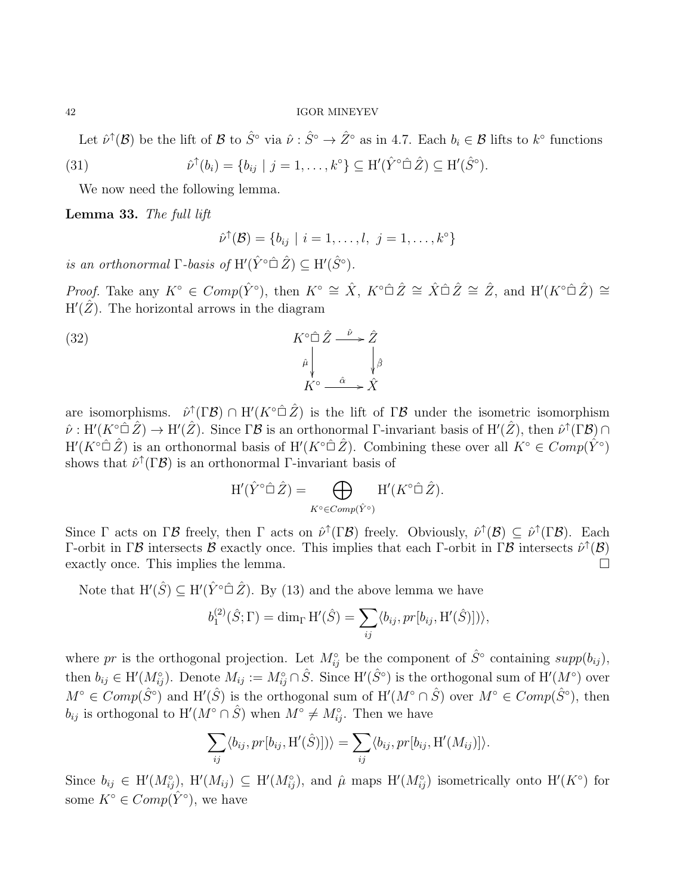Let $\hat{\nu}^{\uparrow}(\mathcal{B})$ be the lift of $\mathcal{B}$ to $\hat{S}^{\circ}$ via $\hat{\nu}: \hat{S}^{\circ} \to \hat{Z}^{\circ}$ as in 4.7. Each $b_i \in \mathcal{B}$ lifts to $k^{\circ}$ functions

$$\hat{\nu}^{\uparrow}(b_i) = \{b_{ij} \mid j = 1, \dots, k^{\circ}\} \subseteq \mathrm{H}'(\hat{Y}^{\circ} \hat{\Box}\, \hat{Z}) \subseteq \mathrm{H}'(\hat{S}^{\circ}). \tag{31}$$

We now need the following lemma.

**Lemma 33.** *The full lift*

$$\hat{\nu}^{\uparrow}(\mathcal{B}) = \{b_{ij} \mid i = 1, \dots, l,\ j = 1, \dots, k^{\circ}\}$$

*is an orthonormal* $\Gamma$*-basis of* $\mathrm{H}'(\hat{Y}^{\circ} \hat{\Box}\, \hat{Z}) \subseteq \mathrm{H}'(\hat{S}^{\circ})$.

*Proof.* Take any $K^{\circ} \in Comp(\hat{Y}^{\circ})$, then $K^{\circ} \cong \hat{X}$, $K^{\circ} \hat{\Box}\, \hat{Z} \cong \hat{X} \hat{\Box}\, \hat{Z} \cong \hat{Z}$, and $\mathrm{H}'(K^{\circ} \hat{\Box}\, \hat{Z}) \cong \mathrm{H}'(\hat{Z})$. The horizontal arrows in the diagram

$$\begin{array}{ccc} K^{\circ} \hat{\Box}\, \hat{Z} & \xrightarrow{\hat{\nu}} & \hat{Z} \\ {\scriptstyle \hat{\mu}} \downarrow & & \downarrow {\scriptstyle \hat{\beta}} \\ K^{\circ} & \xrightarrow{\hat{\alpha}} & \hat{X} \end{array} \tag{32}$$

are isomorphisms. $\hat{\nu}^{\uparrow}(\Gamma\mathcal{B}) \cap \mathrm{H}'(K^{\circ} \hat{\Box}\, \hat{Z})$ is the lift of $\Gamma\mathcal{B}$ under the isometric isomorphism $\hat{\nu}: \mathrm{H}'(K^{\circ} \hat{\Box}\, \hat{Z}) \to \mathrm{H}'(\hat{Z})$. Since $\Gamma\mathcal{B}$ is an orthonormal $\Gamma$-invariant basis of $\mathrm{H}'(\hat{Z})$, then $\hat{\nu}^{\uparrow}(\Gamma\mathcal{B}) \cap \mathrm{H}'(K^{\circ} \hat{\Box}\, \hat{Z})$ is an orthonormal basis of $\mathrm{H}'(K^{\circ} \hat{\Box}\, \hat{Z})$. Combining these over all $K^{\circ} \in Comp(\hat{Y}^{\circ})$ shows that $\hat{\nu}^{\uparrow}(\Gamma\mathcal{B})$ is an orthonormal $\Gamma$-invariant basis of

$$\mathrm{H}'(\hat{Y}^{\circ} \hat{\Box}\, \hat{Z}) = \bigoplus_{K^{\circ} \in Comp(\hat{Y}^{\circ})} \mathrm{H}'(K^{\circ} \hat{\Box}\, \hat{Z}).$$

Since $\Gamma$ acts on $\Gamma\mathcal{B}$ freely, then $\Gamma$ acts on $\hat{\nu}^{\uparrow}(\Gamma\mathcal{B})$ freely. Obviously, $\hat{\nu}^{\uparrow}(\mathcal{B}) \subseteq \hat{\nu}^{\uparrow}(\Gamma\mathcal{B})$. Each $\Gamma$-orbit in $\Gamma\mathcal{B}$ intersects $\mathcal{B}$ exactly once. This implies that each $\Gamma$-orbit in $\Gamma\mathcal{B}$ intersects $\hat{\nu}^{\uparrow}(\mathcal{B})$ exactly once. This implies the lemma. $\square$

Note that $\mathrm{H}'(\hat{S}) \subseteq \mathrm{H}'(\hat{Y}^{\circ} \hat{\Box}\, \hat{Z})$. By (13) and the above lemma we have

$$b_1^{(2)}(\hat{S}; \Gamma) = \dim_{\Gamma} \mathrm{H}'(\hat{S}) = \sum_{ij} \langle b_{ij}, pr[b_{ij}, \mathrm{H}'(\hat{S})] \rangle,$$

where $pr$ is the orthogonal projection. Let $M_{ij}^{\circ}$ be the component of $\hat{S}^{\circ}$ containing $supp(b_{ij})$, then $b_{ij} \in \mathrm{H}'(M_{ij}^{\circ})$. Denote $M_{ij} := M_{ij}^{\circ} \cap \hat{S}$. Since $\mathrm{H}'(\hat{S}^{\circ})$ is the orthogonal sum of $\mathrm{H}'(M^{\circ})$ over $M^{\circ} \in Comp(\hat{S}^{\circ})$ and $\mathrm{H}'(\hat{S})$ is the orthogonal sum of $\mathrm{H}'(M^{\circ} \cap \hat{S})$ over $M^{\circ} \in Comp(\hat{S}^{\circ})$, then $b_{ij}$ is orthogonal to $\mathrm{H}'(M^{\circ} \cap \hat{S})$ when $M^{\circ} \neq M_{ij}^{\circ}$. Then we have

$$\sum_{ij} \langle b_{ij}, pr[b_{ij}, \mathrm{H}'(\hat{S})] \rangle = \sum_{ij} \langle b_{ij}, pr[b_{ij}, \mathrm{H}'(M_{ij})] \rangle.$$

Since $b_{ij} \in \mathrm{H}'(M_{ij}^{\circ})$, $\mathrm{H}'(M_{ij}) \subseteq \mathrm{H}'(M_{ij}^{\circ})$, and $\hat{\mu}$ maps $\mathrm{H}'(M_{ij}^{\circ})$ isometrically onto $\mathrm{H}'(K^{\circ})$ for some $K^{\circ} \in Comp(\hat{Y}^{\circ})$, we have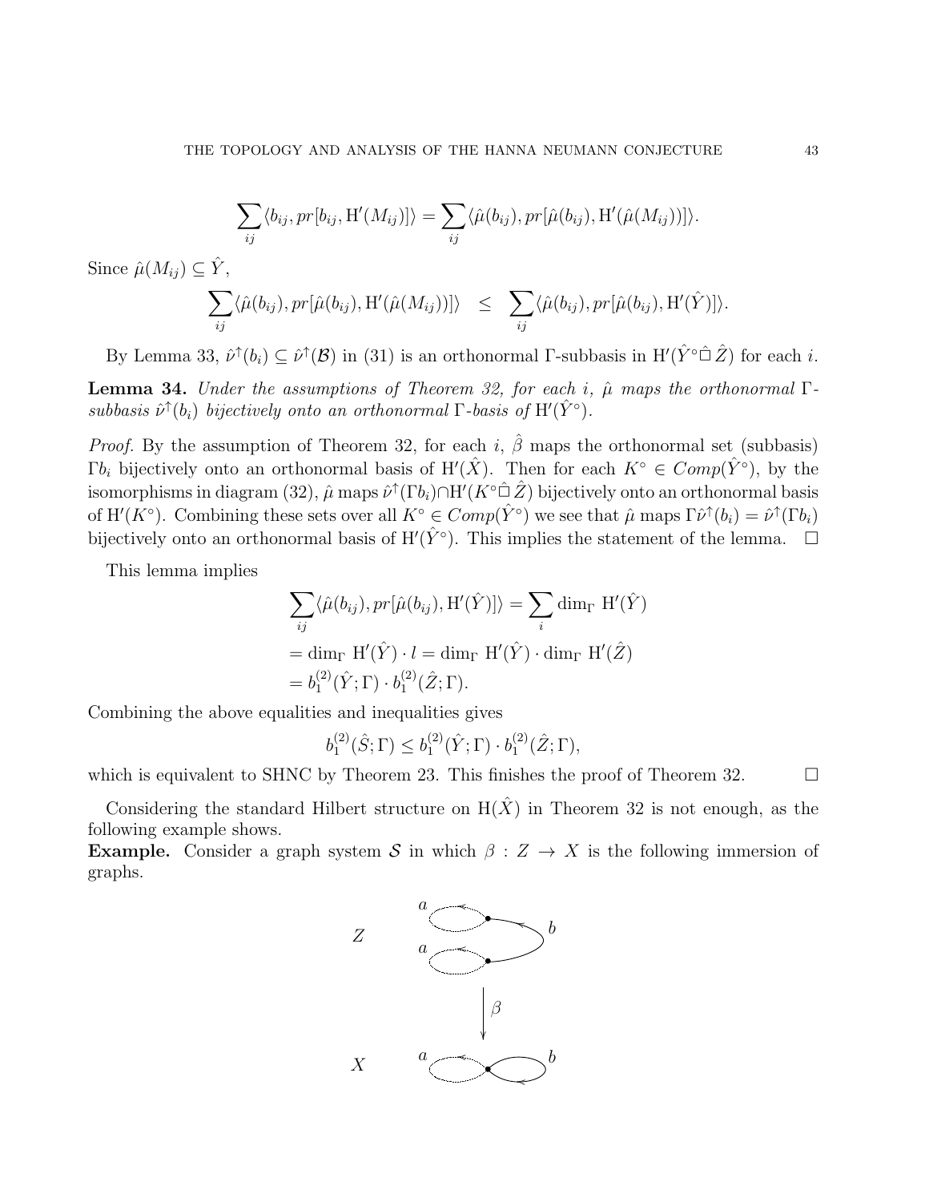$$\sum_{ij}\langle b_{ij}, pr[b_{ij}, \mathrm{H}'(M_{ij})]\rangle = \sum_{ij}\langle \hat{\mu}(b_{ij}), pr[\hat{\mu}(b_{ij}), \mathrm{H}'(\hat{\mu}(M_{ij}))]\rangle.$$

Since $\hat{\mu}(M_{ij}) \subseteq \hat{Y}$,

$$\sum_{ij}\langle \hat{\mu}(b_{ij}), pr[\hat{\mu}(b_{ij}), \mathrm{H}'(\hat{\mu}(M_{ij}))]\rangle \quad \leq \quad \sum_{ij}\langle \hat{\mu}(b_{ij}), pr[\hat{\mu}(b_{ij}), \mathrm{H}'(\hat{Y})]\rangle.$$

By Lemma 33, $\hat{\nu}^{\uparrow}(b_i) \subseteq \hat{\nu}^{\uparrow}(\mathcal{B})$ in (31) is an orthonormal $\Gamma$-subbasis in $\mathrm{H}'(\hat{Y}^{\circ}\hat{\Box}\,\hat{Z})$ for each $i$.

**Lemma 34.** *Under the assumptions of Theorem 32, for each $i$, $\hat{\mu}$ maps the orthonormal $\Gamma$-subbasis $\hat{\nu}^{\uparrow}(b_i)$ bijectively onto an orthonormal $\Gamma$-basis of $\mathrm{H}'(\hat{Y}^{\circ})$.*

*Proof.* By the assumption of Theorem 32, for each $i$, $\hat{\beta}$ maps the orthonormal set (subbasis) $\Gamma b_i$ bijectively onto an orthonormal basis of $\mathrm{H}'(\hat{X})$. Then for each $K^{\circ} \in Comp(\hat{Y}^{\circ})$, by the isomorphisms in diagram (32), $\hat{\mu}$ maps $\hat{\nu}^{\uparrow}(\Gamma b_i) \cap \mathrm{H}'(K^{\circ}\hat{\Box}\,\hat{Z})$ bijectively onto an orthonormal basis of $\mathrm{H}'(K^{\circ})$. Combining these sets over all $K^{\circ} \in Comp(\hat{Y}^{\circ})$ we see that $\hat{\mu}$ maps $\Gamma\hat{\nu}^{\uparrow}(b_i) = \hat{\nu}^{\uparrow}(\Gamma b_i)$ bijectively onto an orthonormal basis of $\mathrm{H}'(\hat{Y}^{\circ})$. This implies the statement of the lemma. $\square$

This lemma implies

$$\begin{aligned}
&\sum_{ij}\langle \hat{\mu}(b_{ij}), pr[\hat{\mu}(b_{ij}), \mathrm{H}'(\hat{Y})]\rangle = \sum_{i} \dim_{\Gamma} \mathrm{H}'(\hat{Y}) \\
&= \dim_{\Gamma} \mathrm{H}'(\hat{Y}) \cdot l = \dim_{\Gamma} \mathrm{H}'(\hat{Y}) \cdot \dim_{\Gamma} \mathrm{H}'(\hat{Z}) \\
&= b_1^{(2)}(\hat{Y};\Gamma) \cdot b_1^{(2)}(\hat{Z};\Gamma).
\end{aligned}$$

Combining the above equalities and inequalities gives

$$b_1^{(2)}(\hat{S};\Gamma) \leq b_1^{(2)}(\hat{Y};\Gamma) \cdot b_1^{(2)}(\hat{Z};\Gamma),$$

which is equivalent to SHNC by Theorem 23. This finishes the proof of Theorem 32. $\square$

Considering the standard Hilbert structure on $\mathrm{H}(\hat{X})$ in Theorem 32 is not enough, as the following example shows.

**Example.** Consider a graph system $\mathcal{S}$ in which $\beta : Z \to X$ is the following immersion of graphs.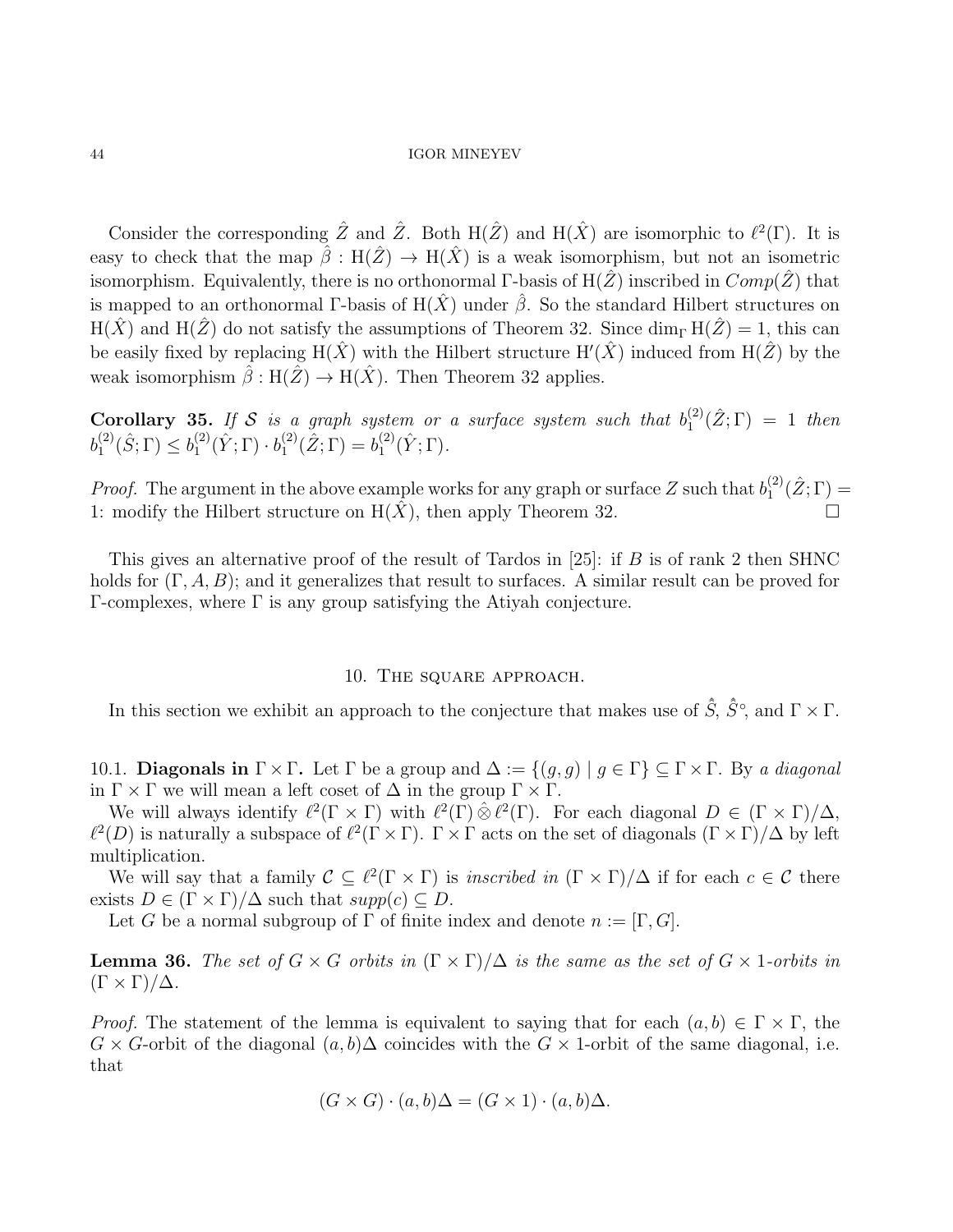Consider the corresponding $\hat{Z}$ and $\hat{Z}$. Both $\mathrm{H}(\hat{Z})$ and $\mathrm{H}(\hat{X})$ are isomorphic to $\ell^2(\Gamma)$. It is easy to check that the map $\hat{\beta} : \mathrm{H}(\hat{Z}) \to \mathrm{H}(\hat{X})$ is a weak isomorphism, but not an isometric isomorphism. Equivalently, there is no orthonormal $\Gamma$-basis of $\mathrm{H}(\hat{Z})$ inscribed in $Comp(\hat{Z})$ that is mapped to an orthonormal $\Gamma$-basis of $\mathrm{H}(\hat{X})$ under $\hat{\beta}$. So the standard Hilbert structures on $\mathrm{H}(\hat{X})$ and $\mathrm{H}(\hat{Z})$ do not satisfy the assumptions of Theorem 32. Since $\dim_\Gamma \mathrm{H}(\hat{Z}) = 1$, this can be easily fixed by replacing $\mathrm{H}(\hat{X})$ with the Hilbert structure $\mathrm{H}'(\hat{X})$ induced from $\mathrm{H}(\hat{Z})$ by the weak isomorphism $\hat{\beta} : \mathrm{H}(\hat{Z}) \to \mathrm{H}(\hat{X})$. Then Theorem 32 applies.

**Corollary 35.** *If $\mathcal{S}$ is a graph system or a surface system such that $b_1^{(2)}(\hat{Z};\Gamma) = 1$ then $b_1^{(2)}(\hat{S};\Gamma) \leq b_1^{(2)}(\hat{Y};\Gamma) \cdot b_1^{(2)}(\hat{Z};\Gamma) = b_1^{(2)}(\hat{Y};\Gamma)$.*

*Proof.* The argument in the above example works for any graph or surface $Z$ such that $b_1^{(2)}(\hat{Z};\Gamma) = 1$: modify the Hilbert structure on $\mathrm{H}(\hat{X})$, then apply Theorem 32. □

This gives an alternative proof of the result of Tardos in [25]: if $B$ is of rank 2 then SHNC holds for $(\Gamma, A, B)$; and it generalizes that result to surfaces. A similar result can be proved for $\Gamma$-complexes, where $\Gamma$ is any group satisfying the Atiyah conjecture.

## 10. The square approach.

In this section we exhibit an approach to the conjecture that makes use of $\hat{\hat{S}}$, $\hat{\hat{S}}^\circ$, and $\Gamma \times \Gamma$.

10.1. **Diagonals in $\Gamma \times \Gamma$.** Let $\Gamma$ be a group and $\Delta := \{(g,g) \mid g \in \Gamma\} \subseteq \Gamma \times \Gamma$. By *a diagonal* in $\Gamma \times \Gamma$ we will mean a left coset of $\Delta$ in the group $\Gamma \times \Gamma$.

We will always identify $\ell^2(\Gamma \times \Gamma)$ with $\ell^2(\Gamma) \hat{\otimes} \ell^2(\Gamma)$. For each diagonal $D \in (\Gamma \times \Gamma)/\Delta$, $\ell^2(D)$ is naturally a subspace of $\ell^2(\Gamma \times \Gamma)$. $\Gamma \times \Gamma$ acts on the set of diagonals $(\Gamma \times \Gamma)/\Delta$ by left multiplication.

We will say that a family $\mathcal{C} \subseteq \ell^2(\Gamma \times \Gamma)$ is *inscribed in* $(\Gamma \times \Gamma)/\Delta$ if for each $c \in \mathcal{C}$ there exists $D \in (\Gamma \times \Gamma)/\Delta$ such that $supp(c) \subseteq D$.

Let $G$ be a normal subgroup of $\Gamma$ of finite index and denote $n := [\Gamma, G]$.

**Lemma 36.** *The set of $G \times G$ orbits in $(\Gamma \times \Gamma)/\Delta$ is the same as the set of $G \times 1$-orbits in $(\Gamma \times \Gamma)/\Delta$.*

*Proof.* The statement of the lemma is equivalent to saying that for each $(a,b) \in \Gamma \times \Gamma$, the $G \times G$-orbit of the diagonal $(a,b)\Delta$ coincides with the $G \times 1$-orbit of the same diagonal, i.e. that

$$(G \times G) \cdot (a,b)\Delta = (G \times 1) \cdot (a,b)\Delta.$$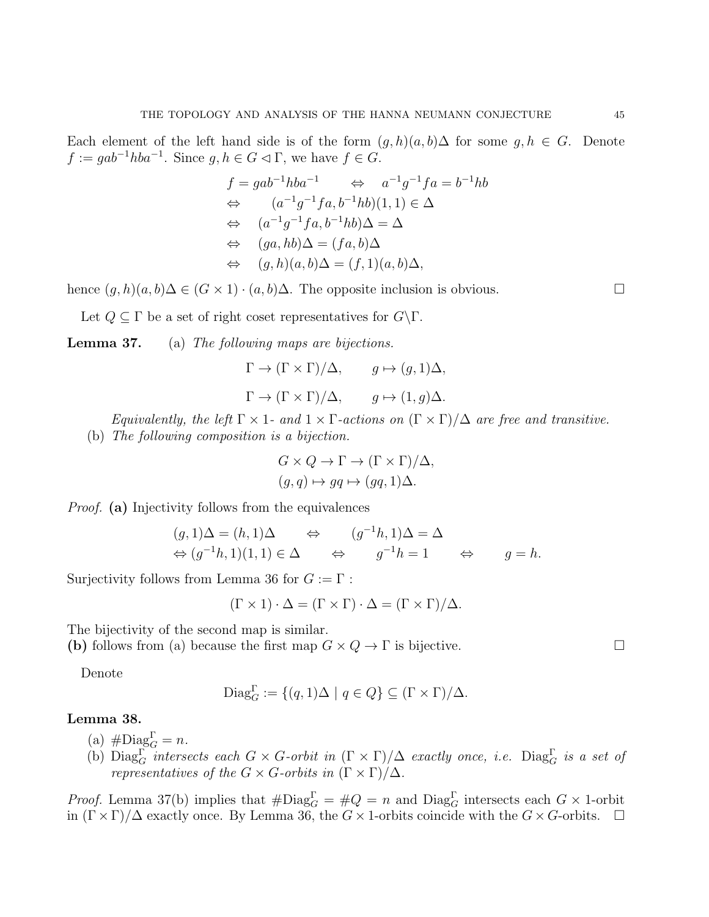Each element of the left hand side is of the form $(g, h)(a, b)\Delta$ for some $g, h \in G$. Denote $f := gab^{-1}hba^{-1}$. Since $g, h \in G \lhd \Gamma$, we have $f \in G$.

$$
\begin{aligned}
f = gab^{-1}hba^{-1} \quad &\Leftrightarrow \quad a^{-1}g^{-1}fa = b^{-1}hb \\
\Leftrightarrow \quad &(a^{-1}g^{-1}fa, b^{-1}hb)(1,1) \in \Delta \\
\Leftrightarrow \quad &(a^{-1}g^{-1}fa, b^{-1}hb)\Delta = \Delta \\
\Leftrightarrow \quad &(ga, hb)\Delta = (fa, b)\Delta \\
\Leftrightarrow \quad &(g, h)(a, b)\Delta = (f, 1)(a, b)\Delta,
\end{aligned}
$$

hence $(g, h)(a, b)\Delta \in (G \times 1) \cdot (a, b)\Delta$. The opposite inclusion is obvious. $\square$

Let $Q \subseteq \Gamma$ be a set of right coset representatives for $G \backslash \Gamma$.

**Lemma 37.** (a) *The following maps are bijections.*

$$\Gamma \to (\Gamma \times \Gamma)/\Delta, \qquad g \mapsto (g, 1)\Delta,$$

$$\Gamma \to (\Gamma \times \Gamma)/\Delta, \qquad g \mapsto (1, g)\Delta.$$

*Equivalently, the left $\Gamma \times 1$- and $1 \times \Gamma$-actions on $(\Gamma \times \Gamma)/\Delta$ are free and transitive.*

(b) *The following composition is a bijection.*

$$
\begin{aligned}
&G \times Q \to \Gamma \to (\Gamma \times \Gamma)/\Delta, \\
&(g, q) \mapsto gq \mapsto (gq, 1)\Delta.
\end{aligned}
$$

*Proof.* **(a)** Injectivity follows from the equivalences

$$
\begin{aligned}
&(g, 1)\Delta = (h, 1)\Delta \qquad \Leftrightarrow \qquad (g^{-1}h, 1)\Delta = \Delta \\
&\Leftrightarrow (g^{-1}h, 1)(1, 1) \in \Delta \qquad \Leftrightarrow \qquad g^{-1}h = 1 \qquad \Leftrightarrow \qquad g = h.
\end{aligned}
$$

Surjectivity follows from Lemma 36 for $G := \Gamma$ :

$$(\Gamma \times 1) \cdot \Delta = (\Gamma \times \Gamma) \cdot \Delta = (\Gamma \times \Gamma)/\Delta.$$

The bijectivity of the second map is similar.
**(b)** follows from (a) because the first map $G \times Q \to \Gamma$ is bijective. $\square$

Denote

$$\mathrm{Diag}_G^\Gamma := \{(q, 1)\Delta \mid q \in Q\} \subseteq (\Gamma \times \Gamma)/\Delta.$$

**Lemma 38.**

(a) $\#\mathrm{Diag}_G^\Gamma = n$.

(b) $\mathrm{Diag}_G^\Gamma$ *intersects each $G \times G$-orbit in $(\Gamma \times \Gamma)/\Delta$ exactly once, i.e.* $\mathrm{Diag}_G^\Gamma$ *is a set of representatives of the $G \times G$-orbits in $(\Gamma \times \Gamma)/\Delta$.*

*Proof.* Lemma 37(b) implies that $\#\mathrm{Diag}_G^\Gamma = \#Q = n$ and $\mathrm{Diag}_G^\Gamma$ intersects each $G \times 1$-orbit in $(\Gamma \times \Gamma)/\Delta$ exactly once. By Lemma 36, the $G \times 1$-orbits coincide with the $G \times G$-orbits. $\square$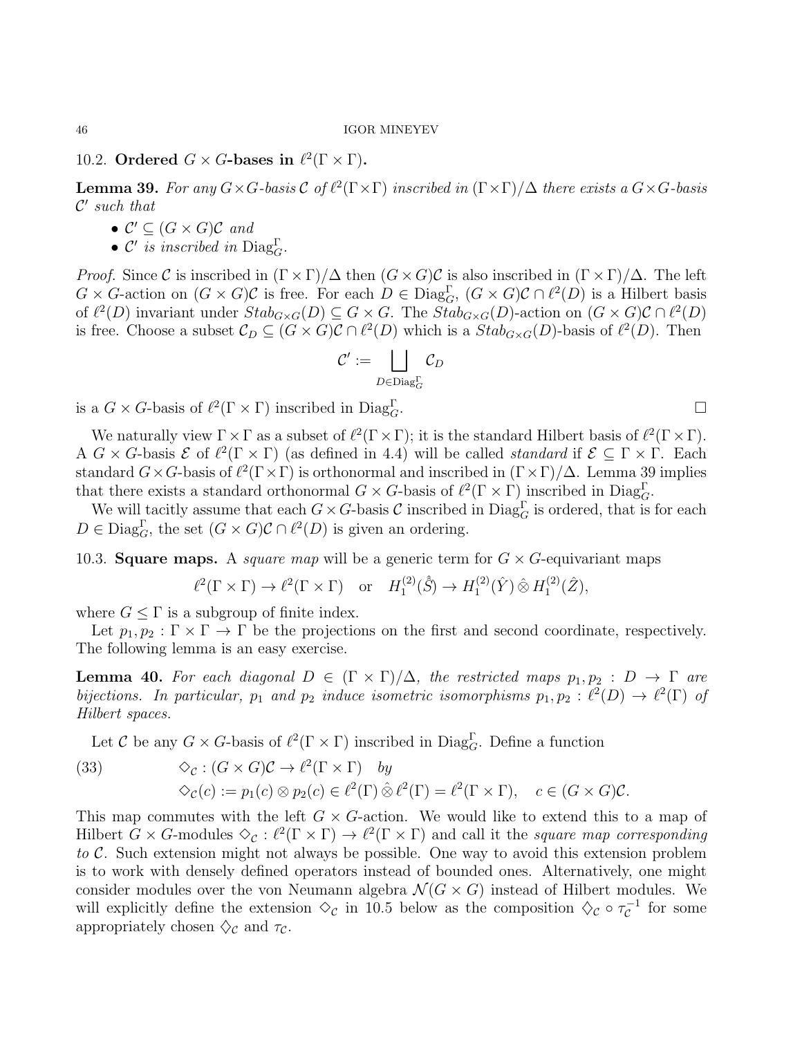## 10.2. Ordered $G \times G$-bases in $\ell^2(\Gamma \times \Gamma)$.

**Lemma 39.** *For any $G \times G$-basis $\mathcal{C}$ of $\ell^2(\Gamma \times \Gamma)$ inscribed in $(\Gamma \times \Gamma)/\Delta$ there exists a $G \times G$-basis $\mathcal{C}'$ such that*

- $\mathcal{C}' \subseteq (G \times G)\mathcal{C}$ *and*
- $\mathcal{C}'$ *is inscribed in* $\mathrm{Diag}^{\Gamma}_{G}$.

*Proof.* Since $\mathcal{C}$ is inscribed in $(\Gamma \times \Gamma)/\Delta$ then $(G \times G)\mathcal{C}$ is also inscribed in $(\Gamma \times \Gamma)/\Delta$. The left $G \times G$-action on $(G \times G)\mathcal{C}$ is free. For each $D \in \mathrm{Diag}^{\Gamma}_{G}$, $(G \times G)\mathcal{C} \cap \ell^2(D)$ is a Hilbert basis of $\ell^2(D)$ invariant under $Stab_{G \times G}(D) \subseteq G \times G$. The $Stab_{G \times G}(D)$-action on $(G \times G)\mathcal{C} \cap \ell^2(D)$ is free. Choose a subset $\mathcal{C}_D \subseteq (G \times G)\mathcal{C} \cap \ell^2(D)$ which is a $Stab_{G \times G}(D)$-basis of $\ell^2(D)$. Then

$$\mathcal{C}' := \bigsqcup_{D \in \mathrm{Diag}^{\Gamma}_{G}} \mathcal{C}_D$$

is a $G \times G$-basis of $\ell^2(\Gamma \times \Gamma)$ inscribed in $\mathrm{Diag}^{\Gamma}_{G}$. $\square$

We naturally view $\Gamma \times \Gamma$ as a subset of $\ell^2(\Gamma \times \Gamma)$; it is the standard Hilbert basis of $\ell^2(\Gamma \times \Gamma)$. A $G \times G$-basis $\mathcal{E}$ of $\ell^2(\Gamma \times \Gamma)$ (as defined in 4.4) will be called *standard* if $\mathcal{E} \subseteq \Gamma \times \Gamma$. Each standard $G \times G$-basis of $\ell^2(\Gamma \times \Gamma)$ is orthonormal and inscribed in $(\Gamma \times \Gamma)/\Delta$. Lemma 39 implies that there exists a standard orthonormal $G \times G$-basis of $\ell^2(\Gamma \times \Gamma)$ inscribed in $\mathrm{Diag}^{\Gamma}_{G}$.

We will tacitly assume that each $G \times G$-basis $\mathcal{C}$ inscribed in $\mathrm{Diag}^{\Gamma}_{G}$ is ordered, that is for each $D \in \mathrm{Diag}^{\Gamma}_{G}$, the set $(G \times G)\mathcal{C} \cap \ell^2(D)$ is given an ordering.

## 10.3. Square maps.

A *square map* will be a generic term for $G \times G$-equivariant maps

$$\ell^2(\Gamma \times \Gamma) \to \ell^2(\Gamma \times \Gamma) \quad \text{or} \quad H_1^{(2)}(\hat{\hat{S}}) \to H_1^{(2)}(\hat{Y}) \mathbin{\hat{\otimes}} H_1^{(2)}(\hat{Z}),$$

where $G \leq \Gamma$ is a subgroup of finite index.

Let $p_1, p_2 : \Gamma \times \Gamma \to \Gamma$ be the projections on the first and second coordinate, respectively. The following lemma is an easy exercise.

**Lemma 40.** *For each diagonal $D \in (\Gamma \times \Gamma)/\Delta$, the restricted maps $p_1, p_2 : D \to \Gamma$ are bijections. In particular, $p_1$ and $p_2$ induce isometric isomorphisms $p_1, p_2 : \ell^2(D) \to \ell^2(\Gamma)$ of Hilbert spaces.*

Let $\mathcal{C}$ be any $G \times G$-basis of $\ell^2(\Gamma \times \Gamma)$ inscribed in $\mathrm{Diag}^{\Gamma}_{G}$. Define a function

$$\diamondsuit_{\mathcal{C}} : (G \times G)\mathcal{C} \to \ell^2(\Gamma \times \Gamma) \quad by \tag{33}$$

$$\diamondsuit_{\mathcal{C}}(c) := p_1(c) \otimes p_2(c) \in \ell^2(\Gamma) \mathbin{\hat{\otimes}} \ell^2(\Gamma) = \ell^2(\Gamma \times \Gamma), \quad c \in (G \times G)\mathcal{C}.$$

This map commutes with the left $G \times G$-action. We would like to extend this to a map of Hilbert $G \times G$-modules $\diamondsuit_{\mathcal{C}} : \ell^2(\Gamma \times \Gamma) \to \ell^2(\Gamma \times \Gamma)$ and call it the *square map corresponding to* $\mathcal{C}$. Such extension might not always be possible. One way to avoid this extension problem is to work with densely defined operators instead of bounded ones. Alternatively, one might consider modules over the von Neumann algebra $\mathcal{N}(G \times G)$ instead of Hilbert modules. We will explicitly define the extension $\diamondsuit_{\mathcal{C}}$ in 10.5 below as the composition $\lozenge_{\mathcal{C}} \circ \tau_{\mathcal{C}}^{-1}$ for some appropriately chosen $\lozenge_{\mathcal{C}}$ and $\tau_{\mathcal{C}}$.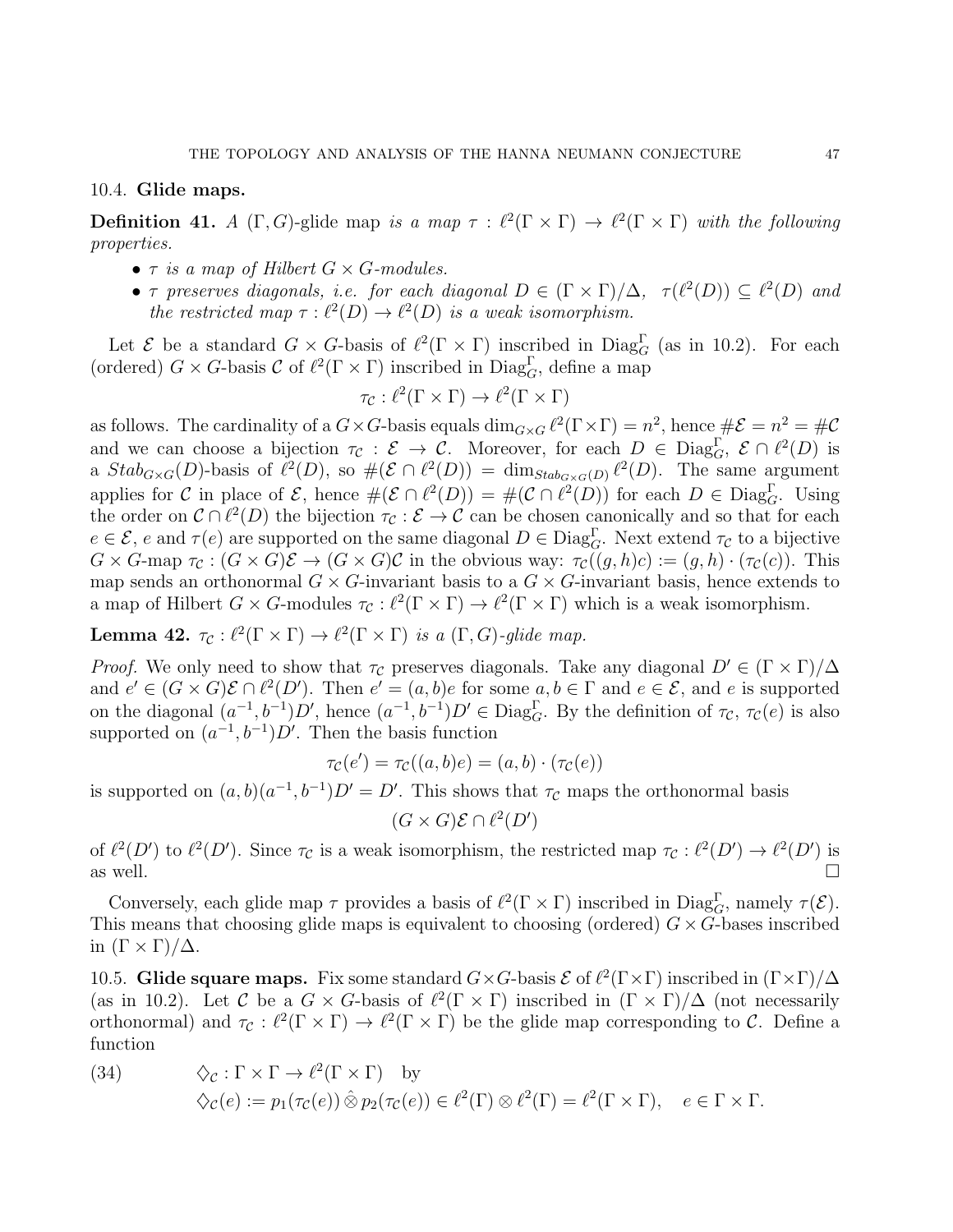### 10.4. **Glide maps.**

**Definition 41.** *A* $(\Gamma, G)$-glide map *is a map* $\tau : \ell^2(\Gamma \times \Gamma) \to \ell^2(\Gamma \times \Gamma)$ *with the following properties.*

- $\tau$ *is a map of Hilbert* $G \times G$*-modules.*
- $\tau$ *preserves diagonals, i.e. for each diagonal* $D \in (\Gamma \times \Gamma)/\Delta$, $\tau(\ell^2(D)) \subseteq \ell^2(D)$ *and the restricted map* $\tau : \ell^2(D) \to \ell^2(D)$ *is a weak isomorphism.*

Let $\mathcal{E}$ be a standard $G \times G$-basis of $\ell^2(\Gamma \times \Gamma)$ inscribed in $\mathrm{Diag}_G^\Gamma$ (as in 10.2). For each (ordered) $G \times G$-basis $\mathcal{C}$ of $\ell^2(\Gamma \times \Gamma)$ inscribed in $\mathrm{Diag}_G^\Gamma$, define a map

$$\tau_{\mathcal{C}} : \ell^2(\Gamma \times \Gamma) \to \ell^2(\Gamma \times \Gamma)$$

as follows. The cardinality of a $G \times G$-basis equals $\dim_{G\times G} \ell^2(\Gamma \times \Gamma) = n^2$, hence $\#\mathcal{E} = n^2 = \#\mathcal{C}$ and we can choose a bijection $\tau_{\mathcal{C}} : \mathcal{E} \to \mathcal{C}$. Moreover, for each $D \in \mathrm{Diag}_G^\Gamma$, $\mathcal{E} \cap \ell^2(D)$ is a $Stab_{G\times G}(D)$-basis of $\ell^2(D)$, so $\#(\mathcal{E} \cap \ell^2(D)) = \dim_{Stab_{G\times G}(D)} \ell^2(D)$. The same argument applies for $\mathcal{C}$ in place of $\mathcal{E}$, hence $\#(\mathcal{E} \cap \ell^2(D)) = \#(\mathcal{C} \cap \ell^2(D))$ for each $D \in \mathrm{Diag}_G^\Gamma$. Using the order on $\mathcal{C} \cap \ell^2(D)$ the bijection $\tau_{\mathcal{C}} : \mathcal{E} \to \mathcal{C}$ can be chosen canonically and so that for each $e \in \mathcal{E}$, $e$ and $\tau(e)$ are supported on the same diagonal $D \in \mathrm{Diag}_G^\Gamma$. Next extend $\tau_{\mathcal{C}}$ to a bijective $G \times G$-map $\tau_{\mathcal{C}} : (G \times G)\mathcal{E} \to (G \times G)\mathcal{C}$ in the obvious way: $\tau_{\mathcal{C}}((g, h)c) := (g, h) \cdot (\tau_{\mathcal{C}}(c))$. This map sends an orthonormal $G \times G$-invariant basis to a $G \times G$-invariant basis, hence extends to a map of Hilbert $G \times G$-modules $\tau_{\mathcal{C}} : \ell^2(\Gamma \times \Gamma) \to \ell^2(\Gamma \times \Gamma)$ which is a weak isomorphism.

**Lemma 42.** $\tau_{\mathcal{C}} : \ell^2(\Gamma \times \Gamma) \to \ell^2(\Gamma \times \Gamma)$ *is a* $(\Gamma, G)$*-glide map.*

*Proof.* We only need to show that $\tau_{\mathcal{C}}$ preserves diagonals. Take any diagonal $D' \in (\Gamma \times \Gamma)/\Delta$ and $e' \in (G \times G)\mathcal{E} \cap \ell^2(D')$. Then $e' = (a, b)e$ for some $a, b \in \Gamma$ and $e \in \mathcal{E}$, and $e$ is supported on the diagonal $(a^{-1}, b^{-1})D'$, hence $(a^{-1}, b^{-1})D' \in \mathrm{Diag}_G^\Gamma$. By the definition of $\tau_{\mathcal{C}}$, $\tau_{\mathcal{C}}(e)$ is also supported on $(a^{-1}, b^{-1})D'$. Then the basis function

$$\tau_{\mathcal{C}}(e') = \tau_{\mathcal{C}}((a, b)e) = (a, b) \cdot (\tau_{\mathcal{C}}(e))$$

is supported on $(a, b)(a^{-1}, b^{-1})D' = D'$. This shows that $\tau_{\mathcal{C}}$ maps the orthonormal basis

$$(G \times G)\mathcal{E} \cap \ell^2(D')$$

of $\ell^2(D')$ to $\ell^2(D')$. Since $\tau_{\mathcal{C}}$ is a weak isomorphism, the restricted map $\tau_{\mathcal{C}} : \ell^2(D') \to \ell^2(D')$ is as well. $\square$

Conversely, each glide map $\tau$ provides a basis of $\ell^2(\Gamma \times \Gamma)$ inscribed in $\mathrm{Diag}_G^\Gamma$, namely $\tau(\mathcal{E})$. This means that choosing glide maps is equivalent to choosing (ordered) $G \times G$-bases inscribed in $(\Gamma \times \Gamma)/\Delta$.

10.5. **Glide square maps.** Fix some standard $G \times G$-basis $\mathcal{E}$ of $\ell^2(\Gamma \times \Gamma)$ inscribed in $(\Gamma \times \Gamma)/\Delta$ (as in 10.2). Let $\mathcal{C}$ be a $G \times G$-basis of $\ell^2(\Gamma \times \Gamma)$ inscribed in $(\Gamma \times \Gamma)/\Delta$ (not necessarily orthonormal) and $\tau_{\mathcal{C}} : \ell^2(\Gamma \times \Gamma) \to \ell^2(\Gamma \times \Gamma)$ be the glide map corresponding to $\mathcal{C}$. Define a function

$$\begin{aligned} (34) \qquad & \diamondsuit_{\mathcal{C}} : \Gamma \times \Gamma \to \ell^2(\Gamma \times \Gamma) \quad \text{by} \\ & \diamondsuit_{\mathcal{C}}(e) := p_1(\tau_{\mathcal{C}}(e)) \,\hat{\otimes}\, p_2(\tau_{\mathcal{C}}(e)) \in \ell^2(\Gamma) \otimes \ell^2(\Gamma) = \ell^2(\Gamma \times \Gamma), \quad e \in \Gamma \times \Gamma. \end{aligned}$$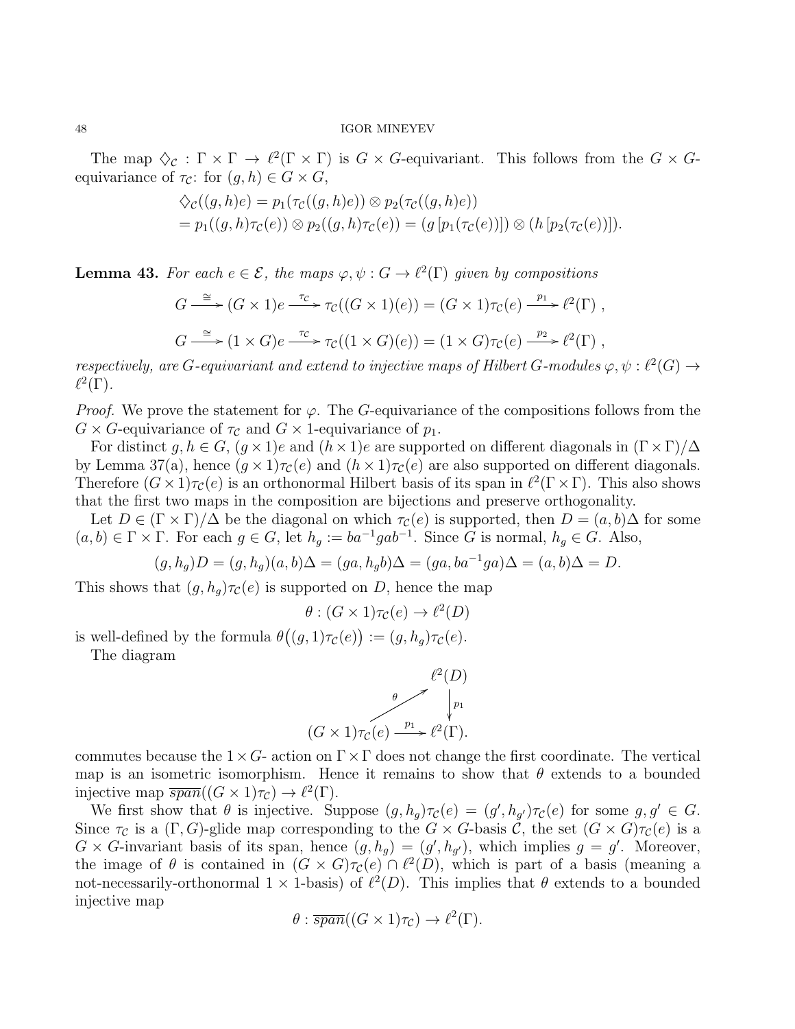The map $\diamondsuit_{\mathcal{C}} : \Gamma \times \Gamma \to \ell^2(\Gamma \times \Gamma)$ is $G \times G$-equivariant. This follows from the $G \times G$-equivariance of $\tau_{\mathcal{C}}$: for $(g, h) \in G \times G$,

$$
\begin{aligned}
&\diamondsuit_{\mathcal{C}}((g,h)e) = p_1(\tau_{\mathcal{C}}((g,h)e)) \otimes p_2(\tau_{\mathcal{C}}((g,h)e)) \\
&= p_1((g,h)\tau_{\mathcal{C}}(e)) \otimes p_2((g,h)\tau_{\mathcal{C}}(e)) = (g\,[p_1(\tau_{\mathcal{C}}(e))]) \otimes (h\,[p_2(\tau_{\mathcal{C}}(e))]).
\end{aligned}
$$

**Lemma 43.** *For each $e \in \mathcal{E}$, the maps $\varphi, \psi : G \to \ell^2(\Gamma)$ given by compositions*

$$
G \xrightarrow{\cong} (G \times 1)e \xrightarrow{\tau_{\mathcal{C}}} \tau_{\mathcal{C}}((G \times 1)(e)) = (G \times 1)\tau_{\mathcal{C}}(e) \xrightarrow{p_1} \ell^2(\Gamma)\ ,
$$

$$
G \xrightarrow{\cong} (1 \times G)e \xrightarrow{\tau_{\mathcal{C}}} \tau_{\mathcal{C}}((1 \times G)(e)) = (1 \times G)\tau_{\mathcal{C}}(e) \xrightarrow{p_2} \ell^2(\Gamma)\ ,
$$

*respectively, are $G$-equivariant and extend to injective maps of Hilbert $G$-modules $\varphi, \psi : \ell^2(G) \to \ell^2(\Gamma)$.*

*Proof.* We prove the statement for $\varphi$. The $G$-equivariance of the compositions follows from the $G \times G$-equivariance of $\tau_{\mathcal{C}}$ and $G \times 1$-equivariance of $p_1$.

For distinct $g, h \in G$, $(g \times 1)e$ and $(h \times 1)e$ are supported on different diagonals in $(\Gamma \times \Gamma)/\Delta$ by Lemma 37(a), hence $(g \times 1)\tau_{\mathcal{C}}(e)$ and $(h \times 1)\tau_{\mathcal{C}}(e)$ are also supported on different diagonals. Therefore $(G \times 1)\tau_{\mathcal{C}}(e)$ is an orthonormal Hilbert basis of its span in $\ell^2(\Gamma \times \Gamma)$. This also shows that the first two maps in the composition are bijections and preserve orthogonality.

Let $D \in (\Gamma \times \Gamma)/\Delta$ be the diagonal on which $\tau_{\mathcal{C}}(e)$ is supported, then $D = (a, b)\Delta$ for some $(a, b) \in \Gamma \times \Gamma$. For each $g \in G$, let $h_g := ba^{-1}gab^{-1}$. Since $G$ is normal, $h_g \in G$. Also,

$$
(g, h_g)D = (g, h_g)(a, b)\Delta = (ga, h_g b)\Delta = (ga, ba^{-1}ga)\Delta = (a, b)\Delta = D.
$$

This shows that $(g, h_g)\tau_{\mathcal{C}}(e)$ is supported on $D$, hence the map

$$
\theta : (G \times 1)\tau_{\mathcal{C}}(e) \to \ell^2(D)
$$

is well-defined by the formula $\theta\big((g, 1)\tau_{\mathcal{C}}(e)\big) := (g, h_g)\tau_{\mathcal{C}}(e)$.

The diagram

$$
\begin{array}{ccc}
 & & \ell^2(D) \\
 & \overset{\theta}{\nearrow} & \big\downarrow p_1 \\
(G \times 1)\tau_{\mathcal{C}}(e) & \xrightarrow{p_1} & \ell^2(\Gamma).
\end{array}
$$

commutes because the $1 \times G$- action on $\Gamma \times \Gamma$ does not change the first coordinate. The vertical map is an isometric isomorphism. Hence it remains to show that $\theta$ extends to a bounded injective map $\overline{span}((G \times 1)\tau_{\mathcal{C}}) \to \ell^2(\Gamma)$.

We first show that $\theta$ is injective. Suppose $(g, h_g)\tau_{\mathcal{C}}(e) = (g', h_{g'})\tau_{\mathcal{C}}(e)$ for some $g, g' \in G$. Since $\tau_{\mathcal{C}}$ is a $(\Gamma, G)$-glide map corresponding to the $G \times G$-basis $\mathcal{C}$, the set $(G \times G)\tau_{\mathcal{C}}(e)$ is a $G \times G$-invariant basis of its span, hence $(g, h_g) = (g', h_{g'})$, which implies $g = g'$. Moreover, the image of $\theta$ is contained in $(G \times G)\tau_{\mathcal{C}}(e) \cap \ell^2(D)$, which is part of a basis (meaning a not-necessarily-orthonormal $1 \times 1$-basis) of $\ell^2(D)$. This implies that $\theta$ extends to a bounded injective map

$$
\theta : \overline{span}((G \times 1)\tau_{\mathcal{C}}) \to \ell^2(\Gamma).
$$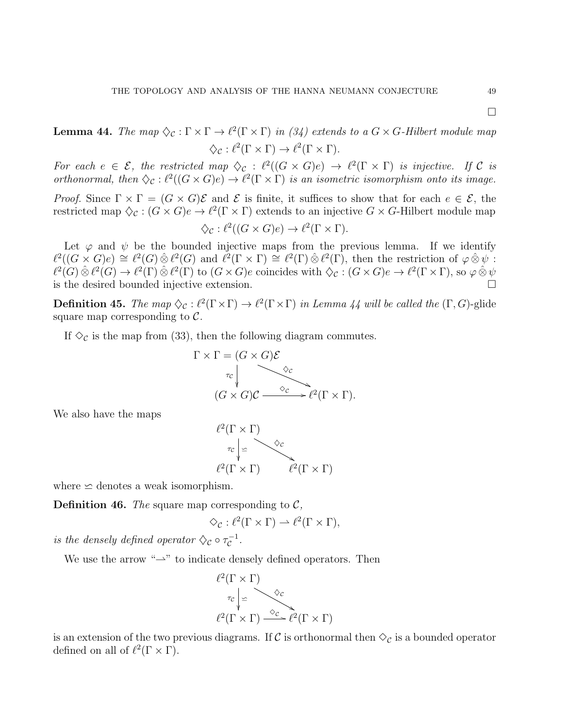□

**Lemma 44.** *The map $\diamondsuit_{\mathcal{C}} : \Gamma \times \Gamma \to \ell^2(\Gamma \times \Gamma)$ in (34) extends to a $G \times G$-Hilbert module map*

$$\diamondsuit_{\mathcal{C}} : \ell^2(\Gamma \times \Gamma) \to \ell^2(\Gamma \times \Gamma).$$

*For each $e \in \mathcal{E}$, the restricted map $\diamondsuit_{\mathcal{C}} : \ell^2((G \times G)e) \to \ell^2(\Gamma \times \Gamma)$ is injective. If $\mathcal{C}$ is orthonormal, then $\diamondsuit_{\mathcal{C}} : \ell^2((G \times G)e) \to \ell^2(\Gamma \times \Gamma)$ is an isometric isomorphism onto its image.*

*Proof.* Since $\Gamma \times \Gamma = (G \times G)\mathcal{E}$ and $\mathcal{E}$ is finite, it suffices to show that for each $e \in \mathcal{E}$, the restricted map $\diamondsuit_{\mathcal{C}} : (G \times G)e \to \ell^2(\Gamma \times \Gamma)$ extends to an injective $G \times G$-Hilbert module map

$$\diamondsuit_{\mathcal{C}} : \ell^2((G \times G)e) \to \ell^2(\Gamma \times \Gamma).$$

Let $\varphi$ and $\psi$ be the bounded injective maps from the previous lemma. If we identify $\ell^2((G \times G)e) \cong \ell^2(G) \hat{\otimes} \ell^2(G)$ and $\ell^2(\Gamma \times \Gamma) \cong \ell^2(\Gamma) \hat{\otimes} \ell^2(\Gamma)$, then the restriction of $\varphi \hat{\otimes} \psi : \ell^2(G) \hat{\otimes} \ell^2(G) \to \ell^2(\Gamma) \hat{\otimes} \ell^2(\Gamma)$ to $(G \times G)e$ coincides with $\diamondsuit_{\mathcal{C}} : (G \times G)e \to \ell^2(\Gamma \times \Gamma)$, so $\varphi \hat{\otimes} \psi$ is the desired bounded injective extension. □

**Definition 45.** *The map $\diamondsuit_{\mathcal{C}} : \ell^2(\Gamma \times \Gamma) \to \ell^2(\Gamma \times \Gamma)$ in Lemma 44 will be called the* $(\Gamma, G)$-glide square map *corresponding to $\mathcal{C}$.*

If $\diamond_{\mathcal{C}}$ is the map from (33), then the following diagram commutes.

$$\begin{array}{ccc} \Gamma \times \Gamma = (G \times G)\mathcal{E} & & \\ \downarrow \tau_{\mathcal{C}} & \searrow^{\diamondsuit_{\mathcal{C}}} & \\ (G \times G)\mathcal{C} & \xrightarrow{\diamond_{\mathcal{C}}} & \ell^2(\Gamma \times \Gamma). \end{array}$$

We also have the maps

$$\begin{array}{ccc} \ell^2(\Gamma \times \Gamma) & & \\ \downarrow \tau_{\mathcal{C}} \ \backsimeq & \searrow^{\diamondsuit_{\mathcal{C}}} & \\ \ell^2(\Gamma \times \Gamma) & & \ell^2(\Gamma \times \Gamma) \end{array}$$

where $\backsimeq$ denotes a weak isomorphism.

**Definition 46.** *The* square map corresponding to $\mathcal{C}$*,*

$$\diamond_{\mathcal{C}} : \ell^2(\Gamma \times \Gamma) \rightharpoonup \ell^2(\Gamma \times \Gamma),$$

*is the densely defined operator $\diamondsuit_{\mathcal{C}} \circ \tau_{\mathcal{C}}^{-1}$.*

We use the arrow "$\rightharpoonup$" to indicate densely defined operators. Then

$$\begin{array}{ccc} \ell^2(\Gamma \times \Gamma) & & \\ \downarrow \tau_{\mathcal{C}} \ \backsimeq & \searrow^{\diamondsuit_{\mathcal{C}}} & \\ \ell^2(\Gamma \times \Gamma) & \xrightharpoonup{\diamond_{\mathcal{C}}} & \ell^2(\Gamma \times \Gamma) \end{array}$$

is an extension of the two previous diagrams. If $\mathcal{C}$ is orthonormal then $\diamond_{\mathcal{C}}$ is a bounded operator defined on all of $\ell^2(\Gamma \times \Gamma)$.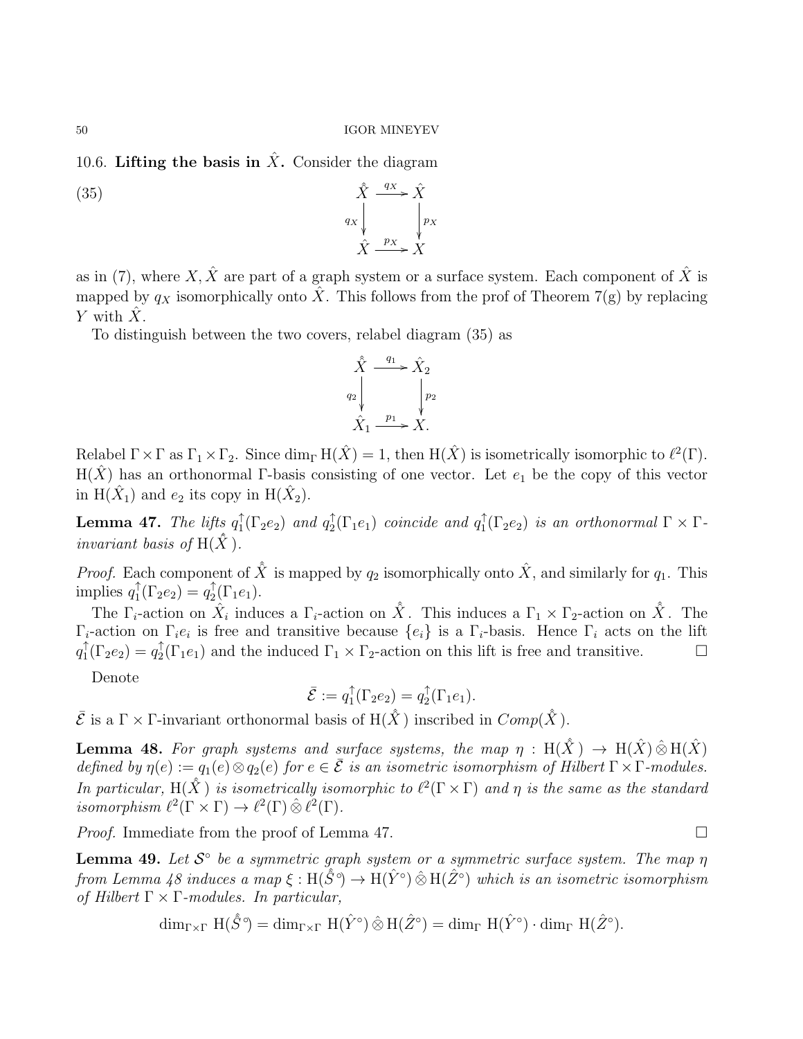### 10.6. Lifting the basis in $\hat{X}$.

Consider the diagram

$$\begin{array}{ccc} \hat{\hat{X}} & \xrightarrow{q_X} & \hat{X} \\ {\scriptstyle q_X}\downarrow & & \downarrow{\scriptstyle p_X} \\ \hat{X} & \xrightarrow{p_X} & X \end{array} \tag{35}$$

as in (7), where $X, \hat{X}$ are part of a graph system or a surface system. Each component of $\hat{\hat{X}}$ is mapped by $q_X$ isomorphically onto $\hat{X}$. This follows from the prof of Theorem 7(g) by replacing $Y$ with $\hat{X}$.

To distinguish between the two covers, relabel diagram (35) as

$$\begin{array}{ccc} \hat{\hat{X}} & \xrightarrow{q_1} & \hat{X}_2 \\ {\scriptstyle q_2}\downarrow & & \downarrow{\scriptstyle p_2} \\ \hat{X}_1 & \xrightarrow{p_1} & X. \end{array}$$

Relabel $\Gamma \times \Gamma$ as $\Gamma_1 \times \Gamma_2$. Since $\dim_\Gamma \mathrm{H}(\hat{X}) = 1$, then $\mathrm{H}(\hat{X})$ is isometrically isomorphic to $\ell^2(\Gamma)$. $\mathrm{H}(\hat{X})$ has an orthonormal $\Gamma$-basis consisting of one vector. Let $e_1$ be the copy of this vector in $\mathrm{H}(\hat{X}_1)$ and $e_2$ its copy in $\mathrm{H}(\hat{X}_2)$.

**Lemma 47.** *The lifts $q_1^\uparrow(\Gamma_2 e_2)$ and $q_2^\uparrow(\Gamma_1 e_1)$ coincide and $q_1^\uparrow(\Gamma_2 e_2)$ is an orthonormal $\Gamma \times \Gamma$-invariant basis of $\mathrm{H}(\hat{\hat{X}})$.*

*Proof.* Each component of $\hat{\hat{X}}$ is mapped by $q_2$ isomorphically onto $\hat{X}$, and similarly for $q_1$. This implies $q_1^\uparrow(\Gamma_2 e_2) = q_2^\uparrow(\Gamma_1 e_1)$.

The $\Gamma_i$-action on $\hat{X}_i$ induces a $\Gamma_i$-action on $\hat{\hat{X}}$. This induces a $\Gamma_1 \times \Gamma_2$-action on $\hat{\hat{X}}$. The $\Gamma_i$-action on $\Gamma_i e_i$ is free and transitive because $\{e_i\}$ is a $\Gamma_i$-basis. Hence $\Gamma_i$ acts on the lift $q_1^\uparrow(\Gamma_2 e_2) = q_2^\uparrow(\Gamma_1 e_1)$ and the induced $\Gamma_1 \times \Gamma_2$-action on this lift is free and transitive. $\square$

Denote

$$\bar{\mathcal{E}} := q_1^\uparrow(\Gamma_2 e_2) = q_2^\uparrow(\Gamma_1 e_1).$$

$\bar{\mathcal{E}}$ is a $\Gamma \times \Gamma$-invariant orthonormal basis of $\mathrm{H}(\hat{\hat{X}})$ inscribed in $Comp(\hat{\hat{X}})$.

**Lemma 48.** *For graph systems and surface systems, the map $\eta : \mathrm{H}(\hat{\hat{X}}) \to \mathrm{H}(\hat{X}) \hat{\otimes} \mathrm{H}(\hat{X})$ defined by $\eta(e) := q_1(e) \otimes q_2(e)$ for $e \in \bar{\mathcal{E}}$ is an isometric isomorphism of Hilbert $\Gamma \times \Gamma$-modules. In particular, $\mathrm{H}(\hat{\hat{X}})$ is isometrically isomorphic to $\ell^2(\Gamma \times \Gamma)$ and $\eta$ is the same as the standard isomorphism $\ell^2(\Gamma \times \Gamma) \to \ell^2(\Gamma) \hat{\otimes} \ell^2(\Gamma)$.*

*Proof.* Immediate from the proof of Lemma 47. $\square$

**Lemma 49.** *Let $\mathcal{S}^\circ$ be a symmetric graph system or a symmetric surface system. The map $\eta$ from Lemma 48 induces a map $\xi : \mathrm{H}(\hat{\hat{S}}^\circ) \to \mathrm{H}(\hat{Y}^\circ) \hat{\otimes} \mathrm{H}(\hat{Z}^\circ)$ which is an isometric isomorphism of Hilbert $\Gamma \times \Gamma$-modules. In particular,*

$$\dim_{\Gamma \times \Gamma} \mathrm{H}(\hat{\hat{S}}^\circ) = \dim_{\Gamma \times \Gamma} \mathrm{H}(\hat{Y}^\circ) \hat{\otimes} \mathrm{H}(\hat{Z}^\circ) = \dim_\Gamma \mathrm{H}(\hat{Y}^\circ) \cdot \dim_\Gamma \mathrm{H}(\hat{Z}^\circ).$$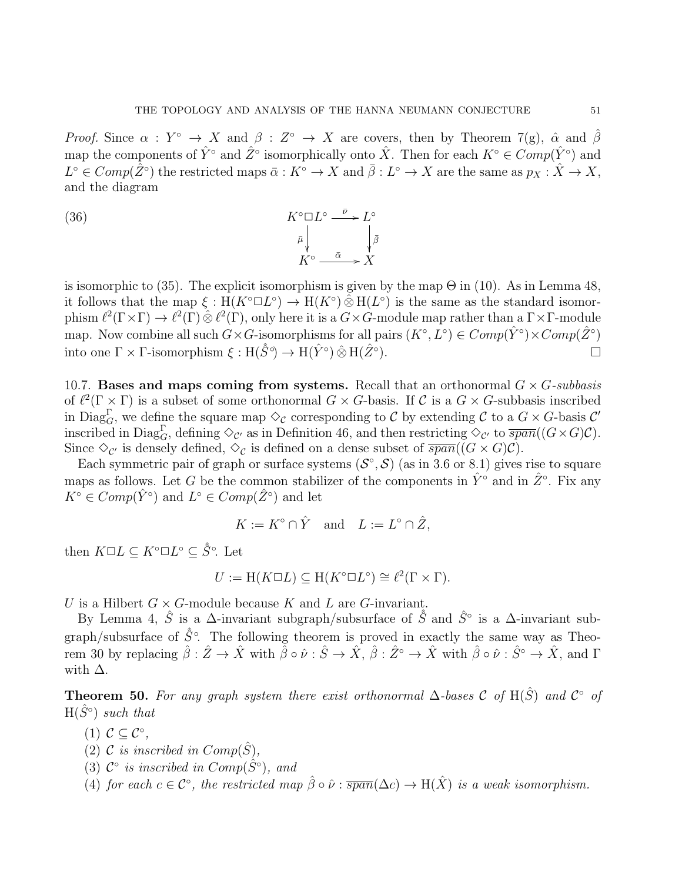*Proof.* Since $\alpha : Y^\circ \to X$ and $\beta : Z^\circ \to X$ are covers, then by Theorem 7(g), $\hat{\alpha}$ and $\hat{\beta}$ map the components of $\hat{Y}^\circ$ and $\hat{Z}^\circ$ isomorphically onto $\hat{X}$. Then for each $K^\circ \in Comp(\hat{Y}^\circ)$ and $L^\circ \in Comp(\hat{Z}^\circ)$ the restricted maps $\bar{\alpha} : K^\circ \to X$ and $\bar{\beta} : L^\circ \to X$ are the same as $p_X : \hat{X} \to X$, and the diagram

$$
\begin{array}{ccc}
K^\circ \square L^\circ & \xrightarrow{\bar{\nu}} & L^\circ \\
{\scriptstyle \bar{\mu}} \downarrow & & \downarrow {\scriptstyle \bar{\beta}} \\
K^\circ & \xrightarrow{\bar{\alpha}} & X
\end{array}
\tag{36}
$$

is isomorphic to (35). The explicit isomorphism is given by the map $\Theta$ in (10). As in Lemma 48, it follows that the map $\xi : \mathrm{H}(K^\circ \square L^\circ) \to \mathrm{H}(K^\circ) \hat{\otimes} \mathrm{H}(L^\circ)$ is the same as the standard isomorphism $\ell^2(\Gamma \times \Gamma) \to \ell^2(\Gamma) \hat{\otimes} \ell^2(\Gamma)$, only here it is a $G \times G$-module map rather than a $\Gamma \times \Gamma$-module map. Now combine all such $G \times G$-isomorphisms for all pairs $(K^\circ, L^\circ) \in Comp(\hat{Y}^\circ) \times Comp(\hat{Z}^\circ)$ into one $\Gamma \times \Gamma$-isomorphism $\xi : \mathrm{H}(\hat{\hat{S}}^\circ) \to \mathrm{H}(\hat{Y}^\circ) \hat{\otimes} \mathrm{H}(\hat{Z}^\circ)$. □

10.7. **Bases and maps coming from systems.** Recall that an orthonormal $G \times G$-*subbasis* of $\ell^2(\Gamma \times \Gamma)$ is a subset of some orthonormal $G \times G$-basis. If $\mathcal{C}$ is a $G \times G$-subbasis inscribed in $\mathrm{Diag}_G^\Gamma$, we define the square map $\diamond_{\mathcal{C}}$ corresponding to $\mathcal{C}$ by extending $\mathcal{C}$ to a $G \times G$-basis $\mathcal{C}'$ inscribed in $\mathrm{Diag}_G^\Gamma$, defining $\diamond_{\mathcal{C}'}$ as in Definition 46, and then restricting $\diamond_{\mathcal{C}'}$ to $\overline{span}((G \times G)\mathcal{C})$. Since $\diamond_{\mathcal{C}'}$ is densely defined, $\diamond_{\mathcal{C}}$ is defined on a dense subset of $\overline{span}((G \times G)\mathcal{C})$.

Each symmetric pair of graph or surface systems $(\mathcal{S}^\circ, \mathcal{S})$ (as in 3.6 or 8.1) gives rise to square maps as follows. Let $G$ be the common stabilizer of the components in $\hat{Y}^\circ$ and in $\hat{Z}^\circ$. Fix any $K^\circ \in Comp(\hat{Y}^\circ)$ and $L^\circ \in Comp(\hat{Z}^\circ)$ and let

$$
K := K^\circ \cap \hat{Y} \quad \text{and} \quad L := L^\circ \cap \hat{Z},
$$

then $K \square L \subseteq K^\circ \square L^\circ \subseteq \hat{\hat{S}}^\circ$. Let

$$
U := \mathrm{H}(K \square L) \subseteq \mathrm{H}(K^\circ \square L^\circ) \cong \ell^2(\Gamma \times \Gamma).
$$

$U$ is a Hilbert $G \times G$-module because $K$ and $L$ are $G$-invariant.

By Lemma 4, $\hat{S}$ is a $\Delta$-invariant subgraph/subsurface of $\hat{\hat{S}}$ and $\hat{S}^\circ$ is a $\Delta$-invariant subgraph/subsurface of $\hat{\hat{S}}^\circ$. The following theorem is proved in exactly the same way as Theorem 30 by replacing $\hat{\beta} : \hat{Z} \to \hat{X}$ with $\hat{\beta} \circ \hat{\nu} : \hat{S} \to \hat{X}$, $\hat{\beta} : \hat{Z}^\circ \to \hat{X}$ with $\hat{\beta} \circ \hat{\nu} : \hat{S}^\circ \to \hat{X}$, and $\Gamma$ with $\Delta$.

**Theorem 50.** *For any graph system there exist orthonormal $\Delta$-bases $\mathcal{C}$ of $\mathrm{H}(\hat{S})$ and $\mathcal{C}^\circ$ of $\mathrm{H}(\hat{S}^\circ)$ such that*

1. *$\mathcal{C} \subseteq \mathcal{C}^\circ$,*
2. *$\mathcal{C}$ is inscribed in $Comp(\hat{S})$,*
3. *$\mathcal{C}^\circ$ is inscribed in $Comp(\hat{S}^\circ)$, and*
4. *for each $c \in \mathcal{C}^\circ$, the restricted map $\hat{\beta} \circ \hat{\nu} : \overline{span}(\Delta c) \to \mathrm{H}(\hat{X})$ is a weak isomorphism.*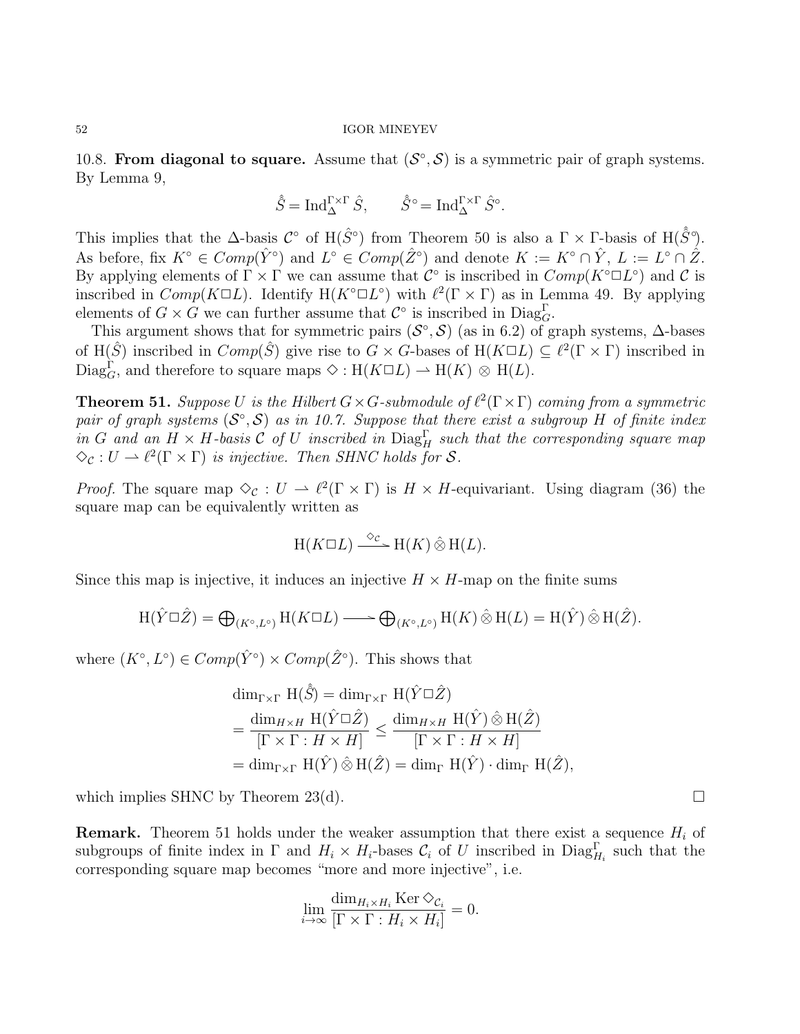**10.8. From diagonal to square.** Assume that $(\mathcal{S}^\circ, \mathcal{S})$ is a symmetric pair of graph systems. By Lemma 9,

$$\hat{\hat{S}} = \operatorname{Ind}_{\Delta}^{\Gamma\times\Gamma} \hat{S}, \qquad \hat{\hat{S}}^\circ = \operatorname{Ind}_{\Delta}^{\Gamma\times\Gamma} \hat{S}^\circ.$$

This implies that the $\Delta$-basis $\mathcal{C}^\circ$ of $\mathrm{H}(\hat{S}^\circ)$ from Theorem 50 is also a $\Gamma\times\Gamma$-basis of $\mathrm{H}(\hat{\hat{S}}^\circ)$. As before, fix $K^\circ \in Comp(\hat{Y}^\circ)$ and $L^\circ \in Comp(\hat{Z}^\circ)$ and denote $K := K^\circ \cap \hat{Y}$, $L := L^\circ \cap \hat{Z}$. By applying elements of $\Gamma \times \Gamma$ we can assume that $\mathcal{C}^\circ$ is inscribed in $Comp(K^\circ \square L^\circ)$ and $\mathcal{C}$ is inscribed in $Comp(K \square L)$. Identify $\mathrm{H}(K^\circ \square L^\circ)$ with $\ell^2(\Gamma\times\Gamma)$ as in Lemma 49. By applying elements of $G \times G$ we can further assume that $\mathcal{C}^\circ$ is inscribed in $\operatorname{Diag}_G^\Gamma$.

This argument shows that for symmetric pairs $(\mathcal{S}^\circ, \mathcal{S})$ (as in 6.2) of graph systems, $\Delta$-bases of $\mathrm{H}(\hat{S})$ inscribed in $Comp(\hat{S})$ give rise to $G\times G$-bases of $\mathrm{H}(K\square L) \subseteq \ell^2(\Gamma\times\Gamma)$ inscribed in $\operatorname{Diag}_G^\Gamma$, and therefore to square maps $\diamond : \mathrm{H}(K\square L) \rightharpoonup \mathrm{H}(K) \otimes \mathrm{H}(L)$.

**Theorem 51.** *Suppose $U$ is the Hilbert $G\times G$-submodule of $\ell^2(\Gamma\times\Gamma)$ coming from a symmetric pair of graph systems $(\mathcal{S}^\circ, \mathcal{S})$ as in 10.7. Suppose that there exist a subgroup $H$ of finite index in $G$ and an $H \times H$-basis $\mathcal{C}$ of $U$ inscribed in $\operatorname{Diag}_H^\Gamma$ such that the corresponding square map $\diamond_{\mathcal{C}} : U \rightharpoonup \ell^2(\Gamma\times\Gamma)$ is injective. Then SHNC holds for $\mathcal{S}$.*

*Proof.* The square map $\diamond_{\mathcal{C}} : U \rightharpoonup \ell^2(\Gamma\times\Gamma)$ is $H\times H$-equivariant. Using diagram (36) the square map can be equivalently written as

$$\mathrm{H}(K\square L) \xrightarrow{\ \diamond_{\mathcal{C}}\ } \mathrm{H}(K) \mathbin{\hat{\otimes}} \mathrm{H}(L).$$

Since this map is injective, it induces an injective $H\times H$-map on the finite sums

$$\mathrm{H}(\hat{Y}\square\hat{Z}) = \textstyle\bigoplus_{(K^\circ,L^\circ)} \mathrm{H}(K\square L) \longrightarrow \bigoplus_{(K^\circ,L^\circ)} \mathrm{H}(K) \mathbin{\hat{\otimes}} \mathrm{H}(L) = \mathrm{H}(\hat{Y}) \mathbin{\hat{\otimes}} \mathrm{H}(\hat{Z}).$$

where $(K^\circ, L^\circ) \in Comp(\hat{Y}^\circ) \times Comp(\hat{Z}^\circ)$. This shows that

$$\begin{aligned}
&\dim_{\Gamma\times\Gamma} \mathrm{H}(\hat{\hat{S}}) = \dim_{\Gamma\times\Gamma} \mathrm{H}(\hat{Y}\square\hat{Z}) \\
&= \frac{\dim_{H\times H} \mathrm{H}(\hat{Y}\square\hat{Z})}{[\Gamma\times\Gamma : H\times H]} \le \frac{\dim_{H\times H} \mathrm{H}(\hat{Y}) \mathbin{\hat{\otimes}} \mathrm{H}(\hat{Z})}{[\Gamma\times\Gamma : H\times H]} \\
&= \dim_{\Gamma\times\Gamma} \mathrm{H}(\hat{Y}) \mathbin{\hat{\otimes}} \mathrm{H}(\hat{Z}) = \dim_\Gamma \mathrm{H}(\hat{Y}) \cdot \dim_\Gamma \mathrm{H}(\hat{Z}),
\end{aligned}$$

which implies SHNC by Theorem 23(d). $\square$

**Remark.** Theorem 51 holds under the weaker assumption that there exist a sequence $H_i$ of subgroups of finite index in $\Gamma$ and $H_i \times H_i$-bases $\mathcal{C}_i$ of $U$ inscribed in $\operatorname{Diag}_{H_i}^\Gamma$ such that the corresponding square map becomes "more and more injective", i.e.

$$\lim_{i\to\infty} \frac{\dim_{H_i\times H_i} \operatorname{Ker} \diamond_{\mathcal{C}_i}}{[\Gamma\times\Gamma : H_i \times H_i]} = 0.$$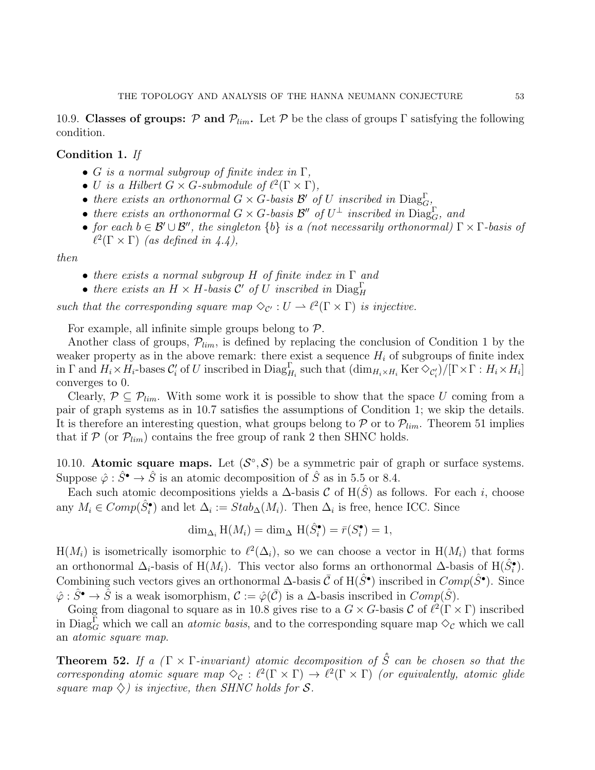**10.9. Classes of groups: $\mathcal{P}$ and $\mathcal{P}_{lim}$.** Let $\mathcal{P}$ be the class of groups $\Gamma$ satisfying the following condition.

**Condition 1.** *If*

- *$G$ is a normal subgroup of finite index in $\Gamma$,*
- *$U$ is a Hilbert $G \times G$-submodule of $\ell^2(\Gamma \times \Gamma)$,*
- *there exists an orthonormal $G \times G$-basis $\mathcal{B}'$ of $U$ inscribed in $\mathrm{Diag}_G^\Gamma$,*
- *there exists an orthonormal $G \times G$-basis $\mathcal{B}''$ of $U^\perp$ inscribed in $\mathrm{Diag}_G^\Gamma$, and*
- *for each $b \in \mathcal{B}' \cup \mathcal{B}''$, the singleton $\{b\}$ is a (not necessarily orthonormal) $\Gamma \times \Gamma$-basis of $\ell^2(\Gamma \times \Gamma)$ (as defined in 4.4),*

*then*

- *there exists a normal subgroup $H$ of finite index in $\Gamma$ and*
- *there exists an $H \times H$-basis $\mathcal{C}'$ of $U$ inscribed in $\mathrm{Diag}_H^\Gamma$*

*such that the corresponding square map $\Diamond_{\mathcal{C}'} : U \rightharpoonup \ell^2(\Gamma \times \Gamma)$ is injective.*

For example, all infinite simple groups belong to $\mathcal{P}$.

Another class of groups, $\mathcal{P}_{lim}$, is defined by replacing the conclusion of Condition 1 by the weaker property as in the above remark: there exist a sequence $H_i$ of subgroups of finite index in $\Gamma$ and $H_i \times H_i$-bases $\mathcal{C}'_i$ of $U$ inscribed in $\mathrm{Diag}_{H_i}^\Gamma$ such that $(\dim_{H_i \times H_i} \mathrm{Ker} \Diamond_{\mathcal{C}'_i})/[\Gamma \times \Gamma : H_i \times H_i]$ converges to 0.

Clearly, $\mathcal{P} \subseteq \mathcal{P}_{lim}$. With some work it is possible to show that the space $U$ coming from a pair of graph systems as in 10.7 satisfies the assumptions of Condition 1; we skip the details. It is therefore an interesting question, what groups belong to $\mathcal{P}$ or to $\mathcal{P}_{lim}$. Theorem 51 implies that if $\mathcal{P}$ (or $\mathcal{P}_{lim}$) contains the free group of rank 2 then SHNC holds.

**10.10. Atomic square maps.** Let $(\mathcal{S}^\circ, \mathcal{S})$ be a symmetric pair of graph or surface systems. Suppose $\hat{\varphi} : \hat{S}^\bullet \to \hat{S}$ is an atomic decomposition of $\hat{S}$ as in 5.5 or 8.4.

Each such atomic decompositions yields a $\Delta$-basis $\mathcal{C}$ of $\mathrm{H}(\hat{S})$ as follows. For each $i$, choose any $M_i \in Comp(\hat{S}_i^\bullet)$ and let $\Delta_i := Stab_\Delta(M_i)$. Then $\Delta_i$ is free, hence ICC. Since

$$\dim_{\Delta_i} \mathrm{H}(M_i) = \dim_\Delta \mathrm{H}(\hat{S}_i^\bullet) = \bar{r}(S_i^\bullet) = 1,$$

$\mathrm{H}(M_i)$ is isometrically isomorphic to $\ell^2(\Delta_i)$, so we can choose a vector in $\mathrm{H}(M_i)$ that forms an orthonormal $\Delta_i$-basis of $\mathrm{H}(M_i)$. This vector also forms an orthonormal $\Delta$-basis of $\mathrm{H}(\hat{S}_i^\bullet)$. Combining such vectors gives an orthonormal $\Delta$-basis $\bar{\mathcal{C}}$ of $\mathrm{H}(\hat{S}^\bullet)$ inscribed in $Comp(\hat{S}^\bullet)$. Since $\hat{\varphi} : \hat{S}^\bullet \to \hat{S}$ is a weak isomorphism, $\mathcal{C} := \hat{\varphi}(\bar{\mathcal{C}})$ is a $\Delta$-basis inscribed in $Comp(\hat{S})$.

Going from diagonal to square as in 10.8 gives rise to a $G \times G$-basis $\mathcal{C}$ of $\ell^2(\Gamma \times \Gamma)$ inscribed in $\mathrm{Diag}_G^\Gamma$ which we call an *atomic basis*, and to the corresponding square map $\Diamond_\mathcal{C}$ which we call an *atomic square map*.

**Theorem 52.** *If a ($\Gamma \times \Gamma$-invariant) atomic decomposition of $\hat{\hat{S}}$ can be chosen so that the corresponding atomic square map $\Diamond_\mathcal{C} : \ell^2(\Gamma \times \Gamma) \to \ell^2(\Gamma \times \Gamma)$ (or equivalently, atomic glide square map $\Diamond$) is injective, then SHNC holds for $\mathcal{S}$.*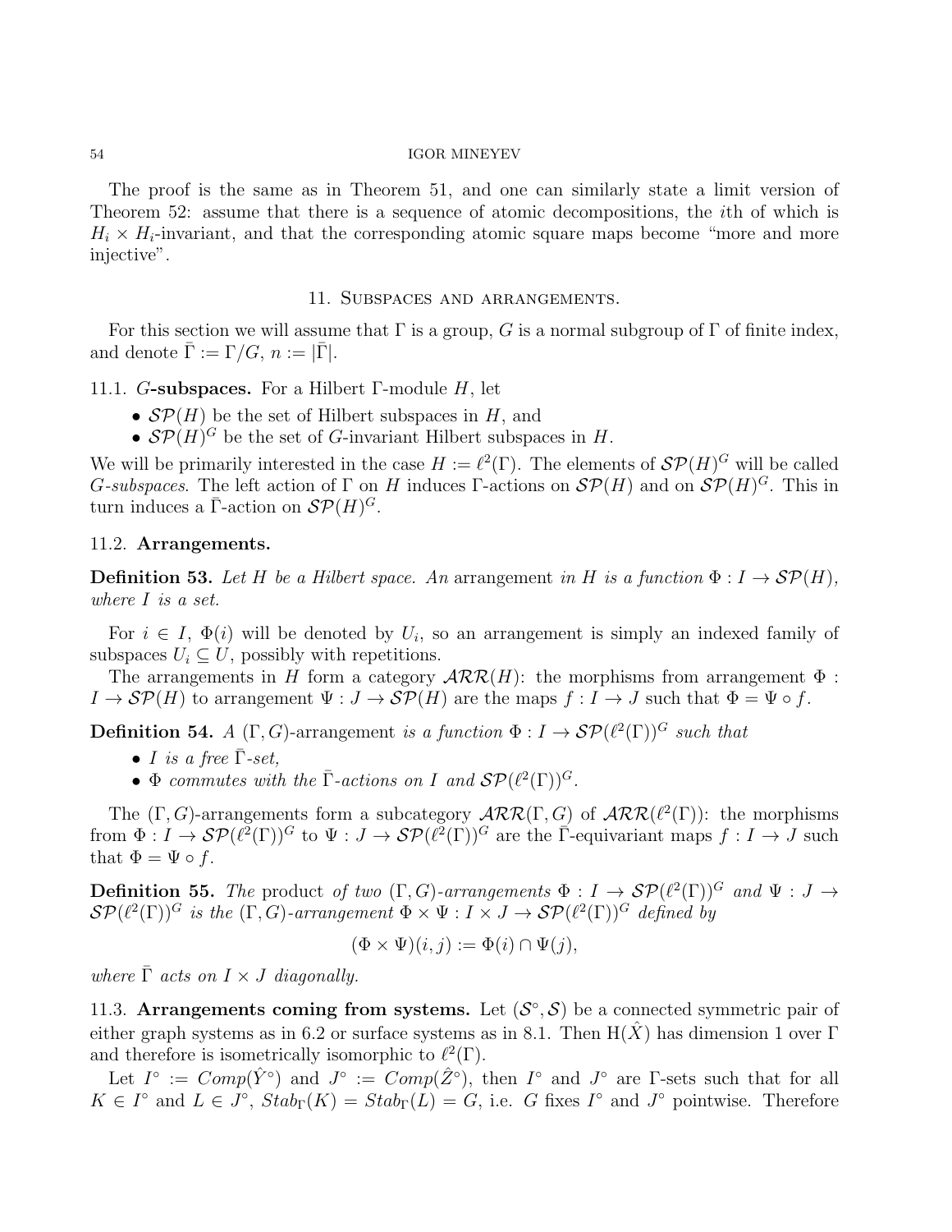The proof is the same as in Theorem 51, and one can similarly state a limit version of Theorem 52: assume that there is a sequence of atomic decompositions, the $i$th of which is $H_i \times H_i$-invariant, and that the corresponding atomic square maps become "more and more injective".

## 11. Subspaces and arrangements.

For this section we will assume that $\Gamma$ is a group, $G$ is a normal subgroup of $\Gamma$ of finite index, and denote $\bar{\Gamma} := \Gamma/G$, $n := |\bar{\Gamma}|$.

### 11.1. $G$-subspaces.

For a Hilbert $\Gamma$-module $H$, let

- $\mathcal{SP}(H)$ be the set of Hilbert subspaces in $H$, and
- $\mathcal{SP}(H)^G$ be the set of $G$-invariant Hilbert subspaces in $H$.

We will be primarily interested in the case $H := \ell^2(\Gamma)$. The elements of $\mathcal{SP}(H)^G$ will be called *$G$-subspaces*. The left action of $\Gamma$ on $H$ induces $\Gamma$-actions on $\mathcal{SP}(H)$ and on $\mathcal{SP}(H)^G$. This in turn induces a $\bar{\Gamma}$-action on $\mathcal{SP}(H)^G$.

### 11.2. Arrangements.

**Definition 53.** *Let $H$ be a Hilbert space. An* arrangement *in $H$ is a function $\Phi : I \to \mathcal{SP}(H)$, where $I$ is a set.*

For $i \in I$, $\Phi(i)$ will be denoted by $U_i$, so an arrangement is simply an indexed family of subspaces $U_i \subseteq U$, possibly with repetitions.

The arrangements in $H$ form a category $\mathcal{ARR}(H)$: the morphisms from arrangement $\Phi : I \to \mathcal{SP}(H)$ to arrangement $\Psi : J \to \mathcal{SP}(H)$ are the maps $f : I \to J$ such that $\Phi = \Psi \circ f$.

**Definition 54.** *A $(\Gamma, G)$-arrangement is a function $\Phi : I \to \mathcal{SP}(\ell^2(\Gamma))^G$ such that*

- *$I$ is a free $\bar{\Gamma}$-set,*
- *$\Phi$ commutes with the $\bar{\Gamma}$-actions on $I$ and $\mathcal{SP}(\ell^2(\Gamma))^G$.*

The $(\Gamma, G)$-arrangements form a subcategory $\mathcal{ARR}(\Gamma, G)$ of $\mathcal{ARR}(\ell^2(\Gamma))$: the morphisms from $\Phi : I \to \mathcal{SP}(\ell^2(\Gamma))^G$ to $\Psi : J \to \mathcal{SP}(\ell^2(\Gamma))^G$ are the $\bar{\Gamma}$-equivariant maps $f : I \to J$ such that $\Phi = \Psi \circ f$.

**Definition 55.** *The* product *of two $(\Gamma, G)$-arrangements $\Phi : I \to \mathcal{SP}(\ell^2(\Gamma))^G$ and $\Psi : J \to \mathcal{SP}(\ell^2(\Gamma))^G$ is the $(\Gamma, G)$-arrangement $\Phi \times \Psi : I \times J \to \mathcal{SP}(\ell^2(\Gamma))^G$ defined by*

$$(\Phi \times \Psi)(i, j) := \Phi(i) \cap \Psi(j),$$

*where $\bar{\Gamma}$ acts on $I \times J$ diagonally.*

### 11.3. Arrangements coming from systems.

Let $(\mathcal{S}^\circ, \mathcal{S})$ be a connected symmetric pair of either graph systems as in 6.2 or surface systems as in 8.1. Then $\mathrm{H}(\hat{X})$ has dimension 1 over $\Gamma$ and therefore is isometrically isomorphic to $\ell^2(\Gamma)$.

Let $I^\circ := Comp(\hat{Y}^\circ)$ and $J^\circ := Comp(\hat{Z}^\circ)$, then $I^\circ$ and $J^\circ$ are $\Gamma$-sets such that for all $K \in I^\circ$ and $L \in J^\circ$, $Stab_\Gamma(K) = Stab_\Gamma(L) = G$, i.e. $G$ fixes $I^\circ$ and $J^\circ$ pointwise. Therefore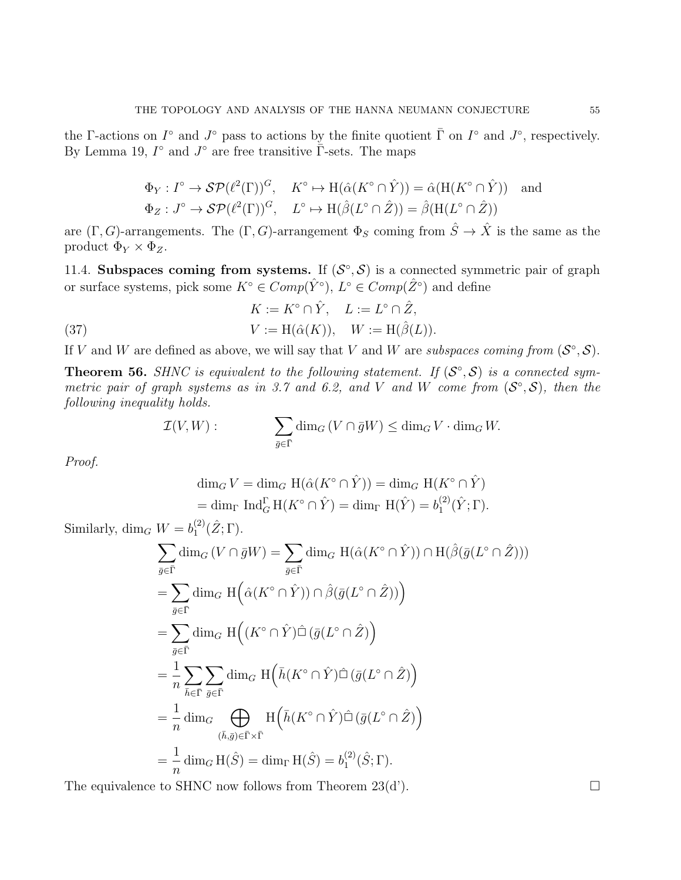the $\Gamma$-actions on $I^\circ$ and $J^\circ$ pass to actions by the finite quotient $\bar{\Gamma}$ on $I^\circ$ and $J^\circ$, respectively. By Lemma 19, $I^\circ$ and $J^\circ$ are free transitive $\bar{\Gamma}$-sets. The maps

$$
\begin{aligned}
&\Phi_Y : I^\circ \to \mathcal{SP}(\ell^2(\Gamma))^G, \quad K^\circ \mapsto \mathrm{H}(\hat{\alpha}(K^\circ \cap \hat{Y})) = \hat{\alpha}(\mathrm{H}(K^\circ \cap \hat{Y})) \quad \text{and} \\
&\Phi_Z : J^\circ \to \mathcal{SP}(\ell^2(\Gamma))^G, \quad L^\circ \mapsto \mathrm{H}(\hat{\beta}(L^\circ \cap \hat{Z})) = \hat{\beta}(\mathrm{H}(L^\circ \cap \hat{Z}))
\end{aligned}
$$

are $(\Gamma, G)$-arrangements. The $(\Gamma, G)$-arrangement $\Phi_S$ coming from $\hat{S} \to \hat{X}$ is the same as the product $\Phi_Y \times \Phi_Z$.

11.4. **Subspaces coming from systems.** If $(\mathcal{S}^\circ, \mathcal{S})$ is a connected symmetric pair of graph or surface systems, pick some $K^\circ \in Comp(\hat{Y}^\circ)$, $L^\circ \in Comp(\hat{Z}^\circ)$ and define

$$
\begin{aligned}
&K := K^\circ \cap \hat{Y}, \quad L := L^\circ \cap \hat{Z}, \\
&V := \mathrm{H}(\hat{\alpha}(K)), \quad W := \mathrm{H}(\hat{\beta}(L)). \qquad (37)
\end{aligned}
$$

If $V$ and $W$ are defined as above, we will say that $V$ and $W$ are *subspaces coming from* $(\mathcal{S}^\circ, \mathcal{S})$.

**Theorem 56.** *SHNC is equivalent to the following statement. If $(\mathcal{S}^\circ, \mathcal{S})$ is a connected symmetric pair of graph systems as in 3.7 and 6.2, and $V$ and $W$ come from $(\mathcal{S}^\circ, \mathcal{S})$, then the following inequality holds.*

$$
\mathcal{I}(V, W) : \qquad \sum_{\bar{g} \in \bar{\Gamma}} \dim_G (V \cap \bar{g}W) \leq \dim_G V \cdot \dim_G W.
$$

*Proof.*

$$
\begin{aligned}
\dim_G V &= \dim_G \mathrm{H}(\hat{\alpha}(K^\circ \cap \hat{Y})) = \dim_G \mathrm{H}(K^\circ \cap \hat{Y}) \\
&= \dim_\Gamma \mathrm{Ind}_G^\Gamma \mathrm{H}(K^\circ \cap \hat{Y}) = \dim_\Gamma \mathrm{H}(\hat{Y}) = b_1^{(2)}(\hat{Y}; \Gamma).
\end{aligned}
$$

Similarly, $\dim_G W = b_1^{(2)}(\hat{Z}; \Gamma)$.

$$
\begin{aligned}
\sum_{\bar{g} \in \bar{\Gamma}} \dim_G (V \cap \bar{g}W) &= \sum_{\bar{g} \in \bar{\Gamma}} \dim_G \mathrm{H}(\hat{\alpha}(K^\circ \cap \hat{Y})) \cap \mathrm{H}(\hat{\beta}(\bar{g}(L^\circ \cap \hat{Z}))) \\
&= \sum_{\bar{g} \in \bar{\Gamma}} \dim_G \mathrm{H}\Big(\hat{\alpha}(K^\circ \cap \hat{Y})) \cap \hat{\beta}(\bar{g}(L^\circ \cap \hat{Z}))\Big) \\
&= \sum_{\bar{g} \in \bar{\Gamma}} \dim_G \mathrm{H}\Big((K^\circ \cap \hat{Y}) \hat{\sqcap} (\bar{g}(L^\circ \cap \hat{Z})\Big) \\
&= \frac{1}{n} \sum_{\bar{h} \in \bar{\Gamma}} \sum_{\bar{g} \in \bar{\Gamma}} \dim_G \mathrm{H}\Big(\bar{h}(K^\circ \cap \hat{Y}) \hat{\sqcap} (\bar{g}(L^\circ \cap \hat{Z})\Big) \\
&= \frac{1}{n} \dim_G \bigoplus_{(\bar{h}, \bar{g}) \in \bar{\Gamma} \times \bar{\Gamma}} \mathrm{H}\Big(\bar{h}(K^\circ \cap \hat{Y}) \hat{\sqcap} (\bar{g}(L^\circ \cap \hat{Z})\Big) \\
&= \frac{1}{n} \dim_G \mathrm{H}(\hat{S}) = \dim_\Gamma \mathrm{H}(\hat{S}) = b_1^{(2)}(\hat{S}; \Gamma).
\end{aligned}
$$

The equivalence to SHNC now follows from Theorem 23(d'). $\square$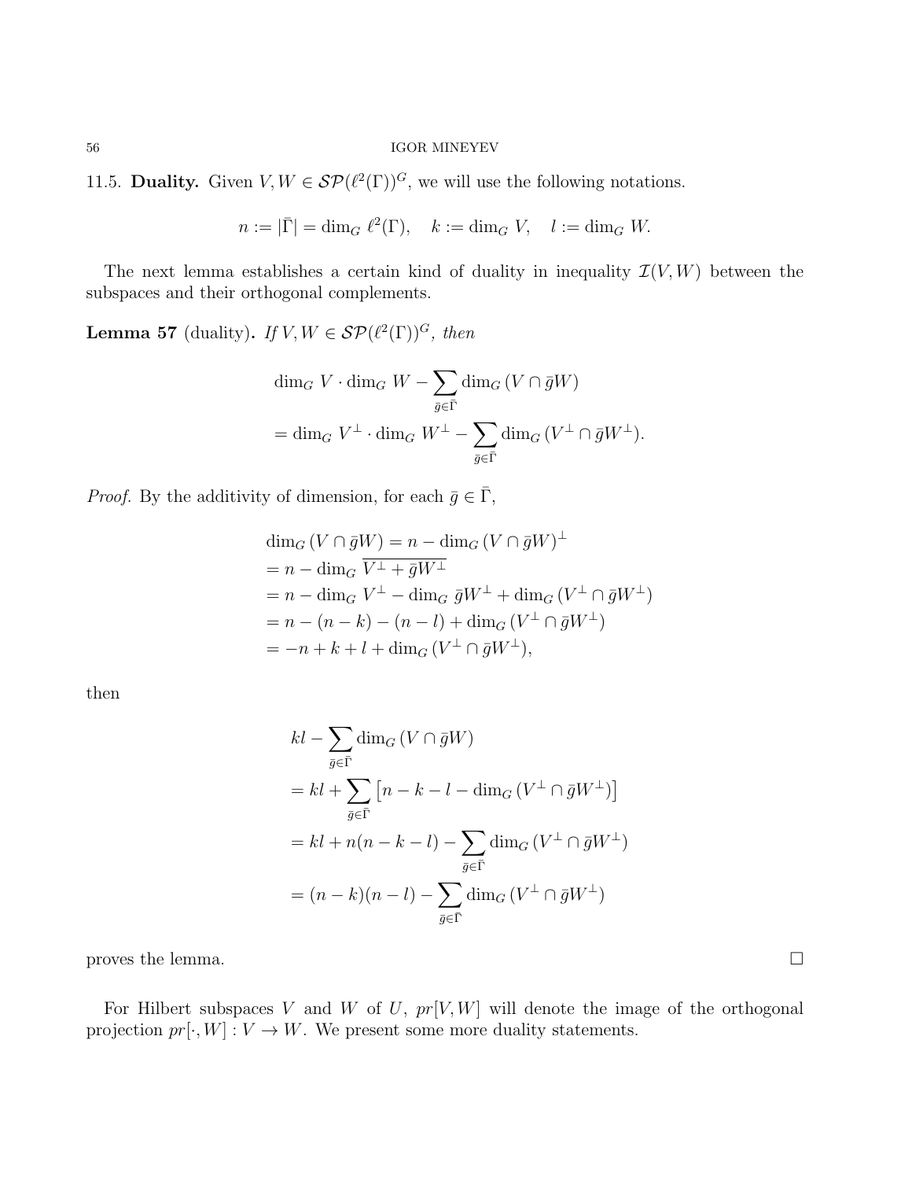11.5. **Duality.** Given $V, W \in \mathcal{SP}(\ell^2(\Gamma))^G$, we will use the following notations.

$$n := |\bar{\Gamma}| = \dim_G \ell^2(\Gamma), \quad k := \dim_G V, \quad l := \dim_G W.$$

The next lemma establishes a certain kind of duality in inequality $\mathcal{I}(V, W)$ between the subspaces and their orthogonal complements.

**Lemma 57** (duality)**.** *If $V, W \in \mathcal{SP}(\ell^2(\Gamma))^G$, then*

$$\begin{aligned}
&\dim_G V \cdot \dim_G W - \sum_{\bar{g} \in \bar{\Gamma}} \dim_G (V \cap \bar{g}W) \\
&= \dim_G V^\perp \cdot \dim_G W^\perp - \sum_{\bar{g} \in \bar{\Gamma}} \dim_G (V^\perp \cap \bar{g}W^\perp).
\end{aligned}$$

*Proof.* By the additivity of dimension, for each $\bar{g} \in \bar{\Gamma}$,

$$\begin{aligned}
&\dim_G (V \cap \bar{g}W) = n - \dim_G (V \cap \bar{g}W)^\perp \\
&= n - \dim_G \overline{V^\perp + \bar{g}W^\perp} \\
&= n - \dim_G V^\perp - \dim_G \bar{g}W^\perp + \dim_G (V^\perp \cap \bar{g}W^\perp) \\
&= n - (n-k) - (n-l) + \dim_G (V^\perp \cap \bar{g}W^\perp) \\
&= -n + k + l + \dim_G (V^\perp \cap \bar{g}W^\perp),
\end{aligned}$$

then

$$\begin{aligned}
&kl - \sum_{\bar{g} \in \bar{\Gamma}} \dim_G (V \cap \bar{g}W) \\
&= kl + \sum_{\bar{g} \in \bar{\Gamma}} \left[ n - k - l - \dim_G (V^\perp \cap \bar{g}W^\perp) \right] \\
&= kl + n(n-k-l) - \sum_{\bar{g} \in \bar{\Gamma}} \dim_G (V^\perp \cap \bar{g}W^\perp) \\
&= (n-k)(n-l) - \sum_{\bar{g} \in \bar{\Gamma}} \dim_G (V^\perp \cap \bar{g}W^\perp)
\end{aligned}$$

proves the lemma. □

For Hilbert subspaces $V$ and $W$ of $U$, $pr[V, W]$ will denote the image of the orthogonal projection $pr[\cdot, W] : V \to W$. We present some more duality statements.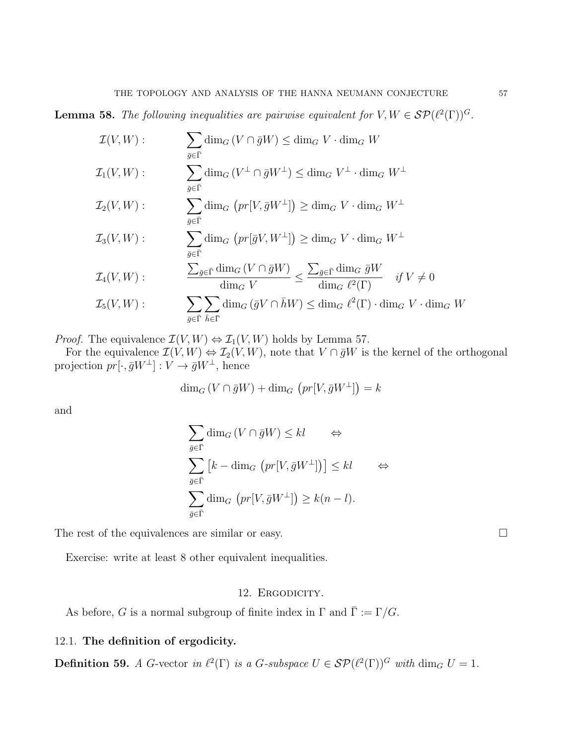**Lemma 58.** *The following inequalities are pairwise equivalent for $V, W \in \mathcal{SP}(\ell^2(\Gamma))^G$.*

$$
\begin{aligned}
&\mathcal{I}(V,W): && \sum_{\bar{g}\in\bar{\Gamma}} \dim_G (V \cap \bar{g}W) \le \dim_G V \cdot \dim_G W \\
&\mathcal{I}_1(V,W): && \sum_{\bar{g}\in\bar{\Gamma}} \dim_G (V^\perp \cap \bar{g}W^\perp) \le \dim_G V^\perp \cdot \dim_G W^\perp \\
&\mathcal{I}_2(V,W): && \sum_{\bar{g}\in\bar{\Gamma}} \dim_G \left(pr[V, \bar{g}W^\perp]\right) \ge \dim_G V \cdot \dim_G W^\perp \\
&\mathcal{I}_3(V,W): && \sum_{\bar{g}\in\bar{\Gamma}} \dim_G \left(pr[\bar{g}V, W^\perp]\right) \ge \dim_G V \cdot \dim_G W^\perp \\
&\mathcal{I}_4(V,W): && \frac{\sum_{\bar{g}\in\bar{\Gamma}} \dim_G (V \cap \bar{g}W)}{\dim_G V} \le \frac{\sum_{\bar{g}\in\bar{\Gamma}} \dim_G \bar{g}W}{\dim_G \ell^2(\Gamma)} \quad \text{if } V \neq 0 \\
&\mathcal{I}_5(V,W): && \sum_{\bar{g}\in\bar{\Gamma}} \sum_{\bar{h}\in\bar{\Gamma}} \dim_G (\bar{g}V \cap \bar{h}W) \le \dim_G \ell^2(\Gamma) \cdot \dim_G V \cdot \dim_G W
\end{aligned}
$$

*Proof.* The equivalence $\mathcal{I}(V,W) \Leftrightarrow \mathcal{I}_1(V,W)$ holds by Lemma 57.

For the equivalence $\mathcal{I}(V,W) \Leftrightarrow \mathcal{I}_2(V,W)$, note that $V \cap \bar{g}W$ is the kernel of the orthogonal projection $pr[\cdot, \bar{g}W^\perp] : V \to \bar{g}W^\perp$, hence

$$\dim_G (V \cap \bar{g}W) + \dim_G \left(pr[V, \bar{g}W^\perp]\right) = k$$

and

$$
\begin{aligned}
&\sum_{\bar{g}\in\bar{\Gamma}} \dim_G (V \cap \bar{g}W) \le kl \qquad \Leftrightarrow \\
&\sum_{\bar{g}\in\bar{\Gamma}} \left[k - \dim_G \left(pr[V, \bar{g}W^\perp]\right)\right] \le kl \qquad \Leftrightarrow \\
&\sum_{\bar{g}\in\bar{\Gamma}} \dim_G \left(pr[V, \bar{g}W^\perp]\right) \ge k(n-l).
\end{aligned}
$$

The rest of the equivalences are similar or easy. $\square$

Exercise: write at least 8 other equivalent inequalities.

## 12. Ergodicity.

As before, $G$ is a normal subgroup of finite index in $\Gamma$ and $\bar{\Gamma} := \Gamma/G$.

### 12.1. The definition of ergodicity.

**Definition 59.** *A $G$-*vector *in $\ell^2(\Gamma)$ is a $G$-subspace $U \in \mathcal{SP}(\ell^2(\Gamma))^G$ with $\dim_G U = 1$.*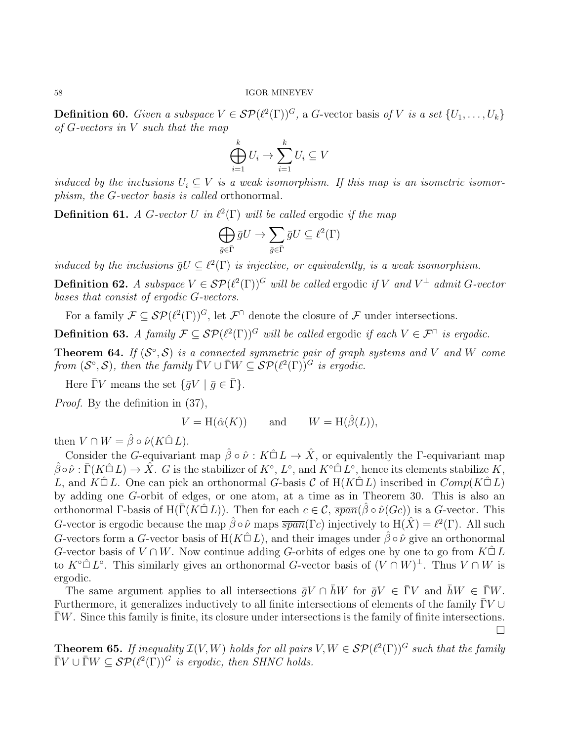**Definition 60.** *Given a subspace $V \in \mathcal{SP}(\ell^2(\Gamma))^G$,* a $G$-vector basis *of $V$ is a set $\{U_1, \ldots, U_k\}$ of $G$-vectors in $V$ such that the map*

$$\bigoplus_{i=1}^{k} U_i \to \sum_{i=1}^{k} U_i \subseteq V$$

*induced by the inclusions $U_i \subseteq V$ is a weak isomorphism. If this map is an isometric isomorphism, the $G$-vector basis is called* orthonormal*.*

**Definition 61.** *A $G$-vector $U$ in $\ell^2(\Gamma)$ will be called* ergodic *if the map*

$$\bigoplus_{\bar{g}\in\bar{\Gamma}} \bar{g}U \to \sum_{\bar{g}\in\bar{\Gamma}} \bar{g}U \subseteq \ell^2(\Gamma)$$

*induced by the inclusions $\bar{g}U \subseteq \ell^2(\Gamma)$ is injective, or equivalently, is a weak isomorphism.*

**Definition 62.** *A subspace $V \in \mathcal{SP}(\ell^2(\Gamma))^G$ will be called* ergodic *if $V$ and $V^\perp$ admit $G$-vector bases that consist of ergodic $G$-vectors.*

For a family $\mathcal{F} \subseteq \mathcal{SP}(\ell^2(\Gamma))^G$, let $\mathcal{F}^\cap$ denote the closure of $\mathcal{F}$ under intersections.

**Definition 63.** *A family $\mathcal{F} \subseteq \mathcal{SP}(\ell^2(\Gamma))^G$ will be called* ergodic *if each $V \in \mathcal{F}^\cap$ is ergodic.*

**Theorem 64.** *If $(\mathcal{S}^\circ, \mathcal{S})$ is a connected symmetric pair of graph systems and $V$ and $W$ come from $(\mathcal{S}^\circ, \mathcal{S})$, then the family $\bar{\Gamma}V \cup \bar{\Gamma}W \subseteq \mathcal{SP}(\ell^2(\Gamma))^G$ is ergodic.*

Here $\bar{\Gamma}V$ means the set $\{\bar{g}V \mid \bar{g} \in \bar{\Gamma}\}$.

*Proof.* By the definition in (37),

$$V = \mathrm{H}(\hat{\alpha}(K)) \qquad \text{and} \qquad W = \mathrm{H}(\hat{\beta}(L)),$$

then $V \cap W = \hat{\beta} \circ \hat{\nu}(K \hat{\square} L)$.

Consider the $G$-equivariant map $\hat{\beta} \circ \hat{\nu} : K \hat{\square} L \to \hat{X}$, or equivalently the $\Gamma$-equivariant map $\hat{\beta} \circ \hat{\nu} : \bar{\Gamma}(K \hat{\square} L) \to \hat{X}$. $G$ is the stabilizer of $K^\circ$, $L^\circ$, and $K^\circ \hat{\square} L^\circ$, hence its elements stabilize $K$, $L$, and $K \hat{\square} L$. One can pick an orthonormal $G$-basis $\mathcal{C}$ of $\mathrm{H}(K \hat{\square} L)$ inscribed in $Comp(K \hat{\square} L)$ by adding one $G$-orbit of edges, or one atom, at a time as in Theorem 30. This is also an orthonormal $\Gamma$-basis of $\mathrm{H}(\bar{\Gamma}(K \hat{\square} L))$. Then for each $c \in \mathcal{C}$, $\overline{span}(\hat{\beta} \circ \hat{\nu}(Gc))$ is a $G$-vector. This $G$-vector is ergodic because the map $\hat{\beta} \circ \hat{\nu}$ maps $\overline{span}(\Gamma c)$ injectively to $\mathrm{H}(\hat{X}) = \ell^2(\Gamma)$. All such $G$-vectors form a $G$-vector basis of $\mathrm{H}(K \hat{\square} L)$, and their images under $\hat{\beta} \circ \hat{\nu}$ give an orthonormal $G$-vector basis of $V \cap W$. Now continue adding $G$-orbits of edges one by one to go from $K \hat{\square} L$ to $K^\circ \hat{\square} L^\circ$. This similarly gives an orthonormal $G$-vector basis of $(V \cap W)^\perp$. Thus $V \cap W$ is ergodic.

The same argument applies to all intersections $\bar{g}V \cap \bar{h}W$ for $\bar{g}V \in \bar{\Gamma}V$ and $\bar{h}W \in \bar{\Gamma}W$. Furthermore, it generalizes inductively to all finite intersections of elements of the family $\bar{\Gamma}V \cup \bar{\Gamma}W$. Since this family is finite, its closure under intersections is the family of finite intersections. $\square$

**Theorem 65.** *If inequality $\mathcal{I}(V, W)$ holds for all pairs $V, W \in \mathcal{SP}(\ell^2(\Gamma))^G$ such that the family $\bar{\Gamma}V \cup \bar{\Gamma}W \subseteq \mathcal{SP}(\ell^2(\Gamma))^G$ is ergodic, then SHNC holds.*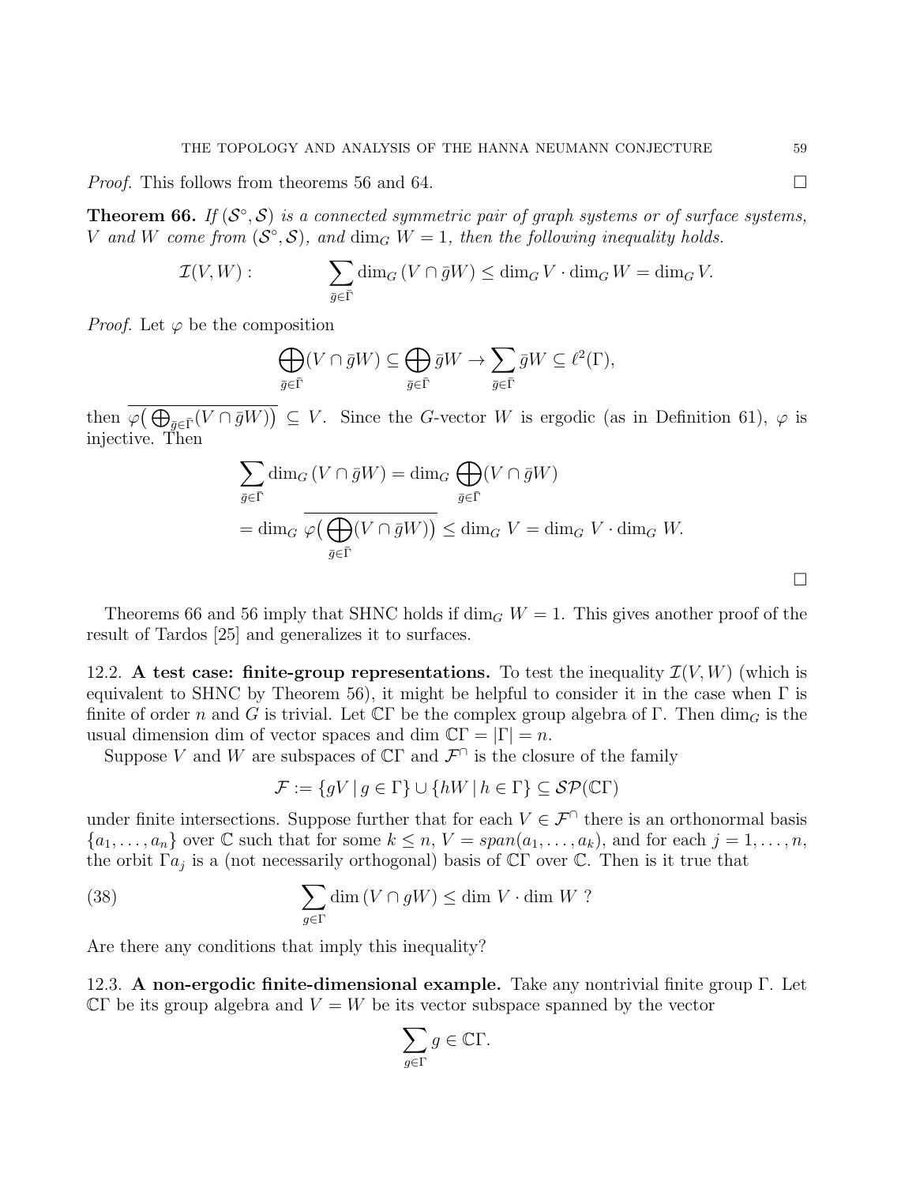*Proof.* This follows from theorems 56 and 64. □

**Theorem 66.** *If $(\mathcal{S}^\circ, \mathcal{S})$ is a connected symmetric pair of graph systems or of surface systems, $V$ and $W$ come from $(\mathcal{S}^\circ, \mathcal{S})$, and $\dim_G W = 1$, then the following inequality holds.*

$$\mathcal{I}(V,W): \qquad \sum_{\bar{g}\in\bar{\Gamma}} \dim_G (V \cap \bar{g}W) \leq \dim_G V \cdot \dim_G W = \dim_G V.$$

*Proof.* Let $\varphi$ be the composition

$$\bigoplus_{\bar{g}\in\bar{\Gamma}} (V \cap \bar{g}W) \subseteq \bigoplus_{\bar{g}\in\bar{\Gamma}} \bar{g}W \to \sum_{\bar{g}\in\bar{\Gamma}} \bar{g}W \subseteq \ell^2(\Gamma),$$

then $\overline{\varphi\big(\bigoplus_{\bar{g}\in\bar{\Gamma}}(V\cap \bar{g}W)\big)} \subseteq V$. Since the $G$-vector $W$ is ergodic (as in Definition 61), $\varphi$ is injective. Then

$$\begin{aligned}
\sum_{\bar{g}\in\bar{\Gamma}} \dim_G (V \cap \bar{g}W) &= \dim_G \bigoplus_{\bar{g}\in\bar{\Gamma}} (V \cap \bar{g}W) \\
&= \dim_G \overline{\varphi\big(\bigoplus_{\bar{g}\in\bar{\Gamma}}(V\cap \bar{g}W)\big)} \leq \dim_G V = \dim_G V \cdot \dim_G W.
\end{aligned}$$

□

Theorems 66 and 56 imply that SHNC holds if $\dim_G W = 1$. This gives another proof of the result of Tardos [25] and generalizes it to surfaces.

12.2. **A test case: finite-group representations.** To test the inequality $\mathcal{I}(V,W)$ (which is equivalent to SHNC by Theorem 56), it might be helpful to consider it in the case when $\Gamma$ is finite of order $n$ and $G$ is trivial. Let $\mathbb{C}\Gamma$ be the complex group algebra of $\Gamma$. Then $\dim_G$ is the usual dimension dim of vector spaces and $\dim \mathbb{C}\Gamma = |\Gamma| = n$.

Suppose $V$ and $W$ are subspaces of $\mathbb{C}\Gamma$ and $\mathcal{F}^\cap$ is the closure of the family

$$\mathcal{F} := \{gV \mid g \in \Gamma\} \cup \{hW \mid h \in \Gamma\} \subseteq \mathcal{SP}(\mathbb{C}\Gamma)$$

under finite intersections. Suppose further that for each $V \in \mathcal{F}^\cap$ there is an orthonormal basis $\{a_1, \ldots, a_n\}$ over $\mathbb{C}$ such that for some $k \leq n$, $V = span(a_1, \ldots, a_k)$, and for each $j = 1, \ldots, n$, the orbit $\Gamma a_j$ is a (not necessarily orthogonal) basis of $\mathbb{C}\Gamma$ over $\mathbb{C}$. Then is it true that

$$\sum_{g\in\Gamma} \dim (V \cap gW) \leq \dim V \cdot \dim W \ ? \tag{38}$$

Are there any conditions that imply this inequality?

12.3. **A non-ergodic finite-dimensional example.** Take any nontrivial finite group $\Gamma$. Let $\mathbb{C}\Gamma$ be its group algebra and $V = W$ be its vector subspace spanned by the vector

$$\sum_{g\in\Gamma} g \in \mathbb{C}\Gamma.$$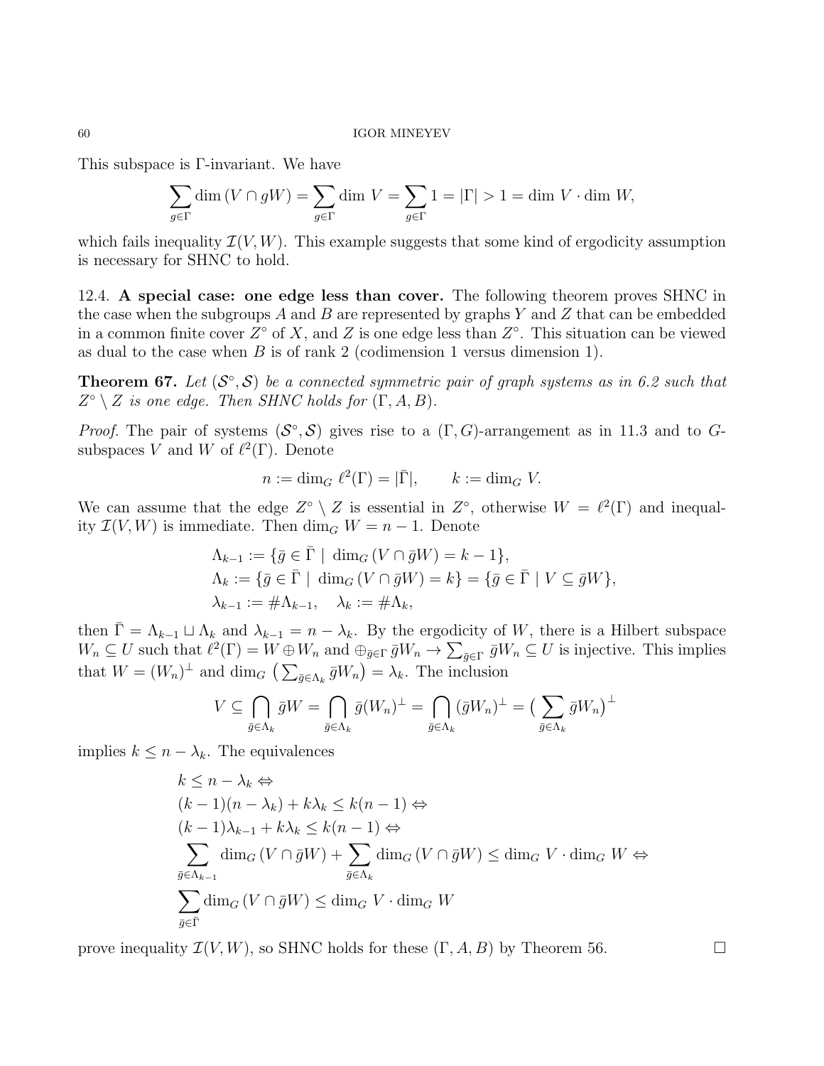This subspace is $\Gamma$-invariant. We have

$$\sum_{g\in\Gamma} \dim (V \cap gW) = \sum_{g\in\Gamma} \dim V = \sum_{g\in\Gamma} 1 = |\Gamma| > 1 = \dim V \cdot \dim W,$$

which fails inequality $\mathcal{I}(V,W)$. This example suggests that some kind of ergodicity assumption is necessary for SHNC to hold.

12.4. **A special case: one edge less than cover.** The following theorem proves SHNC in the case when the subgroups $A$ and $B$ are represented by graphs $Y$ and $Z$ that can be embedded in a common finite cover $Z^\circ$ of $X$, and $Z$ is one edge less than $Z^\circ$. This situation can be viewed as dual to the case when $B$ is of rank 2 (codimension 1 versus dimension 1).

**Theorem 67.** *Let $(\mathcal{S}^\circ, \mathcal{S})$ be a connected symmetric pair of graph systems as in 6.2 such that $Z^\circ \setminus Z$ is one edge. Then SHNC holds for $(\Gamma, A, B)$.*

*Proof.* The pair of systems $(\mathcal{S}^\circ, \mathcal{S})$ gives rise to a $(\Gamma, G)$-arrangement as in 11.3 and to $G$-subspaces $V$ and $W$ of $\ell^2(\Gamma)$. Denote

$$n := \dim_G \ell^2(\Gamma) = |\bar{\Gamma}|, \qquad k := \dim_G V.$$

We can assume that the edge $Z^\circ \setminus Z$ is essential in $Z^\circ$, otherwise $W = \ell^2(\Gamma)$ and inequality $\mathcal{I}(V,W)$ is immediate. Then $\dim_G W = n-1$. Denote

$$\begin{aligned}
\Lambda_{k-1} &:= \{\bar{g} \in \bar{\Gamma} \mid \dim_G (V \cap \bar{g}W) = k-1\},\\
\Lambda_k &:= \{\bar{g} \in \bar{\Gamma} \mid \dim_G (V \cap \bar{g}W) = k\} = \{\bar{g} \in \bar{\Gamma} \mid V \subseteq \bar{g}W\},\\
\lambda_{k-1} &:= \#\Lambda_{k-1}, \quad \lambda_k := \#\Lambda_k,
\end{aligned}$$

then $\bar{\Gamma} = \Lambda_{k-1} \sqcup \Lambda_k$ and $\lambda_{k-1} = n - \lambda_k$. By the ergodicity of $W$, there is a Hilbert subspace $W_n \subseteq U$ such that $\ell^2(\Gamma) = W \oplus W_n$ and $\oplus_{\bar{g}\in\Gamma} \bar{g}W_n \to \sum_{\bar{g}\in\Gamma} \bar{g}W_n \subseteq U$ is injective. This implies that $W = (W_n)^\perp$ and $\dim_G \big(\sum_{\bar{g}\in\Lambda_k} \bar{g}W_n\big) = \lambda_k$. The inclusion

$$V \subseteq \bigcap_{\bar{g}\in\Lambda_k} \bar{g}W = \bigcap_{\bar{g}\in\Lambda_k} \bar{g}(W_n)^\perp = \bigcap_{\bar{g}\in\Lambda_k} (\bar{g}W_n)^\perp = \big(\sum_{\bar{g}\in\Lambda_k} \bar{g}W_n\big)^\perp$$

implies $k \leq n - \lambda_k$. The equivalences

$$\begin{aligned}
&k \leq n - \lambda_k \Leftrightarrow\\
&(k-1)(n-\lambda_k) + k\lambda_k \leq k(n-1) \Leftrightarrow\\
&(k-1)\lambda_{k-1} + k\lambda_k \leq k(n-1) \Leftrightarrow\\
&\sum_{\bar{g}\in\Lambda_{k-1}} \dim_G (V \cap \bar{g}W) + \sum_{\bar{g}\in\Lambda_k} \dim_G (V \cap \bar{g}W) \leq \dim_G V \cdot \dim_G W \Leftrightarrow\\
&\sum_{\bar{g}\in\bar{\Gamma}} \dim_G (V \cap \bar{g}W) \leq \dim_G V \cdot \dim_G W
\end{aligned}$$

prove inequality $\mathcal{I}(V,W)$, so SHNC holds for these $(\Gamma, A, B)$ by Theorem 56. $\square$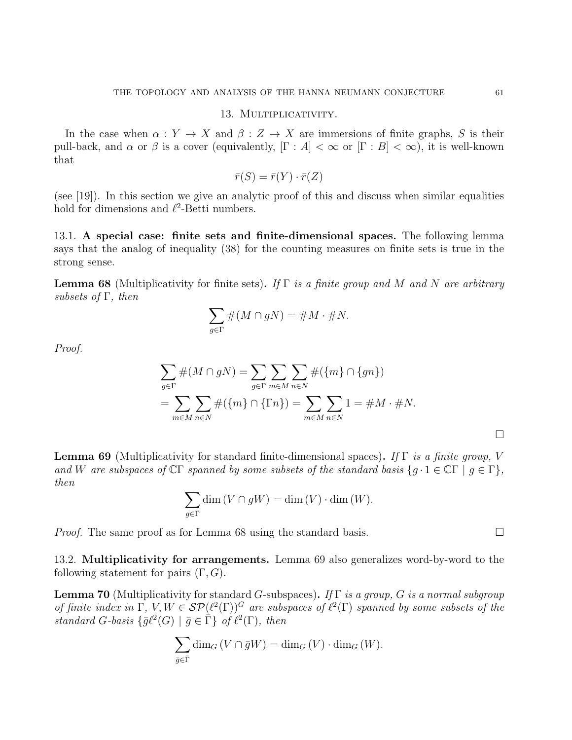## 13. Multiplicativity.

In the case when $\alpha : Y \to X$ and $\beta : Z \to X$ are immersions of finite graphs, $S$ is their pull-back, and $\alpha$ or $\beta$ is a cover (equivalently, $[\Gamma : A] < \infty$ or $[\Gamma : B] < \infty$), it is well-known that

$$\bar{r}(S) = \bar{r}(Y) \cdot \bar{r}(Z)$$

(see [19]). In this section we give an analytic proof of this and discuss when similar equalities hold for dimensions and $\ell^2$-Betti numbers.

### 13.1. A special case: finite sets and finite-dimensional spaces.

The following lemma says that the analog of inequality (38) for the counting measures on finite sets is true in the strong sense.

**Lemma 68** (Multiplicativity for finite sets)**.** *If $\Gamma$ is a finite group and $M$ and $N$ are arbitrary subsets of $\Gamma$, then*

$$\sum_{g \in \Gamma} \#(M \cap gN) = \#M \cdot \#N.$$

*Proof.*

$$\begin{aligned}
\sum_{g \in \Gamma} \#(M \cap gN) &= \sum_{g \in \Gamma} \sum_{m \in M} \sum_{n \in N} \#(\{m\} \cap \{gn\}) \\
&= \sum_{m \in M} \sum_{n \in N} \#(\{m\} \cap \{\Gamma n\}) = \sum_{m \in M} \sum_{n \in N} 1 = \#M \cdot \#N.
\end{aligned}$$

□

**Lemma 69** (Multiplicativity for standard finite-dimensional spaces)**.** *If $\Gamma$ is a finite group, $V$ and $W$ are subspaces of $\mathbb{C}\Gamma$ spanned by some subsets of the standard basis $\{g \cdot 1 \in \mathbb{C}\Gamma \mid g \in \Gamma\}$, then*

$$\sum_{g \in \Gamma} \dim(V \cap gW) = \dim(V) \cdot \dim(W).$$

*Proof.* The same proof as for Lemma 68 using the standard basis. □

### 13.2. Multiplicativity for arrangements.

Lemma 69 also generalizes word-by-word to the following statement for pairs $(\Gamma, G)$.

**Lemma 70** (Multiplicativity for standard $G$-subspaces)**.** *If $\Gamma$ is a group, $G$ is a normal subgroup of finite index in $\Gamma$, $V, W \in \mathcal{SP}(\ell^2(\Gamma))^G$ are subspaces of $\ell^2(\Gamma)$ spanned by some subsets of the standard $G$-basis $\{\bar{g}\ell^2(G) \mid \bar{g} \in \bar{\Gamma}\}$ of $\ell^2(\Gamma)$, then*

$$\sum_{\bar{g} \in \bar{\Gamma}} \dim_G(V \cap \bar{g}W) = \dim_G(V) \cdot \dim_G(W).$$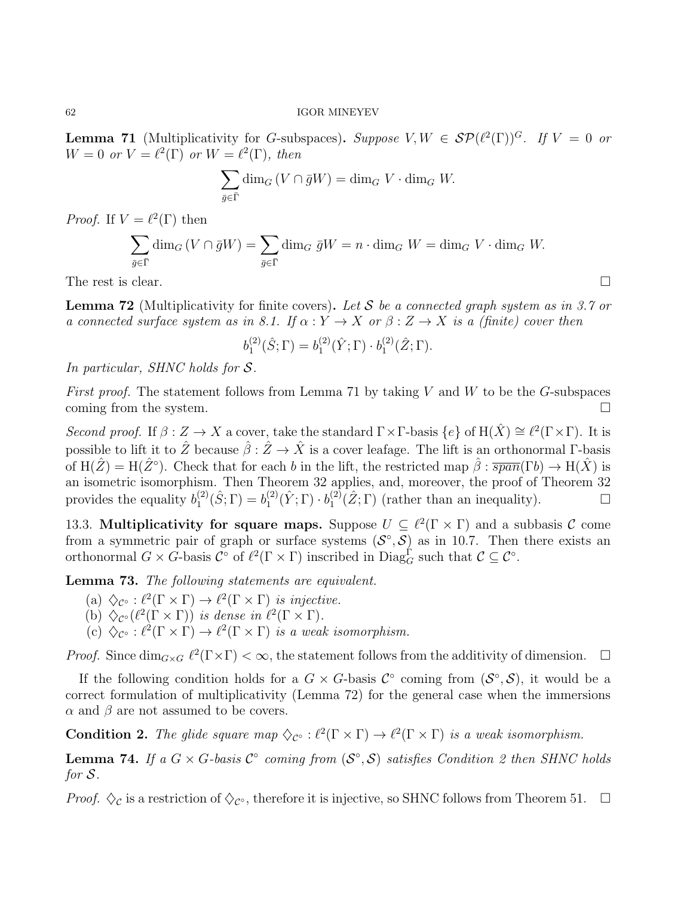**Lemma 71** (Multiplicativity for $G$-subspaces). *Suppose $V, W \in \mathcal{SP}(\ell^2(\Gamma))^G$. If $V = 0$ or $W = 0$ or $V = \ell^2(\Gamma)$ or $W = \ell^2(\Gamma)$, then*

$$\sum_{\bar{g} \in \bar{\Gamma}} \dim_G (V \cap \bar{g}W) = \dim_G V \cdot \dim_G W.$$

*Proof.* If $V = \ell^2(\Gamma)$ then

$$\sum_{\bar{g} \in \bar{\Gamma}} \dim_G (V \cap \bar{g}W) = \sum_{\bar{g} \in \bar{\Gamma}} \dim_G \bar{g}W = n \cdot \dim_G W = \dim_G V \cdot \dim_G W.$$

The rest is clear. $\square$

**Lemma 72** (Multiplicativity for finite covers). *Let $\mathcal{S}$ be a connected graph system as in 3.7 or a connected surface system as in 8.1. If $\alpha : Y \to X$ or $\beta : Z \to X$ is a (finite) cover then*

$$b_1^{(2)}(\hat{S}; \Gamma) = b_1^{(2)}(\hat{Y}; \Gamma) \cdot b_1^{(2)}(\hat{Z}; \Gamma).$$

*In particular, SHNC holds for $\mathcal{S}$.*

*First proof.* The statement follows from Lemma 71 by taking $V$ and $W$ to be the $G$-subspaces coming from the system. $\square$

*Second proof.* If $\beta : Z \to X$ a cover, take the standard $\Gamma \times \Gamma$-basis $\{e\}$ of $\mathrm{H}(\hat{X}) \cong \ell^2(\Gamma \times \Gamma)$. It is possible to lift it to $\hat{Z}$ because $\hat{\beta} : \hat{Z} \to \hat{X}$ is a cover leafage. The lift is an orthonormal $\Gamma$-basis of $\mathrm{H}(\hat{Z}) = \mathrm{H}(\hat{Z}^\circ)$. Check that for each $b$ in the lift, the restricted map $\hat{\beta} : \overline{span}(\Gamma b) \to \mathrm{H}(\hat{X})$ is an isometric isomorphism. Then Theorem 32 applies, and, moreover, the proof of Theorem 32 provides the equality $b_1^{(2)}(\hat{S}; \Gamma) = b_1^{(2)}(\hat{Y}; \Gamma) \cdot b_1^{(2)}(\hat{Z}; \Gamma)$ (rather than an inequality). $\square$

13.3. **Multiplicativity for square maps.** Suppose $U \subseteq \ell^2(\Gamma \times \Gamma)$ and a subbasis $\mathcal{C}$ come from a symmetric pair of graph or surface systems $(\mathcal{S}^\circ, \mathcal{S})$ as in 10.7. Then there exists an orthonormal $G \times G$-basis $\mathcal{C}^\circ$ of $\ell^2(\Gamma \times \Gamma)$ inscribed in $\mathrm{Diag}_G^\Gamma$ such that $\mathcal{C} \subseteq \mathcal{C}^\circ$.

**Lemma 73.** *The following statements are equivalent.*

(a) $\diamondsuit_{\mathcal{C}^\circ} : \ell^2(\Gamma \times \Gamma) \to \ell^2(\Gamma \times \Gamma)$ *is injective.*
(b) $\diamondsuit_{\mathcal{C}^\circ}(\ell^2(\Gamma \times \Gamma))$ *is dense in* $\ell^2(\Gamma \times \Gamma)$.
(c) $\diamondsuit_{\mathcal{C}^\circ} : \ell^2(\Gamma \times \Gamma) \to \ell^2(\Gamma \times \Gamma)$ *is a weak isomorphism.*

*Proof.* Since $\dim_{G \times G} \ell^2(\Gamma \times \Gamma) < \infty$, the statement follows from the additivity of dimension. $\square$

If the following condition holds for a $G \times G$-basis $\mathcal{C}^\circ$ coming from $(\mathcal{S}^\circ, \mathcal{S})$, it would be a correct formulation of multiplicativity (Lemma 72) for the general case when the immersions $\alpha$ and $\beta$ are not assumed to be covers.

**Condition 2.** *The glide square map $\diamondsuit_{\mathcal{C}^\circ} : \ell^2(\Gamma \times \Gamma) \to \ell^2(\Gamma \times \Gamma)$ is a weak isomorphism.*

**Lemma 74.** *If a $G \times G$-basis $\mathcal{C}^\circ$ coming from $(\mathcal{S}^\circ, \mathcal{S})$ satisfies Condition 2 then SHNC holds for $\mathcal{S}$.*

*Proof.* $\diamondsuit_{\mathcal{C}}$ is a restriction of $\diamondsuit_{\mathcal{C}^\circ}$, therefore it is injective, so SHNC follows from Theorem 51. $\square$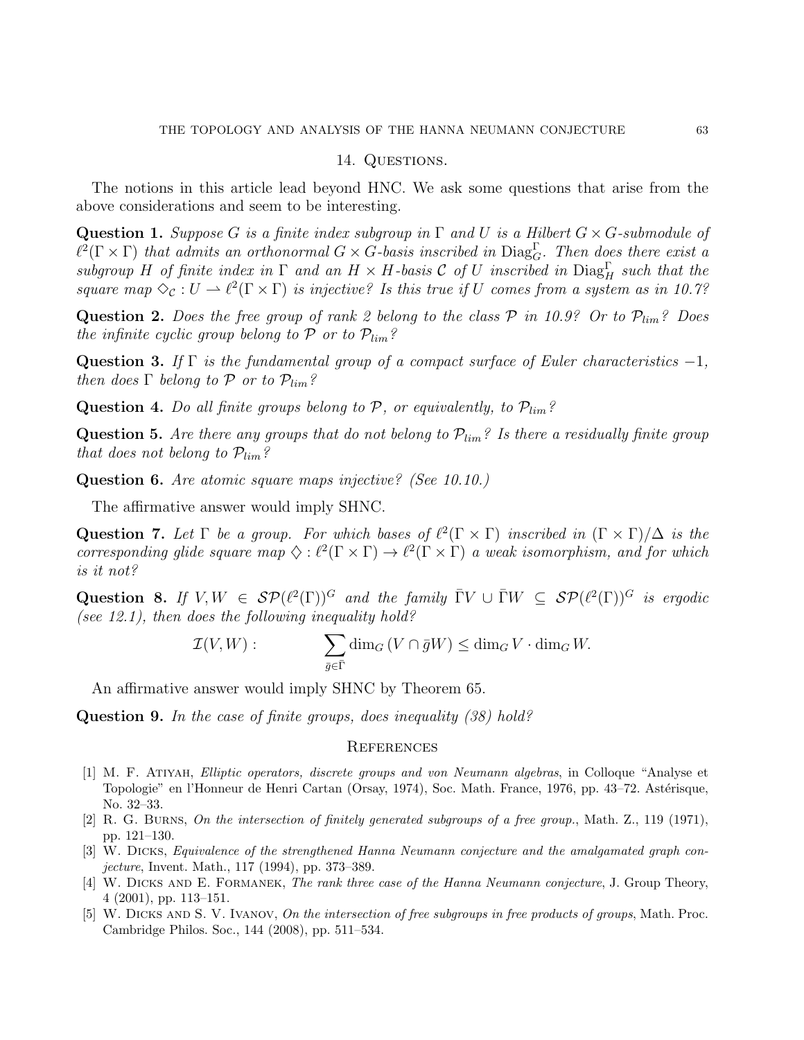## 14. Questions.

The notions in this article lead beyond HNC. We ask some questions that arise from the above considerations and seem to be interesting.

**Question 1.** *Suppose $G$ is a finite index subgroup in $\Gamma$ and $U$ is a Hilbert $G \times G$-submodule of $\ell^2(\Gamma \times \Gamma)$ that admits an orthonormal $G \times G$-basis inscribed in $\mathrm{Diag}_G^\Gamma$. Then does there exist a subgroup $H$ of finite index in $\Gamma$ and an $H \times H$-basis $\mathcal{C}$ of $U$ inscribed in $\mathrm{Diag}_H^\Gamma$ such that the square map $\diamondsuit_\mathcal{C} : U \rightharpoonup \ell^2(\Gamma \times \Gamma)$ is injective? Is this true if $U$ comes from a system as in 10.7?*

**Question 2.** *Does the free group of rank 2 belong to the class $\mathcal{P}$ in 10.9? Or to $\mathcal{P}_{lim}$? Does the infinite cyclic group belong to $\mathcal{P}$ or to $\mathcal{P}_{lim}$?*

**Question 3.** *If $\Gamma$ is the fundamental group of a compact surface of Euler characteristics $-1$, then does $\Gamma$ belong to $\mathcal{P}$ or to $\mathcal{P}_{lim}$?*

**Question 4.** *Do all finite groups belong to $\mathcal{P}$, or equivalently, to $\mathcal{P}_{lim}$?*

**Question 5.** *Are there any groups that do not belong to $\mathcal{P}_{lim}$? Is there a residually finite group that does not belong to $\mathcal{P}_{lim}$?*

**Question 6.** *Are atomic square maps injective? (See 10.10.)*

The affirmative answer would imply SHNC.

**Question 7.** *Let $\Gamma$ be a group. For which bases of $\ell^2(\Gamma \times \Gamma)$ inscribed in $(\Gamma \times \Gamma)/\Delta$ is the corresponding glide square map $\diamondsuit : \ell^2(\Gamma \times \Gamma) \to \ell^2(\Gamma \times \Gamma)$ a weak isomorphism, and for which is it not?*

**Question 8.** *If $V, W \in \mathcal{SP}(\ell^2(\Gamma))^G$ and the family $\bar{\Gamma}V \cup \bar{\Gamma}W \subseteq \mathcal{SP}(\ell^2(\Gamma))^G$ is ergodic (see 12.1), then does the following inequality hold?*

$$\mathcal{I}(V, W) : \qquad \sum_{\bar{g} \in \bar{\Gamma}} \dim_G (V \cap \bar{g}W) \leq \dim_G V \cdot \dim_G W.$$

An affirmative answer would imply SHNC by Theorem 65.

**Question 9.** *In the case of finite groups, does inequality (38) hold?*

## References

[1] M. F. Atiyah, *Elliptic operators, discrete groups and von Neumann algebras*, in Colloque "Analyse et Topologie" en l'Honneur de Henri Cartan (Orsay, 1974), Soc. Math. France, 1976, pp. 43–72. Astérisque, No. 32–33.

[2] R. G. Burns, *On the intersection of finitely generated subgroups of a free group.*, Math. Z., 119 (1971), pp. 121–130.

[3] W. Dicks, *Equivalence of the strengthened Hanna Neumann conjecture and the amalgamated graph conjecture*, Invent. Math., 117 (1994), pp. 373–389.

[4] W. Dicks and E. Formanek, *The rank three case of the Hanna Neumann conjecture*, J. Group Theory, 4 (2001), pp. 113–151.

[5] W. Dicks and S. V. Ivanov, *On the intersection of free subgroups in free products of groups*, Math. Proc. Cambridge Philos. Soc., 144 (2008), pp. 511–534.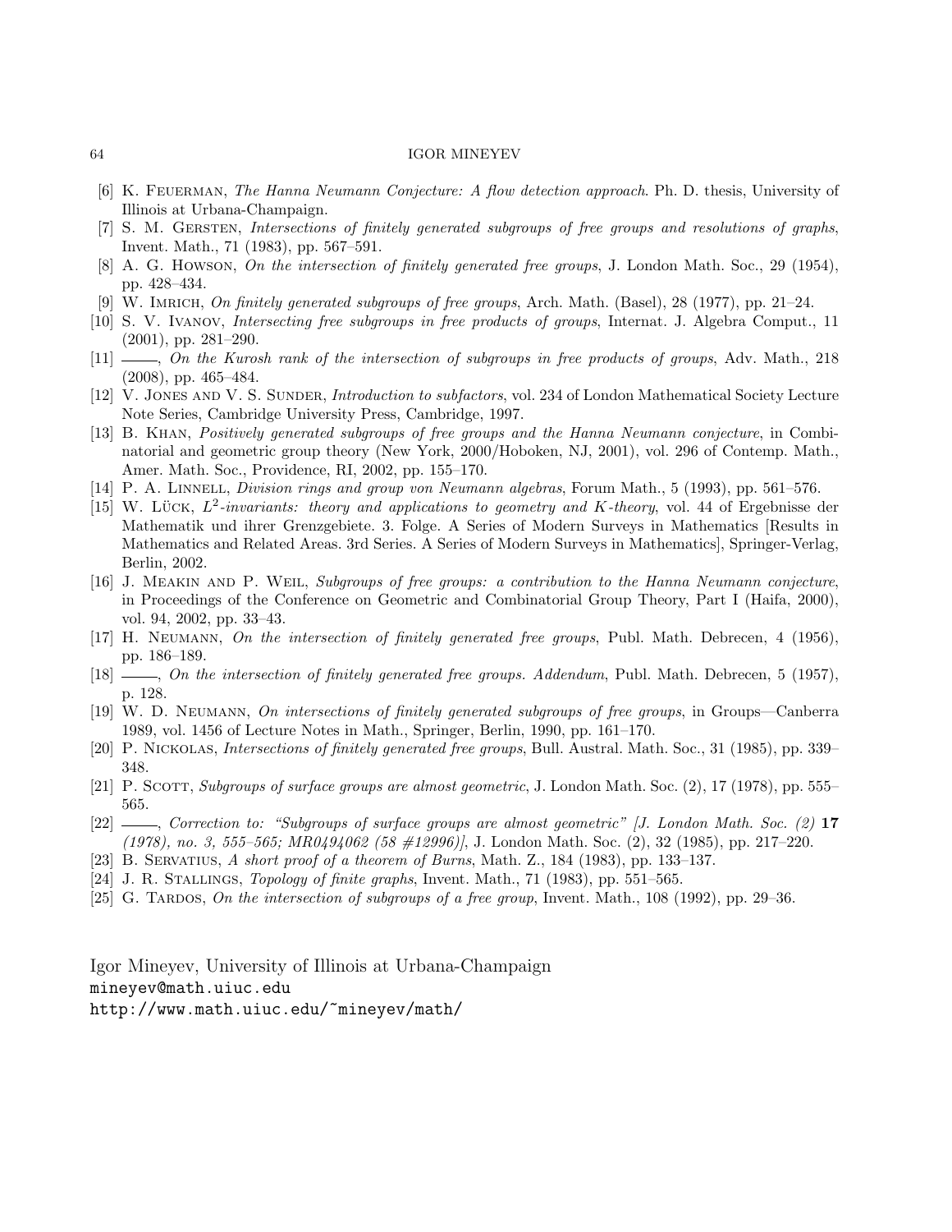[6] K. Feuerman, *The Hanna Neumann Conjecture: A flow detection approach*. Ph. D. thesis, University of Illinois at Urbana-Champaign.

[7] S. M. Gersten, *Intersections of finitely generated subgroups of free groups and resolutions of graphs*, Invent. Math., 71 (1983), pp. 567–591.

[8] A. G. Howson, *On the intersection of finitely generated free groups*, J. London Math. Soc., 29 (1954), pp. 428–434.

[9] W. Imrich, *On finitely generated subgroups of free groups*, Arch. Math. (Basel), 28 (1977), pp. 21–24.

[10] S. V. Ivanov, *Intersecting free subgroups in free products of groups*, Internat. J. Algebra Comput., 11 (2001), pp. 281–290.

[11] ——, *On the Kurosh rank of the intersection of subgroups in free products of groups*, Adv. Math., 218 (2008), pp. 465–484.

[12] V. Jones and V. S. Sunder, *Introduction to subfactors*, vol. 234 of London Mathematical Society Lecture Note Series, Cambridge University Press, Cambridge, 1997.

[13] B. Khan, *Positively generated subgroups of free groups and the Hanna Neumann conjecture*, in Combinatorial and geometric group theory (New York, 2000/Hoboken, NJ, 2001), vol. 296 of Contemp. Math., Amer. Math. Soc., Providence, RI, 2002, pp. 155–170.

[14] P. A. Linnell, *Division rings and group von Neumann algebras*, Forum Math., 5 (1993), pp. 561–576.

[15] W. Lück, *$L^2$-invariants: theory and applications to geometry and $K$-theory*, vol. 44 of Ergebnisse der Mathematik und ihrer Grenzgebiete. 3. Folge. A Series of Modern Surveys in Mathematics [Results in Mathematics and Related Areas. 3rd Series. A Series of Modern Surveys in Mathematics], Springer-Verlag, Berlin, 2002.

[16] J. Meakin and P. Weil, *Subgroups of free groups: a contribution to the Hanna Neumann conjecture*, in Proceedings of the Conference on Geometric and Combinatorial Group Theory, Part I (Haifa, 2000), vol. 94, 2002, pp. 33–43.

[17] H. Neumann, *On the intersection of finitely generated free groups*, Publ. Math. Debrecen, 4 (1956), pp. 186–189.

[18] ——, *On the intersection of finitely generated free groups. Addendum*, Publ. Math. Debrecen, 5 (1957), p. 128.

[19] W. D. Neumann, *On intersections of finitely generated subgroups of free groups*, in Groups—Canberra 1989, vol. 1456 of Lecture Notes in Math., Springer, Berlin, 1990, pp. 161–170.

[20] P. Nickolas, *Intersections of finitely generated free groups*, Bull. Austral. Math. Soc., 31 (1985), pp. 339–348.

[21] P. Scott, *Subgroups of surface groups are almost geometric*, J. London Math. Soc. (2), 17 (1978), pp. 555–565.

[22] ——, *Correction to: "Subgroups of surface groups are almost geometric" [J. London Math. Soc. (2)* **17** *(1978), no. 3, 555–565; MR0494062 (58 #12996)]*, J. London Math. Soc. (2), 32 (1985), pp. 217–220.

[23] B. Servatius, *A short proof of a theorem of Burns*, Math. Z., 184 (1983), pp. 133–137.

[24] J. R. Stallings, *Topology of finite graphs*, Invent. Math., 71 (1983), pp. 551–565.

[25] G. Tardos, *On the intersection of subgroups of a free group*, Invent. Math., 108 (1992), pp. 29–36.

Igor Mineyev, University of Illinois at Urbana-Champaign
mineyev@math.uiuc.edu
http://www.math.uiuc.edu/~mineyev/math/